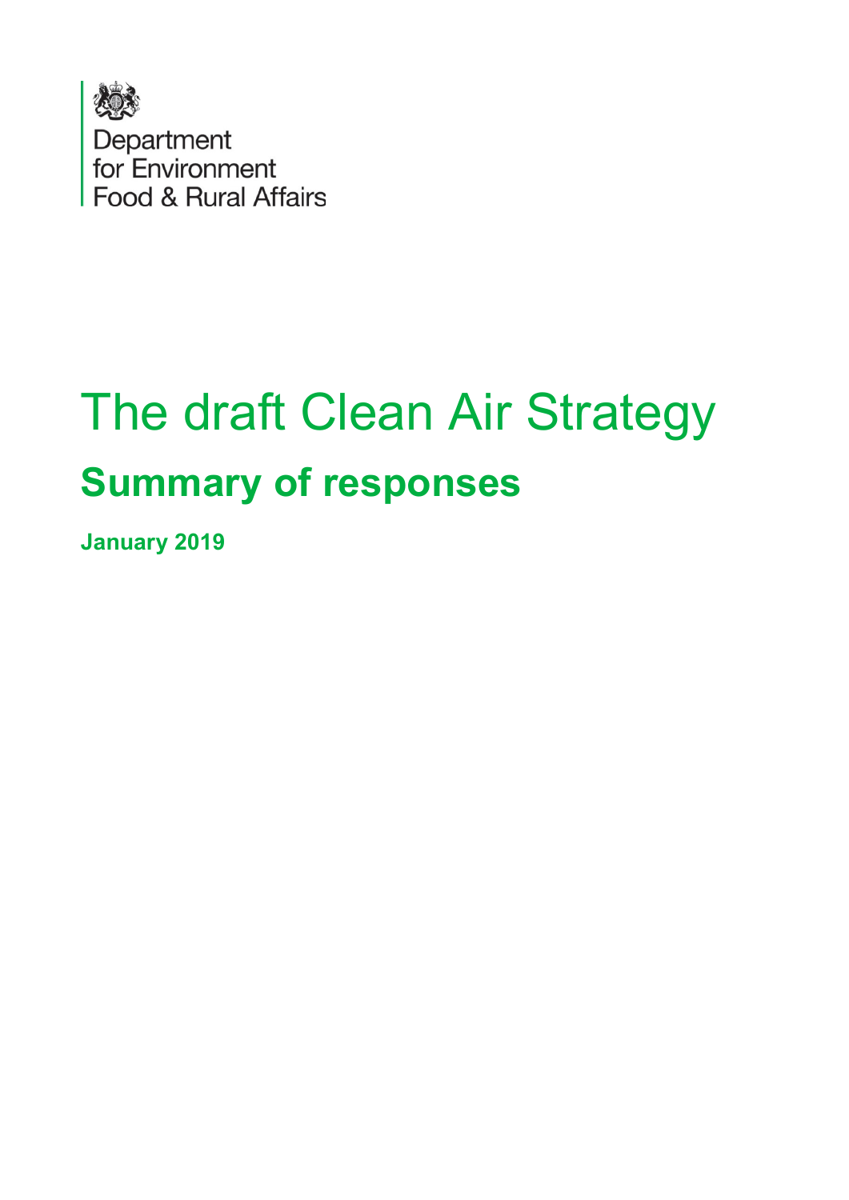Department
for Environment
Food & Rural Affairs

# The draft Clean Air Strategy

## Summary of responses

**January 2019**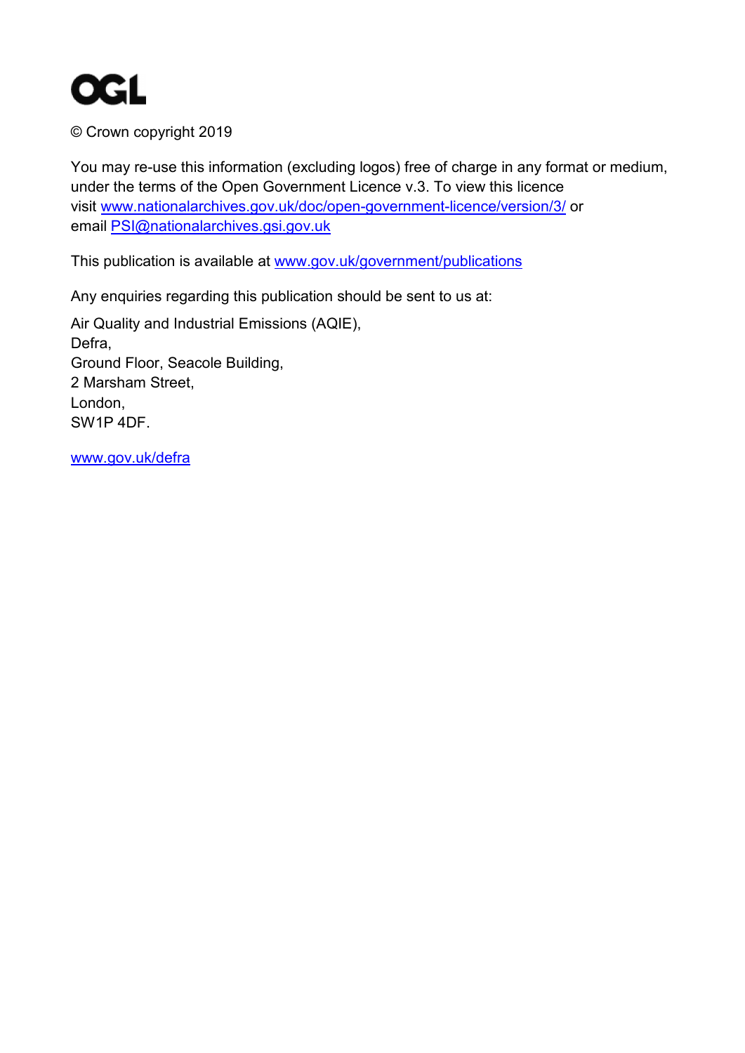© Crown copyright 2019

You may re-use this information (excluding logos) free of charge in any format or medium, under the terms of the Open Government Licence v.3. To view this licence visit www.nationalarchives.gov.uk/doc/open-government-licence/version/3/ or email PSI@nationalarchives.gsi.gov.uk

This publication is available at www.gov.uk/government/publications

Any enquiries regarding this publication should be sent to us at:

Air Quality and Industrial Emissions (AQIE),  
Defra,  
Ground Floor, Seacole Building,  
2 Marsham Street,  
London,  
SW1P 4DF.

www.gov.uk/defra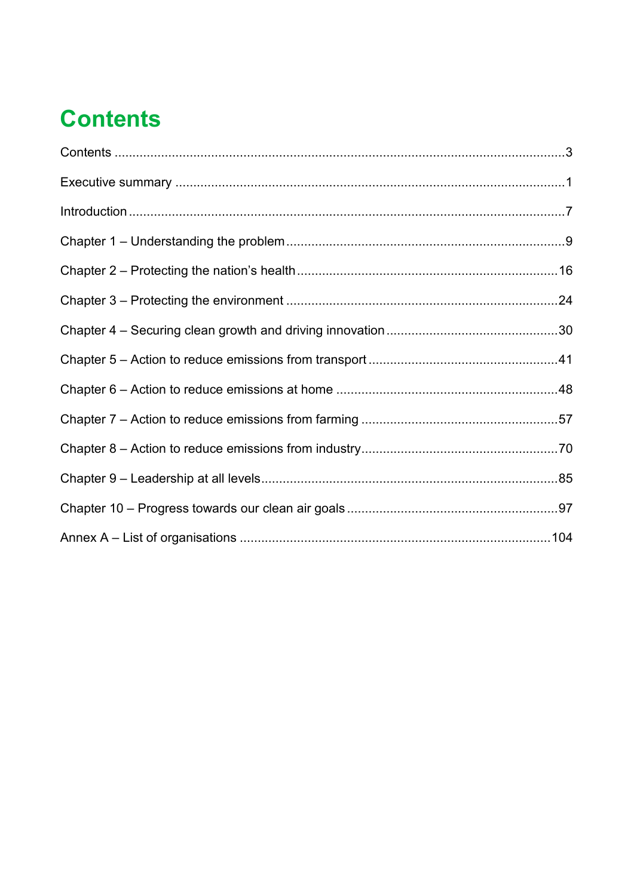# Contents

Contents ........................................................................................................................3

Executive summary ...........................................................................................................1

Introduction .......................................................................................................................7

Chapter 1 – Understanding the problem ............................................................................9

Chapter 2 – Protecting the nation's health .......................................................................16

Chapter 3 – Protecting the environment ..........................................................................24

Chapter 4 – Securing clean growth and driving innovation ..............................................30

Chapter 5 – Action to reduce emissions from transport ...................................................41

Chapter 6 – Action to reduce emissions at home ............................................................48

Chapter 7 – Action to reduce emissions from farming .....................................................57

Chapter 8 – Action to reduce emissions from industry.....................................................70

Chapter 9 – Leadership at all levels.................................................................................85

Chapter 10 – Progress towards our clean air goals .........................................................97

Annex A – List of organisations .....................................................................................104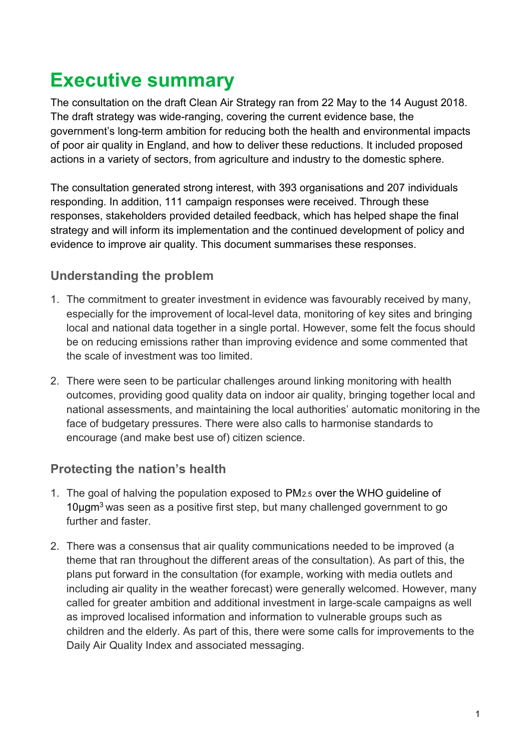# Executive summary

The consultation on the draft Clean Air Strategy ran from 22 May to the 14 August 2018. The draft strategy was wide-ranging, covering the current evidence base, the government's long-term ambition for reducing both the health and environmental impacts of poor air quality in England, and how to deliver these reductions. It included proposed actions in a variety of sectors, from agriculture and industry to the domestic sphere.

The consultation generated strong interest, with 393 organisations and 207 individuals responding. In addition, 111 campaign responses were received. Through these responses, stakeholders provided detailed feedback, which has helped shape the final strategy and will inform its implementation and the continued development of policy and evidence to improve air quality. This document summarises these responses.

## Understanding the problem

1. The commitment to greater investment in evidence was favourably received by many, especially for the improvement of local-level data, monitoring of key sites and bringing local and national data together in a single portal. However, some felt the focus should be on reducing emissions rather than improving evidence and some commented that the scale of investment was too limited.

2. There were seen to be particular challenges around linking monitoring with health outcomes, providing good quality data on indoor air quality, bringing together local and national assessments, and maintaining the local authorities' automatic monitoring in the face of budgetary pressures. There were also calls to harmonise standards to encourage (and make best use of) citizen science.

## Protecting the nation's health

1. The goal of halving the population exposed to $PM_{2.5}$ over the WHO guideline of $10\mu gm^3$ was seen as a positive first step, but many challenged government to go further and faster.

2. There was a consensus that air quality communications needed to be improved (a theme that ran throughout the different areas of the consultation). As part of this, the plans put forward in the consultation (for example, working with media outlets and including air quality in the weather forecast) were generally welcomed. However, many called for greater ambition and additional investment in large-scale campaigns as well as improved localised information and information to vulnerable groups such as children and the elderly. As part of this, there were some calls for improvements to the Daily Air Quality Index and associated messaging.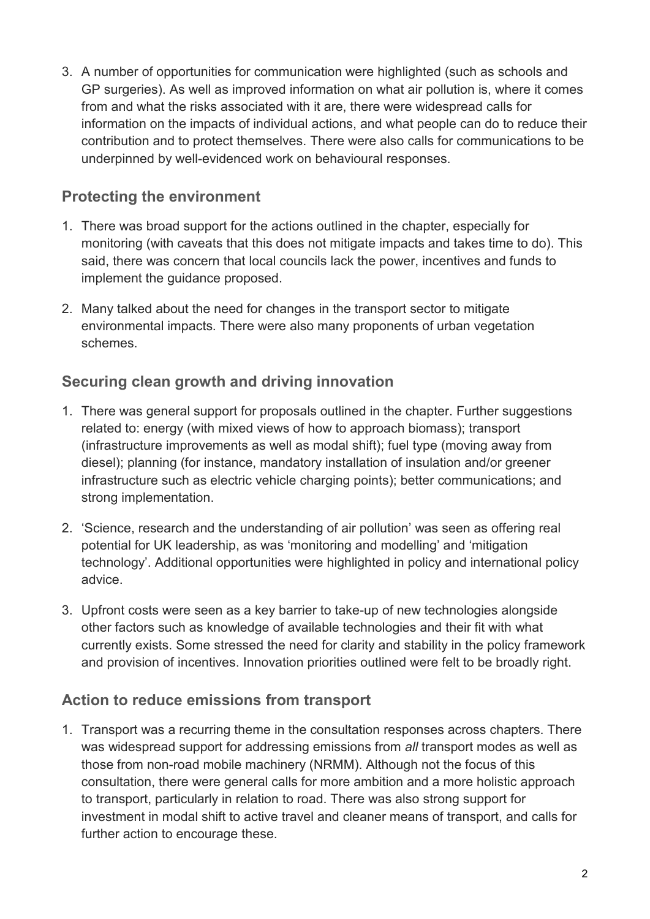3. A number of opportunities for communication were highlighted (such as schools and GP surgeries). As well as improved information on what air pollution is, where it comes from and what the risks associated with it are, there were widespread calls for information on the impacts of individual actions, and what people can do to reduce their contribution and to protect themselves. There were also calls for communications to be underpinned by well-evidenced work on behavioural responses.

## Protecting the environment

1. There was broad support for the actions outlined in the chapter, especially for monitoring (with caveats that this does not mitigate impacts and takes time to do). This said, there was concern that local councils lack the power, incentives and funds to implement the guidance proposed.

2. Many talked about the need for changes in the transport sector to mitigate environmental impacts. There were also many proponents of urban vegetation schemes.

## Securing clean growth and driving innovation

1. There was general support for proposals outlined in the chapter. Further suggestions related to: energy (with mixed views of how to approach biomass); transport (infrastructure improvements as well as modal shift); fuel type (moving away from diesel); planning (for instance, mandatory installation of insulation and/or greener infrastructure such as electric vehicle charging points); better communications; and strong implementation.

2. 'Science, research and the understanding of air pollution' was seen as offering real potential for UK leadership, as was 'monitoring and modelling' and 'mitigation technology'. Additional opportunities were highlighted in policy and international policy advice.

3. Upfront costs were seen as a key barrier to take-up of new technologies alongside other factors such as knowledge of available technologies and their fit with what currently exists. Some stressed the need for clarity and stability in the policy framework and provision of incentives. Innovation priorities outlined were felt to be broadly right.

## Action to reduce emissions from transport

1. Transport was a recurring theme in the consultation responses across chapters. There was widespread support for addressing emissions from *all* transport modes as well as those from non-road mobile machinery (NRMM). Although not the focus of this consultation, there were general calls for more ambition and a more holistic approach to transport, particularly in relation to road. There was also strong support for investment in modal shift to active travel and cleaner means of transport, and calls for further action to encourage these.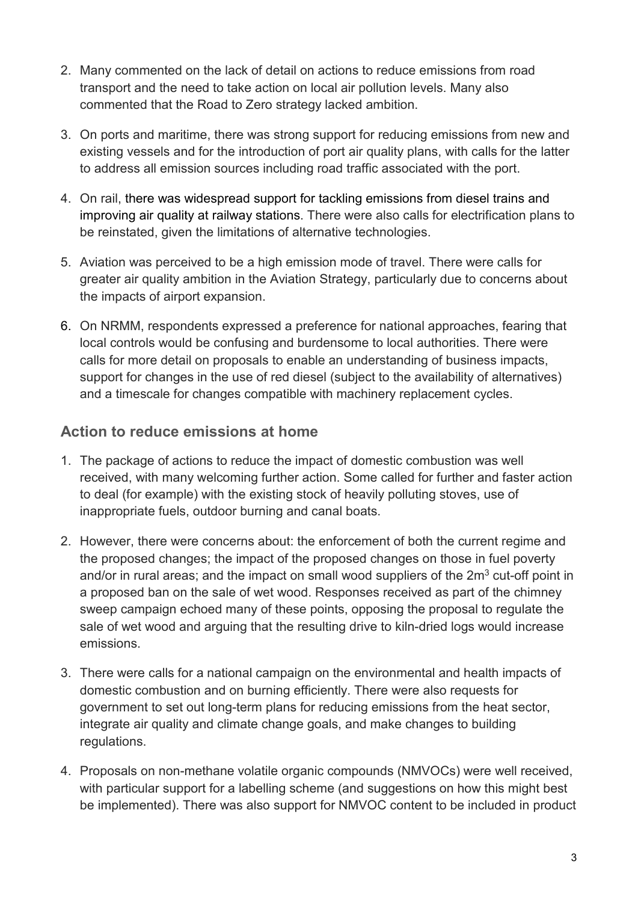2. Many commented on the lack of detail on actions to reduce emissions from road transport and the need to take action on local air pollution levels. Many also commented that the Road to Zero strategy lacked ambition.

3. On ports and maritime, there was strong support for reducing emissions from new and existing vessels and for the introduction of port air quality plans, with calls for the latter to address all emission sources including road traffic associated with the port.

4. On rail, there was widespread support for tackling emissions from diesel trains and improving air quality at railway stations. There were also calls for electrification plans to be reinstated, given the limitations of alternative technologies.

5. Aviation was perceived to be a high emission mode of travel. There were calls for greater air quality ambition in the Aviation Strategy, particularly due to concerns about the impacts of airport expansion.

6. On NRMM, respondents expressed a preference for national approaches, fearing that local controls would be confusing and burdensome to local authorities. There were calls for more detail on proposals to enable an understanding of business impacts, support for changes in the use of red diesel (subject to the availability of alternatives) and a timescale for changes compatible with machinery replacement cycles.

### Action to reduce emissions at home

1. The package of actions to reduce the impact of domestic combustion was well received, with many welcoming further action. Some called for further and faster action to deal (for example) with the existing stock of heavily polluting stoves, use of inappropriate fuels, outdoor burning and canal boats.

2. However, there were concerns about: the enforcement of both the current regime and the proposed changes; the impact of the proposed changes on those in fuel poverty and/or in rural areas; and the impact on small wood suppliers of the $2m^3$ cut-off point in a proposed ban on the sale of wet wood. Responses received as part of the chimney sweep campaign echoed many of these points, opposing the proposal to regulate the sale of wet wood and arguing that the resulting drive to kiln-dried logs would increase emissions.

3. There were calls for a national campaign on the environmental and health impacts of domestic combustion and on burning efficiently. There were also requests for government to set out long-term plans for reducing emissions from the heat sector, integrate air quality and climate change goals, and make changes to building regulations.

4. Proposals on non-methane volatile organic compounds (NMVOCs) were well received, with particular support for a labelling scheme (and suggestions on how this might best be implemented). There was also support for NMVOC content to be included in product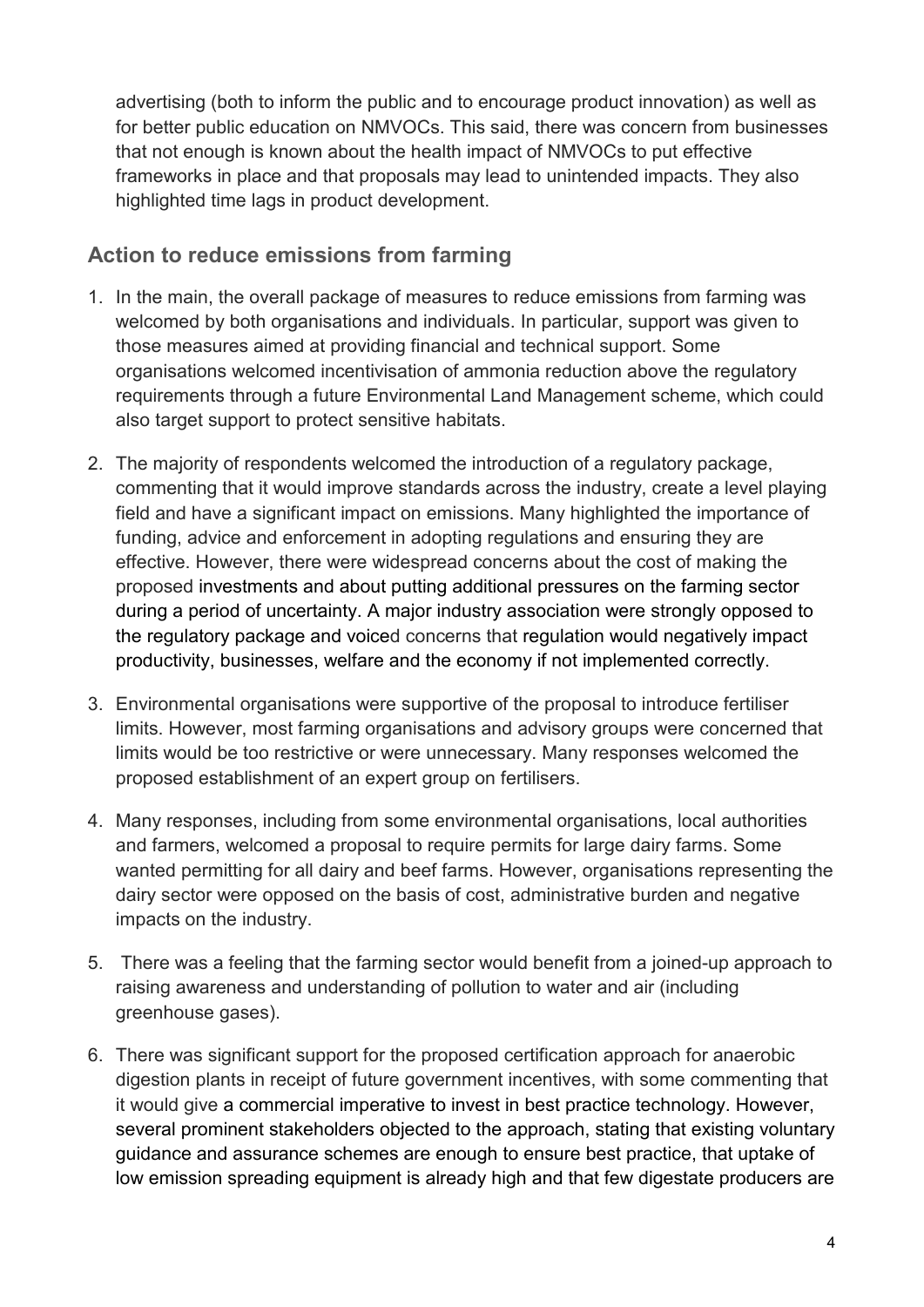advertising (both to inform the public and to encourage product innovation) as well as for better public education on NMVOCs. This said, there was concern from businesses that not enough is known about the health impact of NMVOCs to put effective frameworks in place and that proposals may lead to unintended impacts. They also highlighted time lags in product development.

## Action to reduce emissions from farming

1. In the main, the overall package of measures to reduce emissions from farming was welcomed by both organisations and individuals. In particular, support was given to those measures aimed at providing financial and technical support. Some organisations welcomed incentivisation of ammonia reduction above the regulatory requirements through a future Environmental Land Management scheme, which could also target support to protect sensitive habitats.

2. The majority of respondents welcomed the introduction of a regulatory package, commenting that it would improve standards across the industry, create a level playing field and have a significant impact on emissions. Many highlighted the importance of funding, advice and enforcement in adopting regulations and ensuring they are effective. However, there were widespread concerns about the cost of making the proposed investments and about putting additional pressures on the farming sector during a period of uncertainty. A major industry association were strongly opposed to the regulatory package and voiced concerns that regulation would negatively impact productivity, businesses, welfare and the economy if not implemented correctly.

3. Environmental organisations were supportive of the proposal to introduce fertiliser limits. However, most farming organisations and advisory groups were concerned that limits would be too restrictive or were unnecessary. Many responses welcomed the proposed establishment of an expert group on fertilisers.

4. Many responses, including from some environmental organisations, local authorities and farmers, welcomed a proposal to require permits for large dairy farms. Some wanted permitting for all dairy and beef farms. However, organisations representing the dairy sector were opposed on the basis of cost, administrative burden and negative impacts on the industry.

5. There was a feeling that the farming sector would benefit from a joined-up approach to raising awareness and understanding of pollution to water and air (including greenhouse gases).

6. There was significant support for the proposed certification approach for anaerobic digestion plants in receipt of future government incentives, with some commenting that it would give a commercial imperative to invest in best practice technology. However, several prominent stakeholders objected to the approach, stating that existing voluntary guidance and assurance schemes are enough to ensure best practice, that uptake of low emission spreading equipment is already high and that few digestate producers are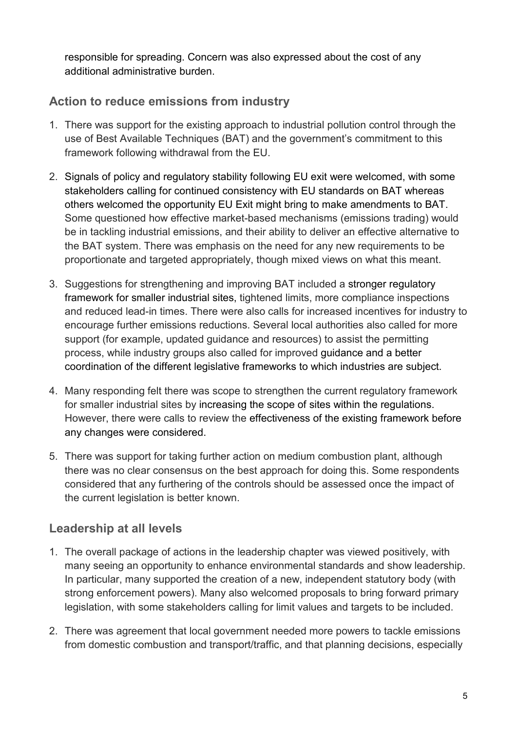responsible for spreading. Concern was also expressed about the cost of any additional administrative burden.

## Action to reduce emissions from industry

1. There was support for the existing approach to industrial pollution control through the use of Best Available Techniques (BAT) and the government's commitment to this framework following withdrawal from the EU.

2. Signals of policy and regulatory stability following EU exit were welcomed, with some stakeholders calling for continued consistency with EU standards on BAT whereas others welcomed the opportunity EU Exit might bring to make amendments to BAT. Some questioned how effective market-based mechanisms (emissions trading) would be in tackling industrial emissions, and their ability to deliver an effective alternative to the BAT system. There was emphasis on the need for any new requirements to be proportionate and targeted appropriately, though mixed views on what this meant.

3. Suggestions for strengthening and improving BAT included a stronger regulatory framework for smaller industrial sites, tightened limits, more compliance inspections and reduced lead-in times. There were also calls for increased incentives for industry to encourage further emissions reductions. Several local authorities also called for more support (for example, updated guidance and resources) to assist the permitting process, while industry groups also called for improved guidance and a better coordination of the different legislative frameworks to which industries are subject.

4. Many responding felt there was scope to strengthen the current regulatory framework for smaller industrial sites by increasing the scope of sites within the regulations. However, there were calls to review the effectiveness of the existing framework before any changes were considered.

5. There was support for taking further action on medium combustion plant, although there was no clear consensus on the best approach for doing this. Some respondents considered that any furthering of the controls should be assessed once the impact of the current legislation is better known.

## Leadership at all levels

1. The overall package of actions in the leadership chapter was viewed positively, with many seeing an opportunity to enhance environmental standards and show leadership. In particular, many supported the creation of a new, independent statutory body (with strong enforcement powers). Many also welcomed proposals to bring forward primary legislation, with some stakeholders calling for limit values and targets to be included.

2. There was agreement that local government needed more powers to tackle emissions from domestic combustion and transport/traffic, and that planning decisions, especially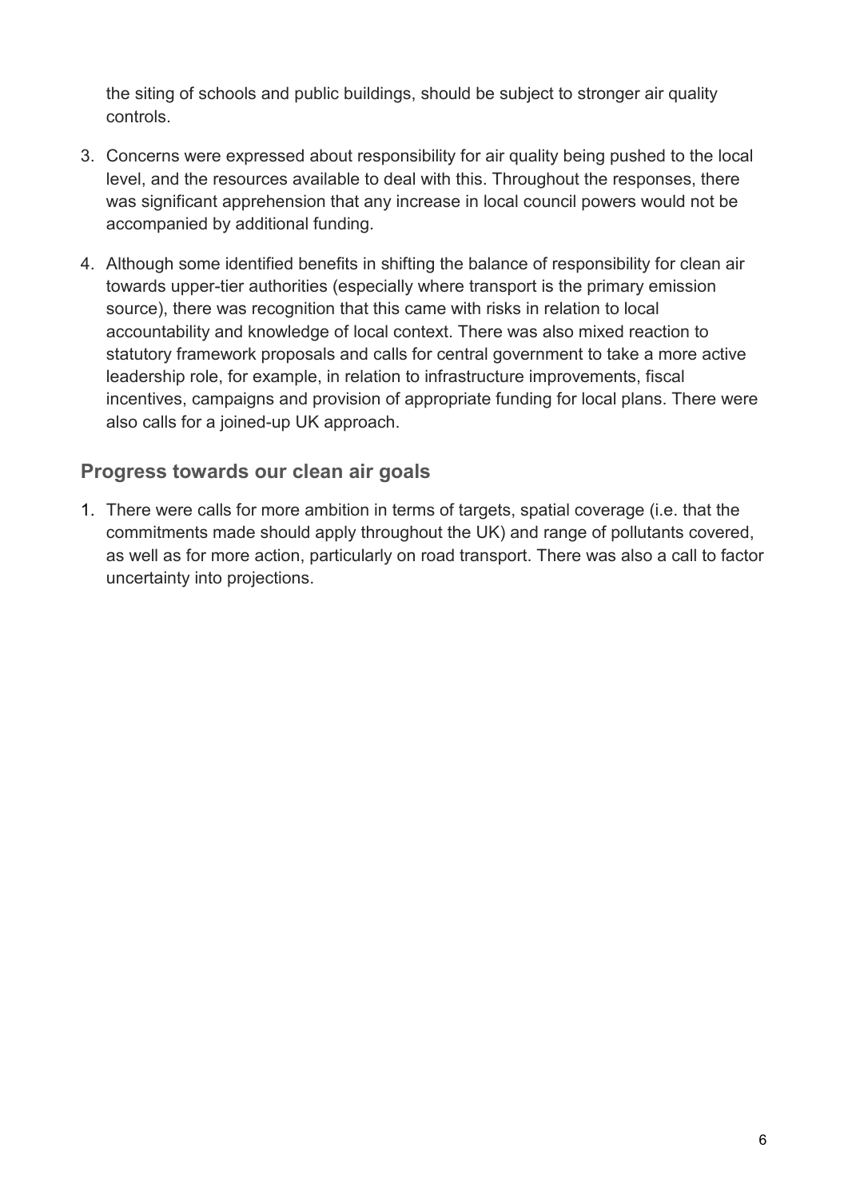the siting of schools and public buildings, should be subject to stronger air quality controls.

3. Concerns were expressed about responsibility for air quality being pushed to the local level, and the resources available to deal with this. Throughout the responses, there was significant apprehension that any increase in local council powers would not be accompanied by additional funding.
4. Although some identified benefits in shifting the balance of responsibility for clean air towards upper-tier authorities (especially where transport is the primary emission source), there was recognition that this came with risks in relation to local accountability and knowledge of local context. There was also mixed reaction to statutory framework proposals and calls for central government to take a more active leadership role, for example, in relation to infrastructure improvements, fiscal incentives, campaigns and provision of appropriate funding for local plans. There were also calls for a joined-up UK approach.

### Progress towards our clean air goals

1. There were calls for more ambition in terms of targets, spatial coverage (i.e. that the commitments made should apply throughout the UK) and range of pollutants covered, as well as for more action, particularly on road transport. There was also a call to factor uncertainty into projections.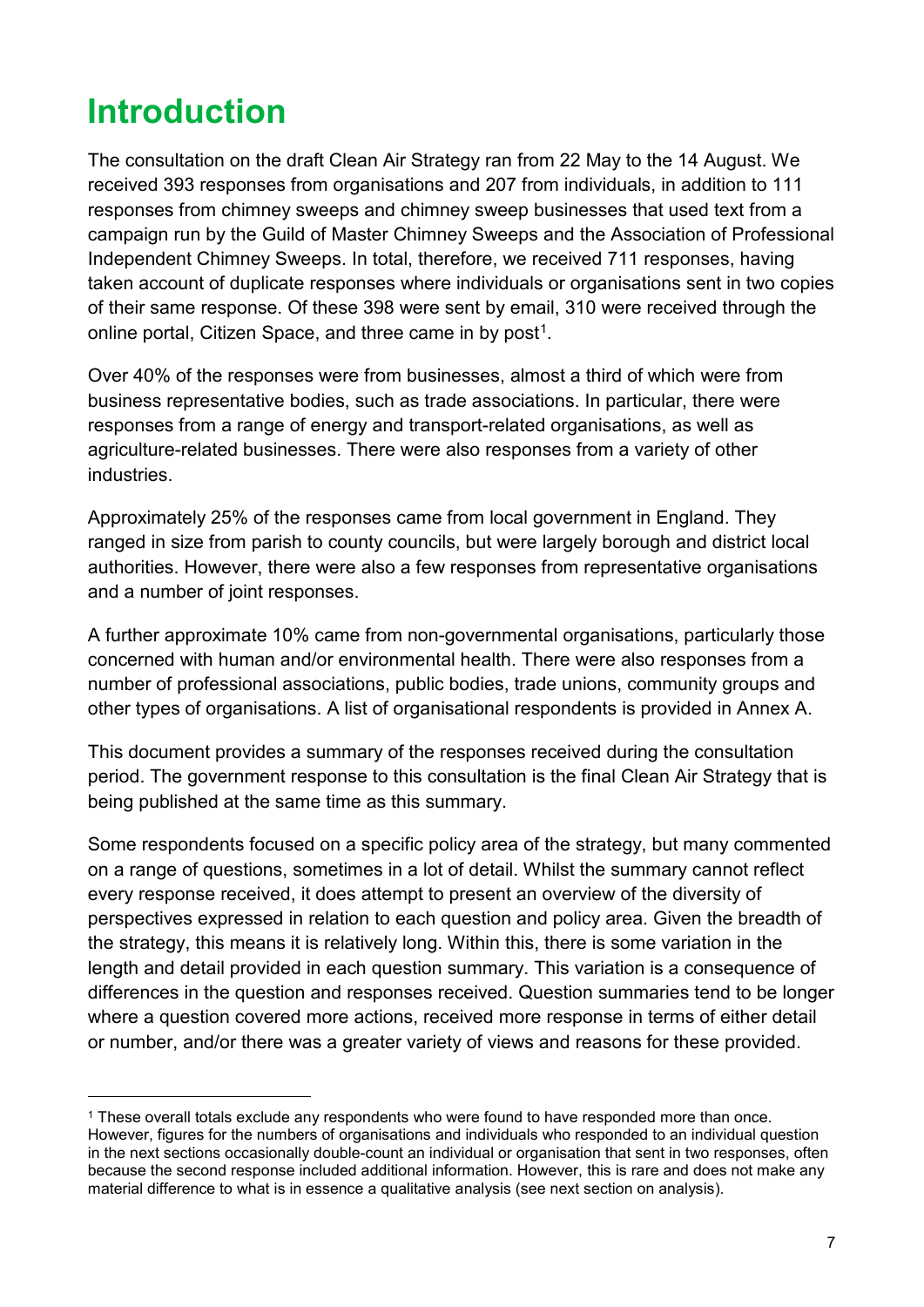# Introduction

The consultation on the draft Clean Air Strategy ran from 22 May to the 14 August. We received 393 responses from organisations and 207 from individuals, in addition to 111 responses from chimney sweeps and chimney sweep businesses that used text from a campaign run by the Guild of Master Chimney Sweeps and the Association of Professional Independent Chimney Sweeps. In total, therefore, we received 711 responses, having taken account of duplicate responses where individuals or organisations sent in two copies of their same response. Of these 398 were sent by email, 310 were received through the online portal, Citizen Space, and three came in by post[1].

Over 40% of the responses were from businesses, almost a third of which were from business representative bodies, such as trade associations. In particular, there were responses from a range of energy and transport-related organisations, as well as agriculture-related businesses. There were also responses from a variety of other industries.

Approximately 25% of the responses came from local government in England. They ranged in size from parish to county councils, but were largely borough and district local authorities. However, there were also a few responses from representative organisations and a number of joint responses.

A further approximate 10% came from non-governmental organisations, particularly those concerned with human and/or environmental health. There were also responses from a number of professional associations, public bodies, trade unions, community groups and other types of organisations. A list of organisational respondents is provided in Annex A.

This document provides a summary of the responses received during the consultation period. The government response to this consultation is the final Clean Air Strategy that is being published at the same time as this summary.

Some respondents focused on a specific policy area of the strategy, but many commented on a range of questions, sometimes in a lot of detail. Whilst the summary cannot reflect every response received, it does attempt to present an overview of the diversity of perspectives expressed in relation to each question and policy area. Given the breadth of the strategy, this means it is relatively long. Within this, there is some variation in the length and detail provided in each question summary. This variation is a consequence of differences in the question and responses received. Question summaries tend to be longer where a question covered more actions, received more response in terms of either detail or number, and/or there was a greater variety of views and reasons for these provided.

---

[1] These overall totals exclude any respondents who were found to have responded more than once. However, figures for the numbers of organisations and individuals who responded to an individual question in the next sections occasionally double-count an individual or organisation that sent in two responses, often because the second response included additional information. However, this is rare and does not make any material difference to what is in essence a qualitative analysis (see next section on analysis).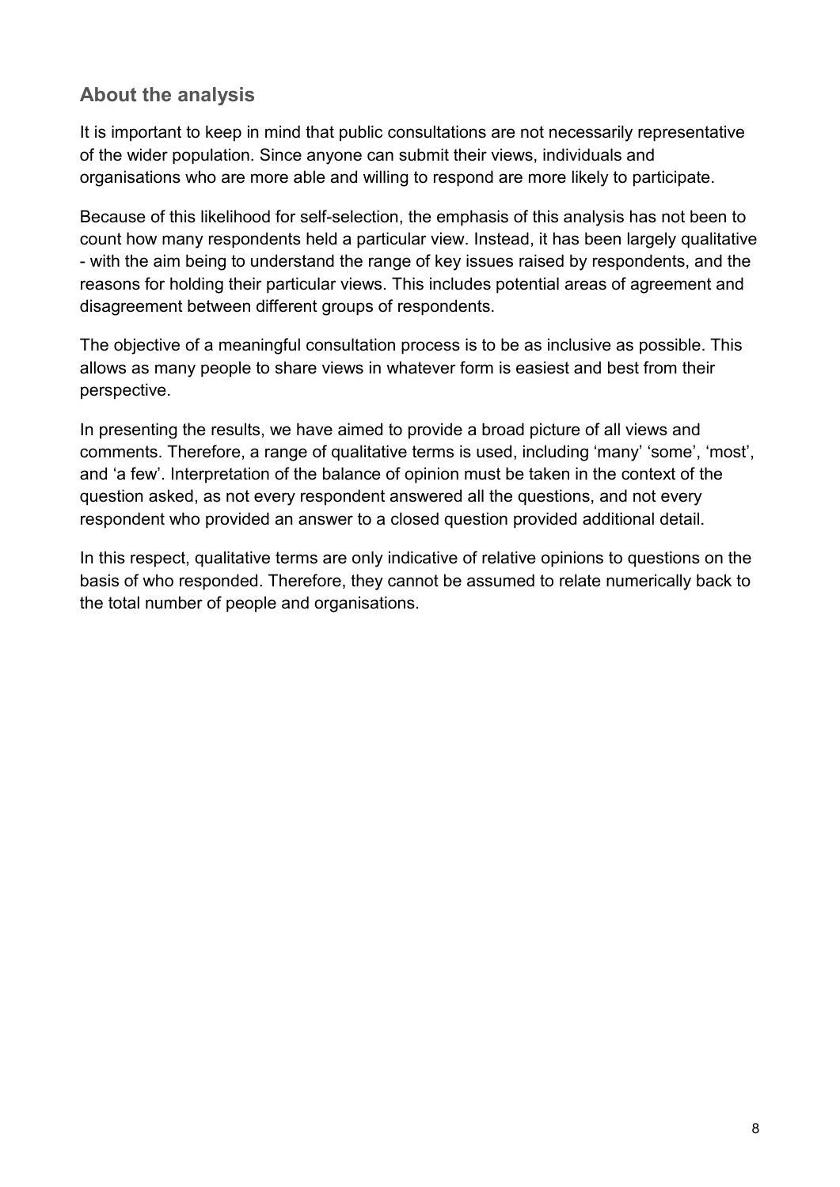## About the analysis

It is important to keep in mind that public consultations are not necessarily representative of the wider population. Since anyone can submit their views, individuals and organisations who are more able and willing to respond are more likely to participate.

Because of this likelihood for self-selection, the emphasis of this analysis has not been to count how many respondents held a particular view. Instead, it has been largely qualitative - with the aim being to understand the range of key issues raised by respondents, and the reasons for holding their particular views. This includes potential areas of agreement and disagreement between different groups of respondents.

The objective of a meaningful consultation process is to be as inclusive as possible. This allows as many people to share views in whatever form is easiest and best from their perspective.

In presenting the results, we have aimed to provide a broad picture of all views and comments. Therefore, a range of qualitative terms is used, including 'many' 'some', 'most', and 'a few'. Interpretation of the balance of opinion must be taken in the context of the question asked, as not every respondent answered all the questions, and not every respondent who provided an answer to a closed question provided additional detail.

In this respect, qualitative terms are only indicative of relative opinions to questions on the basis of who responded. Therefore, they cannot be assumed to relate numerically back to the total number of people and organisations.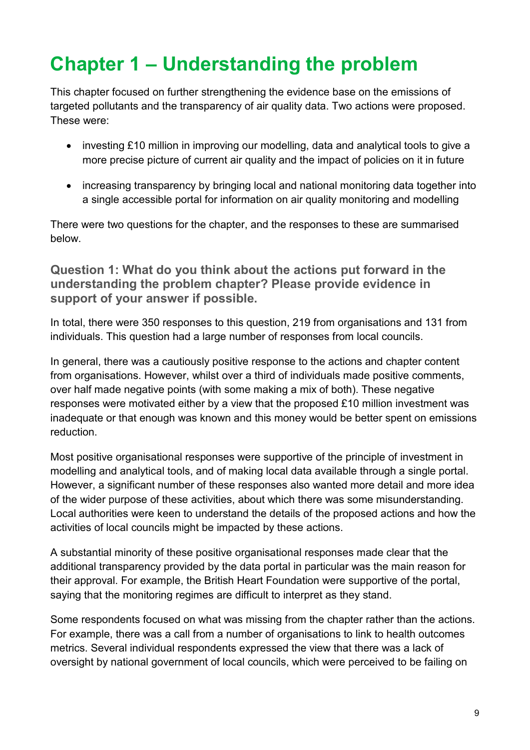# Chapter 1 – Understanding the problem

This chapter focused on further strengthening the evidence base on the emissions of targeted pollutants and the transparency of air quality data. Two actions were proposed. These were:

- investing £10 million in improving our modelling, data and analytical tools to give a more precise picture of current air quality and the impact of policies on it in future
- increasing transparency by bringing local and national monitoring data together into a single accessible portal for information on air quality monitoring and modelling

There were two questions for the chapter, and the responses to these are summarised below.

### Question 1: What do you think about the actions put forward in the understanding the problem chapter? Please provide evidence in support of your answer if possible.

In total, there were 350 responses to this question, 219 from organisations and 131 from individuals. This question had a large number of responses from local councils.

In general, there was a cautiously positive response to the actions and chapter content from organisations. However, whilst over a third of individuals made positive comments, over half made negative points (with some making a mix of both). These negative responses were motivated either by a view that the proposed £10 million investment was inadequate or that enough was known and this money would be better spent on emissions reduction.

Most positive organisational responses were supportive of the principle of investment in modelling and analytical tools, and of making local data available through a single portal. However, a significant number of these responses also wanted more detail and more idea of the wider purpose of these activities, about which there was some misunderstanding. Local authorities were keen to understand the details of the proposed actions and how the activities of local councils might be impacted by these actions.

A substantial minority of these positive organisational responses made clear that the additional transparency provided by the data portal in particular was the main reason for their approval. For example, the British Heart Foundation were supportive of the portal, saying that the monitoring regimes are difficult to interpret as they stand.

Some respondents focused on what was missing from the chapter rather than the actions. For example, there was a call from a number of organisations to link to health outcomes metrics. Several individual respondents expressed the view that there was a lack of oversight by national government of local councils, which were perceived to be failing on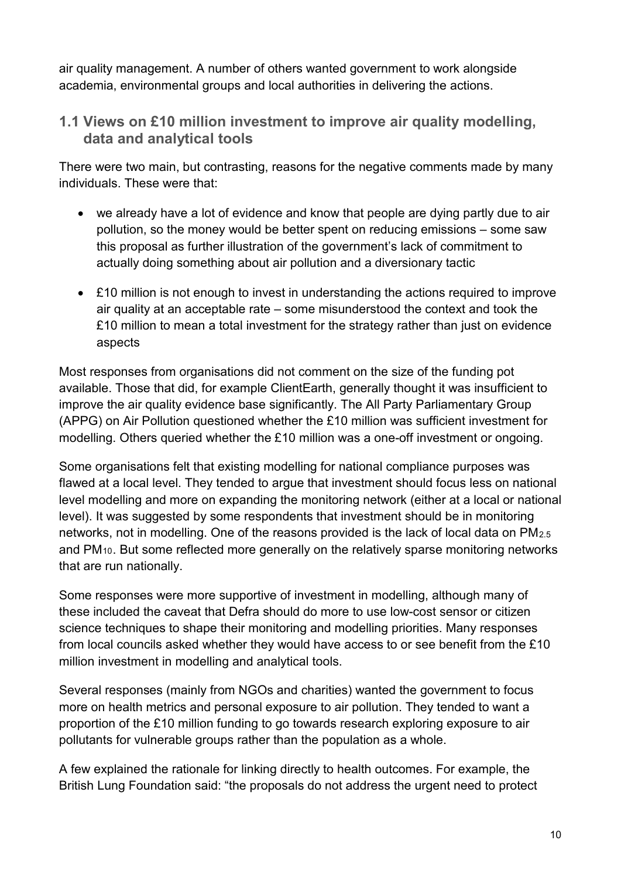air quality management. A number of others wanted government to work alongside academia, environmental groups and local authorities in delivering the actions.

## 1.1 Views on £10 million investment to improve air quality modelling, data and analytical tools

There were two main, but contrasting, reasons for the negative comments made by many individuals. These were that:

- we already have a lot of evidence and know that people are dying partly due to air pollution, so the money would be better spent on reducing emissions – some saw this proposal as further illustration of the government's lack of commitment to actually doing something about air pollution and a diversionary tactic
- £10 million is not enough to invest in understanding the actions required to improve air quality at an acceptable rate – some misunderstood the context and took the £10 million to mean a total investment for the strategy rather than just on evidence aspects

Most responses from organisations did not comment on the size of the funding pot available. Those that did, for example ClientEarth, generally thought it was insufficient to improve the air quality evidence base significantly. The All Party Parliamentary Group (APPG) on Air Pollution questioned whether the £10 million was sufficient investment for modelling. Others queried whether the £10 million was a one-off investment or ongoing.

Some organisations felt that existing modelling for national compliance purposes was flawed at a local level. They tended to argue that investment should focus less on national level modelling and more on expanding the monitoring network (either at a local or national level). It was suggested by some respondents that investment should be in monitoring networks, not in modelling. One of the reasons provided is the lack of local data on $PM_{2.5}$ and $PM_{10}$. But some reflected more generally on the relatively sparse monitoring networks that are run nationally.

Some responses were more supportive of investment in modelling, although many of these included the caveat that Defra should do more to use low-cost sensor or citizen science techniques to shape their monitoring and modelling priorities. Many responses from local councils asked whether they would have access to or see benefit from the £10 million investment in modelling and analytical tools.

Several responses (mainly from NGOs and charities) wanted the government to focus more on health metrics and personal exposure to air pollution. They tended to want a proportion of the £10 million funding to go towards research exploring exposure to air pollutants for vulnerable groups rather than the population as a whole.

A few explained the rationale for linking directly to health outcomes. For example, the British Lung Foundation said: "the proposals do not address the urgent need to protect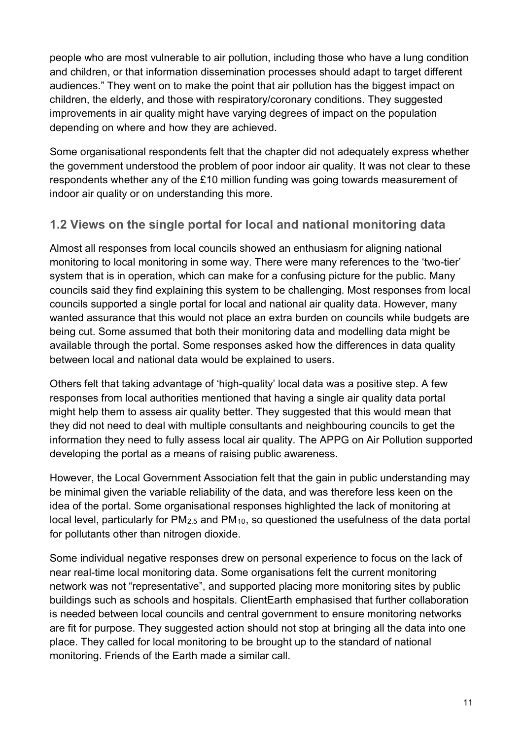people who are most vulnerable to air pollution, including those who have a lung condition and children, or that information dissemination processes should adapt to target different audiences." They went on to make the point that air pollution has the biggest impact on children, the elderly, and those with respiratory/coronary conditions. They suggested improvements in air quality might have varying degrees of impact on the population depending on where and how they are achieved.

Some organisational respondents felt that the chapter did not adequately express whether the government understood the problem of poor indoor air quality. It was not clear to these respondents whether any of the £10 million funding was going towards measurement of indoor air quality or on understanding this more.

## 1.2 Views on the single portal for local and national monitoring data

Almost all responses from local councils showed an enthusiasm for aligning national monitoring to local monitoring in some way. There were many references to the 'two-tier' system that is in operation, which can make for a confusing picture for the public. Many councils said they find explaining this system to be challenging. Most responses from local councils supported a single portal for local and national air quality data. However, many wanted assurance that this would not place an extra burden on councils while budgets are being cut. Some assumed that both their monitoring data and modelling data might be available through the portal. Some responses asked how the differences in data quality between local and national data would be explained to users.

Others felt that taking advantage of 'high-quality' local data was a positive step. A few responses from local authorities mentioned that having a single air quality data portal might help them to assess air quality better. They suggested that this would mean that they did not need to deal with multiple consultants and neighbouring councils to get the information they need to fully assess local air quality. The APPG on Air Pollution supported developing the portal as a means of raising public awareness.

However, the Local Government Association felt that the gain in public understanding may be minimal given the variable reliability of the data, and was therefore less keen on the idea of the portal. Some organisational responses highlighted the lack of monitoring at local level, particularly for $PM_{2.5}$ and $PM_{10}$, so questioned the usefulness of the data portal for pollutants other than nitrogen dioxide.

Some individual negative responses drew on personal experience to focus on the lack of near real-time local monitoring data. Some organisations felt the current monitoring network was not "representative", and supported placing more monitoring sites by public buildings such as schools and hospitals. ClientEarth emphasised that further collaboration is needed between local councils and central government to ensure monitoring networks are fit for purpose. They suggested action should not stop at bringing all the data into one place. They called for local monitoring to be brought up to the standard of national monitoring. Friends of the Earth made a similar call.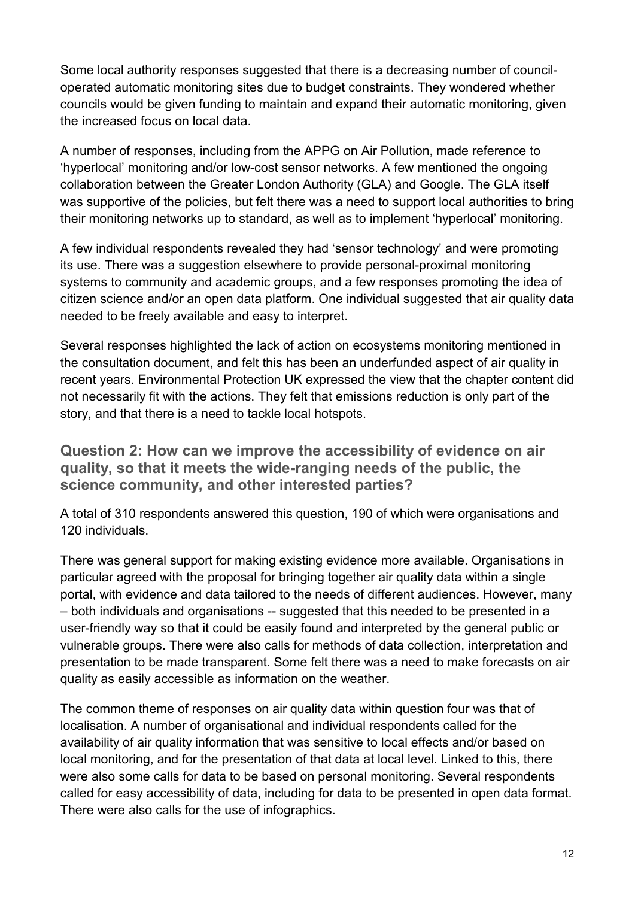Some local authority responses suggested that there is a decreasing number of council-operated automatic monitoring sites due to budget constraints. They wondered whether councils would be given funding to maintain and expand their automatic monitoring, given the increased focus on local data.

A number of responses, including from the APPG on Air Pollution, made reference to 'hyperlocal' monitoring and/or low-cost sensor networks. A few mentioned the ongoing collaboration between the Greater London Authority (GLA) and Google. The GLA itself was supportive of the policies, but felt there was a need to support local authorities to bring their monitoring networks up to standard, as well as to implement 'hyperlocal' monitoring.

A few individual respondents revealed they had 'sensor technology' and were promoting its use. There was a suggestion elsewhere to provide personal-proximal monitoring systems to community and academic groups, and a few responses promoting the idea of citizen science and/or an open data platform. One individual suggested that air quality data needed to be freely available and easy to interpret.

Several responses highlighted the lack of action on ecosystems monitoring mentioned in the consultation document, and felt this has been an underfunded aspect of air quality in recent years. Environmental Protection UK expressed the view that the chapter content did not necessarily fit with the actions. They felt that emissions reduction is only part of the story, and that there is a need to tackle local hotspots.

### Question 2: How can we improve the accessibility of evidence on air quality, so that it meets the wide-ranging needs of the public, the science community, and other interested parties?

A total of 310 respondents answered this question, 190 of which were organisations and 120 individuals.

There was general support for making existing evidence more available. Organisations in particular agreed with the proposal for bringing together air quality data within a single portal, with evidence and data tailored to the needs of different audiences. However, many – both individuals and organisations -- suggested that this needed to be presented in a user-friendly way so that it could be easily found and interpreted by the general public or vulnerable groups. There were also calls for methods of data collection, interpretation and presentation to be made transparent. Some felt there was a need to make forecasts on air quality as easily accessible as information on the weather.

The common theme of responses on air quality data within question four was that of localisation. A number of organisational and individual respondents called for the availability of air quality information that was sensitive to local effects and/or based on local monitoring, and for the presentation of that data at local level. Linked to this, there were also some calls for data to be based on personal monitoring. Several respondents called for easy accessibility of data, including for data to be presented in open data format. There were also calls for the use of infographics.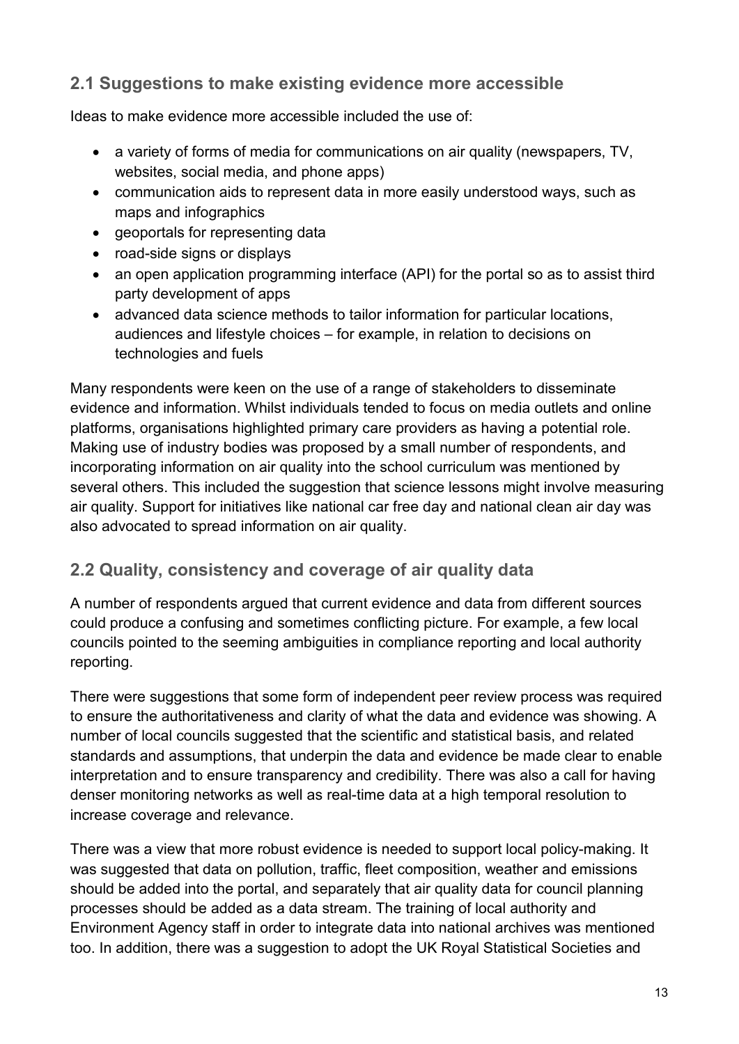## 2.1 Suggestions to make existing evidence more accessible

Ideas to make evidence more accessible included the use of:

- a variety of forms of media for communications on air quality (newspapers, TV, websites, social media, and phone apps)
- communication aids to represent data in more easily understood ways, such as maps and infographics
- geoportals for representing data
- road-side signs or displays
- an open application programming interface (API) for the portal so as to assist third party development of apps
- advanced data science methods to tailor information for particular locations, audiences and lifestyle choices – for example, in relation to decisions on technologies and fuels

Many respondents were keen on the use of a range of stakeholders to disseminate evidence and information. Whilst individuals tended to focus on media outlets and online platforms, organisations highlighted primary care providers as having a potential role. Making use of industry bodies was proposed by a small number of respondents, and incorporating information on air quality into the school curriculum was mentioned by several others. This included the suggestion that science lessons might involve measuring air quality. Support for initiatives like national car free day and national clean air day was also advocated to spread information on air quality.

## 2.2 Quality, consistency and coverage of air quality data

A number of respondents argued that current evidence and data from different sources could produce a confusing and sometimes conflicting picture. For example, a few local councils pointed to the seeming ambiguities in compliance reporting and local authority reporting.

There were suggestions that some form of independent peer review process was required to ensure the authoritativeness and clarity of what the data and evidence was showing. A number of local councils suggested that the scientific and statistical basis, and related standards and assumptions, that underpin the data and evidence be made clear to enable interpretation and to ensure transparency and credibility. There was also a call for having denser monitoring networks as well as real-time data at a high temporal resolution to increase coverage and relevance.

There was a view that more robust evidence is needed to support local policy-making. It was suggested that data on pollution, traffic, fleet composition, weather and emissions should be added into the portal, and separately that air quality data for council planning processes should be added as a data stream. The training of local authority and Environment Agency staff in order to integrate data into national archives was mentioned too. In addition, there was a suggestion to adopt the UK Royal Statistical Societies and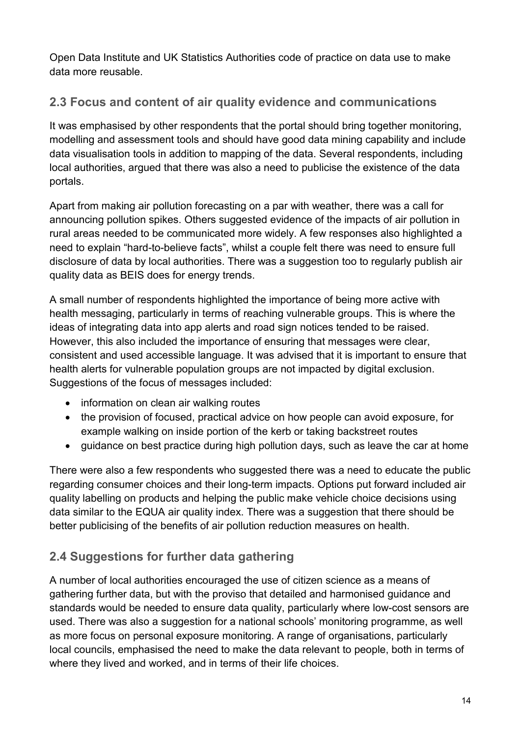Open Data Institute and UK Statistics Authorities code of practice on data use to make data more reusable.

## 2.3 Focus and content of air quality evidence and communications

It was emphasised by other respondents that the portal should bring together monitoring, modelling and assessment tools and should have good data mining capability and include data visualisation tools in addition to mapping of the data. Several respondents, including local authorities, argued that there was also a need to publicise the existence of the data portals.

Apart from making air pollution forecasting on a par with weather, there was a call for announcing pollution spikes. Others suggested evidence of the impacts of air pollution in rural areas needed to be communicated more widely. A few responses also highlighted a need to explain "hard-to-believe facts", whilst a couple felt there was need to ensure full disclosure of data by local authorities. There was a suggestion too to regularly publish air quality data as BEIS does for energy trends.

A small number of respondents highlighted the importance of being more active with health messaging, particularly in terms of reaching vulnerable groups. This is where the ideas of integrating data into app alerts and road sign notices tended to be raised. However, this also included the importance of ensuring that messages were clear, consistent and used accessible language. It was advised that it is important to ensure that health alerts for vulnerable population groups are not impacted by digital exclusion. Suggestions of the focus of messages included:

- information on clean air walking routes
- the provision of focused, practical advice on how people can avoid exposure, for example walking on inside portion of the kerb or taking backstreet routes
- guidance on best practice during high pollution days, such as leave the car at home

There were also a few respondents who suggested there was a need to educate the public regarding consumer choices and their long-term impacts. Options put forward included air quality labelling on products and helping the public make vehicle choice decisions using data similar to the EQUA air quality index. There was a suggestion that there should be better publicising of the benefits of air pollution reduction measures on health.

## 2.4 Suggestions for further data gathering

A number of local authorities encouraged the use of citizen science as a means of gathering further data, but with the proviso that detailed and harmonised guidance and standards would be needed to ensure data quality, particularly where low-cost sensors are used. There was also a suggestion for a national schools' monitoring programme, as well as more focus on personal exposure monitoring. A range of organisations, particularly local councils, emphasised the need to make the data relevant to people, both in terms of where they lived and worked, and in terms of their life choices.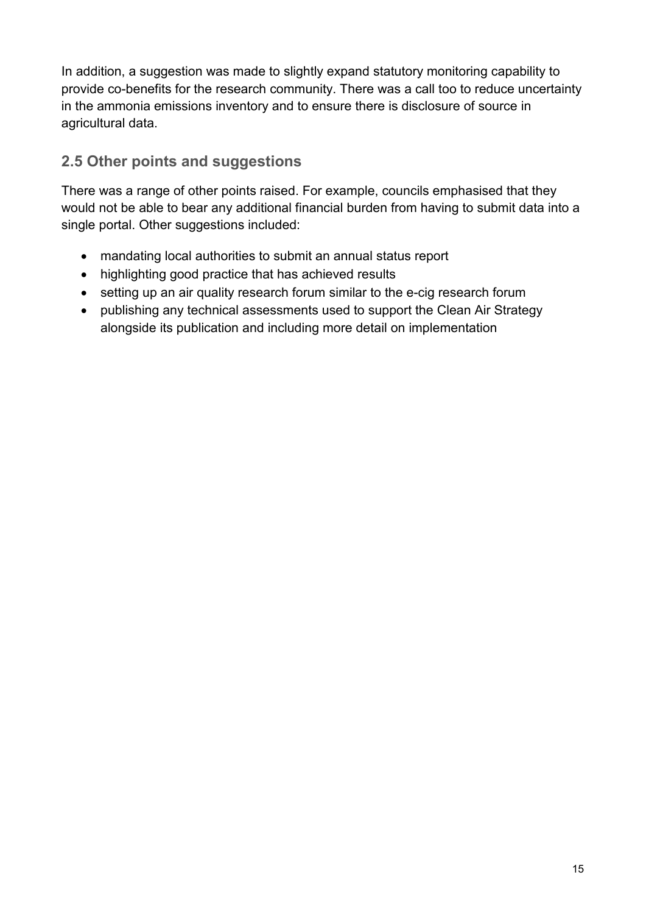In addition, a suggestion was made to slightly expand statutory monitoring capability to provide co-benefits for the research community. There was a call too to reduce uncertainty in the ammonia emissions inventory and to ensure there is disclosure of source in agricultural data.

## 2.5 Other points and suggestions

There was a range of other points raised. For example, councils emphasised that they would not be able to bear any additional financial burden from having to submit data into a single portal. Other suggestions included:

- mandating local authorities to submit an annual status report
- highlighting good practice that has achieved results
- setting up an air quality research forum similar to the e-cig research forum
- publishing any technical assessments used to support the Clean Air Strategy alongside its publication and including more detail on implementation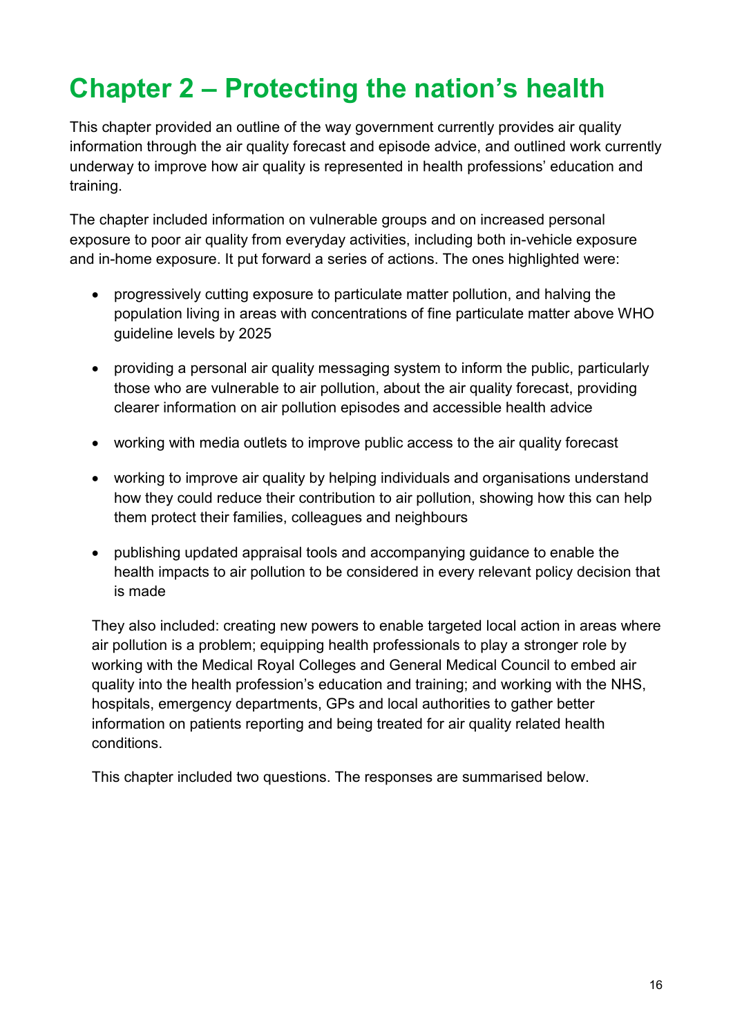# Chapter 2 – Protecting the nation's health

This chapter provided an outline of the way government currently provides air quality information through the air quality forecast and episode advice, and outlined work currently underway to improve how air quality is represented in health professions' education and training.

The chapter included information on vulnerable groups and on increased personal exposure to poor air quality from everyday activities, including both in-vehicle exposure and in-home exposure. It put forward a series of actions. The ones highlighted were:

- progressively cutting exposure to particulate matter pollution, and halving the population living in areas with concentrations of fine particulate matter above WHO guideline levels by 2025
- providing a personal air quality messaging system to inform the public, particularly those who are vulnerable to air pollution, about the air quality forecast, providing clearer information on air pollution episodes and accessible health advice
- working with media outlets to improve public access to the air quality forecast
- working to improve air quality by helping individuals and organisations understand how they could reduce their contribution to air pollution, showing how this can help them protect their families, colleagues and neighbours
- publishing updated appraisal tools and accompanying guidance to enable the health impacts to air pollution to be considered in every relevant policy decision that is made

They also included: creating new powers to enable targeted local action in areas where air pollution is a problem; equipping health professionals to play a stronger role by working with the Medical Royal Colleges and General Medical Council to embed air quality into the health profession's education and training; and working with the NHS, hospitals, emergency departments, GPs and local authorities to gather better information on patients reporting and being treated for air quality related health conditions.

This chapter included two questions. The responses are summarised below.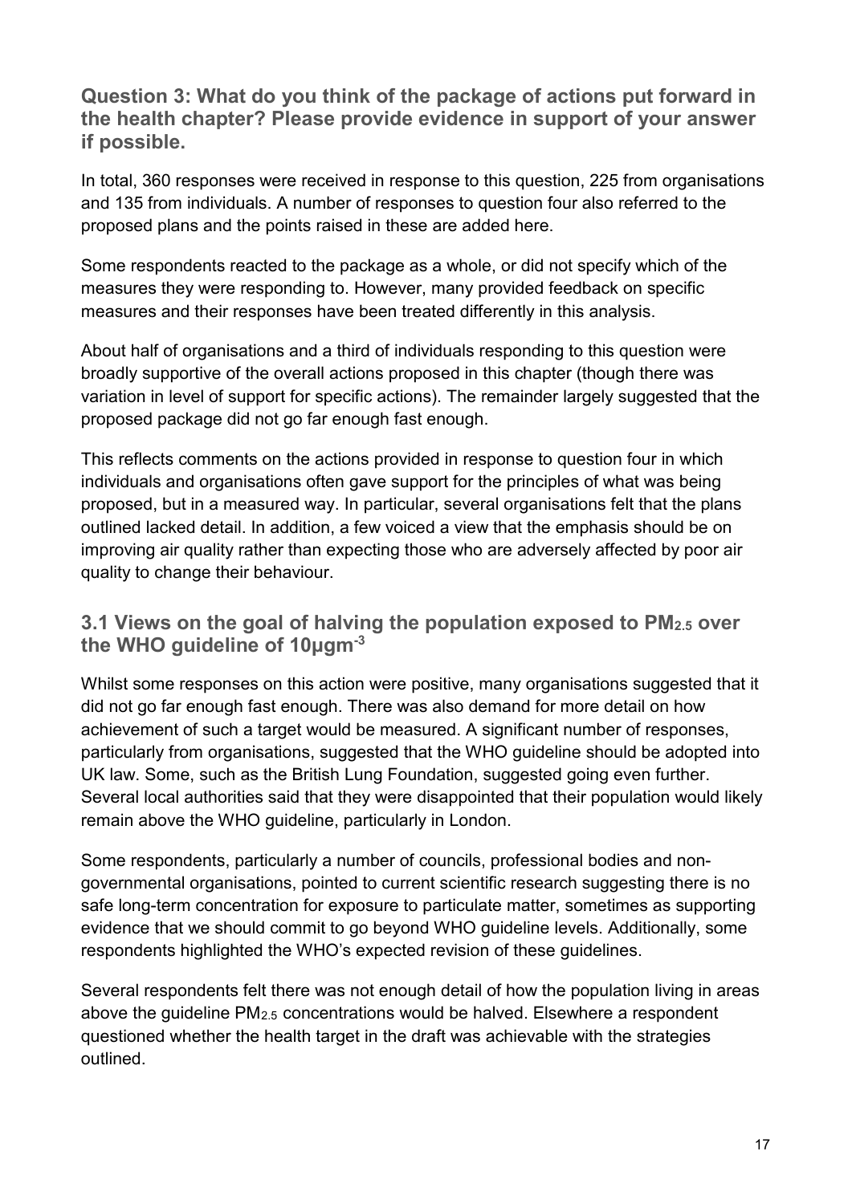## Question 3: What do you think of the package of actions put forward in the health chapter? Please provide evidence in support of your answer if possible.

In total, 360 responses were received in response to this question, 225 from organisations and 135 from individuals. A number of responses to question four also referred to the proposed plans and the points raised in these are added here.

Some respondents reacted to the package as a whole, or did not specify which of the measures they were responding to. However, many provided feedback on specific measures and their responses have been treated differently in this analysis.

About half of organisations and a third of individuals responding to this question were broadly supportive of the overall actions proposed in this chapter (though there was variation in level of support for specific actions). The remainder largely suggested that the proposed package did not go far enough fast enough.

This reflects comments on the actions provided in response to question four in which individuals and organisations often gave support for the principles of what was being proposed, but in a measured way. In particular, several organisations felt that the plans outlined lacked detail. In addition, a few voiced a view that the emphasis should be on improving air quality rather than expecting those who are adversely affected by poor air quality to change their behaviour.

### 3.1 Views on the goal of halving the population exposed to $PM_{2.5}$ over the WHO guideline of $10\mu gm^{-3}$

Whilst some responses on this action were positive, many organisations suggested that it did not go far enough fast enough. There was also demand for more detail on how achievement of such a target would be measured. A significant number of responses, particularly from organisations, suggested that the WHO guideline should be adopted into UK law. Some, such as the British Lung Foundation, suggested going even further. Several local authorities said that they were disappointed that their population would likely remain above the WHO guideline, particularly in London.

Some respondents, particularly a number of councils, professional bodies and non-governmental organisations, pointed to current scientific research suggesting there is no safe long-term concentration for exposure to particulate matter, sometimes as supporting evidence that we should commit to go beyond WHO guideline levels. Additionally, some respondents highlighted the WHO's expected revision of these guidelines.

Several respondents felt there was not enough detail of how the population living in areas above the guideline $PM_{2.5}$ concentrations would be halved. Elsewhere a respondent questioned whether the health target in the draft was achievable with the strategies outlined.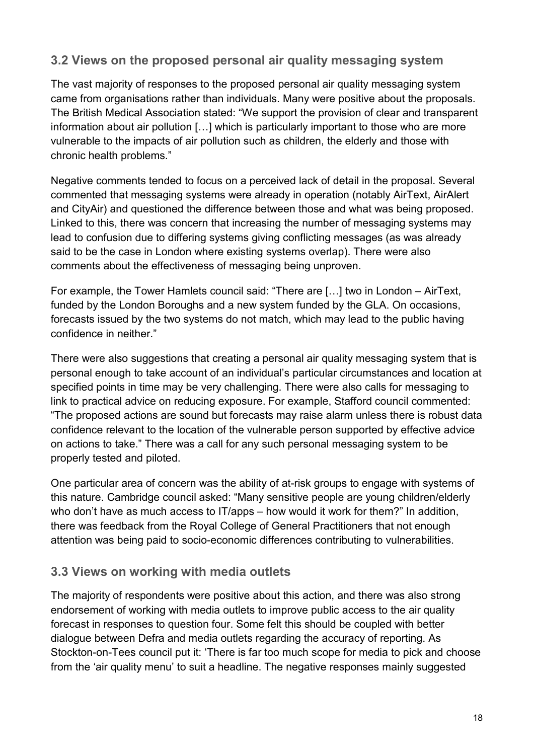## 3.2 Views on the proposed personal air quality messaging system

The vast majority of responses to the proposed personal air quality messaging system came from organisations rather than individuals. Many were positive about the proposals. The British Medical Association stated: "We support the provision of clear and transparent information about air pollution […] which is particularly important to those who are more vulnerable to the impacts of air pollution such as children, the elderly and those with chronic health problems."

Negative comments tended to focus on a perceived lack of detail in the proposal. Several commented that messaging systems were already in operation (notably AirText, AirAlert and CityAir) and questioned the difference between those and what was being proposed. Linked to this, there was concern that increasing the number of messaging systems may lead to confusion due to differing systems giving conflicting messages (as was already said to be the case in London where existing systems overlap). There were also comments about the effectiveness of messaging being unproven.

For example, the Tower Hamlets council said: "There are […] two in London – AirText, funded by the London Boroughs and a new system funded by the GLA. On occasions, forecasts issued by the two systems do not match, which may lead to the public having confidence in neither."

There were also suggestions that creating a personal air quality messaging system that is personal enough to take account of an individual's particular circumstances and location at specified points in time may be very challenging. There were also calls for messaging to link to practical advice on reducing exposure. For example, Stafford council commented: "The proposed actions are sound but forecasts may raise alarm unless there is robust data confidence relevant to the location of the vulnerable person supported by effective advice on actions to take." There was a call for any such personal messaging system to be properly tested and piloted.

One particular area of concern was the ability of at-risk groups to engage with systems of this nature. Cambridge council asked: "Many sensitive people are young children/elderly who don't have as much access to IT/apps – how would it work for them?" In addition, there was feedback from the Royal College of General Practitioners that not enough attention was being paid to socio-economic differences contributing to vulnerabilities.

## 3.3 Views on working with media outlets

The majority of respondents were positive about this action, and there was also strong endorsement of working with media outlets to improve public access to the air quality forecast in responses to question four. Some felt this should be coupled with better dialogue between Defra and media outlets regarding the accuracy of reporting. As Stockton-on-Tees council put it: 'There is far too much scope for media to pick and choose from the 'air quality menu' to suit a headline. The negative responses mainly suggested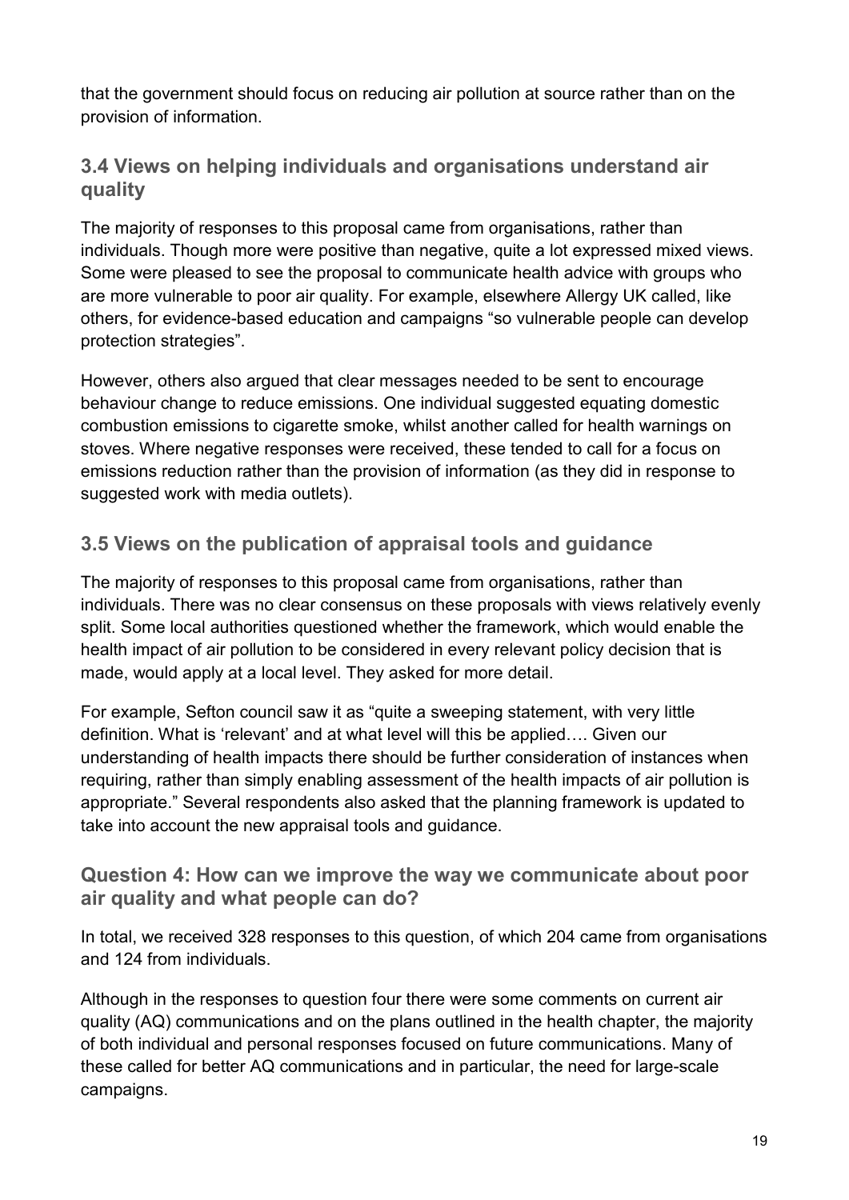that the government should focus on reducing air pollution at source rather than on the provision of information.

### 3.4 Views on helping individuals and organisations understand air quality

The majority of responses to this proposal came from organisations, rather than individuals. Though more were positive than negative, quite a lot expressed mixed views. Some were pleased to see the proposal to communicate health advice with groups who are more vulnerable to poor air quality. For example, elsewhere Allergy UK called, like others, for evidence-based education and campaigns "so vulnerable people can develop protection strategies".

However, others also argued that clear messages needed to be sent to encourage behaviour change to reduce emissions. One individual suggested equating domestic combustion emissions to cigarette smoke, whilst another called for health warnings on stoves. Where negative responses were received, these tended to call for a focus on emissions reduction rather than the provision of information (as they did in response to suggested work with media outlets).

### 3.5 Views on the publication of appraisal tools and guidance

The majority of responses to this proposal came from organisations, rather than individuals. There was no clear consensus on these proposals with views relatively evenly split. Some local authorities questioned whether the framework, which would enable the health impact of air pollution to be considered in every relevant policy decision that is made, would apply at a local level. They asked for more detail.

For example, Sefton council saw it as "quite a sweeping statement, with very little definition. What is 'relevant' and at what level will this be applied…. Given our understanding of health impacts there should be further consideration of instances when requiring, rather than simply enabling assessment of the health impacts of air pollution is appropriate." Several respondents also asked that the planning framework is updated to take into account the new appraisal tools and guidance.

### Question 4: How can we improve the way we communicate about poor air quality and what people can do?

In total, we received 328 responses to this question, of which 204 came from organisations and 124 from individuals.

Although in the responses to question four there were some comments on current air quality (AQ) communications and on the plans outlined in the health chapter, the majority of both individual and personal responses focused on future communications. Many of these called for better AQ communications and in particular, the need for large-scale campaigns.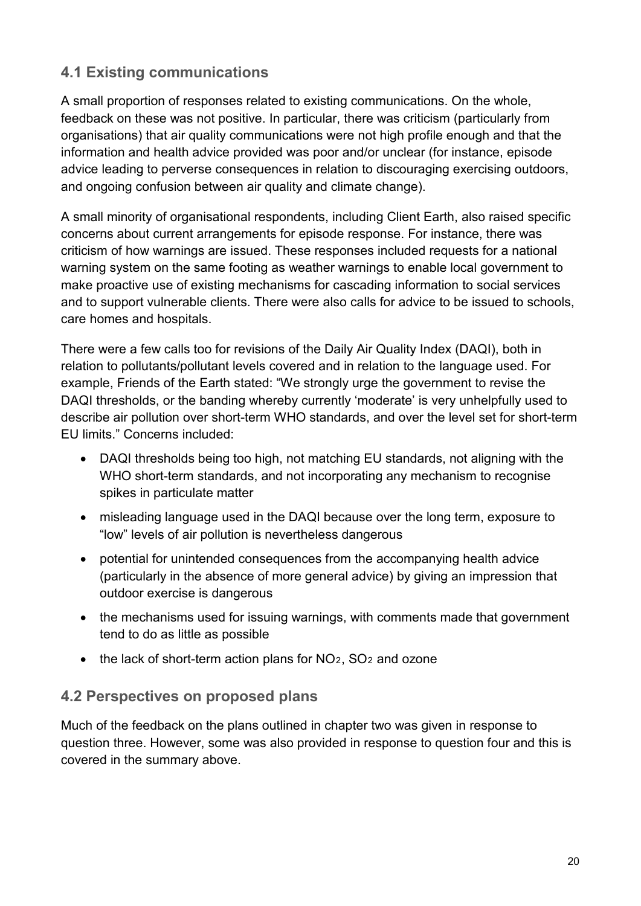## 4.1 Existing communications

A small proportion of responses related to existing communications. On the whole, feedback on these was not positive. In particular, there was criticism (particularly from organisations) that air quality communications were not high profile enough and that the information and health advice provided was poor and/or unclear (for instance, episode advice leading to perverse consequences in relation to discouraging exercising outdoors, and ongoing confusion between air quality and climate change).

A small minority of organisational respondents, including Client Earth, also raised specific concerns about current arrangements for episode response. For instance, there was criticism of how warnings are issued. These responses included requests for a national warning system on the same footing as weather warnings to enable local government to make proactive use of existing mechanisms for cascading information to social services and to support vulnerable clients. There were also calls for advice to be issued to schools, care homes and hospitals.

There were a few calls too for revisions of the Daily Air Quality Index (DAQI), both in relation to pollutants/pollutant levels covered and in relation to the language used. For example, Friends of the Earth stated: "We strongly urge the government to revise the DAQI thresholds, or the banding whereby currently 'moderate' is very unhelpfully used to describe air pollution over short-term WHO standards, and over the level set for short-term EU limits." Concerns included:

- DAQI thresholds being too high, not matching EU standards, not aligning with the WHO short-term standards, and not incorporating any mechanism to recognise spikes in particulate matter
- misleading language used in the DAQI because over the long term, exposure to "low" levels of air pollution is nevertheless dangerous
- potential for unintended consequences from the accompanying health advice (particularly in the absence of more general advice) by giving an impression that outdoor exercise is dangerous
- the mechanisms used for issuing warnings, with comments made that government tend to do as little as possible
- the lack of short-term action plans for $NO_2$, $SO_2$ and ozone

## 4.2 Perspectives on proposed plans

Much of the feedback on the plans outlined in chapter two was given in response to question three. However, some was also provided in response to question four and this is covered in the summary above.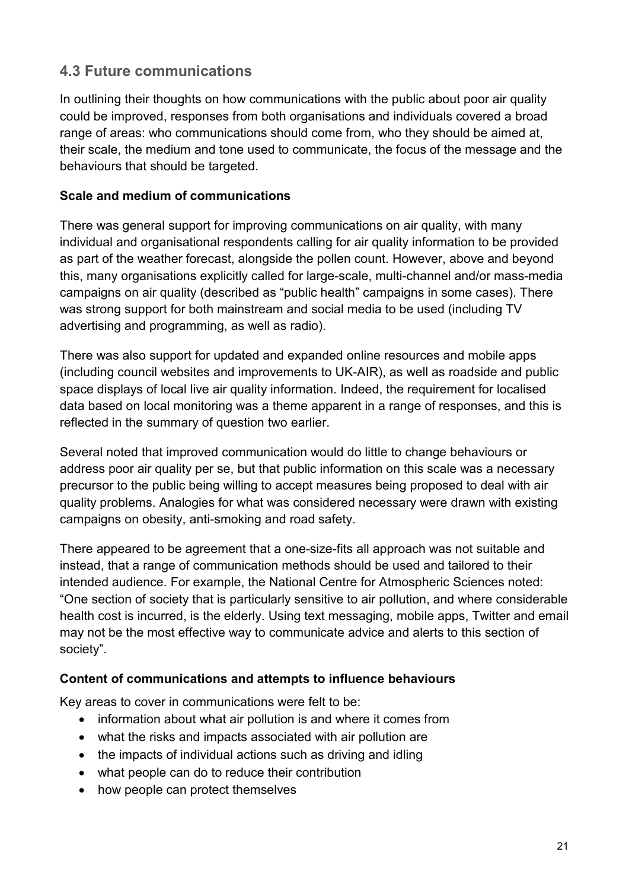## 4.3 Future communications

In outlining their thoughts on how communications with the public about poor air quality could be improved, responses from both organisations and individuals covered a broad range of areas: who communications should come from, who they should be aimed at, their scale, the medium and tone used to communicate, the focus of the message and the behaviours that should be targeted.

**Scale and medium of communications**

There was general support for improving communications on air quality, with many individual and organisational respondents calling for air quality information to be provided as part of the weather forecast, alongside the pollen count. However, above and beyond this, many organisations explicitly called for large-scale, multi-channel and/or mass-media campaigns on air quality (described as "public health" campaigns in some cases). There was strong support for both mainstream and social media to be used (including TV advertising and programming, as well as radio).

There was also support for updated and expanded online resources and mobile apps (including council websites and improvements to UK-AIR), as well as roadside and public space displays of local live air quality information. Indeed, the requirement for localised data based on local monitoring was a theme apparent in a range of responses, and this is reflected in the summary of question two earlier.

Several noted that improved communication would do little to change behaviours or address poor air quality per se, but that public information on this scale was a necessary precursor to the public being willing to accept measures being proposed to deal with air quality problems. Analogies for what was considered necessary were drawn with existing campaigns on obesity, anti-smoking and road safety.

There appeared to be agreement that a one-size-fits all approach was not suitable and instead, that a range of communication methods should be used and tailored to their intended audience. For example, the National Centre for Atmospheric Sciences noted: "One section of society that is particularly sensitive to air pollution, and where considerable health cost is incurred, is the elderly. Using text messaging, mobile apps, Twitter and email may not be the most effective way to communicate advice and alerts to this section of society".

**Content of communications and attempts to influence behaviours**

Key areas to cover in communications were felt to be:

- information about what air pollution is and where it comes from
- what the risks and impacts associated with air pollution are
- the impacts of individual actions such as driving and idling
- what people can do to reduce their contribution
- how people can protect themselves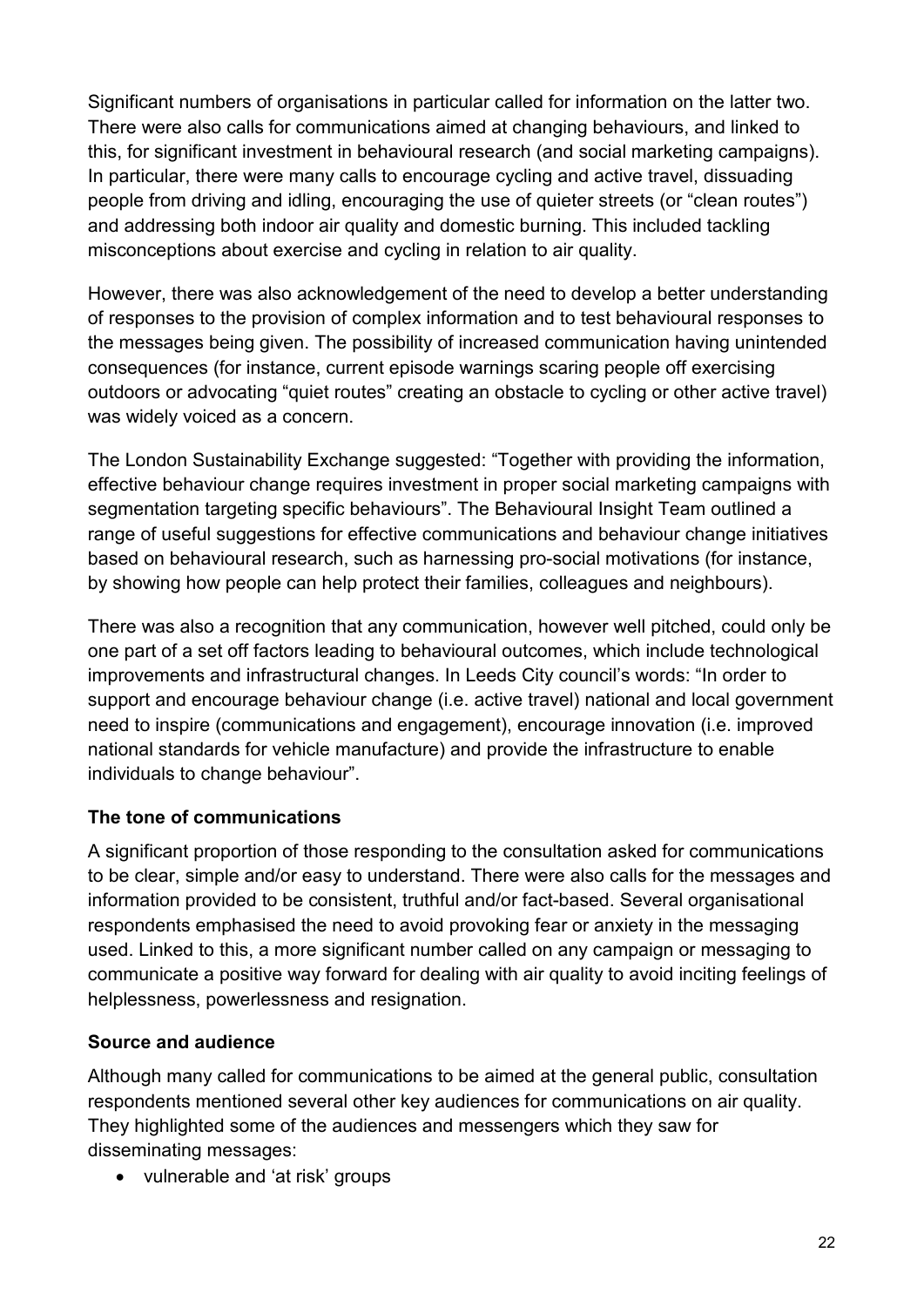Significant numbers of organisations in particular called for information on the latter two. There were also calls for communications aimed at changing behaviours, and linked to this, for significant investment in behavioural research (and social marketing campaigns). In particular, there were many calls to encourage cycling and active travel, dissuading people from driving and idling, encouraging the use of quieter streets (or "clean routes") and addressing both indoor air quality and domestic burning. This included tackling misconceptions about exercise and cycling in relation to air quality.

However, there was also acknowledgement of the need to develop a better understanding of responses to the provision of complex information and to test behavioural responses to the messages being given. The possibility of increased communication having unintended consequences (for instance, current episode warnings scaring people off exercising outdoors or advocating "quiet routes" creating an obstacle to cycling or other active travel) was widely voiced as a concern.

The London Sustainability Exchange suggested: "Together with providing the information, effective behaviour change requires investment in proper social marketing campaigns with segmentation targeting specific behaviours". The Behavioural Insight Team outlined a range of useful suggestions for effective communications and behaviour change initiatives based on behavioural research, such as harnessing pro-social motivations (for instance, by showing how people can help protect their families, colleagues and neighbours).

There was also a recognition that any communication, however well pitched, could only be one part of a set off factors leading to behavioural outcomes, which include technological improvements and infrastructural changes. In Leeds City council's words: "In order to support and encourage behaviour change (i.e. active travel) national and local government need to inspire (communications and engagement), encourage innovation (i.e. improved national standards for vehicle manufacture) and provide the infrastructure to enable individuals to change behaviour".

**The tone of communications**

A significant proportion of those responding to the consultation asked for communications to be clear, simple and/or easy to understand. There were also calls for the messages and information provided to be consistent, truthful and/or fact-based. Several organisational respondents emphasised the need to avoid provoking fear or anxiety in the messaging used. Linked to this, a more significant number called on any campaign or messaging to communicate a positive way forward for dealing with air quality to avoid inciting feelings of helplessness, powerlessness and resignation.

**Source and audience**

Although many called for communications to be aimed at the general public, consultation respondents mentioned several other key audiences for communications on air quality. They highlighted some of the audiences and messengers which they saw for disseminating messages:

- vulnerable and 'at risk' groups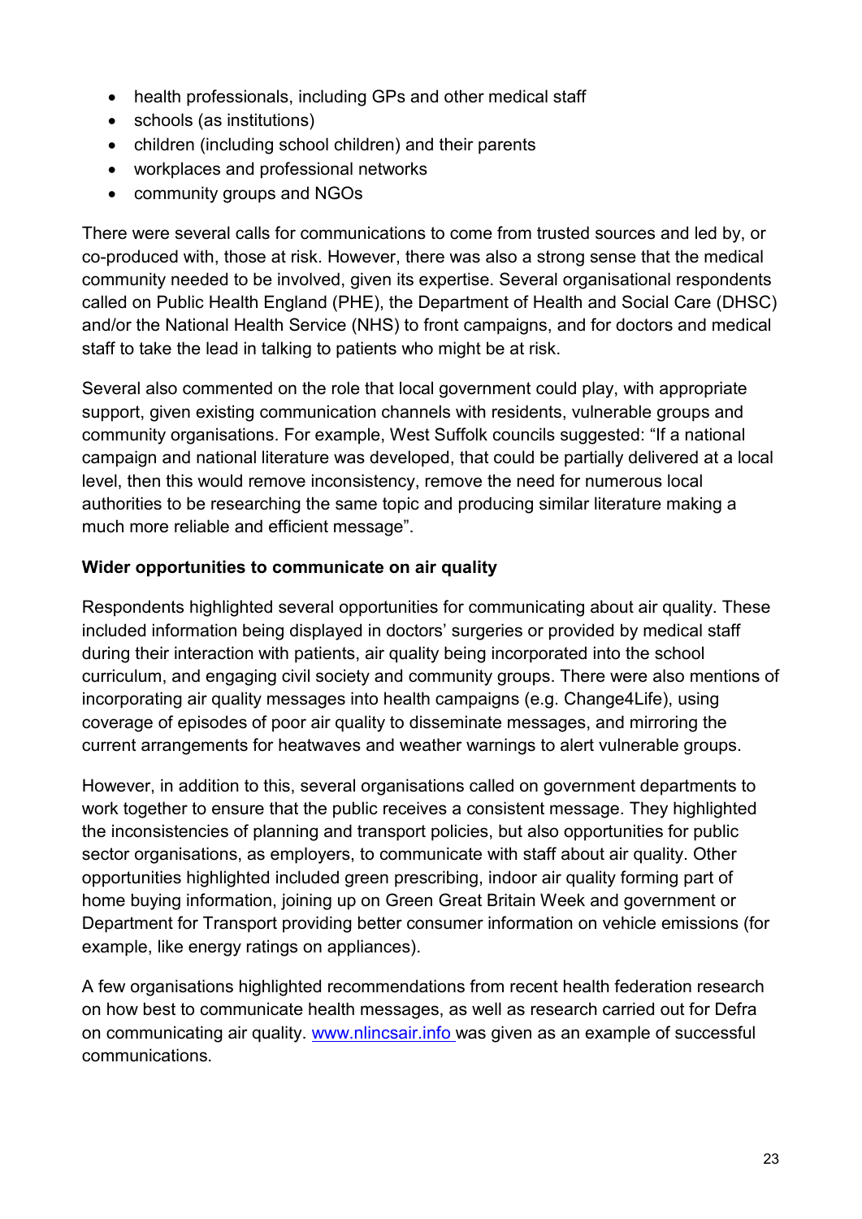- health professionals, including GPs and other medical staff
- schools (as institutions)
- children (including school children) and their parents
- workplaces and professional networks
- community groups and NGOs

There were several calls for communications to come from trusted sources and led by, or co-produced with, those at risk. However, there was also a strong sense that the medical community needed to be involved, given its expertise. Several organisational respondents called on Public Health England (PHE), the Department of Health and Social Care (DHSC) and/or the National Health Service (NHS) to front campaigns, and for doctors and medical staff to take the lead in talking to patients who might be at risk.

Several also commented on the role that local government could play, with appropriate support, given existing communication channels with residents, vulnerable groups and community organisations. For example, West Suffolk councils suggested: "If a national campaign and national literature was developed, that could be partially delivered at a local level, then this would remove inconsistency, remove the need for numerous local authorities to be researching the same topic and producing similar literature making a much more reliable and efficient message".

**Wider opportunities to communicate on air quality**

Respondents highlighted several opportunities for communicating about air quality. These included information being displayed in doctors' surgeries or provided by medical staff during their interaction with patients, air quality being incorporated into the school curriculum, and engaging civil society and community groups. There were also mentions of incorporating air quality messages into health campaigns (e.g. Change4Life), using coverage of episodes of poor air quality to disseminate messages, and mirroring the current arrangements for heatwaves and weather warnings to alert vulnerable groups.

However, in addition to this, several organisations called on government departments to work together to ensure that the public receives a consistent message. They highlighted the inconsistencies of planning and transport policies, but also opportunities for public sector organisations, as employers, to communicate with staff about air quality. Other opportunities highlighted included green prescribing, indoor air quality forming part of home buying information, joining up on Green Great Britain Week and government or Department for Transport providing better consumer information on vehicle emissions (for example, like energy ratings on appliances).

A few organisations highlighted recommendations from recent health federation research on how best to communicate health messages, as well as research carried out for Defra on communicating air quality. [www.nlincsair.info](http://www.nlincsair.info) was given as an example of successful communications.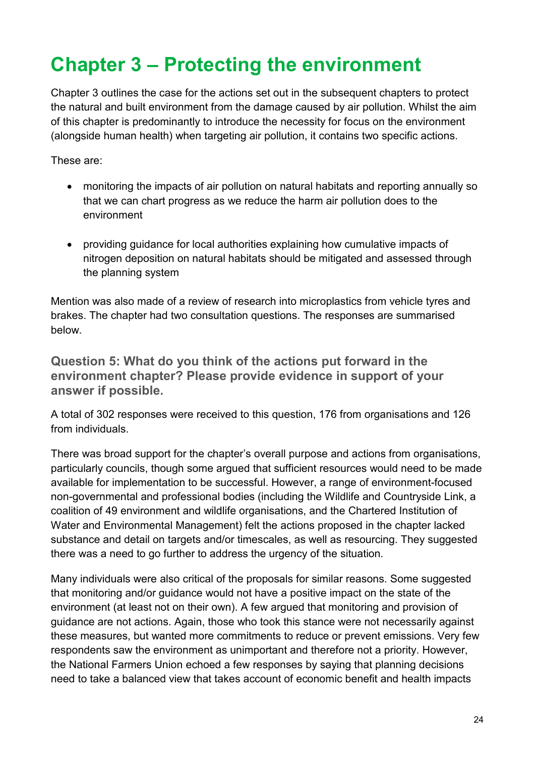# Chapter 3 – Protecting the environment

Chapter 3 outlines the case for the actions set out in the subsequent chapters to protect the natural and built environment from the damage caused by air pollution. Whilst the aim of this chapter is predominantly to introduce the necessity for focus on the environment (alongside human health) when targeting air pollution, it contains two specific actions.

These are:

- monitoring the impacts of air pollution on natural habitats and reporting annually so that we can chart progress as we reduce the harm air pollution does to the environment
- providing guidance for local authorities explaining how cumulative impacts of nitrogen deposition on natural habitats should be mitigated and assessed through the planning system

Mention was also made of a review of research into microplastics from vehicle tyres and brakes. The chapter had two consultation questions. The responses are summarised below.

### Question 5: What do you think of the actions put forward in the environment chapter? Please provide evidence in support of your answer if possible.

A total of 302 responses were received to this question, 176 from organisations and 126 from individuals.

There was broad support for the chapter's overall purpose and actions from organisations, particularly councils, though some argued that sufficient resources would need to be made available for implementation to be successful. However, a range of environment-focused non-governmental and professional bodies (including the Wildlife and Countryside Link, a coalition of 49 environment and wildlife organisations, and the Chartered Institution of Water and Environmental Management) felt the actions proposed in the chapter lacked substance and detail on targets and/or timescales, as well as resourcing. They suggested there was a need to go further to address the urgency of the situation.

Many individuals were also critical of the proposals for similar reasons. Some suggested that monitoring and/or guidance would not have a positive impact on the state of the environment (at least not on their own). A few argued that monitoring and provision of guidance are not actions. Again, those who took this stance were not necessarily against these measures, but wanted more commitments to reduce or prevent emissions. Very few respondents saw the environment as unimportant and therefore not a priority. However, the National Farmers Union echoed a few responses by saying that planning decisions need to take a balanced view that takes account of economic benefit and health impacts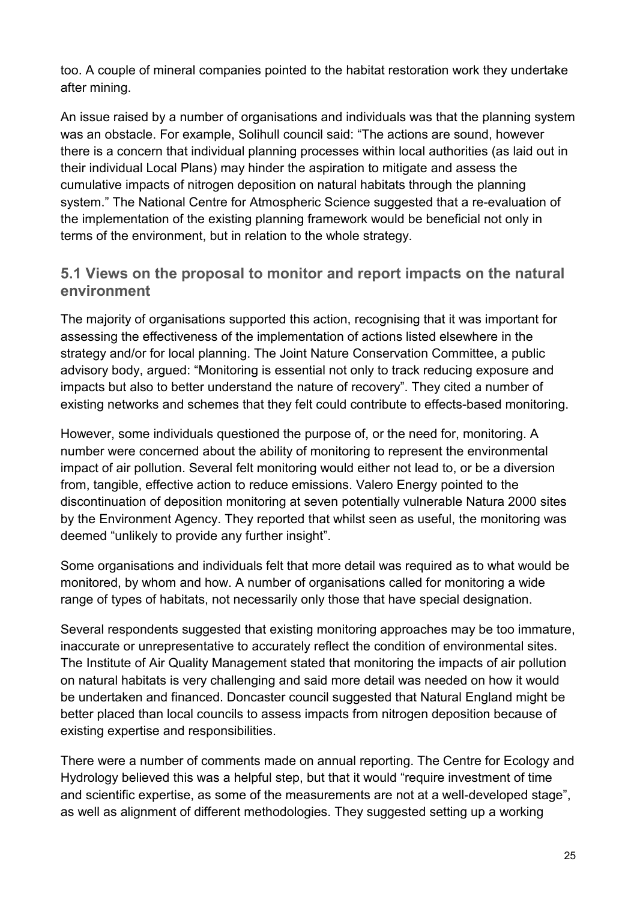too. A couple of mineral companies pointed to the habitat restoration work they undertake after mining.

An issue raised by a number of organisations and individuals was that the planning system was an obstacle. For example, Solihull council said: "The actions are sound, however there is a concern that individual planning processes within local authorities (as laid out in their individual Local Plans) may hinder the aspiration to mitigate and assess the cumulative impacts of nitrogen deposition on natural habitats through the planning system." The National Centre for Atmospheric Science suggested that a re-evaluation of the implementation of the existing planning framework would be beneficial not only in terms of the environment, but in relation to the whole strategy.

## 5.1 Views on the proposal to monitor and report impacts on the natural environment

The majority of organisations supported this action, recognising that it was important for assessing the effectiveness of the implementation of actions listed elsewhere in the strategy and/or for local planning. The Joint Nature Conservation Committee, a public advisory body, argued: "Monitoring is essential not only to track reducing exposure and impacts but also to better understand the nature of recovery". They cited a number of existing networks and schemes that they felt could contribute to effects-based monitoring.

However, some individuals questioned the purpose of, or the need for, monitoring. A number were concerned about the ability of monitoring to represent the environmental impact of air pollution. Several felt monitoring would either not lead to, or be a diversion from, tangible, effective action to reduce emissions. Valero Energy pointed to the discontinuation of deposition monitoring at seven potentially vulnerable Natura 2000 sites by the Environment Agency. They reported that whilst seen as useful, the monitoring was deemed "unlikely to provide any further insight".

Some organisations and individuals felt that more detail was required as to what would be monitored, by whom and how. A number of organisations called for monitoring a wide range of types of habitats, not necessarily only those that have special designation.

Several respondents suggested that existing monitoring approaches may be too immature, inaccurate or unrepresentative to accurately reflect the condition of environmental sites. The Institute of Air Quality Management stated that monitoring the impacts of air pollution on natural habitats is very challenging and said more detail was needed on how it would be undertaken and financed. Doncaster council suggested that Natural England might be better placed than local councils to assess impacts from nitrogen deposition because of existing expertise and responsibilities.

There were a number of comments made on annual reporting. The Centre for Ecology and Hydrology believed this was a helpful step, but that it would "require investment of time and scientific expertise, as some of the measurements are not at a well-developed stage", as well as alignment of different methodologies. They suggested setting up a working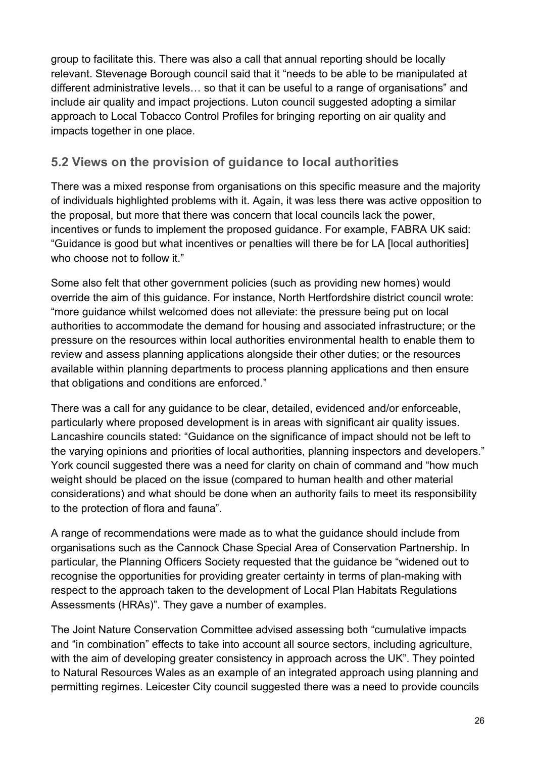group to facilitate this. There was also a call that annual reporting should be locally relevant. Stevenage Borough council said that it "needs to be able to be manipulated at different administrative levels… so that it can be useful to a range of organisations" and include air quality and impact projections. Luton council suggested adopting a similar approach to Local Tobacco Control Profiles for bringing reporting on air quality and impacts together in one place.

## 5.2 Views on the provision of guidance to local authorities

There was a mixed response from organisations on this specific measure and the majority of individuals highlighted problems with it. Again, it was less there was active opposition to the proposal, but more that there was concern that local councils lack the power, incentives or funds to implement the proposed guidance. For example, FABRA UK said: "Guidance is good but what incentives or penalties will there be for LA [local authorities] who choose not to follow it."

Some also felt that other government policies (such as providing new homes) would override the aim of this guidance. For instance, North Hertfordshire district council wrote: "more guidance whilst welcomed does not alleviate: the pressure being put on local authorities to accommodate the demand for housing and associated infrastructure; or the pressure on the resources within local authorities environmental health to enable them to review and assess planning applications alongside their other duties; or the resources available within planning departments to process planning applications and then ensure that obligations and conditions are enforced."

There was a call for any guidance to be clear, detailed, evidenced and/or enforceable, particularly where proposed development is in areas with significant air quality issues. Lancashire councils stated: "Guidance on the significance of impact should not be left to the varying opinions and priorities of local authorities, planning inspectors and developers." York council suggested there was a need for clarity on chain of command and "how much weight should be placed on the issue (compared to human health and other material considerations) and what should be done when an authority fails to meet its responsibility to the protection of flora and fauna".

A range of recommendations were made as to what the guidance should include from organisations such as the Cannock Chase Special Area of Conservation Partnership. In particular, the Planning Officers Society requested that the guidance be "widened out to recognise the opportunities for providing greater certainty in terms of plan-making with respect to the approach taken to the development of Local Plan Habitats Regulations Assessments (HRAs)". They gave a number of examples.

The Joint Nature Conservation Committee advised assessing both "cumulative impacts and "in combination" effects to take into account all source sectors, including agriculture, with the aim of developing greater consistency in approach across the UK". They pointed to Natural Resources Wales as an example of an integrated approach using planning and permitting regimes. Leicester City council suggested there was a need to provide councils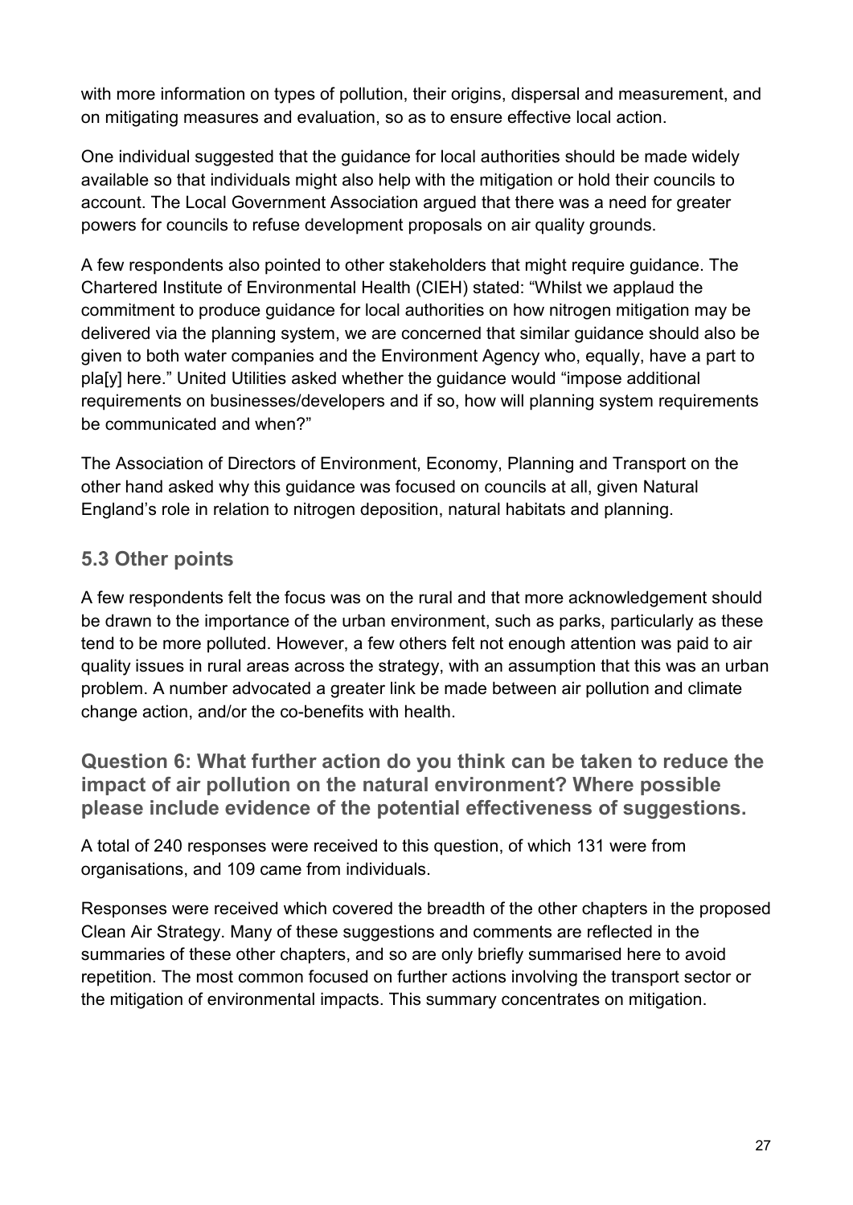with more information on types of pollution, their origins, dispersal and measurement, and on mitigating measures and evaluation, so as to ensure effective local action.

One individual suggested that the guidance for local authorities should be made widely available so that individuals might also help with the mitigation or hold their councils to account. The Local Government Association argued that there was a need for greater powers for councils to refuse development proposals on air quality grounds.

A few respondents also pointed to other stakeholders that might require guidance. The Chartered Institute of Environmental Health (CIEH) stated: "Whilst we applaud the commitment to produce guidance for local authorities on how nitrogen mitigation may be delivered via the planning system, we are concerned that similar guidance should also be given to both water companies and the Environment Agency who, equally, have a part to pla[y] here." United Utilities asked whether the guidance would "impose additional requirements on businesses/developers and if so, how will planning system requirements be communicated and when?"

The Association of Directors of Environment, Economy, Planning and Transport on the other hand asked why this guidance was focused on councils at all, given Natural England's role in relation to nitrogen deposition, natural habitats and planning.

### 5.3 Other points

A few respondents felt the focus was on the rural and that more acknowledgement should be drawn to the importance of the urban environment, such as parks, particularly as these tend to be more polluted. However, a few others felt not enough attention was paid to air quality issues in rural areas across the strategy, with an assumption that this was an urban problem. A number advocated a greater link be made between air pollution and climate change action, and/or the co-benefits with health.

## Question 6: What further action do you think can be taken to reduce the impact of air pollution on the natural environment? Where possible please include evidence of the potential effectiveness of suggestions.

A total of 240 responses were received to this question, of which 131 were from organisations, and 109 came from individuals.

Responses were received which covered the breadth of the other chapters in the proposed Clean Air Strategy. Many of these suggestions and comments are reflected in the summaries of these other chapters, and so are only briefly summarised here to avoid repetition. The most common focused on further actions involving the transport sector or the mitigation of environmental impacts. This summary concentrates on mitigation.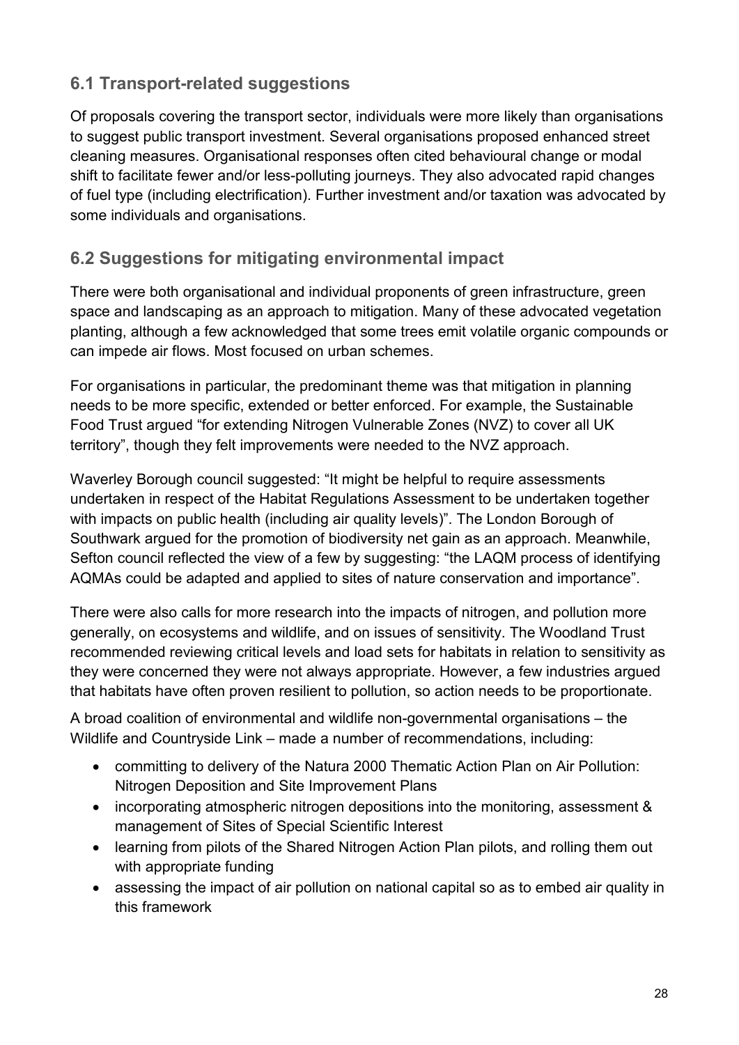## 6.1 Transport-related suggestions

Of proposals covering the transport sector, individuals were more likely than organisations to suggest public transport investment. Several organisations proposed enhanced street cleaning measures. Organisational responses often cited behavioural change or modal shift to facilitate fewer and/or less-polluting journeys. They also advocated rapid changes of fuel type (including electrification). Further investment and/or taxation was advocated by some individuals and organisations.

## 6.2 Suggestions for mitigating environmental impact

There were both organisational and individual proponents of green infrastructure, green space and landscaping as an approach to mitigation. Many of these advocated vegetation planting, although a few acknowledged that some trees emit volatile organic compounds or can impede air flows. Most focused on urban schemes.

For organisations in particular, the predominant theme was that mitigation in planning needs to be more specific, extended or better enforced. For example, the Sustainable Food Trust argued "for extending Nitrogen Vulnerable Zones (NVZ) to cover all UK territory", though they felt improvements were needed to the NVZ approach.

Waverley Borough council suggested: "It might be helpful to require assessments undertaken in respect of the Habitat Regulations Assessment to be undertaken together with impacts on public health (including air quality levels)". The London Borough of Southwark argued for the promotion of biodiversity net gain as an approach. Meanwhile, Sefton council reflected the view of a few by suggesting: "the LAQM process of identifying AQMAs could be adapted and applied to sites of nature conservation and importance".

There were also calls for more research into the impacts of nitrogen, and pollution more generally, on ecosystems and wildlife, and on issues of sensitivity. The Woodland Trust recommended reviewing critical levels and load sets for habitats in relation to sensitivity as they were concerned they were not always appropriate. However, a few industries argued that habitats have often proven resilient to pollution, so action needs to be proportionate.

A broad coalition of environmental and wildlife non-governmental organisations – the Wildlife and Countryside Link – made a number of recommendations, including:

- committing to delivery of the Natura 2000 Thematic Action Plan on Air Pollution: Nitrogen Deposition and Site Improvement Plans
- incorporating atmospheric nitrogen depositions into the monitoring, assessment & management of Sites of Special Scientific Interest
- learning from pilots of the Shared Nitrogen Action Plan pilots, and rolling them out with appropriate funding
- assessing the impact of air pollution on national capital so as to embed air quality in this framework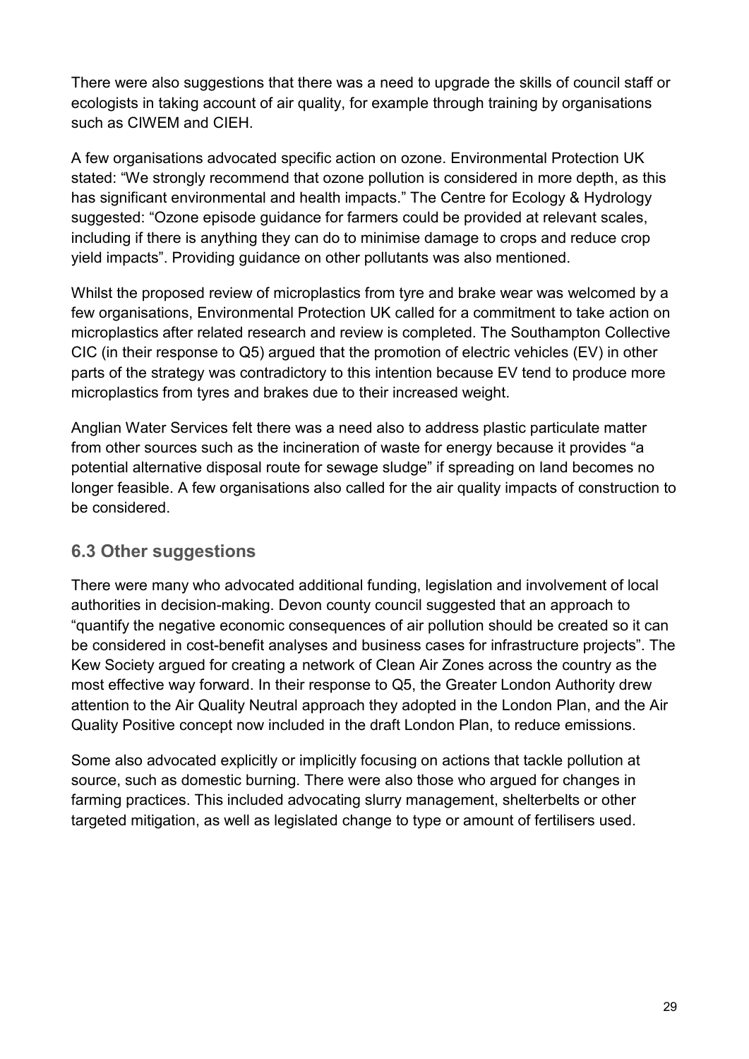There were also suggestions that there was a need to upgrade the skills of council staff or ecologists in taking account of air quality, for example through training by organisations such as CIWEM and CIEH.

A few organisations advocated specific action on ozone. Environmental Protection UK stated: "We strongly recommend that ozone pollution is considered in more depth, as this has significant environmental and health impacts." The Centre for Ecology & Hydrology suggested: "Ozone episode guidance for farmers could be provided at relevant scales, including if there is anything they can do to minimise damage to crops and reduce crop yield impacts". Providing guidance on other pollutants was also mentioned.

Whilst the proposed review of microplastics from tyre and brake wear was welcomed by a few organisations, Environmental Protection UK called for a commitment to take action on microplastics after related research and review is completed. The Southampton Collective CIC (in their response to Q5) argued that the promotion of electric vehicles (EV) in other parts of the strategy was contradictory to this intention because EV tend to produce more microplastics from tyres and brakes due to their increased weight.

Anglian Water Services felt there was a need also to address plastic particulate matter from other sources such as the incineration of waste for energy because it provides "a potential alternative disposal route for sewage sludge" if spreading on land becomes no longer feasible. A few organisations also called for the air quality impacts of construction to be considered.

## 6.3 Other suggestions

There were many who advocated additional funding, legislation and involvement of local authorities in decision-making. Devon county council suggested that an approach to "quantify the negative economic consequences of air pollution should be created so it can be considered in cost-benefit analyses and business cases for infrastructure projects". The Kew Society argued for creating a network of Clean Air Zones across the country as the most effective way forward. In their response to Q5, the Greater London Authority drew attention to the Air Quality Neutral approach they adopted in the London Plan, and the Air Quality Positive concept now included in the draft London Plan, to reduce emissions.

Some also advocated explicitly or implicitly focusing on actions that tackle pollution at source, such as domestic burning. There were also those who argued for changes in farming practices. This included advocating slurry management, shelterbelts or other targeted mitigation, as well as legislated change to type or amount of fertilisers used.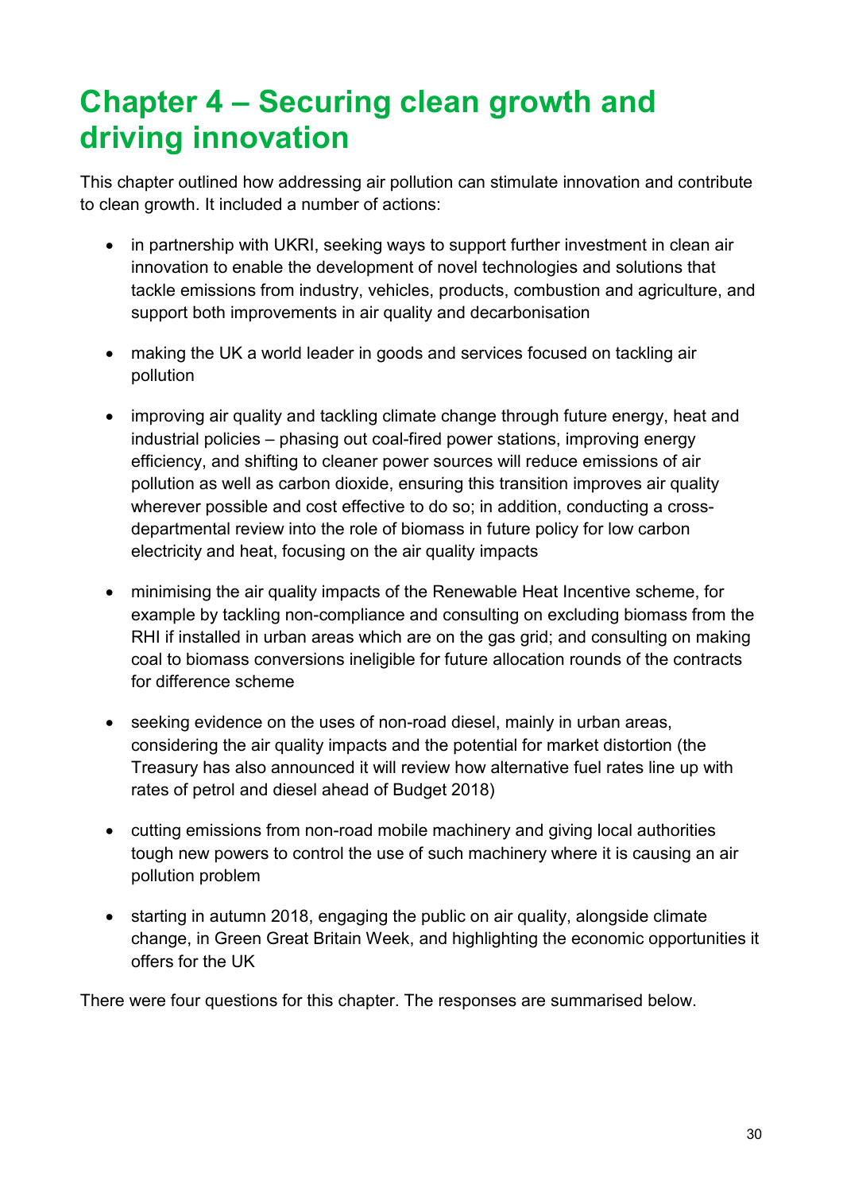# Chapter 4 – Securing clean growth and driving innovation

This chapter outlined how addressing air pollution can stimulate innovation and contribute to clean growth. It included a number of actions:

- in partnership with UKRI, seeking ways to support further investment in clean air innovation to enable the development of novel technologies and solutions that tackle emissions from industry, vehicles, products, combustion and agriculture, and support both improvements in air quality and decarbonisation

- making the UK a world leader in goods and services focused on tackling air pollution

- improving air quality and tackling climate change through future energy, heat and industrial policies – phasing out coal-fired power stations, improving energy efficiency, and shifting to cleaner power sources will reduce emissions of air pollution as well as carbon dioxide, ensuring this transition improves air quality wherever possible and cost effective to do so; in addition, conducting a cross-departmental review into the role of biomass in future policy for low carbon electricity and heat, focusing on the air quality impacts

- minimising the air quality impacts of the Renewable Heat Incentive scheme, for example by tackling non-compliance and consulting on excluding biomass from the RHI if installed in urban areas which are on the gas grid; and consulting on making coal to biomass conversions ineligible for future allocation rounds of the contracts for difference scheme

- seeking evidence on the uses of non-road diesel, mainly in urban areas, considering the air quality impacts and the potential for market distortion (the Treasury has also announced it will review how alternative fuel rates line up with rates of petrol and diesel ahead of Budget 2018)

- cutting emissions from non-road mobile machinery and giving local authorities tough new powers to control the use of such machinery where it is causing an air pollution problem

- starting in autumn 2018, engaging the public on air quality, alongside climate change, in Green Great Britain Week, and highlighting the economic opportunities it offers for the UK

There were four questions for this chapter. The responses are summarised below.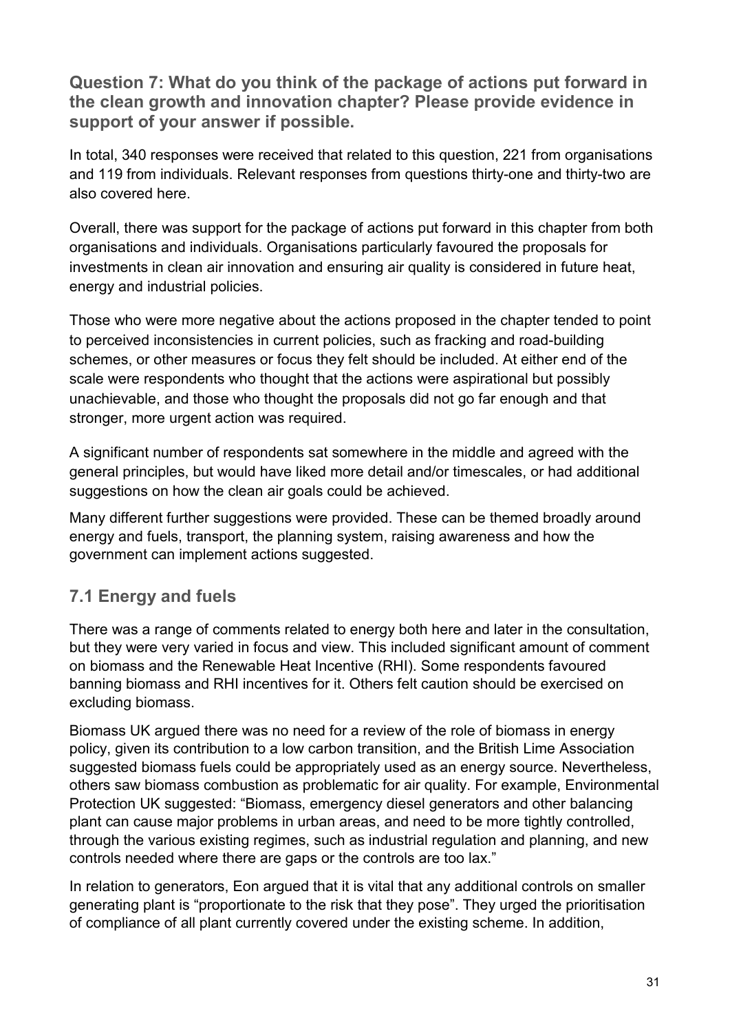## Question 7: What do you think of the package of actions put forward in the clean growth and innovation chapter? Please provide evidence in support of your answer if possible.

In total, 340 responses were received that related to this question, 221 from organisations and 119 from individuals. Relevant responses from questions thirty-one and thirty-two are also covered here.

Overall, there was support for the package of actions put forward in this chapter from both organisations and individuals. Organisations particularly favoured the proposals for investments in clean air innovation and ensuring air quality is considered in future heat, energy and industrial policies.

Those who were more negative about the actions proposed in the chapter tended to point to perceived inconsistencies in current policies, such as fracking and road-building schemes, or other measures or focus they felt should be included. At either end of the scale were respondents who thought that the actions were aspirational but possibly unachievable, and those who thought the proposals did not go far enough and that stronger, more urgent action was required.

A significant number of respondents sat somewhere in the middle and agreed with the general principles, but would have liked more detail and/or timescales, or had additional suggestions on how the clean air goals could be achieved.

Many different further suggestions were provided. These can be themed broadly around energy and fuels, transport, the planning system, raising awareness and how the government can implement actions suggested.

### 7.1 Energy and fuels

There was a range of comments related to energy both here and later in the consultation, but they were very varied in focus and view. This included significant amount of comment on biomass and the Renewable Heat Incentive (RHI). Some respondents favoured banning biomass and RHI incentives for it. Others felt caution should be exercised on excluding biomass.

Biomass UK argued there was no need for a review of the role of biomass in energy policy, given its contribution to a low carbon transition, and the British Lime Association suggested biomass fuels could be appropriately used as an energy source. Nevertheless, others saw biomass combustion as problematic for air quality. For example, Environmental Protection UK suggested: "Biomass, emergency diesel generators and other balancing plant can cause major problems in urban areas, and need to be more tightly controlled, through the various existing regimes, such as industrial regulation and planning, and new controls needed where there are gaps or the controls are too lax."

In relation to generators, Eon argued that it is vital that any additional controls on smaller generating plant is "proportionate to the risk that they pose". They urged the prioritisation of compliance of all plant currently covered under the existing scheme. In addition,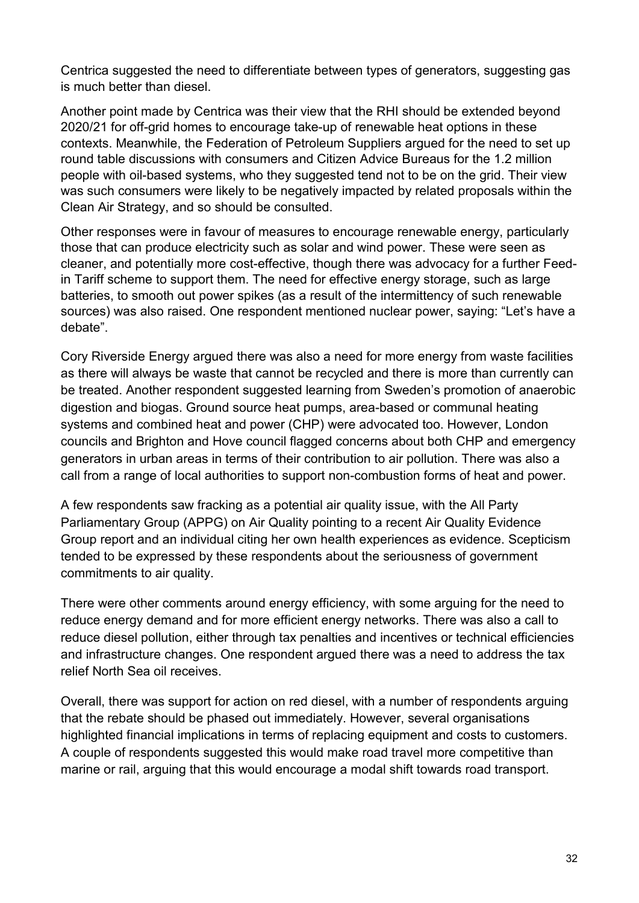Centrica suggested the need to differentiate between types of generators, suggesting gas is much better than diesel.

Another point made by Centrica was their view that the RHI should be extended beyond 2020/21 for off-grid homes to encourage take-up of renewable heat options in these contexts. Meanwhile, the Federation of Petroleum Suppliers argued for the need to set up round table discussions with consumers and Citizen Advice Bureaus for the 1.2 million people with oil-based systems, who they suggested tend not to be on the grid. Their view was such consumers were likely to be negatively impacted by related proposals within the Clean Air Strategy, and so should be consulted.

Other responses were in favour of measures to encourage renewable energy, particularly those that can produce electricity such as solar and wind power. These were seen as cleaner, and potentially more cost-effective, though there was advocacy for a further Feed-in Tariff scheme to support them. The need for effective energy storage, such as large batteries, to smooth out power spikes (as a result of the intermittency of such renewable sources) was also raised. One respondent mentioned nuclear power, saying: "Let's have a debate".

Cory Riverside Energy argued there was also a need for more energy from waste facilities as there will always be waste that cannot be recycled and there is more than currently can be treated. Another respondent suggested learning from Sweden's promotion of anaerobic digestion and biogas. Ground source heat pumps, area-based or communal heating systems and combined heat and power (CHP) were advocated too. However, London councils and Brighton and Hove council flagged concerns about both CHP and emergency generators in urban areas in terms of their contribution to air pollution. There was also a call from a range of local authorities to support non-combustion forms of heat and power.

A few respondents saw fracking as a potential air quality issue, with the All Party Parliamentary Group (APPG) on Air Quality pointing to a recent Air Quality Evidence Group report and an individual citing her own health experiences as evidence. Scepticism tended to be expressed by these respondents about the seriousness of government commitments to air quality.

There were other comments around energy efficiency, with some arguing for the need to reduce energy demand and for more efficient energy networks. There was also a call to reduce diesel pollution, either through tax penalties and incentives or technical efficiencies and infrastructure changes. One respondent argued there was a need to address the tax relief North Sea oil receives.

Overall, there was support for action on red diesel, with a number of respondents arguing that the rebate should be phased out immediately. However, several organisations highlighted financial implications in terms of replacing equipment and costs to customers. A couple of respondents suggested this would make road travel more competitive than marine or rail, arguing that this would encourage a modal shift towards road transport.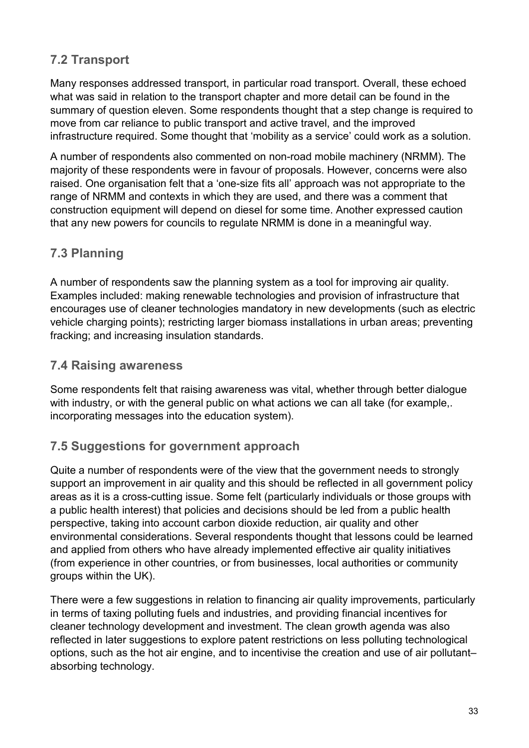## 7.2 Transport

Many responses addressed transport, in particular road transport. Overall, these echoed what was said in relation to the transport chapter and more detail can be found in the summary of question eleven. Some respondents thought that a step change is required to move from car reliance to public transport and active travel, and the improved infrastructure required. Some thought that 'mobility as a service' could work as a solution.

A number of respondents also commented on non-road mobile machinery (NRMM). The majority of these respondents were in favour of proposals. However, concerns were also raised. One organisation felt that a 'one-size fits all' approach was not appropriate to the range of NRMM and contexts in which they are used, and there was a comment that construction equipment will depend on diesel for some time. Another expressed caution that any new powers for councils to regulate NRMM is done in a meaningful way.

## 7.3 Planning

A number of respondents saw the planning system as a tool for improving air quality. Examples included: making renewable technologies and provision of infrastructure that encourages use of cleaner technologies mandatory in new developments (such as electric vehicle charging points); restricting larger biomass installations in urban areas; preventing fracking; and increasing insulation standards.

## 7.4 Raising awareness

Some respondents felt that raising awareness was vital, whether through better dialogue with industry, or with the general public on what actions we can all take (for example,. incorporating messages into the education system).

## 7.5 Suggestions for government approach

Quite a number of respondents were of the view that the government needs to strongly support an improvement in air quality and this should be reflected in all government policy areas as it is a cross-cutting issue. Some felt (particularly individuals or those groups with a public health interest) that policies and decisions should be led from a public health perspective, taking into account carbon dioxide reduction, air quality and other environmental considerations. Several respondents thought that lessons could be learned and applied from others who have already implemented effective air quality initiatives (from experience in other countries, or from businesses, local authorities or community groups within the UK).

There were a few suggestions in relation to financing air quality improvements, particularly in terms of taxing polluting fuels and industries, and providing financial incentives for cleaner technology development and investment. The clean growth agenda was also reflected in later suggestions to explore patent restrictions on less polluting technological options, such as the hot air engine, and to incentivise the creation and use of air pollutant–absorbing technology.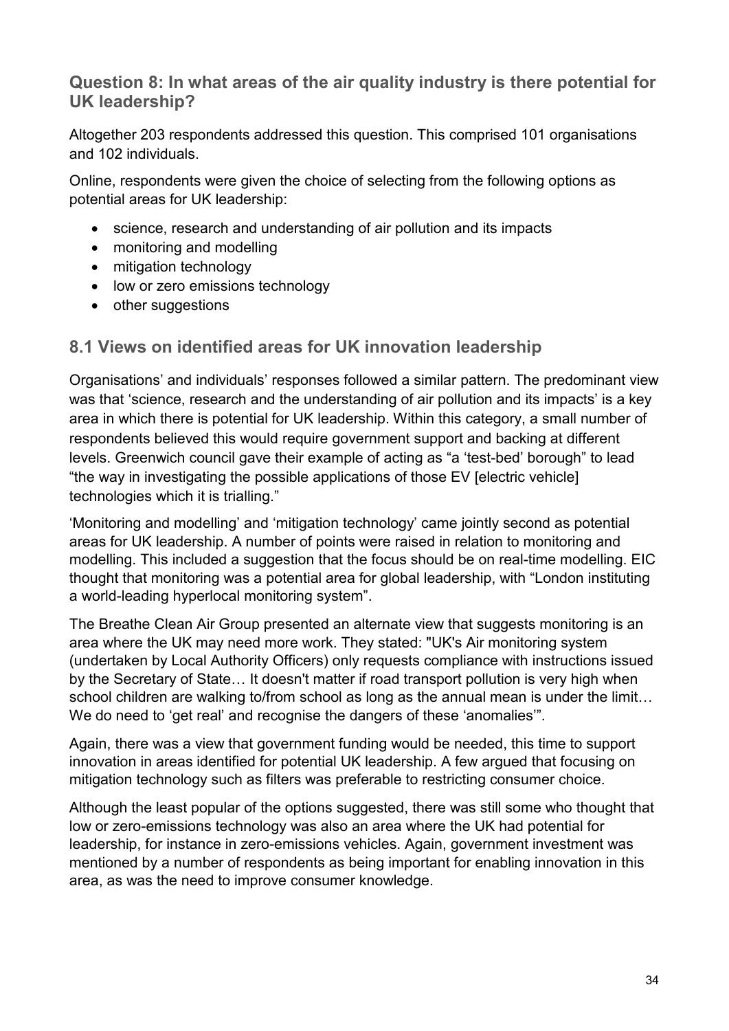## Question 8: In what areas of the air quality industry is there potential for UK leadership?

Altogether 203 respondents addressed this question. This comprised 101 organisations and 102 individuals.

Online, respondents were given the choice of selecting from the following options as potential areas for UK leadership:

- science, research and understanding of air pollution and its impacts
- monitoring and modelling
- mitigation technology
- low or zero emissions technology
- other suggestions

### 8.1 Views on identified areas for UK innovation leadership

Organisations' and individuals' responses followed a similar pattern. The predominant view was that 'science, research and the understanding of air pollution and its impacts' is a key area in which there is potential for UK leadership. Within this category, a small number of respondents believed this would require government support and backing at different levels. Greenwich council gave their example of acting as "a 'test-bed' borough" to lead "the way in investigating the possible applications of those EV [electric vehicle] technologies which it is trialling."

'Monitoring and modelling' and 'mitigation technology' came jointly second as potential areas for UK leadership. A number of points were raised in relation to monitoring and modelling. This included a suggestion that the focus should be on real-time modelling. EIC thought that monitoring was a potential area for global leadership, with "London instituting a world-leading hyperlocal monitoring system".

The Breathe Clean Air Group presented an alternate view that suggests monitoring is an area where the UK may need more work. They stated: "UK's Air monitoring system (undertaken by Local Authority Officers) only requests compliance with instructions issued by the Secretary of State… It doesn't matter if road transport pollution is very high when school children are walking to/from school as long as the annual mean is under the limit… We do need to 'get real' and recognise the dangers of these 'anomalies'".

Again, there was a view that government funding would be needed, this time to support innovation in areas identified for potential UK leadership. A few argued that focusing on mitigation technology such as filters was preferable to restricting consumer choice.

Although the least popular of the options suggested, there was still some who thought that low or zero-emissions technology was also an area where the UK had potential for leadership, for instance in zero-emissions vehicles. Again, government investment was mentioned by a number of respondents as being important for enabling innovation in this area, as was the need to improve consumer knowledge.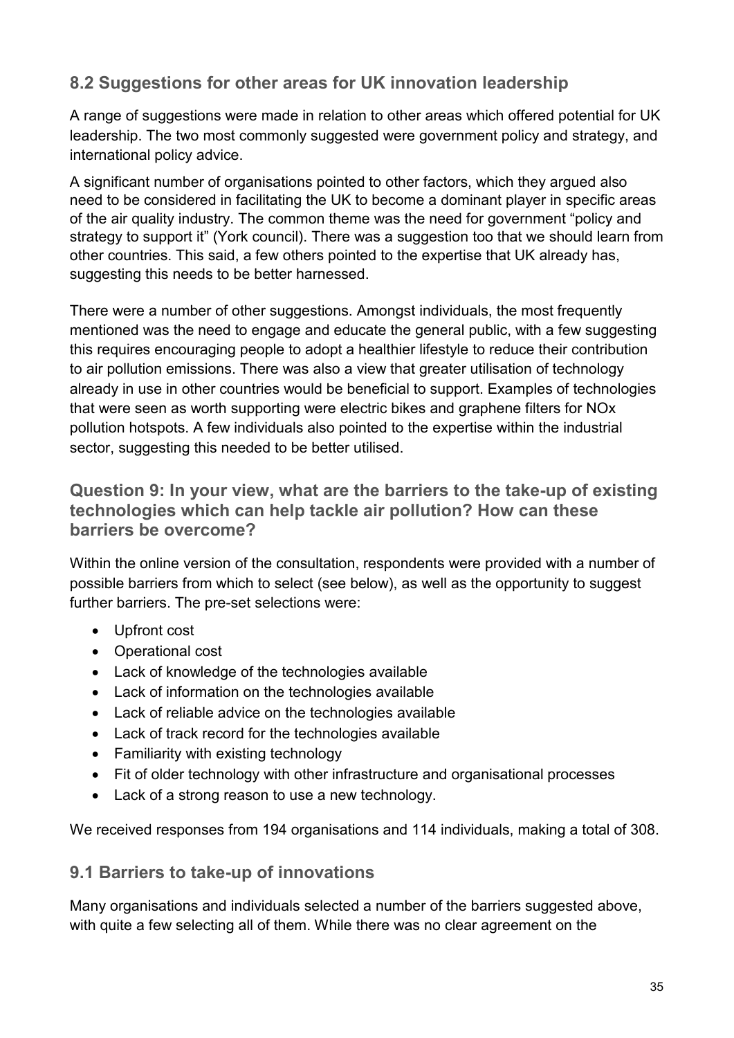## 8.2 Suggestions for other areas for UK innovation leadership

A range of suggestions were made in relation to other areas which offered potential for UK leadership. The two most commonly suggested were government policy and strategy, and international policy advice.

A significant number of organisations pointed to other factors, which they argued also need to be considered in facilitating the UK to become a dominant player in specific areas of the air quality industry. The common theme was the need for government "policy and strategy to support it" (York council). There was a suggestion too that we should learn from other countries. This said, a few others pointed to the expertise that UK already has, suggesting this needs to be better harnessed.

There were a number of other suggestions. Amongst individuals, the most frequently mentioned was the need to engage and educate the general public, with a few suggesting this requires encouraging people to adopt a healthier lifestyle to reduce their contribution to air pollution emissions. There was also a view that greater utilisation of technology already in use in other countries would be beneficial to support. Examples of technologies that were seen as worth supporting were electric bikes and graphene filters for NOx pollution hotspots. A few individuals also pointed to the expertise within the industrial sector, suggesting this needed to be better utilised.

### Question 9: In your view, what are the barriers to the take-up of existing technologies which can help tackle air pollution? How can these barriers be overcome?

Within the online version of the consultation, respondents were provided with a number of possible barriers from which to select (see below), as well as the opportunity to suggest further barriers. The pre-set selections were:

- Upfront cost
- Operational cost
- Lack of knowledge of the technologies available
- Lack of information on the technologies available
- Lack of reliable advice on the technologies available
- Lack of track record for the technologies available
- Familiarity with existing technology
- Fit of older technology with other infrastructure and organisational processes
- Lack of a strong reason to use a new technology.

We received responses from 194 organisations and 114 individuals, making a total of 308.

## 9.1 Barriers to take-up of innovations

Many organisations and individuals selected a number of the barriers suggested above, with quite a few selecting all of them. While there was no clear agreement on the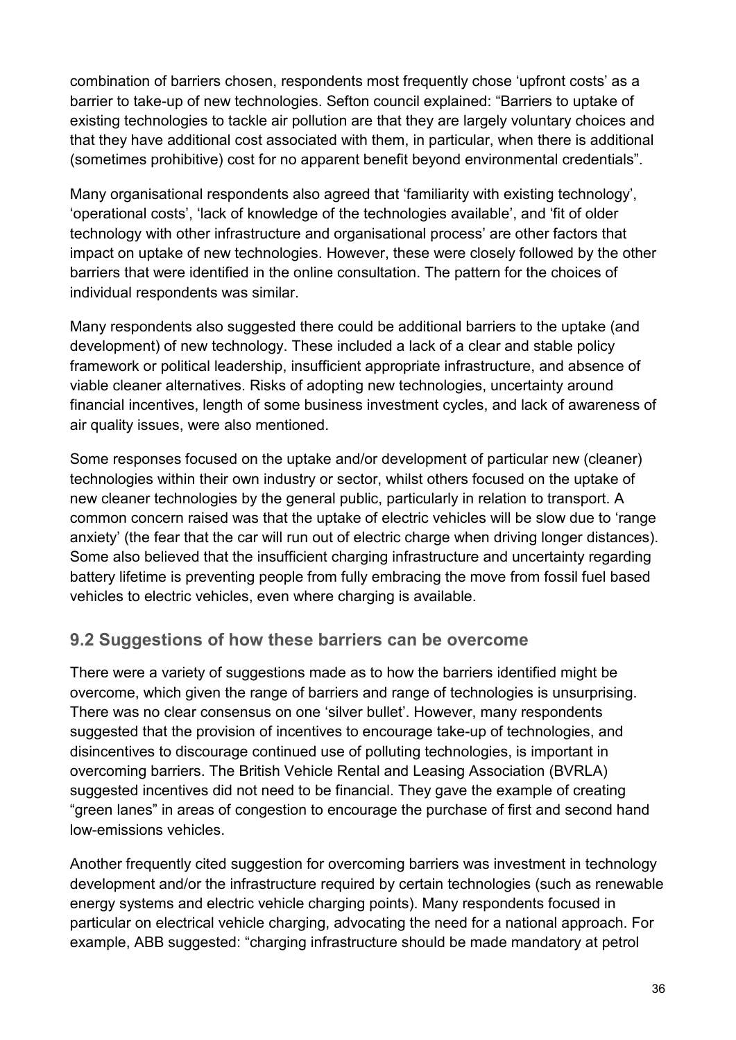combination of barriers chosen, respondents most frequently chose ‘upfront costs’ as a barrier to take-up of new technologies. Sefton council explained: “Barriers to uptake of existing technologies to tackle air pollution are that they are largely voluntary choices and that they have additional cost associated with them, in particular, when there is additional (sometimes prohibitive) cost for no apparent benefit beyond environmental credentials”.

Many organisational respondents also agreed that ‘familiarity with existing technology’, ‘operational costs’, ‘lack of knowledge of the technologies available’, and ‘fit of older technology with other infrastructure and organisational process’ are other factors that impact on uptake of new technologies. However, these were closely followed by the other barriers that were identified in the online consultation. The pattern for the choices of individual respondents was similar.

Many respondents also suggested there could be additional barriers to the uptake (and development) of new technology. These included a lack of a clear and stable policy framework or political leadership, insufficient appropriate infrastructure, and absence of viable cleaner alternatives. Risks of adopting new technologies, uncertainty around financial incentives, length of some business investment cycles, and lack of awareness of air quality issues, were also mentioned.

Some responses focused on the uptake and/or development of particular new (cleaner) technologies within their own industry or sector, whilst others focused on the uptake of new cleaner technologies by the general public, particularly in relation to transport. A common concern raised was that the uptake of electric vehicles will be slow due to ‘range anxiety’ (the fear that the car will run out of electric charge when driving longer distances). Some also believed that the insufficient charging infrastructure and uncertainty regarding battery lifetime is preventing people from fully embracing the move from fossil fuel based vehicles to electric vehicles, even where charging is available.

## 9.2 Suggestions of how these barriers can be overcome

There were a variety of suggestions made as to how the barriers identified might be overcome, which given the range of barriers and range of technologies is unsurprising. There was no clear consensus on one ‘silver bullet’. However, many respondents suggested that the provision of incentives to encourage take-up of technologies, and disincentives to discourage continued use of polluting technologies, is important in overcoming barriers. The British Vehicle Rental and Leasing Association (BVRLA) suggested incentives did not need to be financial. They gave the example of creating “green lanes” in areas of congestion to encourage the purchase of first and second hand low-emissions vehicles.

Another frequently cited suggestion for overcoming barriers was investment in technology development and/or the infrastructure required by certain technologies (such as renewable energy systems and electric vehicle charging points). Many respondents focused in particular on electrical vehicle charging, advocating the need for a national approach. For example, ABB suggested: “charging infrastructure should be made mandatory at petrol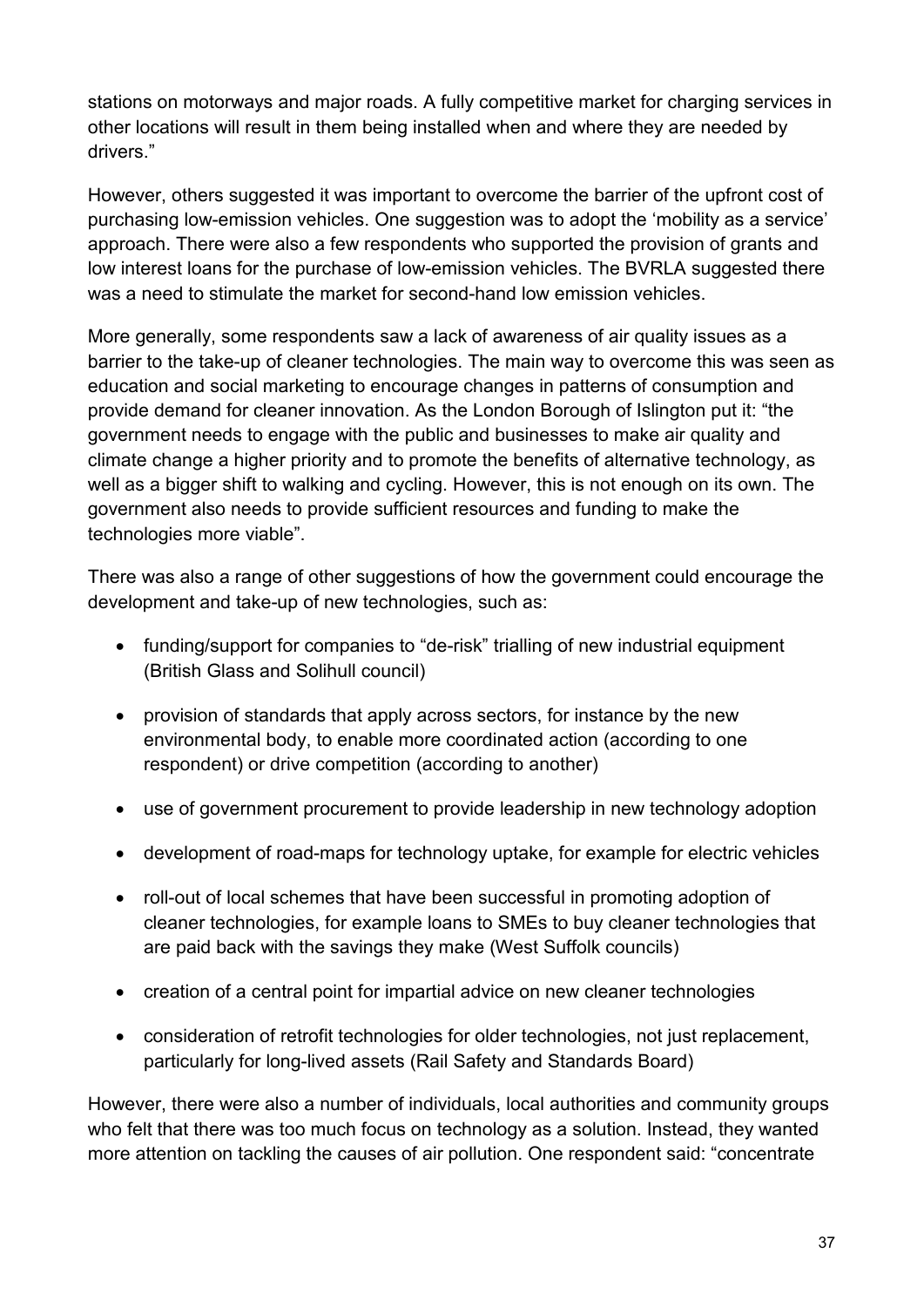stations on motorways and major roads. A fully competitive market for charging services in other locations will result in them being installed when and where they are needed by drivers."

However, others suggested it was important to overcome the barrier of the upfront cost of purchasing low-emission vehicles. One suggestion was to adopt the 'mobility as a service' approach. There were also a few respondents who supported the provision of grants and low interest loans for the purchase of low-emission vehicles. The BVRLA suggested there was a need to stimulate the market for second-hand low emission vehicles.

More generally, some respondents saw a lack of awareness of air quality issues as a barrier to the take-up of cleaner technologies. The main way to overcome this was seen as education and social marketing to encourage changes in patterns of consumption and provide demand for cleaner innovation. As the London Borough of Islington put it: "the government needs to engage with the public and businesses to make air quality and climate change a higher priority and to promote the benefits of alternative technology, as well as a bigger shift to walking and cycling. However, this is not enough on its own. The government also needs to provide sufficient resources and funding to make the technologies more viable".

There was also a range of other suggestions of how the government could encourage the development and take-up of new technologies, such as:

- funding/support for companies to "de-risk" trialling of new industrial equipment (British Glass and Solihull council)
- provision of standards that apply across sectors, for instance by the new environmental body, to enable more coordinated action (according to one respondent) or drive competition (according to another)
- use of government procurement to provide leadership in new technology adoption
- development of road-maps for technology uptake, for example for electric vehicles
- roll-out of local schemes that have been successful in promoting adoption of cleaner technologies, for example loans to SMEs to buy cleaner technologies that are paid back with the savings they make (West Suffolk councils)
- creation of a central point for impartial advice on new cleaner technologies
- consideration of retrofit technologies for older technologies, not just replacement, particularly for long-lived assets (Rail Safety and Standards Board)

However, there were also a number of individuals, local authorities and community groups who felt that there was too much focus on technology as a solution. Instead, they wanted more attention on tackling the causes of air pollution. One respondent said: "concentrate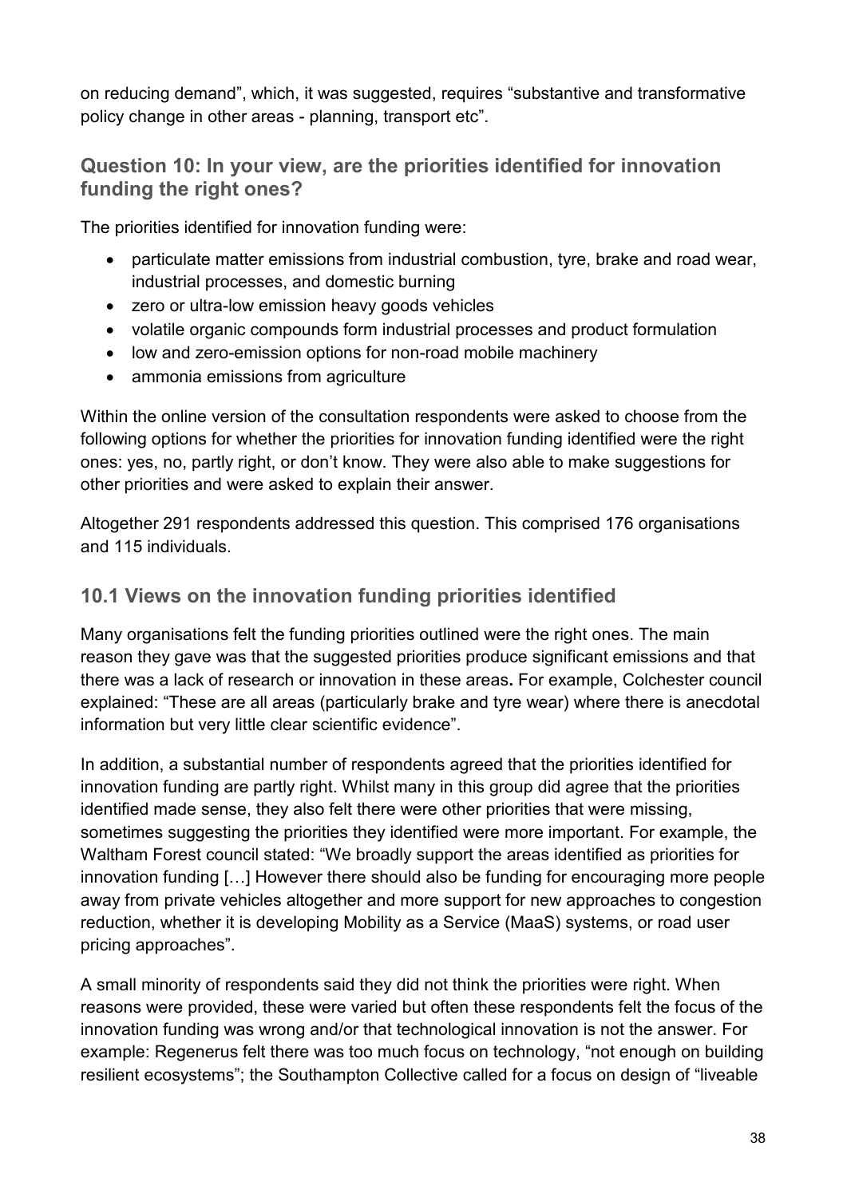on reducing demand", which, it was suggested, requires "substantive and transformative policy change in other areas - planning, transport etc".

### Question 10: In your view, are the priorities identified for innovation funding the right ones?

The priorities identified for innovation funding were:

- particulate matter emissions from industrial combustion, tyre, brake and road wear, industrial processes, and domestic burning
- zero or ultra-low emission heavy goods vehicles
- volatile organic compounds form industrial processes and product formulation
- low and zero-emission options for non-road mobile machinery
- ammonia emissions from agriculture

Within the online version of the consultation respondents were asked to choose from the following options for whether the priorities for innovation funding identified were the right ones: yes, no, partly right, or don't know. They were also able to make suggestions for other priorities and were asked to explain their answer.

Altogether 291 respondents addressed this question. This comprised 176 organisations and 115 individuals.

### 10.1 Views on the innovation funding priorities identified

Many organisations felt the funding priorities outlined were the right ones. The main reason they gave was that the suggested priorities produce significant emissions and that there was a lack of research or innovation in these areas**.** For example, Colchester council explained: "These are all areas (particularly brake and tyre wear) where there is anecdotal information but very little clear scientific evidence".

In addition, a substantial number of respondents agreed that the priorities identified for innovation funding are partly right. Whilst many in this group did agree that the priorities identified made sense, they also felt there were other priorities that were missing, sometimes suggesting the priorities they identified were more important. For example, the Waltham Forest council stated: "We broadly support the areas identified as priorities for innovation funding […] However there should also be funding for encouraging more people away from private vehicles altogether and more support for new approaches to congestion reduction, whether it is developing Mobility as a Service (MaaS) systems, or road user pricing approaches".

A small minority of respondents said they did not think the priorities were right. When reasons were provided, these were varied but often these respondents felt the focus of the innovation funding was wrong and/or that technological innovation is not the answer. For example: Regenerus felt there was too much focus on technology, "not enough on building resilient ecosystems"; the Southampton Collective called for a focus on design of "liveable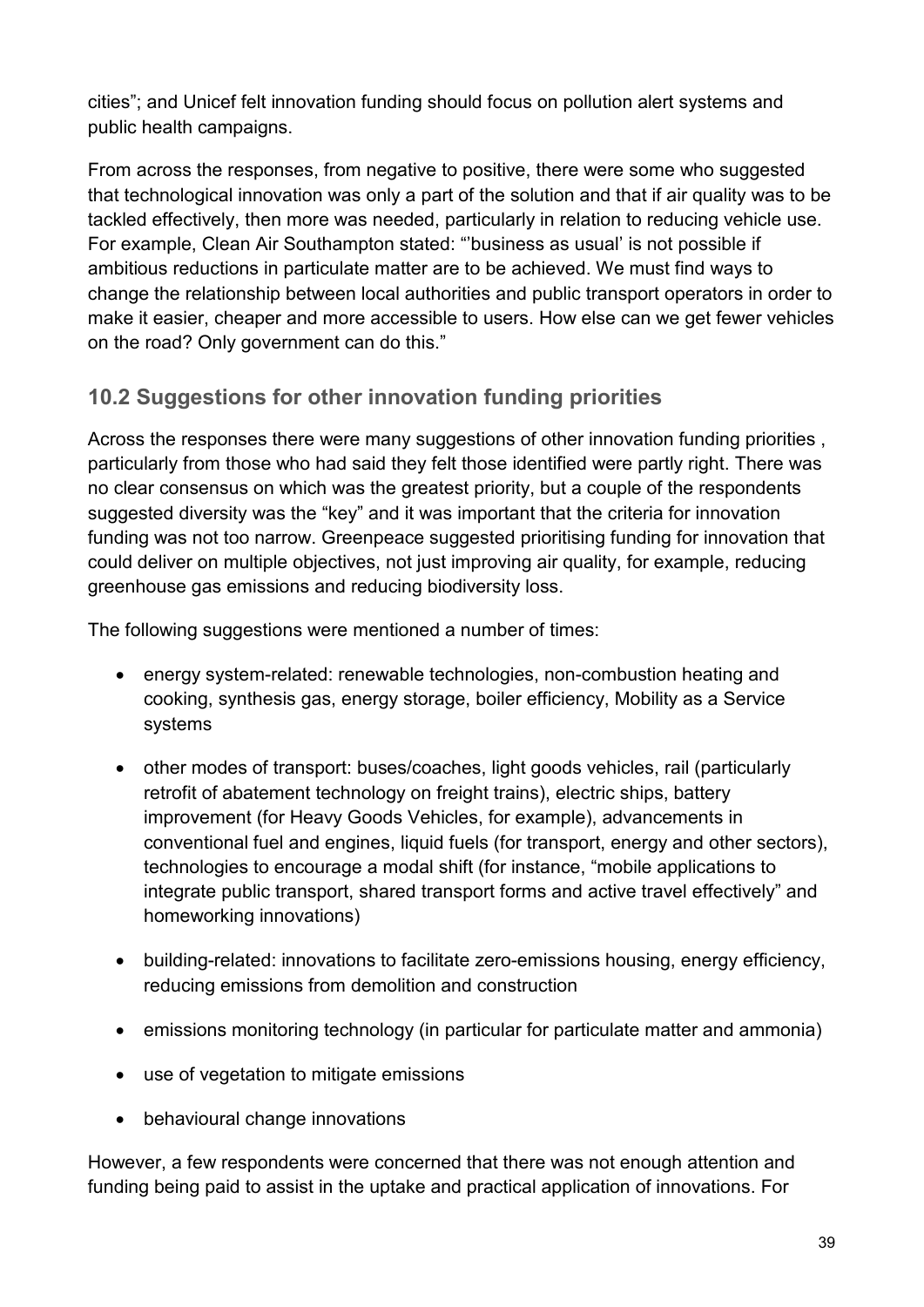cities"; and Unicef felt innovation funding should focus on pollution alert systems and public health campaigns.

From across the responses, from negative to positive, there were some who suggested that technological innovation was only a part of the solution and that if air quality was to be tackled effectively, then more was needed, particularly in relation to reducing vehicle use. For example, Clean Air Southampton stated: "'business as usual' is not possible if ambitious reductions in particulate matter are to be achieved. We must find ways to change the relationship between local authorities and public transport operators in order to make it easier, cheaper and more accessible to users. How else can we get fewer vehicles on the road? Only government can do this."

## 10.2 Suggestions for other innovation funding priorities

Across the responses there were many suggestions of other innovation funding priorities , particularly from those who had said they felt those identified were partly right. There was no clear consensus on which was the greatest priority, but a couple of the respondents suggested diversity was the "key" and it was important that the criteria for innovation funding was not too narrow. Greenpeace suggested prioritising funding for innovation that could deliver on multiple objectives, not just improving air quality, for example, reducing greenhouse gas emissions and reducing biodiversity loss.

The following suggestions were mentioned a number of times:

- energy system-related: renewable technologies, non-combustion heating and cooking, synthesis gas, energy storage, boiler efficiency, Mobility as a Service systems
- other modes of transport: buses/coaches, light goods vehicles, rail (particularly retrofit of abatement technology on freight trains), electric ships, battery improvement (for Heavy Goods Vehicles, for example), advancements in conventional fuel and engines, liquid fuels (for transport, energy and other sectors), technologies to encourage a modal shift (for instance, "mobile applications to integrate public transport, shared transport forms and active travel effectively" and homeworking innovations)
- building-related: innovations to facilitate zero-emissions housing, energy efficiency, reducing emissions from demolition and construction
- emissions monitoring technology (in particular for particulate matter and ammonia)
- use of vegetation to mitigate emissions
- behavioural change innovations

However, a few respondents were concerned that there was not enough attention and funding being paid to assist in the uptake and practical application of innovations. For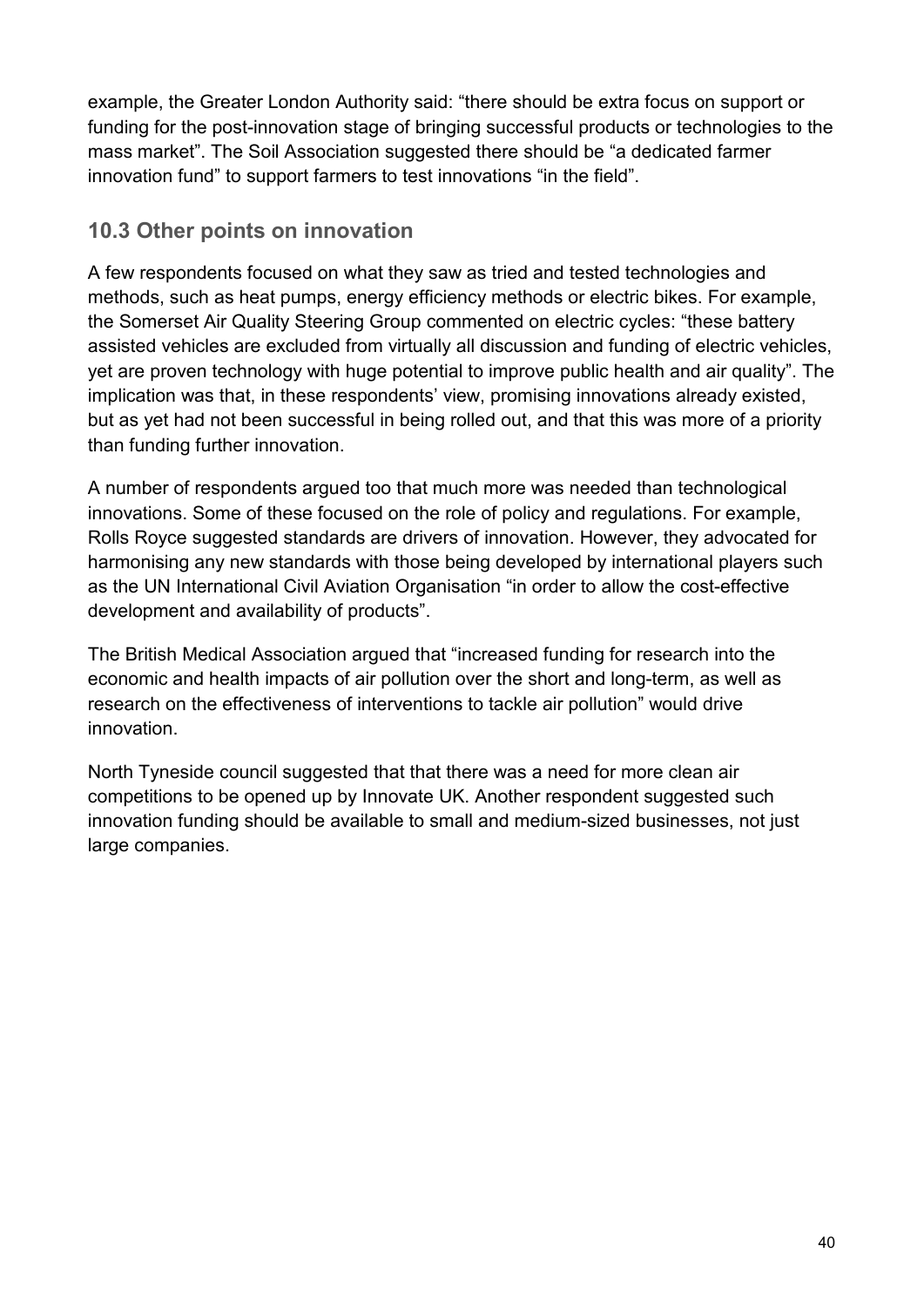example, the Greater London Authority said: “there should be extra focus on support or funding for the post-innovation stage of bringing successful products or technologies to the mass market”. The Soil Association suggested there should be “a dedicated farmer innovation fund” to support farmers to test innovations “in the field”.

## 10.3 Other points on innovation

A few respondents focused on what they saw as tried and tested technologies and methods, such as heat pumps, energy efficiency methods or electric bikes. For example, the Somerset Air Quality Steering Group commented on electric cycles: “these battery assisted vehicles are excluded from virtually all discussion and funding of electric vehicles, yet are proven technology with huge potential to improve public health and air quality”. The implication was that, in these respondents’ view, promising innovations already existed, but as yet had not been successful in being rolled out, and that this was more of a priority than funding further innovation.

A number of respondents argued too that much more was needed than technological innovations. Some of these focused on the role of policy and regulations. For example, Rolls Royce suggested standards are drivers of innovation. However, they advocated for harmonising any new standards with those being developed by international players such as the UN International Civil Aviation Organisation “in order to allow the cost-effective development and availability of products”.

The British Medical Association argued that “increased funding for research into the economic and health impacts of air pollution over the short and long-term, as well as research on the effectiveness of interventions to tackle air pollution” would drive innovation.

North Tyneside council suggested that that there was a need for more clean air competitions to be opened up by Innovate UK. Another respondent suggested such innovation funding should be available to small and medium-sized businesses, not just large companies.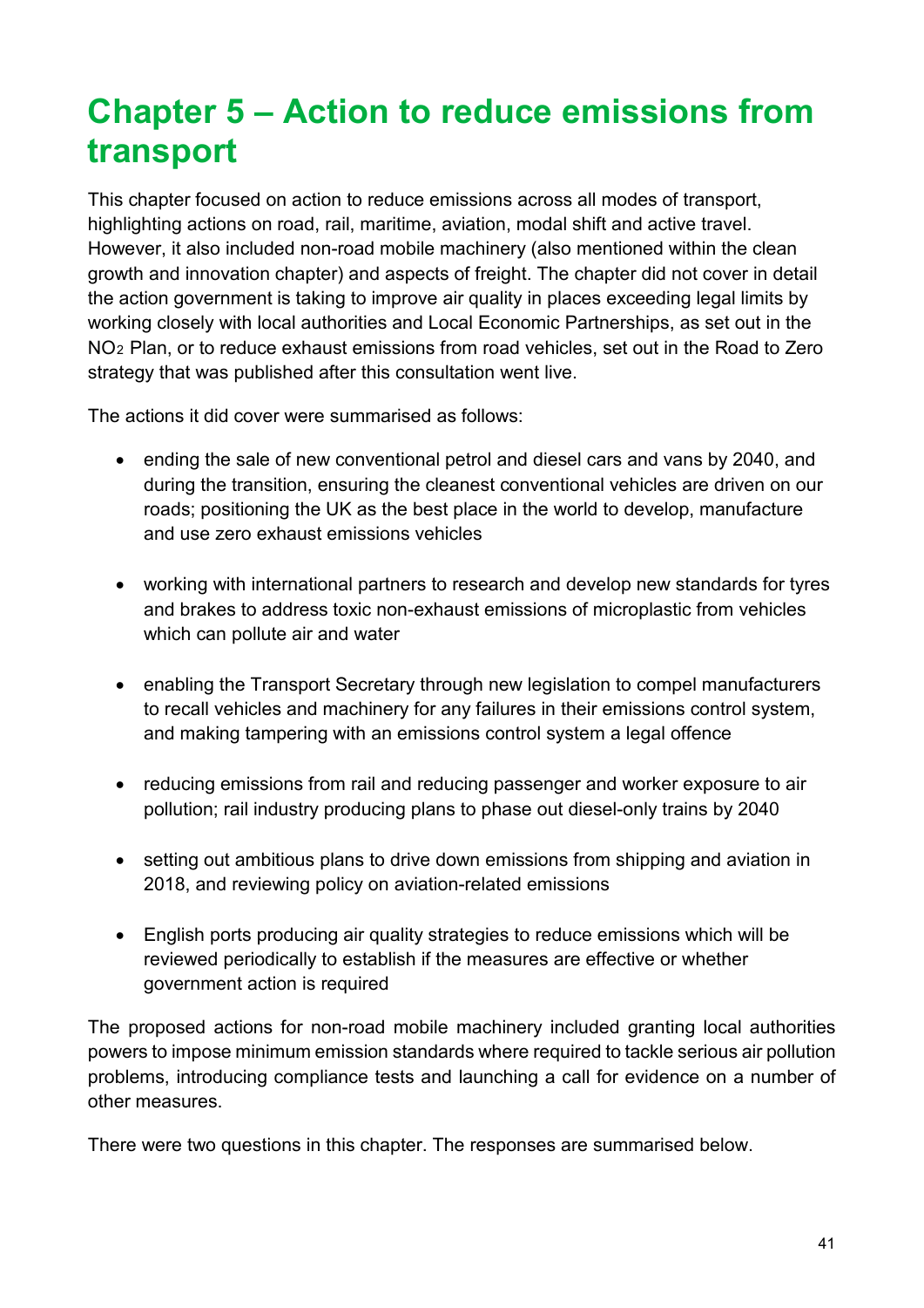# Chapter 5 – Action to reduce emissions from transport

This chapter focused on action to reduce emissions across all modes of transport, highlighting actions on road, rail, maritime, aviation, modal shift and active travel. However, it also included non-road mobile machinery (also mentioned within the clean growth and innovation chapter) and aspects of freight. The chapter did not cover in detail the action government is taking to improve air quality in places exceeding legal limits by working closely with local authorities and Local Economic Partnerships, as set out in the $NO_2$ Plan, or to reduce exhaust emissions from road vehicles, set out in the Road to Zero strategy that was published after this consultation went live.

The actions it did cover were summarised as follows:

- ending the sale of new conventional petrol and diesel cars and vans by 2040, and during the transition, ensuring the cleanest conventional vehicles are driven on our roads; positioning the UK as the best place in the world to develop, manufacture and use zero exhaust emissions vehicles
- working with international partners to research and develop new standards for tyres and brakes to address toxic non-exhaust emissions of microplastic from vehicles which can pollute air and water
- enabling the Transport Secretary through new legislation to compel manufacturers to recall vehicles and machinery for any failures in their emissions control system, and making tampering with an emissions control system a legal offence
- reducing emissions from rail and reducing passenger and worker exposure to air pollution; rail industry producing plans to phase out diesel-only trains by 2040
- setting out ambitious plans to drive down emissions from shipping and aviation in 2018, and reviewing policy on aviation-related emissions
- English ports producing air quality strategies to reduce emissions which will be reviewed periodically to establish if the measures are effective or whether government action is required

The proposed actions for non-road mobile machinery included granting local authorities powers to impose minimum emission standards where required to tackle serious air pollution problems, introducing compliance tests and launching a call for evidence on a number of other measures.

There were two questions in this chapter. The responses are summarised below.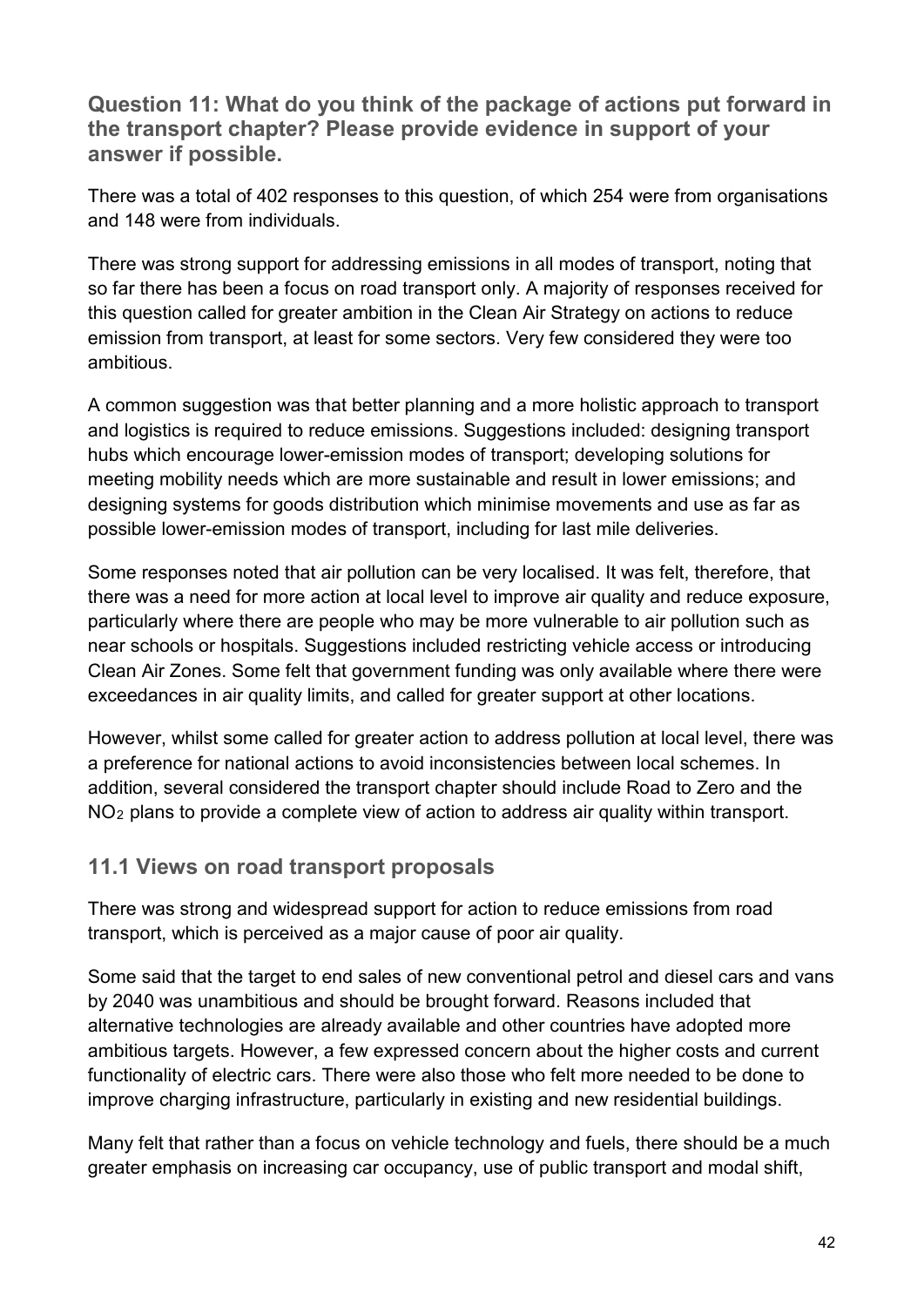### Question 11: What do you think of the package of actions put forward in the transport chapter? Please provide evidence in support of your answer if possible.

There was a total of 402 responses to this question, of which 254 were from organisations and 148 were from individuals.

There was strong support for addressing emissions in all modes of transport, noting that so far there has been a focus on road transport only. A majority of responses received for this question called for greater ambition in the Clean Air Strategy on actions to reduce emission from transport, at least for some sectors. Very few considered they were too ambitious.

A common suggestion was that better planning and a more holistic approach to transport and logistics is required to reduce emissions. Suggestions included: designing transport hubs which encourage lower-emission modes of transport; developing solutions for meeting mobility needs which are more sustainable and result in lower emissions; and designing systems for goods distribution which minimise movements and use as far as possible lower-emission modes of transport, including for last mile deliveries.

Some responses noted that air pollution can be very localised. It was felt, therefore, that there was a need for more action at local level to improve air quality and reduce exposure, particularly where there are people who may be more vulnerable to air pollution such as near schools or hospitals. Suggestions included restricting vehicle access or introducing Clean Air Zones. Some felt that government funding was only available where there were exceedances in air quality limits, and called for greater support at other locations.

However, whilst some called for greater action to address pollution at local level, there was a preference for national actions to avoid inconsistencies between local schemes. In addition, several considered the transport chapter should include Road to Zero and the $NO_2$ plans to provide a complete view of action to address air quality within transport.

## 11.1 Views on road transport proposals

There was strong and widespread support for action to reduce emissions from road transport, which is perceived as a major cause of poor air quality.

Some said that the target to end sales of new conventional petrol and diesel cars and vans by 2040 was unambitious and should be brought forward. Reasons included that alternative technologies are already available and other countries have adopted more ambitious targets. However, a few expressed concern about the higher costs and current functionality of electric cars. There were also those who felt more needed to be done to improve charging infrastructure, particularly in existing and new residential buildings.

Many felt that rather than a focus on vehicle technology and fuels, there should be a much greater emphasis on increasing car occupancy, use of public transport and modal shift,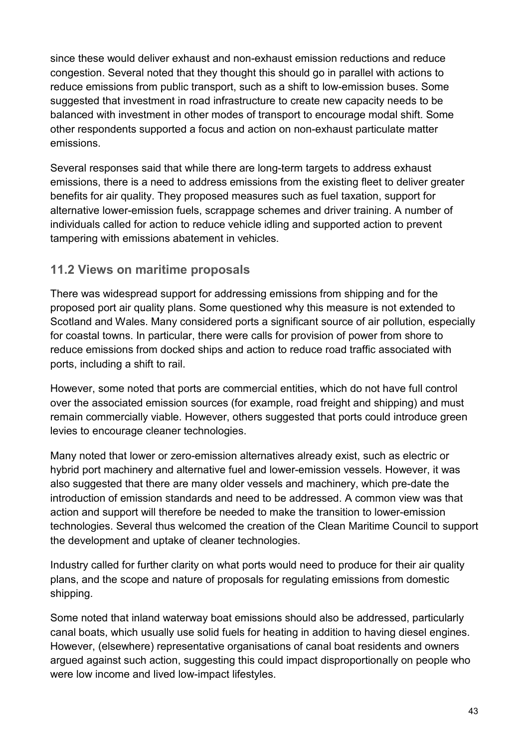since these would deliver exhaust and non-exhaust emission reductions and reduce congestion. Several noted that they thought this should go in parallel with actions to reduce emissions from public transport, such as a shift to low-emission buses. Some suggested that investment in road infrastructure to create new capacity needs to be balanced with investment in other modes of transport to encourage modal shift. Some other respondents supported a focus and action on non-exhaust particulate matter emissions.

Several responses said that while there are long-term targets to address exhaust emissions, there is a need to address emissions from the existing fleet to deliver greater benefits for air quality. They proposed measures such as fuel taxation, support for alternative lower-emission fuels, scrappage schemes and driver training. A number of individuals called for action to reduce vehicle idling and supported action to prevent tampering with emissions abatement in vehicles.

## 11.2 Views on maritime proposals

There was widespread support for addressing emissions from shipping and for the proposed port air quality plans. Some questioned why this measure is not extended to Scotland and Wales. Many considered ports a significant source of air pollution, especially for coastal towns. In particular, there were calls for provision of power from shore to reduce emissions from docked ships and action to reduce road traffic associated with ports, including a shift to rail.

However, some noted that ports are commercial entities, which do not have full control over the associated emission sources (for example, road freight and shipping) and must remain commercially viable. However, others suggested that ports could introduce green levies to encourage cleaner technologies.

Many noted that lower or zero-emission alternatives already exist, such as electric or hybrid port machinery and alternative fuel and lower-emission vessels. However, it was also suggested that there are many older vessels and machinery, which pre-date the introduction of emission standards and need to be addressed. A common view was that action and support will therefore be needed to make the transition to lower-emission technologies. Several thus welcomed the creation of the Clean Maritime Council to support the development and uptake of cleaner technologies.

Industry called for further clarity on what ports would need to produce for their air quality plans, and the scope and nature of proposals for regulating emissions from domestic shipping.

Some noted that inland waterway boat emissions should also be addressed, particularly canal boats, which usually use solid fuels for heating in addition to having diesel engines. However, (elsewhere) representative organisations of canal boat residents and owners argued against such action, suggesting this could impact disproportionally on people who were low income and lived low-impact lifestyles.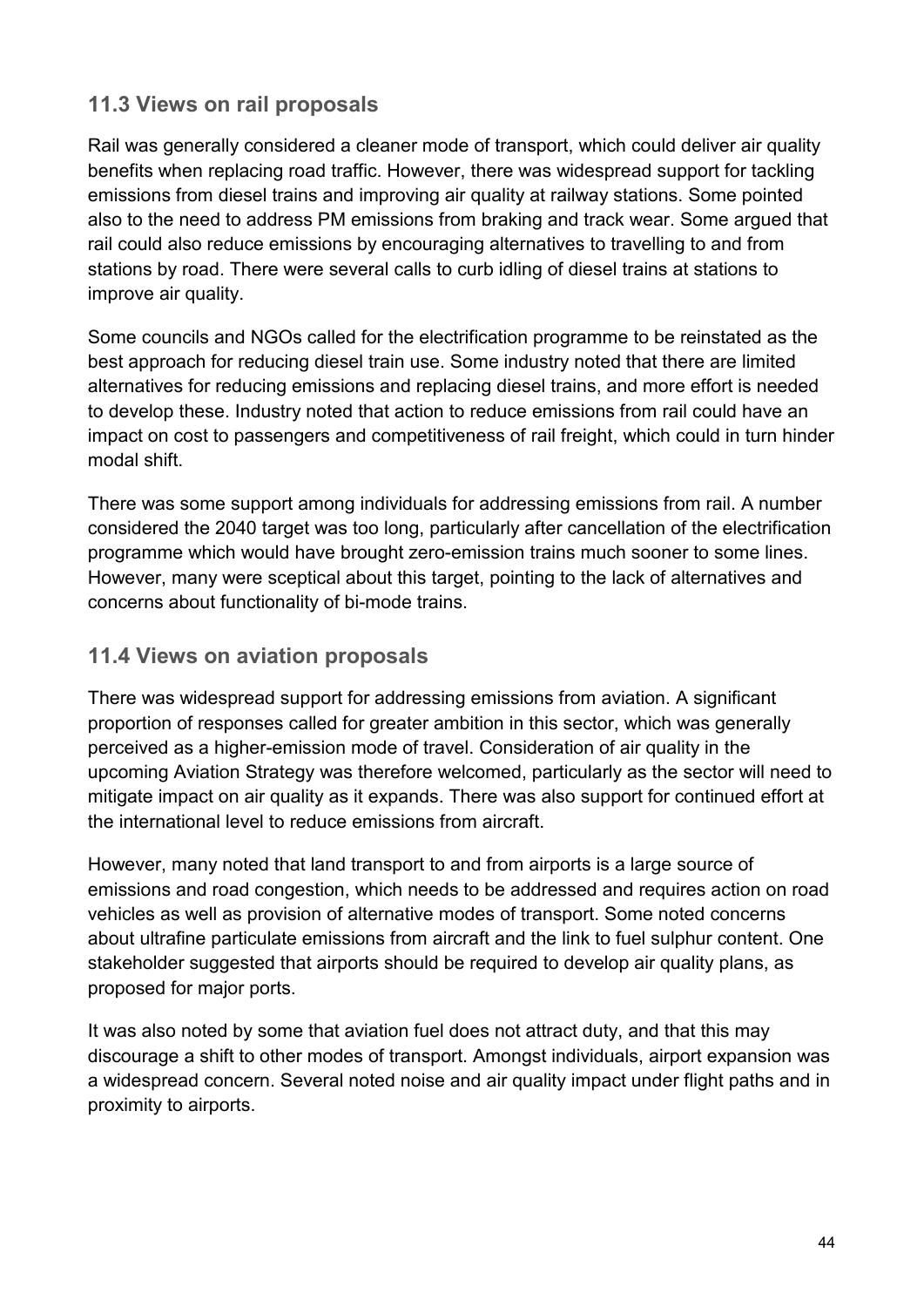## 11.3 Views on rail proposals

Rail was generally considered a cleaner mode of transport, which could deliver air quality benefits when replacing road traffic. However, there was widespread support for tackling emissions from diesel trains and improving air quality at railway stations. Some pointed also to the need to address PM emissions from braking and track wear. Some argued that rail could also reduce emissions by encouraging alternatives to travelling to and from stations by road. There were several calls to curb idling of diesel trains at stations to improve air quality.

Some councils and NGOs called for the electrification programme to be reinstated as the best approach for reducing diesel train use. Some industry noted that there are limited alternatives for reducing emissions and replacing diesel trains, and more effort is needed to develop these. Industry noted that action to reduce emissions from rail could have an impact on cost to passengers and competitiveness of rail freight, which could in turn hinder modal shift.

There was some support among individuals for addressing emissions from rail. A number considered the 2040 target was too long, particularly after cancellation of the electrification programme which would have brought zero-emission trains much sooner to some lines. However, many were sceptical about this target, pointing to the lack of alternatives and concerns about functionality of bi-mode trains.

## 11.4 Views on aviation proposals

There was widespread support for addressing emissions from aviation. A significant proportion of responses called for greater ambition in this sector, which was generally perceived as a higher-emission mode of travel. Consideration of air quality in the upcoming Aviation Strategy was therefore welcomed, particularly as the sector will need to mitigate impact on air quality as it expands. There was also support for continued effort at the international level to reduce emissions from aircraft.

However, many noted that land transport to and from airports is a large source of emissions and road congestion, which needs to be addressed and requires action on road vehicles as well as provision of alternative modes of transport. Some noted concerns about ultrafine particulate emissions from aircraft and the link to fuel sulphur content. One stakeholder suggested that airports should be required to develop air quality plans, as proposed for major ports.

It was also noted by some that aviation fuel does not attract duty, and that this may discourage a shift to other modes of transport. Amongst individuals, airport expansion was a widespread concern. Several noted noise and air quality impact under flight paths and in proximity to airports.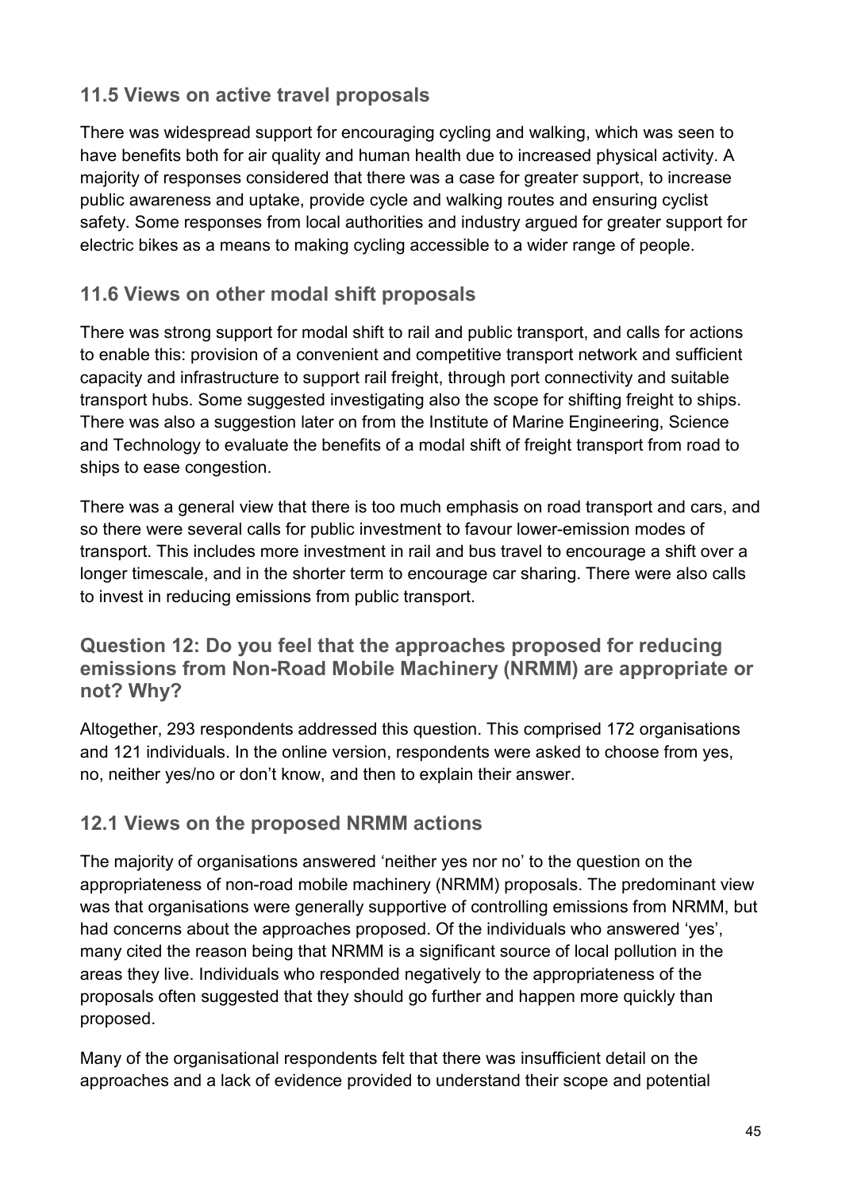### 11.5 Views on active travel proposals

There was widespread support for encouraging cycling and walking, which was seen to have benefits both for air quality and human health due to increased physical activity. A majority of responses considered that there was a case for greater support, to increase public awareness and uptake, provide cycle and walking routes and ensuring cyclist safety. Some responses from local authorities and industry argued for greater support for electric bikes as a means to making cycling accessible to a wider range of people.

### 11.6 Views on other modal shift proposals

There was strong support for modal shift to rail and public transport, and calls for actions to enable this: provision of a convenient and competitive transport network and sufficient capacity and infrastructure to support rail freight, through port connectivity and suitable transport hubs. Some suggested investigating also the scope for shifting freight to ships. There was also a suggestion later on from the Institute of Marine Engineering, Science and Technology to evaluate the benefits of a modal shift of freight transport from road to ships to ease congestion.

There was a general view that there is too much emphasis on road transport and cars, and so there were several calls for public investment to favour lower-emission modes of transport. This includes more investment in rail and bus travel to encourage a shift over a longer timescale, and in the shorter term to encourage car sharing. There were also calls to invest in reducing emissions from public transport.

## Question 12: Do you feel that the approaches proposed for reducing emissions from Non-Road Mobile Machinery (NRMM) are appropriate or not? Why?

Altogether, 293 respondents addressed this question. This comprised 172 organisations and 121 individuals. In the online version, respondents were asked to choose from yes, no, neither yes/no or don't know, and then to explain their answer.

### 12.1 Views on the proposed NRMM actions

The majority of organisations answered 'neither yes nor no' to the question on the appropriateness of non-road mobile machinery (NRMM) proposals. The predominant view was that organisations were generally supportive of controlling emissions from NRMM, but had concerns about the approaches proposed. Of the individuals who answered 'yes', many cited the reason being that NRMM is a significant source of local pollution in the areas they live. Individuals who responded negatively to the appropriateness of the proposals often suggested that they should go further and happen more quickly than proposed.

Many of the organisational respondents felt that there was insufficient detail on the approaches and a lack of evidence provided to understand their scope and potential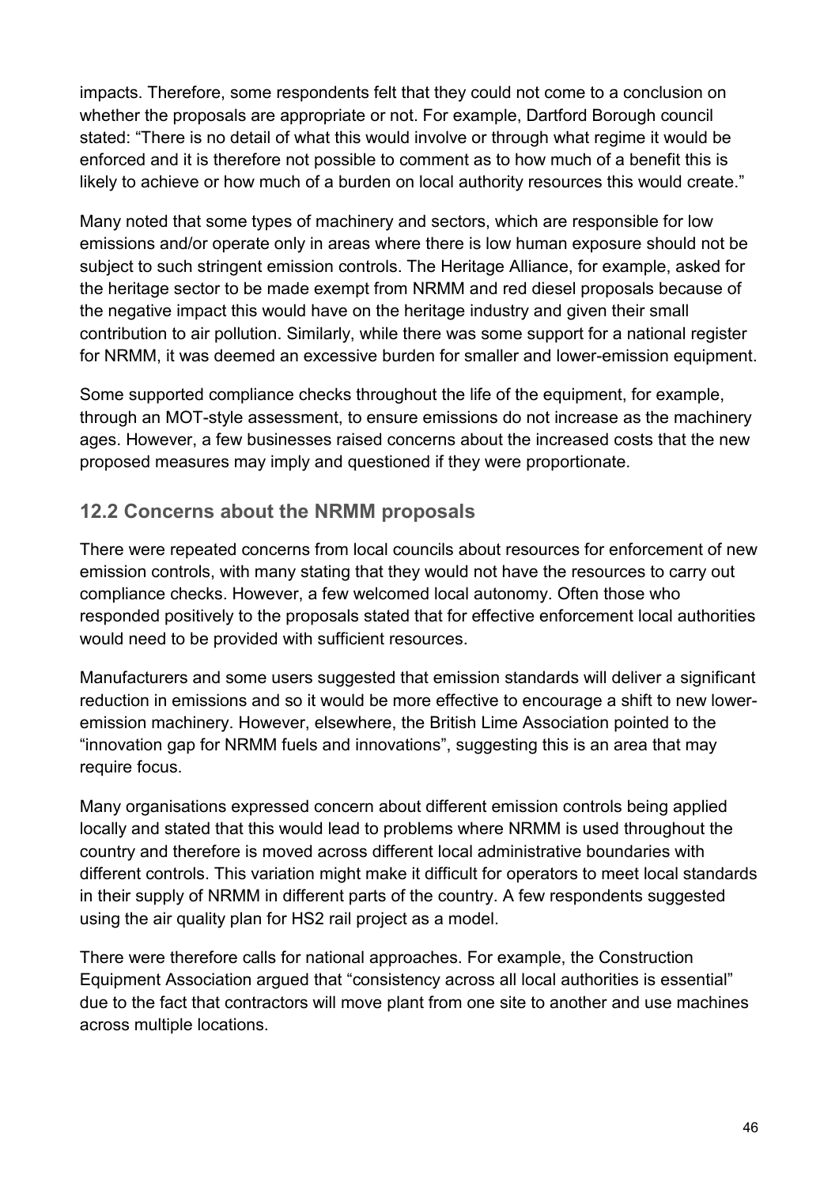impacts. Therefore, some respondents felt that they could not come to a conclusion on whether the proposals are appropriate or not. For example, Dartford Borough council stated: "There is no detail of what this would involve or through what regime it would be enforced and it is therefore not possible to comment as to how much of a benefit this is likely to achieve or how much of a burden on local authority resources this would create."

Many noted that some types of machinery and sectors, which are responsible for low emissions and/or operate only in areas where there is low human exposure should not be subject to such stringent emission controls. The Heritage Alliance, for example, asked for the heritage sector to be made exempt from NRMM and red diesel proposals because of the negative impact this would have on the heritage industry and given their small contribution to air pollution. Similarly, while there was some support for a national register for NRMM, it was deemed an excessive burden for smaller and lower-emission equipment.

Some supported compliance checks throughout the life of the equipment, for example, through an MOT-style assessment, to ensure emissions do not increase as the machinery ages. However, a few businesses raised concerns about the increased costs that the new proposed measures may imply and questioned if they were proportionate.

## 12.2 Concerns about the NRMM proposals

There were repeated concerns from local councils about resources for enforcement of new emission controls, with many stating that they would not have the resources to carry out compliance checks. However, a few welcomed local autonomy. Often those who responded positively to the proposals stated that for effective enforcement local authorities would need to be provided with sufficient resources.

Manufacturers and some users suggested that emission standards will deliver a significant reduction in emissions and so it would be more effective to encourage a shift to new lower-emission machinery. However, elsewhere, the British Lime Association pointed to the "innovation gap for NRMM fuels and innovations", suggesting this is an area that may require focus.

Many organisations expressed concern about different emission controls being applied locally and stated that this would lead to problems where NRMM is used throughout the country and therefore is moved across different local administrative boundaries with different controls. This variation might make it difficult for operators to meet local standards in their supply of NRMM in different parts of the country. A few respondents suggested using the air quality plan for HS2 rail project as a model.

There were therefore calls for national approaches. For example, the Construction Equipment Association argued that "consistency across all local authorities is essential" due to the fact that contractors will move plant from one site to another and use machines across multiple locations.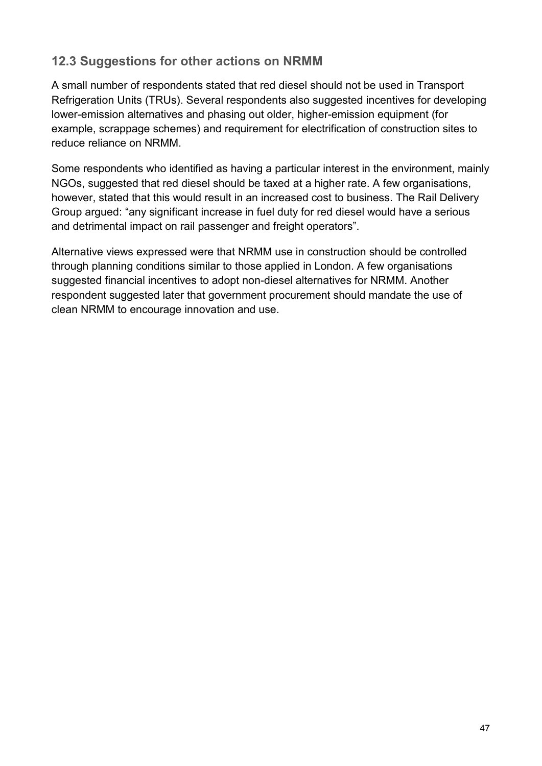## 12.3 Suggestions for other actions on NRMM

A small number of respondents stated that red diesel should not be used in Transport Refrigeration Units (TRUs). Several respondents also suggested incentives for developing lower-emission alternatives and phasing out older, higher-emission equipment (for example, scrappage schemes) and requirement for electrification of construction sites to reduce reliance on NRMM.

Some respondents who identified as having a particular interest in the environment, mainly NGOs, suggested that red diesel should be taxed at a higher rate. A few organisations, however, stated that this would result in an increased cost to business. The Rail Delivery Group argued: “any significant increase in fuel duty for red diesel would have a serious and detrimental impact on rail passenger and freight operators”.

Alternative views expressed were that NRMM use in construction should be controlled through planning conditions similar to those applied in London. A few organisations suggested financial incentives to adopt non-diesel alternatives for NRMM. Another respondent suggested later that government procurement should mandate the use of clean NRMM to encourage innovation and use.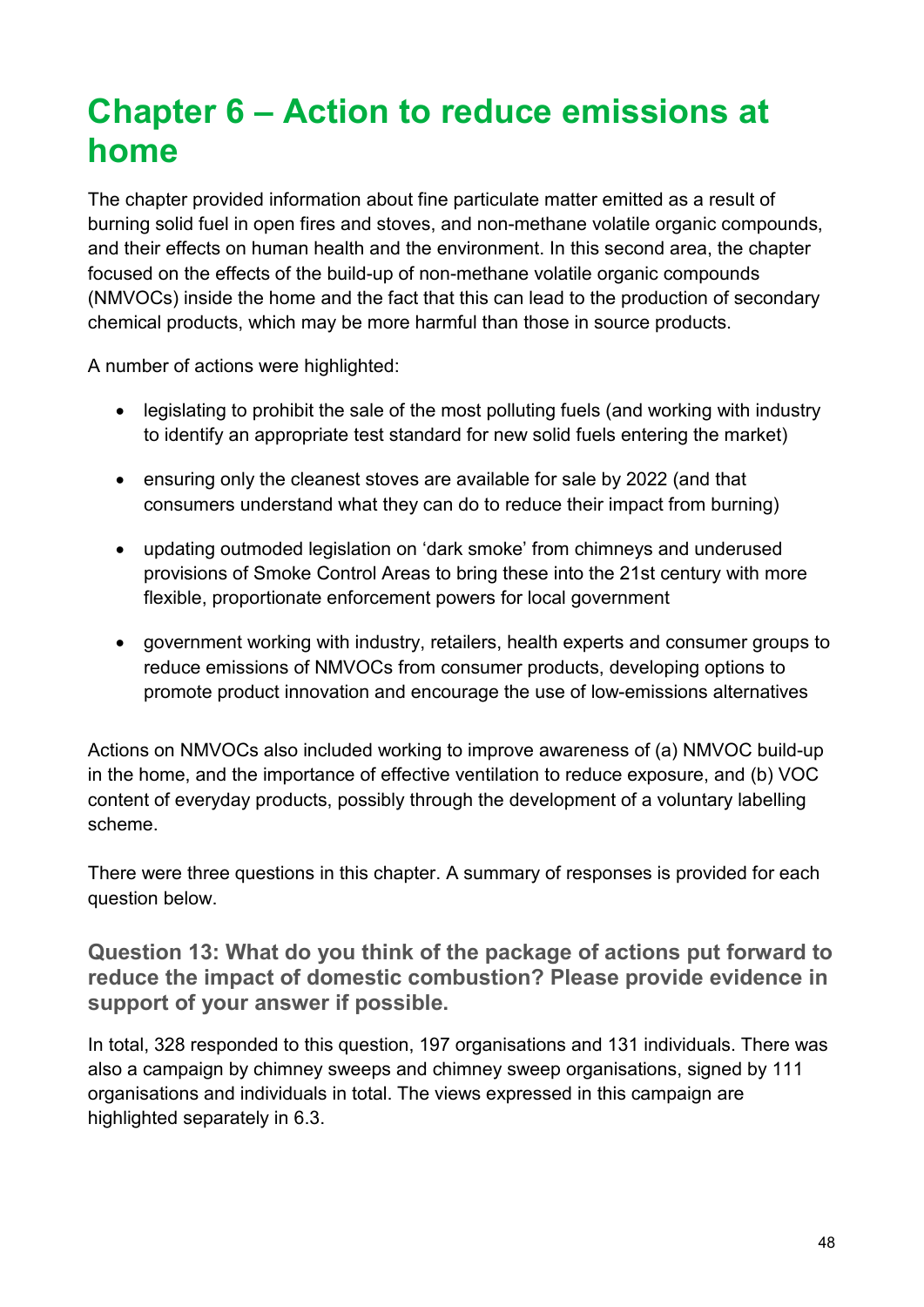# Chapter 6 – Action to reduce emissions at home

The chapter provided information about fine particulate matter emitted as a result of burning solid fuel in open fires and stoves, and non-methane volatile organic compounds, and their effects on human health and the environment. In this second area, the chapter focused on the effects of the build-up of non-methane volatile organic compounds (NMVOCs) inside the home and the fact that this can lead to the production of secondary chemical products, which may be more harmful than those in source products.

A number of actions were highlighted:

- legislating to prohibit the sale of the most polluting fuels (and working with industry to identify an appropriate test standard for new solid fuels entering the market)
- ensuring only the cleanest stoves are available for sale by 2022 (and that consumers understand what they can do to reduce their impact from burning)
- updating outmoded legislation on 'dark smoke' from chimneys and underused provisions of Smoke Control Areas to bring these into the 21st century with more flexible, proportionate enforcement powers for local government
- government working with industry, retailers, health experts and consumer groups to reduce emissions of NMVOCs from consumer products, developing options to promote product innovation and encourage the use of low-emissions alternatives

Actions on NMVOCs also included working to improve awareness of (a) NMVOC build-up in the home, and the importance of effective ventilation to reduce exposure, and (b) VOC content of everyday products, possibly through the development of a voluntary labelling scheme.

There were three questions in this chapter. A summary of responses is provided for each question below.

### Question 13: What do you think of the package of actions put forward to reduce the impact of domestic combustion? Please provide evidence in support of your answer if possible.

In total, 328 responded to this question, 197 organisations and 131 individuals. There was also a campaign by chimney sweeps and chimney sweep organisations, signed by 111 organisations and individuals in total. The views expressed in this campaign are highlighted separately in 6.3.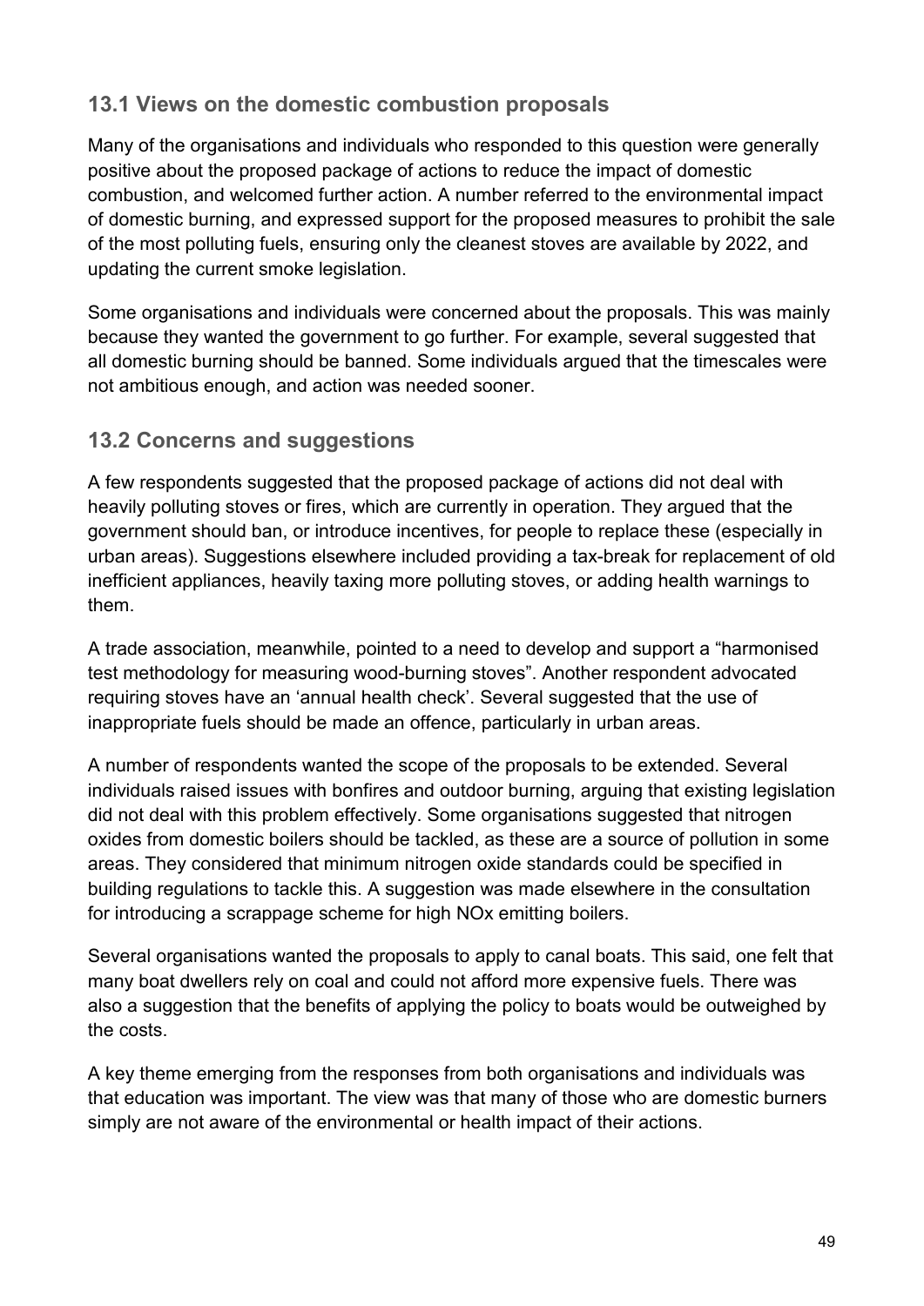## 13.1 Views on the domestic combustion proposals

Many of the organisations and individuals who responded to this question were generally positive about the proposed package of actions to reduce the impact of domestic combustion, and welcomed further action. A number referred to the environmental impact of domestic burning, and expressed support for the proposed measures to prohibit the sale of the most polluting fuels, ensuring only the cleanest stoves are available by 2022, and updating the current smoke legislation.

Some organisations and individuals were concerned about the proposals. This was mainly because they wanted the government to go further. For example, several suggested that all domestic burning should be banned. Some individuals argued that the timescales were not ambitious enough, and action was needed sooner.

## 13.2 Concerns and suggestions

A few respondents suggested that the proposed package of actions did not deal with heavily polluting stoves or fires, which are currently in operation. They argued that the government should ban, or introduce incentives, for people to replace these (especially in urban areas). Suggestions elsewhere included providing a tax-break for replacement of old inefficient appliances, heavily taxing more polluting stoves, or adding health warnings to them.

A trade association, meanwhile, pointed to a need to develop and support a "harmonised test methodology for measuring wood-burning stoves". Another respondent advocated requiring stoves have an 'annual health check'. Several suggested that the use of inappropriate fuels should be made an offence, particularly in urban areas.

A number of respondents wanted the scope of the proposals to be extended. Several individuals raised issues with bonfires and outdoor burning, arguing that existing legislation did not deal with this problem effectively. Some organisations suggested that nitrogen oxides from domestic boilers should be tackled, as these are a source of pollution in some areas. They considered that minimum nitrogen oxide standards could be specified in building regulations to tackle this. A suggestion was made elsewhere in the consultation for introducing a scrappage scheme for high $NO_x$ emitting boilers.

Several organisations wanted the proposals to apply to canal boats. This said, one felt that many boat dwellers rely on coal and could not afford more expensive fuels. There was also a suggestion that the benefits of applying the policy to boats would be outweighed by the costs.

A key theme emerging from the responses from both organisations and individuals was that education was important. The view was that many of those who are domestic burners simply are not aware of the environmental or health impact of their actions.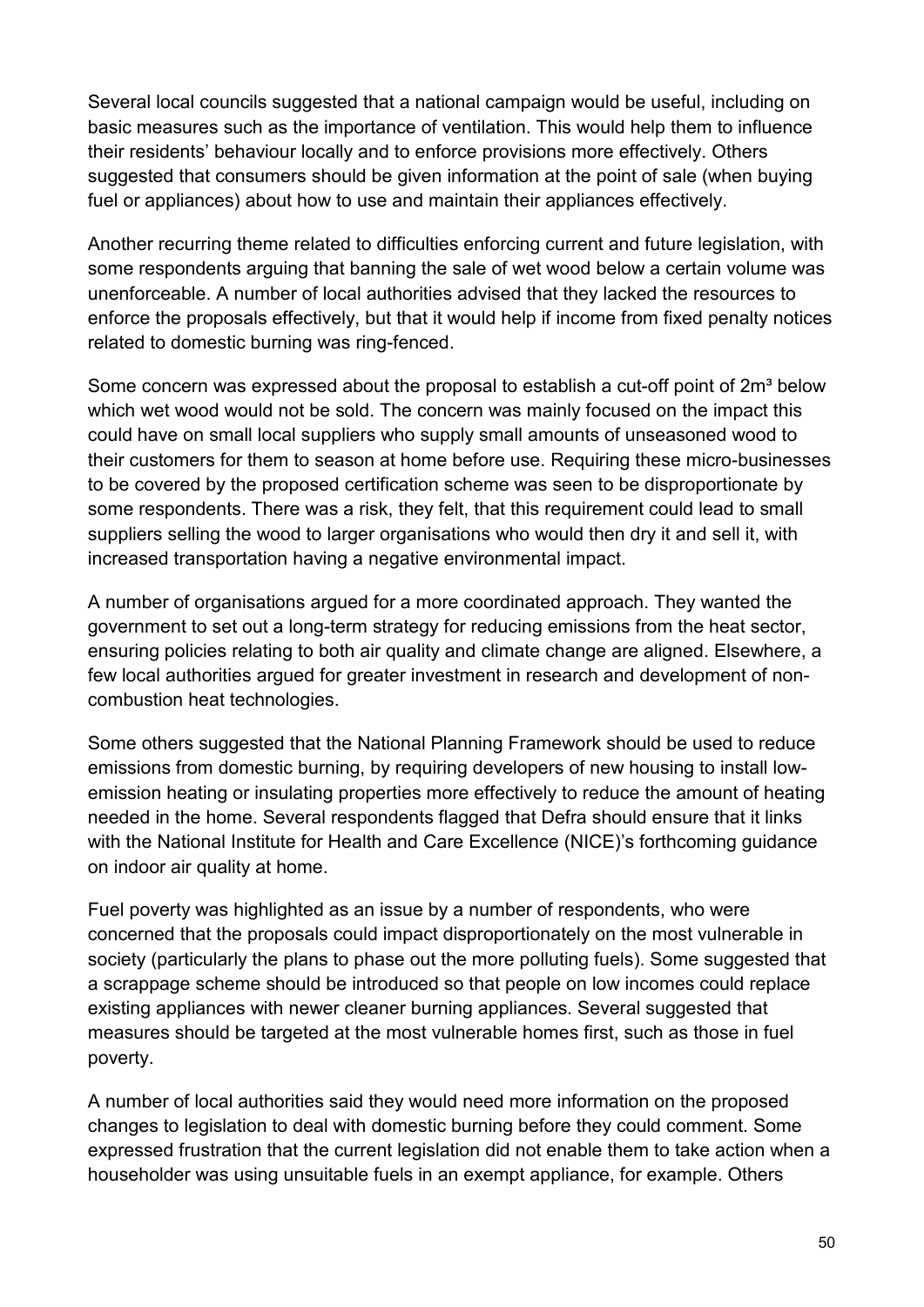Several local councils suggested that a national campaign would be useful, including on basic measures such as the importance of ventilation. This would help them to influence their residents' behaviour locally and to enforce provisions more effectively. Others suggested that consumers should be given information at the point of sale (when buying fuel or appliances) about how to use and maintain their appliances effectively.

Another recurring theme related to difficulties enforcing current and future legislation, with some respondents arguing that banning the sale of wet wood below a certain volume was unenforceable. A number of local authorities advised that they lacked the resources to enforce the proposals effectively, but that it would help if income from fixed penalty notices related to domestic burning was ring-fenced.

Some concern was expressed about the proposal to establish a cut-off point of $2m^3$ below which wet wood would not be sold. The concern was mainly focused on the impact this could have on small local suppliers who supply small amounts of unseasoned wood to their customers for them to season at home before use. Requiring these micro-businesses to be covered by the proposed certification scheme was seen to be disproportionate by some respondents. There was a risk, they felt, that this requirement could lead to small suppliers selling the wood to larger organisations who would then dry it and sell it, with increased transportation having a negative environmental impact.

A number of organisations argued for a more coordinated approach. They wanted the government to set out a long-term strategy for reducing emissions from the heat sector, ensuring policies relating to both air quality and climate change are aligned. Elsewhere, a few local authorities argued for greater investment in research and development of non-combustion heat technologies.

Some others suggested that the National Planning Framework should be used to reduce emissions from domestic burning, by requiring developers of new housing to install low-emission heating or insulating properties more effectively to reduce the amount of heating needed in the home. Several respondents flagged that Defra should ensure that it links with the National Institute for Health and Care Excellence (NICE)'s forthcoming guidance on indoor air quality at home.

Fuel poverty was highlighted as an issue by a number of respondents, who were concerned that the proposals could impact disproportionately on the most vulnerable in society (particularly the plans to phase out the more polluting fuels). Some suggested that a scrappage scheme should be introduced so that people on low incomes could replace existing appliances with newer cleaner burning appliances. Several suggested that measures should be targeted at the most vulnerable homes first, such as those in fuel poverty.

A number of local authorities said they would need more information on the proposed changes to legislation to deal with domestic burning before they could comment. Some expressed frustration that the current legislation did not enable them to take action when a householder was using unsuitable fuels in an exempt appliance, for example. Others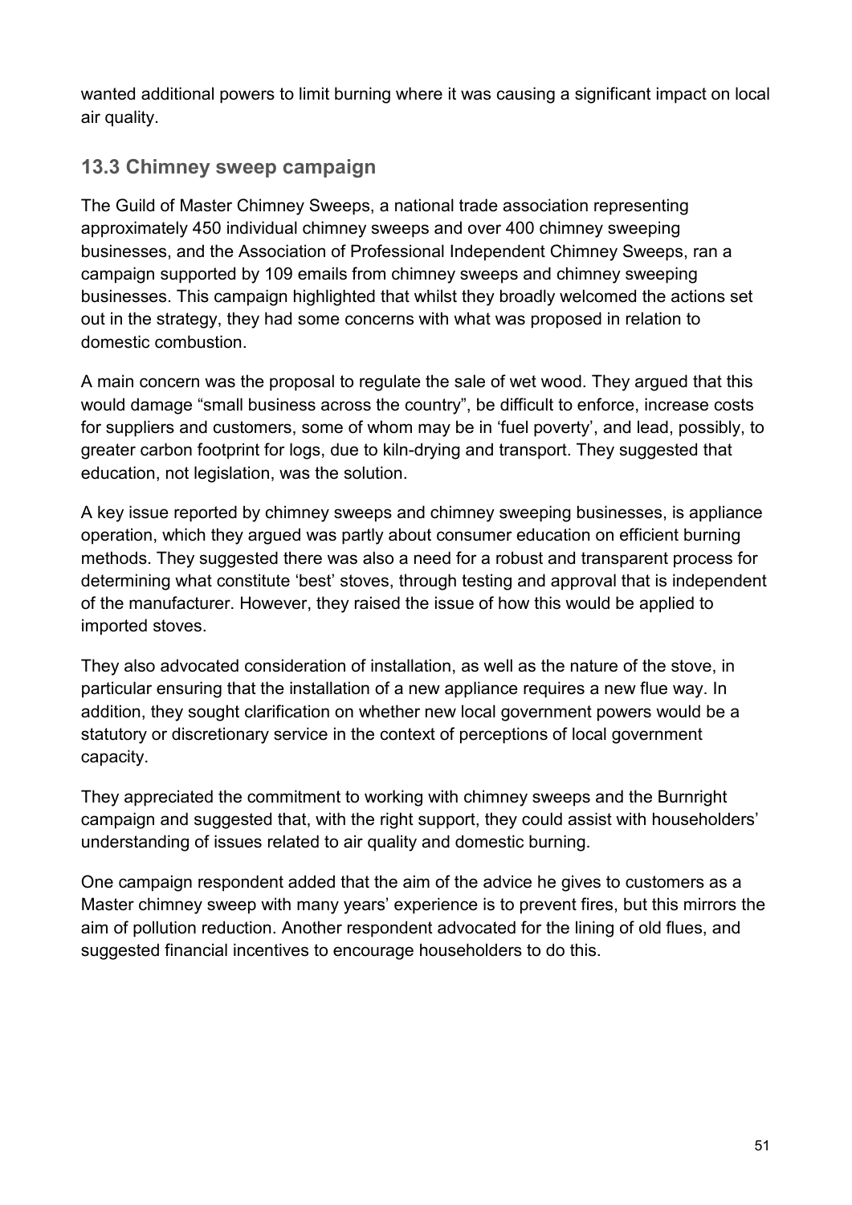wanted additional powers to limit burning where it was causing a significant impact on local air quality.

### 13.3 Chimney sweep campaign

The Guild of Master Chimney Sweeps, a national trade association representing approximately 450 individual chimney sweeps and over 400 chimney sweeping businesses, and the Association of Professional Independent Chimney Sweeps, ran a campaign supported by 109 emails from chimney sweeps and chimney sweeping businesses. This campaign highlighted that whilst they broadly welcomed the actions set out in the strategy, they had some concerns with what was proposed in relation to domestic combustion.

A main concern was the proposal to regulate the sale of wet wood. They argued that this would damage "small business across the country", be difficult to enforce, increase costs for suppliers and customers, some of whom may be in 'fuel poverty', and lead, possibly, to greater carbon footprint for logs, due to kiln-drying and transport. They suggested that education, not legislation, was the solution.

A key issue reported by chimney sweeps and chimney sweeping businesses, is appliance operation, which they argued was partly about consumer education on efficient burning methods. They suggested there was also a need for a robust and transparent process for determining what constitute 'best' stoves, through testing and approval that is independent of the manufacturer. However, they raised the issue of how this would be applied to imported stoves.

They also advocated consideration of installation, as well as the nature of the stove, in particular ensuring that the installation of a new appliance requires a new flue way. In addition, they sought clarification on whether new local government powers would be a statutory or discretionary service in the context of perceptions of local government capacity.

They appreciated the commitment to working with chimney sweeps and the Burnright campaign and suggested that, with the right support, they could assist with householders' understanding of issues related to air quality and domestic burning.

One campaign respondent added that the aim of the advice he gives to customers as a Master chimney sweep with many years' experience is to prevent fires, but this mirrors the aim of pollution reduction. Another respondent advocated for the lining of old flues, and suggested financial incentives to encourage householders to do this.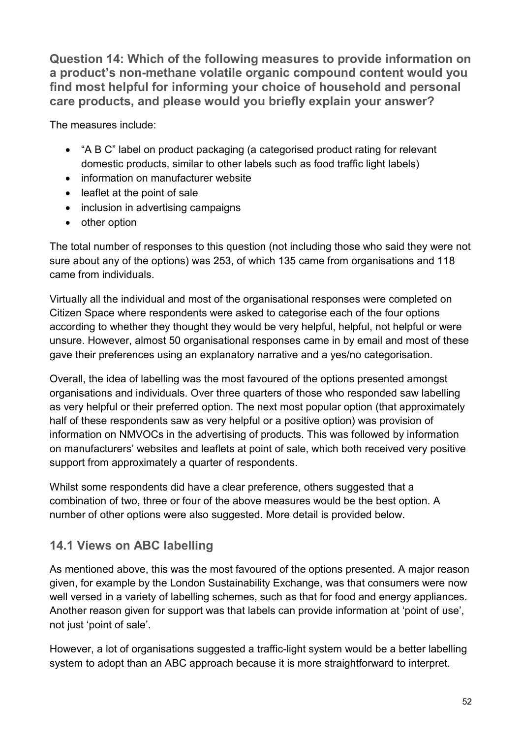**Question 14: Which of the following measures to provide information on a product's non-methane volatile organic compound content would you find most helpful for informing your choice of household and personal care products, and please would you briefly explain your answer?**

The measures include:

- "A B C" label on product packaging (a categorised product rating for relevant domestic products, similar to other labels such as food traffic light labels)
- information on manufacturer website
- leaflet at the point of sale
- inclusion in advertising campaigns
- other option

The total number of responses to this question (not including those who said they were not sure about any of the options) was 253, of which 135 came from organisations and 118 came from individuals.

Virtually all the individual and most of the organisational responses were completed on Citizen Space where respondents were asked to categorise each of the four options according to whether they thought they would be very helpful, helpful, not helpful or were unsure. However, almost 50 organisational responses came in by email and most of these gave their preferences using an explanatory narrative and a yes/no categorisation.

Overall, the idea of labelling was the most favoured of the options presented amongst organisations and individuals. Over three quarters of those who responded saw labelling as very helpful or their preferred option. The next most popular option (that approximately half of these respondents saw as very helpful or a positive option) was provision of information on NMVOCs in the advertising of products. This was followed by information on manufacturers' websites and leaflets at point of sale, which both received very positive support from approximately a quarter of respondents.

Whilst some respondents did have a clear preference, others suggested that a combination of two, three or four of the above measures would be the best option. A number of other options were also suggested. More detail is provided below.

## 14.1 Views on ABC labelling

As mentioned above, this was the most favoured of the options presented. A major reason given, for example by the London Sustainability Exchange, was that consumers were now well versed in a variety of labelling schemes, such as that for food and energy appliances. Another reason given for support was that labels can provide information at 'point of use', not just 'point of sale'.

However, a lot of organisations suggested a traffic-light system would be a better labelling system to adopt than an ABC approach because it is more straightforward to interpret.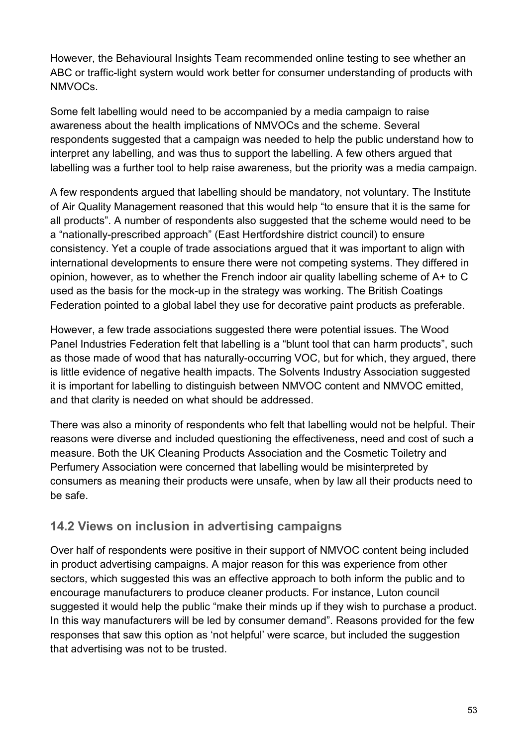However, the Behavioural Insights Team recommended online testing to see whether an ABC or traffic-light system would work better for consumer understanding of products with NMVOCs.

Some felt labelling would need to be accompanied by a media campaign to raise awareness about the health implications of NMVOCs and the scheme. Several respondents suggested that a campaign was needed to help the public understand how to interpret any labelling, and was thus to support the labelling. A few others argued that labelling was a further tool to help raise awareness, but the priority was a media campaign.

A few respondents argued that labelling should be mandatory, not voluntary. The Institute of Air Quality Management reasoned that this would help "to ensure that it is the same for all products". A number of respondents also suggested that the scheme would need to be a "nationally-prescribed approach" (East Hertfordshire district council) to ensure consistency. Yet a couple of trade associations argued that it was important to align with international developments to ensure there were not competing systems. They differed in opinion, however, as to whether the French indoor air quality labelling scheme of A+ to C used as the basis for the mock-up in the strategy was working. The British Coatings Federation pointed to a global label they use for decorative paint products as preferable.

However, a few trade associations suggested there were potential issues. The Wood Panel Industries Federation felt that labelling is a "blunt tool that can harm products", such as those made of wood that has naturally-occurring VOC, but for which, they argued, there is little evidence of negative health impacts. The Solvents Industry Association suggested it is important for labelling to distinguish between NMVOC content and NMVOC emitted, and that clarity is needed on what should be addressed.

There was also a minority of respondents who felt that labelling would not be helpful. Their reasons were diverse and included questioning the effectiveness, need and cost of such a measure. Both the UK Cleaning Products Association and the Cosmetic Toiletry and Perfumery Association were concerned that labelling would be misinterpreted by consumers as meaning their products were unsafe, when by law all their products need to be safe.

### 14.2 Views on inclusion in advertising campaigns

Over half of respondents were positive in their support of NMVOC content being included in product advertising campaigns. A major reason for this was experience from other sectors, which suggested this was an effective approach to both inform the public and to encourage manufacturers to produce cleaner products. For instance, Luton council suggested it would help the public "make their minds up if they wish to purchase a product. In this way manufacturers will be led by consumer demand". Reasons provided for the few responses that saw this option as 'not helpful' were scarce, but included the suggestion that advertising was not to be trusted.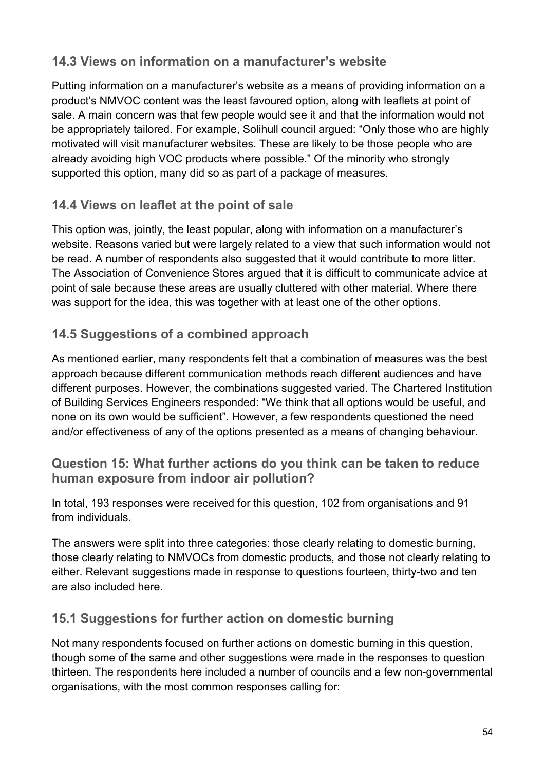### 14.3 Views on information on a manufacturer's website

Putting information on a manufacturer's website as a means of providing information on a product's NMVOC content was the least favoured option, along with leaflets at point of sale. A main concern was that few people would see it and that the information would not be appropriately tailored. For example, Solihull council argued: "Only those who are highly motivated will visit manufacturer websites. These are likely to be those people who are already avoiding high VOC products where possible." Of the minority who strongly supported this option, many did so as part of a package of measures.

### 14.4 Views on leaflet at the point of sale

This option was, jointly, the least popular, along with information on a manufacturer's website. Reasons varied but were largely related to a view that such information would not be read. A number of respondents also suggested that it would contribute to more litter. The Association of Convenience Stores argued that it is difficult to communicate advice at point of sale because these areas are usually cluttered with other material. Where there was support for the idea, this was together with at least one of the other options.

### 14.5 Suggestions of a combined approach

As mentioned earlier, many respondents felt that a combination of measures was the best approach because different communication methods reach different audiences and have different purposes. However, the combinations suggested varied. The Chartered Institution of Building Services Engineers responded: "We think that all options would be useful, and none on its own would be sufficient". However, a few respondents questioned the need and/or effectiveness of any of the options presented as a means of changing behaviour.

## Question 15: What further actions do you think can be taken to reduce human exposure from indoor air pollution?

In total, 193 responses were received for this question, 102 from organisations and 91 from individuals.

The answers were split into three categories: those clearly relating to domestic burning, those clearly relating to NMVOCs from domestic products, and those not clearly relating to either. Relevant suggestions made in response to questions fourteen, thirty-two and ten are also included here.

### 15.1 Suggestions for further action on domestic burning

Not many respondents focused on further actions on domestic burning in this question, though some of the same and other suggestions were made in the responses to question thirteen. The respondents here included a number of councils and a few non-governmental organisations, with the most common responses calling for: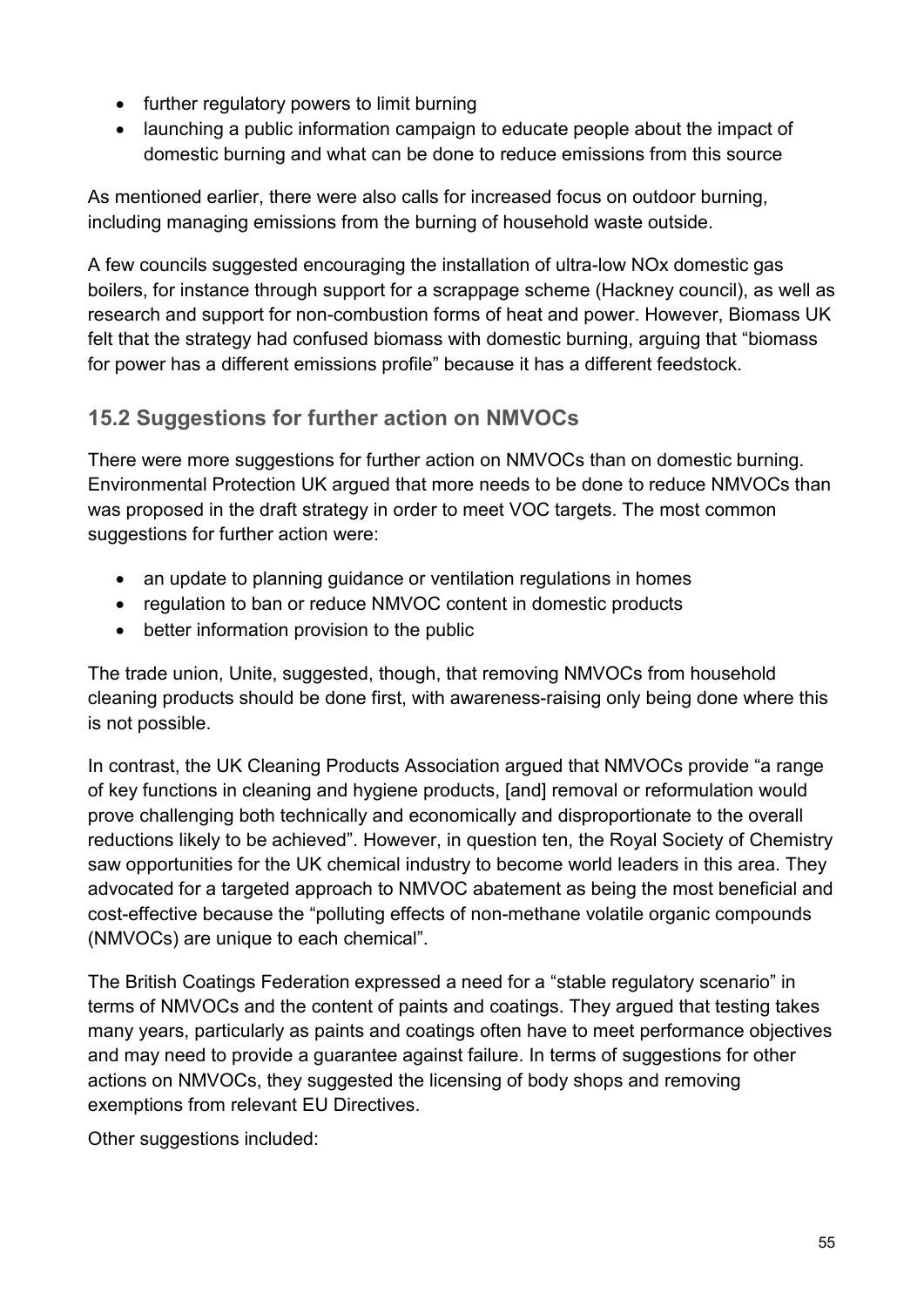- further regulatory powers to limit burning
- launching a public information campaign to educate people about the impact of domestic burning and what can be done to reduce emissions from this source

As mentioned earlier, there were also calls for increased focus on outdoor burning, including managing emissions from the burning of household waste outside.

A few councils suggested encouraging the installation of ultra-low NOx domestic gas boilers, for instance through support for a scrappage scheme (Hackney council), as well as research and support for non-combustion forms of heat and power. However, Biomass UK felt that the strategy had confused biomass with domestic burning, arguing that "biomass for power has a different emissions profile" because it has a different feedstock.

## 15.2 Suggestions for further action on NMVOCs

There were more suggestions for further action on NMVOCs than on domestic burning. Environmental Protection UK argued that more needs to be done to reduce NMVOCs than was proposed in the draft strategy in order to meet VOC targets. The most common suggestions for further action were:

- an update to planning guidance or ventilation regulations in homes
- regulation to ban or reduce NMVOC content in domestic products
- better information provision to the public

The trade union, Unite, suggested, though, that removing NMVOCs from household cleaning products should be done first, with awareness-raising only being done where this is not possible.

In contrast, the UK Cleaning Products Association argued that NMVOCs provide "a range of key functions in cleaning and hygiene products, [and] removal or reformulation would prove challenging both technically and economically and disproportionate to the overall reductions likely to be achieved". However, in question ten, the Royal Society of Chemistry saw opportunities for the UK chemical industry to become world leaders in this area. They advocated for a targeted approach to NMVOC abatement as being the most beneficial and cost-effective because the "polluting effects of non-methane volatile organic compounds (NMVOCs) are unique to each chemical".

The British Coatings Federation expressed a need for a "stable regulatory scenario" in terms of NMVOCs and the content of paints and coatings. They argued that testing takes many years, particularly as paints and coatings often have to meet performance objectives and may need to provide a guarantee against failure. In terms of suggestions for other actions on NMVOCs, they suggested the licensing of body shops and removing exemptions from relevant EU Directives.

Other suggestions included: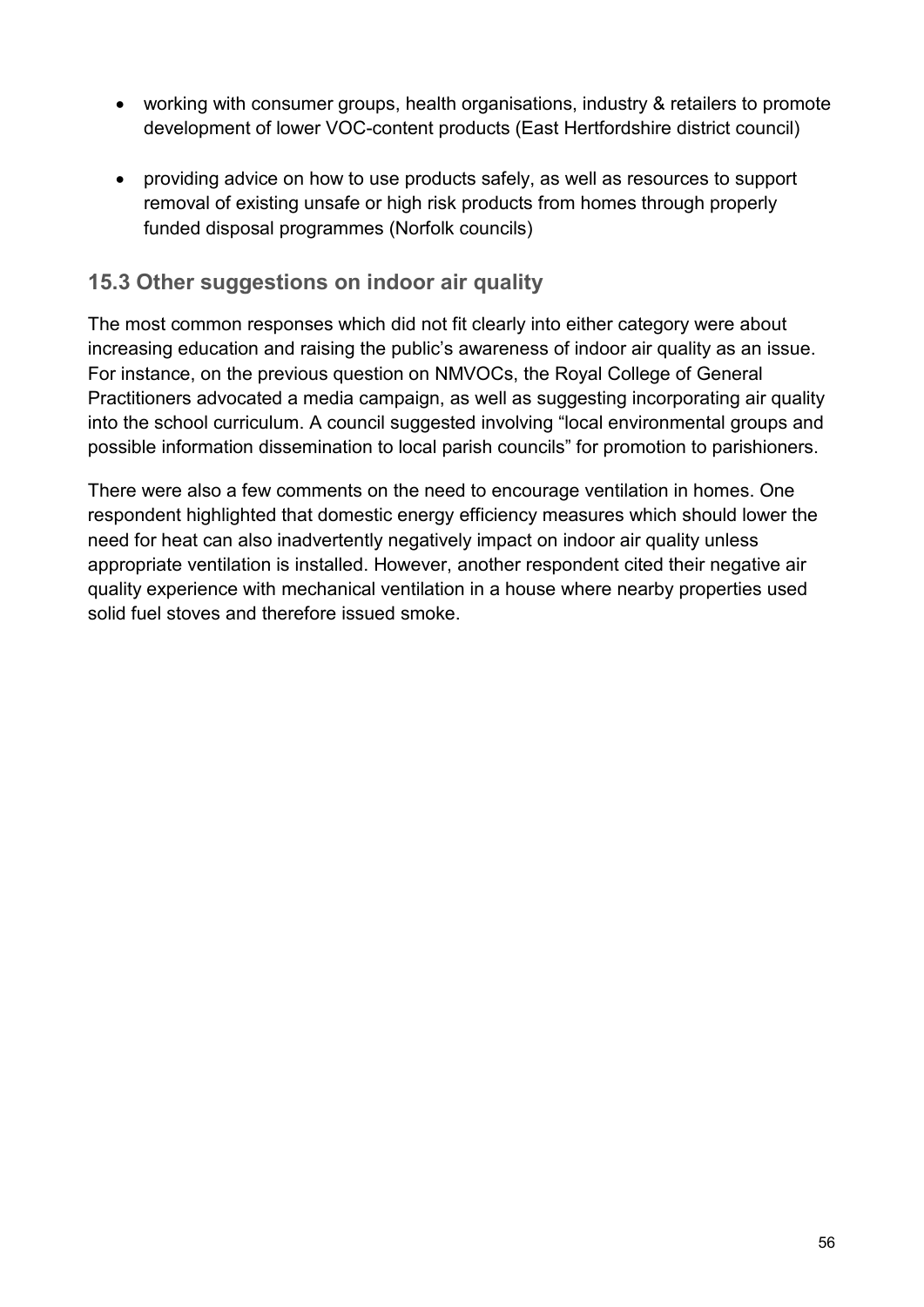- working with consumer groups, health organisations, industry & retailers to promote development of lower VOC-content products (East Hertfordshire district council)

- providing advice on how to use products safely, as well as resources to support removal of existing unsafe or high risk products from homes through properly funded disposal programmes (Norfolk councils)

## 15.3 Other suggestions on indoor air quality

The most common responses which did not fit clearly into either category were about increasing education and raising the public's awareness of indoor air quality as an issue. For instance, on the previous question on NMVOCs, the Royal College of General Practitioners advocated a media campaign, as well as suggesting incorporating air quality into the school curriculum. A council suggested involving "local environmental groups and possible information dissemination to local parish councils" for promotion to parishioners.

There were also a few comments on the need to encourage ventilation in homes. One respondent highlighted that domestic energy efficiency measures which should lower the need for heat can also inadvertently negatively impact on indoor air quality unless appropriate ventilation is installed. However, another respondent cited their negative air quality experience with mechanical ventilation in a house where nearby properties used solid fuel stoves and therefore issued smoke.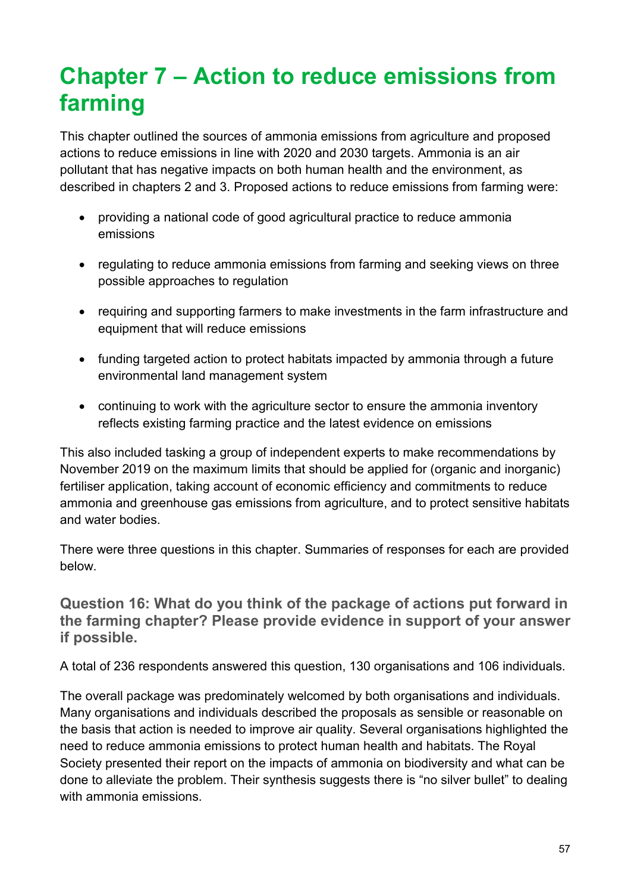# Chapter 7 – Action to reduce emissions from farming

This chapter outlined the sources of ammonia emissions from agriculture and proposed actions to reduce emissions in line with 2020 and 2030 targets. Ammonia is an air pollutant that has negative impacts on both human health and the environment, as described in chapters 2 and 3. Proposed actions to reduce emissions from farming were:

- providing a national code of good agricultural practice to reduce ammonia emissions
- regulating to reduce ammonia emissions from farming and seeking views on three possible approaches to regulation
- requiring and supporting farmers to make investments in the farm infrastructure and equipment that will reduce emissions
- funding targeted action to protect habitats impacted by ammonia through a future environmental land management system
- continuing to work with the agriculture sector to ensure the ammonia inventory reflects existing farming practice and the latest evidence on emissions

This also included tasking a group of independent experts to make recommendations by November 2019 on the maximum limits that should be applied for (organic and inorganic) fertiliser application, taking account of economic efficiency and commitments to reduce ammonia and greenhouse gas emissions from agriculture, and to protect sensitive habitats and water bodies.

There were three questions in this chapter. Summaries of responses for each are provided below.

### Question 16: What do you think of the package of actions put forward in the farming chapter? Please provide evidence in support of your answer if possible.

A total of 236 respondents answered this question, 130 organisations and 106 individuals.

The overall package was predominately welcomed by both organisations and individuals. Many organisations and individuals described the proposals as sensible or reasonable on the basis that action is needed to improve air quality. Several organisations highlighted the need to reduce ammonia emissions to protect human health and habitats. The Royal Society presented their report on the impacts of ammonia on biodiversity and what can be done to alleviate the problem. Their synthesis suggests there is "no silver bullet" to dealing with ammonia emissions.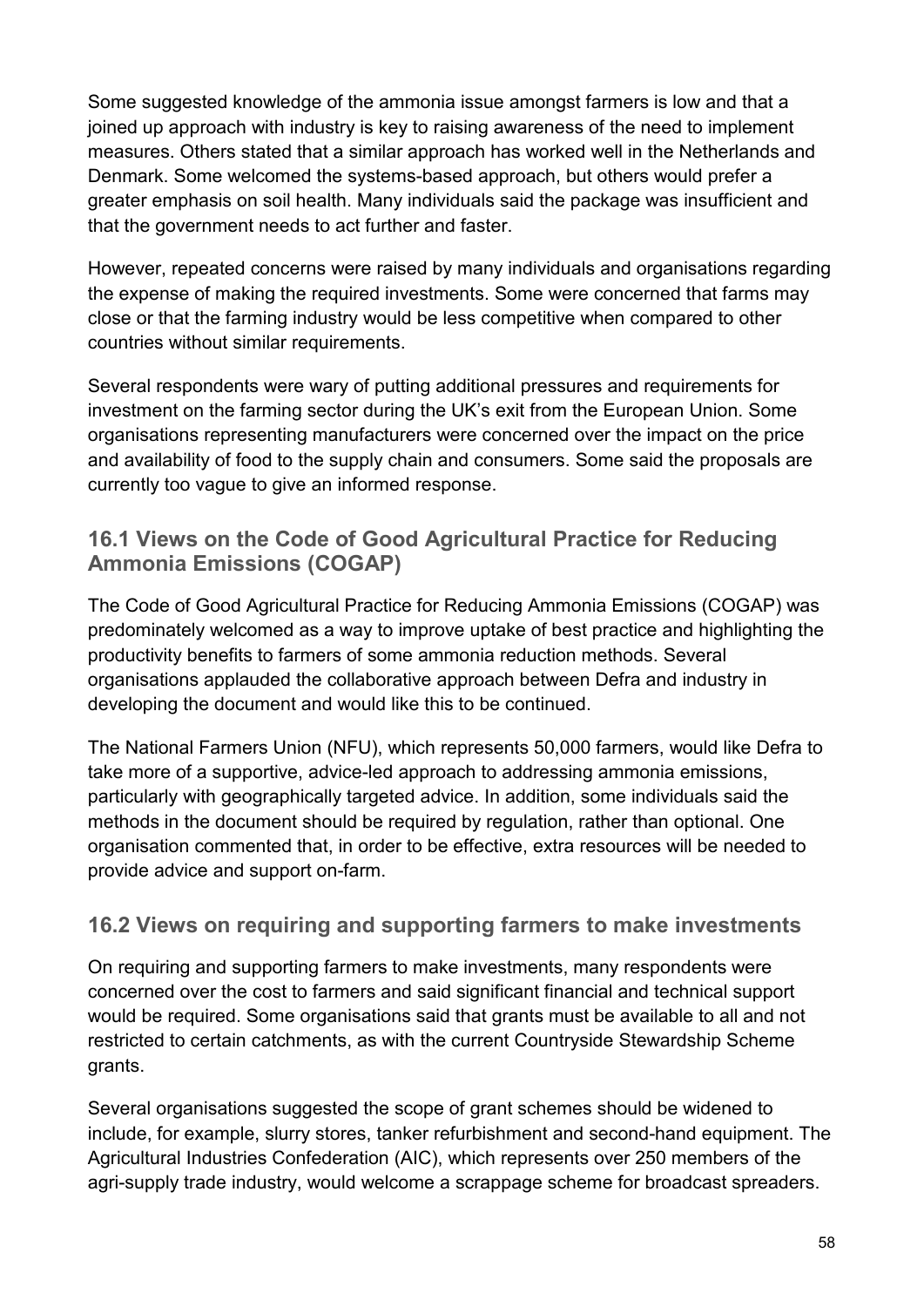Some suggested knowledge of the ammonia issue amongst farmers is low and that a joined up approach with industry is key to raising awareness of the need to implement measures. Others stated that a similar approach has worked well in the Netherlands and Denmark. Some welcomed the systems-based approach, but others would prefer a greater emphasis on soil health. Many individuals said the package was insufficient and that the government needs to act further and faster.

However, repeated concerns were raised by many individuals and organisations regarding the expense of making the required investments. Some were concerned that farms may close or that the farming industry would be less competitive when compared to other countries without similar requirements.

Several respondents were wary of putting additional pressures and requirements for investment on the farming sector during the UK's exit from the European Union. Some organisations representing manufacturers were concerned over the impact on the price and availability of food to the supply chain and consumers. Some said the proposals are currently too vague to give an informed response.

### 16.1 Views on the Code of Good Agricultural Practice for Reducing Ammonia Emissions (COGAP)

The Code of Good Agricultural Practice for Reducing Ammonia Emissions (COGAP) was predominately welcomed as a way to improve uptake of best practice and highlighting the productivity benefits to farmers of some ammonia reduction methods. Several organisations applauded the collaborative approach between Defra and industry in developing the document and would like this to be continued.

The National Farmers Union (NFU), which represents 50,000 farmers, would like Defra to take more of a supportive, advice-led approach to addressing ammonia emissions, particularly with geographically targeted advice. In addition, some individuals said the methods in the document should be required by regulation, rather than optional. One organisation commented that, in order to be effective, extra resources will be needed to provide advice and support on-farm.

### 16.2 Views on requiring and supporting farmers to make investments

On requiring and supporting farmers to make investments, many respondents were concerned over the cost to farmers and said significant financial and technical support would be required. Some organisations said that grants must be available to all and not restricted to certain catchments, as with the current Countryside Stewardship Scheme grants.

Several organisations suggested the scope of grant schemes should be widened to include, for example, slurry stores, tanker refurbishment and second-hand equipment. The Agricultural Industries Confederation (AIC), which represents over 250 members of the agri-supply trade industry, would welcome a scrappage scheme for broadcast spreaders.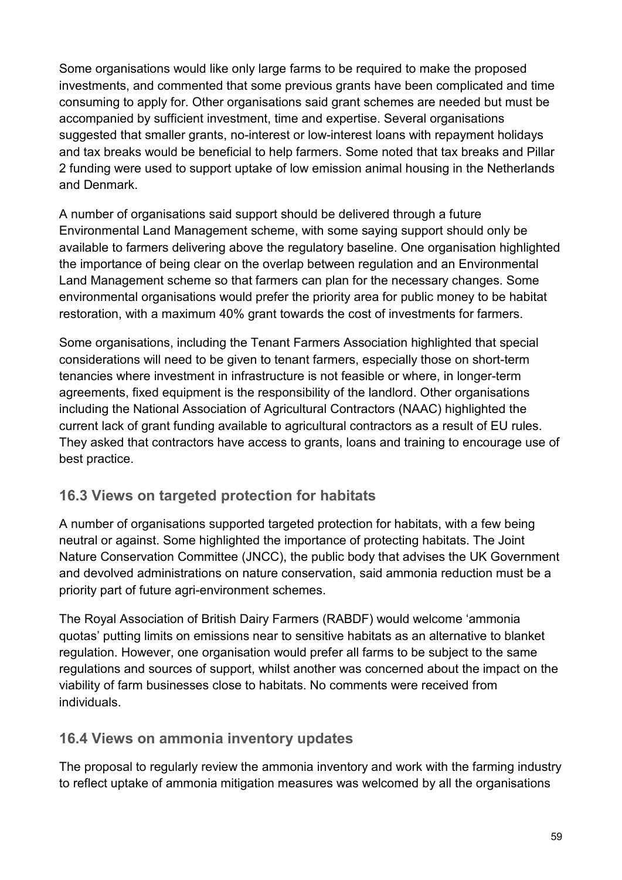Some organisations would like only large farms to be required to make the proposed investments, and commented that some previous grants have been complicated and time consuming to apply for. Other organisations said grant schemes are needed but must be accompanied by sufficient investment, time and expertise. Several organisations suggested that smaller grants, no-interest or low-interest loans with repayment holidays and tax breaks would be beneficial to help farmers. Some noted that tax breaks and Pillar 2 funding were used to support uptake of low emission animal housing in the Netherlands and Denmark.

A number of organisations said support should be delivered through a future Environmental Land Management scheme, with some saying support should only be available to farmers delivering above the regulatory baseline. One organisation highlighted the importance of being clear on the overlap between regulation and an Environmental Land Management scheme so that farmers can plan for the necessary changes. Some environmental organisations would prefer the priority area for public money to be habitat restoration, with a maximum 40% grant towards the cost of investments for farmers.

Some organisations, including the Tenant Farmers Association highlighted that special considerations will need to be given to tenant farmers, especially those on short-term tenancies where investment in infrastructure is not feasible or where, in longer-term agreements, fixed equipment is the responsibility of the landlord. Other organisations including the National Association of Agricultural Contractors (NAAC) highlighted the current lack of grant funding available to agricultural contractors as a result of EU rules. They asked that contractors have access to grants, loans and training to encourage use of best practice.

### 16.3 Views on targeted protection for habitats

A number of organisations supported targeted protection for habitats, with a few being neutral or against. Some highlighted the importance of protecting habitats. The Joint Nature Conservation Committee (JNCC), the public body that advises the UK Government and devolved administrations on nature conservation, said ammonia reduction must be a priority part of future agri-environment schemes.

The Royal Association of British Dairy Farmers (RABDF) would welcome 'ammonia quotas' putting limits on emissions near to sensitive habitats as an alternative to blanket regulation. However, one organisation would prefer all farms to be subject to the same regulations and sources of support, whilst another was concerned about the impact on the viability of farm businesses close to habitats. No comments were received from individuals.

### 16.4 Views on ammonia inventory updates

The proposal to regularly review the ammonia inventory and work with the farming industry to reflect uptake of ammonia mitigation measures was welcomed by all the organisations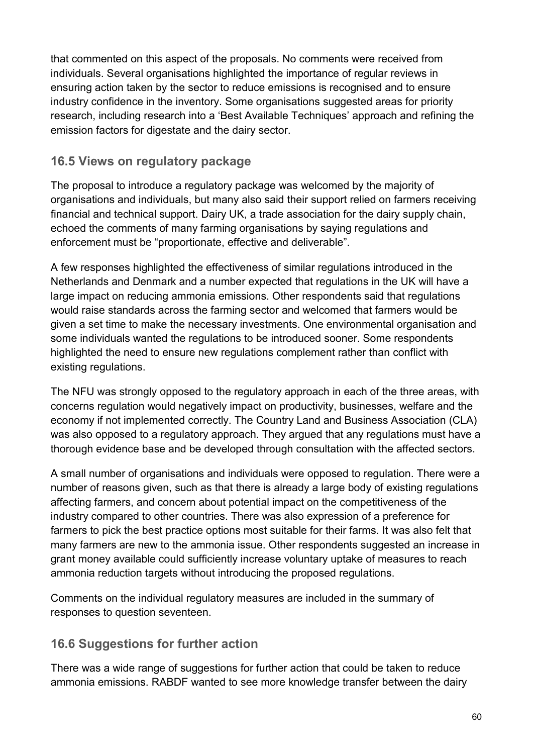that commented on this aspect of the proposals. No comments were received from individuals. Several organisations highlighted the importance of regular reviews in ensuring action taken by the sector to reduce emissions is recognised and to ensure industry confidence in the inventory. Some organisations suggested areas for priority research, including research into a 'Best Available Techniques' approach and refining the emission factors for digestate and the dairy sector.

### 16.5 Views on regulatory package

The proposal to introduce a regulatory package was welcomed by the majority of organisations and individuals, but many also said their support relied on farmers receiving financial and technical support. Dairy UK, a trade association for the dairy supply chain, echoed the comments of many farming organisations by saying regulations and enforcement must be "proportionate, effective and deliverable".

A few responses highlighted the effectiveness of similar regulations introduced in the Netherlands and Denmark and a number expected that regulations in the UK will have a large impact on reducing ammonia emissions. Other respondents said that regulations would raise standards across the farming sector and welcomed that farmers would be given a set time to make the necessary investments. One environmental organisation and some individuals wanted the regulations to be introduced sooner. Some respondents highlighted the need to ensure new regulations complement rather than conflict with existing regulations.

The NFU was strongly opposed to the regulatory approach in each of the three areas, with concerns regulation would negatively impact on productivity, businesses, welfare and the economy if not implemented correctly. The Country Land and Business Association (CLA) was also opposed to a regulatory approach. They argued that any regulations must have a thorough evidence base and be developed through consultation with the affected sectors.

A small number of organisations and individuals were opposed to regulation. There were a number of reasons given, such as that there is already a large body of existing regulations affecting farmers, and concern about potential impact on the competitiveness of the industry compared to other countries. There was also expression of a preference for farmers to pick the best practice options most suitable for their farms. It was also felt that many farmers are new to the ammonia issue. Other respondents suggested an increase in grant money available could sufficiently increase voluntary uptake of measures to reach ammonia reduction targets without introducing the proposed regulations.

Comments on the individual regulatory measures are included in the summary of responses to question seventeen.

### 16.6 Suggestions for further action

There was a wide range of suggestions for further action that could be taken to reduce ammonia emissions. RABDF wanted to see more knowledge transfer between the dairy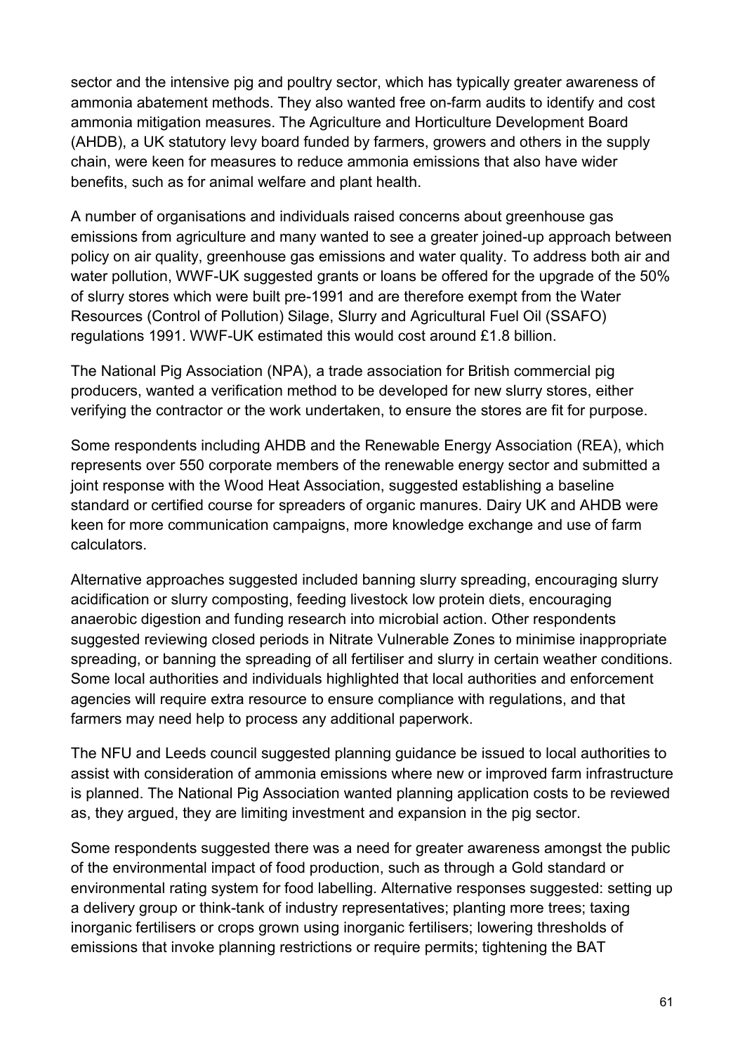sector and the intensive pig and poultry sector, which has typically greater awareness of ammonia abatement methods. They also wanted free on-farm audits to identify and cost ammonia mitigation measures. The Agriculture and Horticulture Development Board (AHDB), a UK statutory levy board funded by farmers, growers and others in the supply chain, were keen for measures to reduce ammonia emissions that also have wider benefits, such as for animal welfare and plant health.

A number of organisations and individuals raised concerns about greenhouse gas emissions from agriculture and many wanted to see a greater joined-up approach between policy on air quality, greenhouse gas emissions and water quality. To address both air and water pollution, WWF-UK suggested grants or loans be offered for the upgrade of the 50% of slurry stores which were built pre-1991 and are therefore exempt from the Water Resources (Control of Pollution) Silage, Slurry and Agricultural Fuel Oil (SSAFO) regulations 1991. WWF-UK estimated this would cost around £1.8 billion.

The National Pig Association (NPA), a trade association for British commercial pig producers, wanted a verification method to be developed for new slurry stores, either verifying the contractor or the work undertaken, to ensure the stores are fit for purpose.

Some respondents including AHDB and the Renewable Energy Association (REA), which represents over 550 corporate members of the renewable energy sector and submitted a joint response with the Wood Heat Association, suggested establishing a baseline standard or certified course for spreaders of organic manures. Dairy UK and AHDB were keen for more communication campaigns, more knowledge exchange and use of farm calculators.

Alternative approaches suggested included banning slurry spreading, encouraging slurry acidification or slurry composting, feeding livestock low protein diets, encouraging anaerobic digestion and funding research into microbial action. Other respondents suggested reviewing closed periods in Nitrate Vulnerable Zones to minimise inappropriate spreading, or banning the spreading of all fertiliser and slurry in certain weather conditions. Some local authorities and individuals highlighted that local authorities and enforcement agencies will require extra resource to ensure compliance with regulations, and that farmers may need help to process any additional paperwork.

The NFU and Leeds council suggested planning guidance be issued to local authorities to assist with consideration of ammonia emissions where new or improved farm infrastructure is planned. The National Pig Association wanted planning application costs to be reviewed as, they argued, they are limiting investment and expansion in the pig sector.

Some respondents suggested there was a need for greater awareness amongst the public of the environmental impact of food production, such as through a Gold standard or environmental rating system for food labelling. Alternative responses suggested: setting up a delivery group or think-tank of industry representatives; planting more trees; taxing inorganic fertilisers or crops grown using inorganic fertilisers; lowering thresholds of emissions that invoke planning restrictions or require permits; tightening the BAT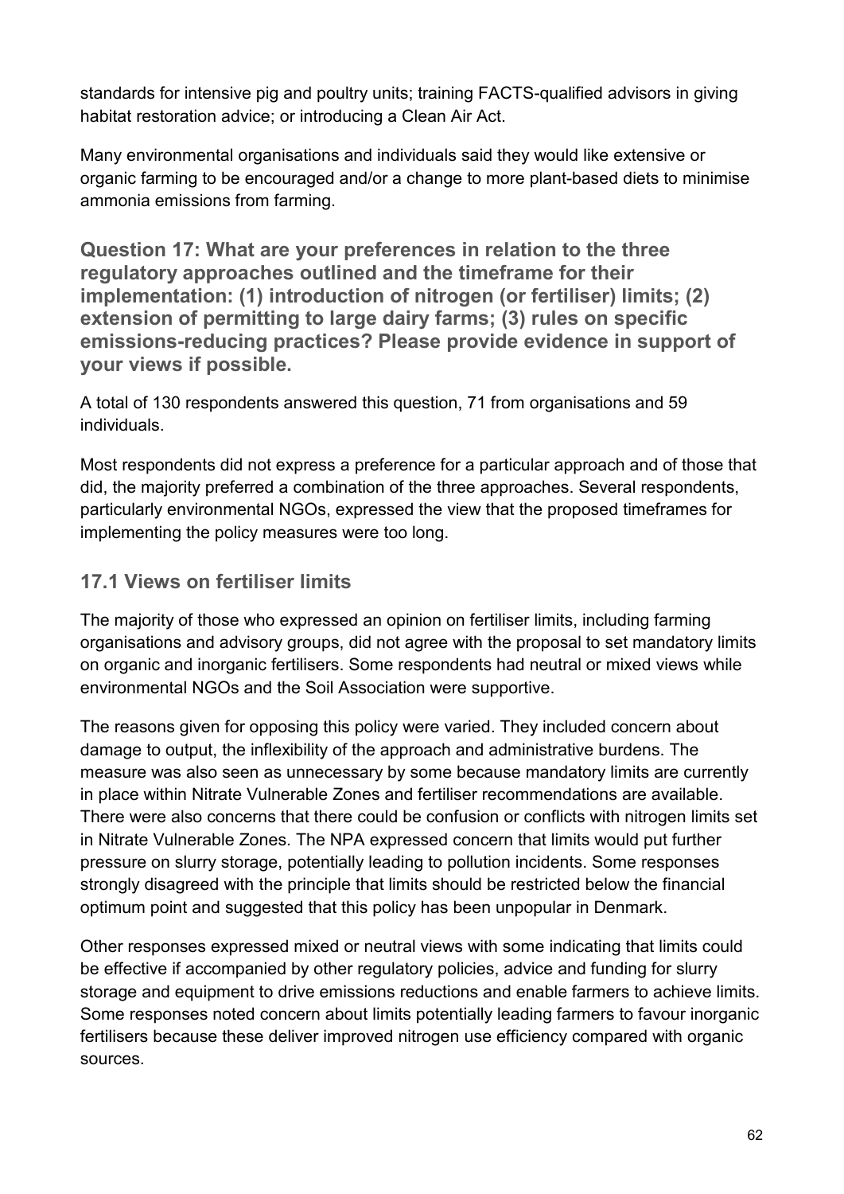standards for intensive pig and poultry units; training FACTS-qualified advisors in giving habitat restoration advice; or introducing a Clean Air Act.

Many environmental organisations and individuals said they would like extensive or organic farming to be encouraged and/or a change to more plant-based diets to minimise ammonia emissions from farming.

### Question 17: What are your preferences in relation to the three regulatory approaches outlined and the timeframe for their implementation: (1) introduction of nitrogen (or fertiliser) limits; (2) extension of permitting to large dairy farms; (3) rules on specific emissions-reducing practices? Please provide evidence in support of your views if possible.

A total of 130 respondents answered this question, 71 from organisations and 59 individuals.

Most respondents did not express a preference for a particular approach and of those that did, the majority preferred a combination of the three approaches. Several respondents, particularly environmental NGOs, expressed the view that the proposed timeframes for implementing the policy measures were too long.

### 17.1 Views on fertiliser limits

The majority of those who expressed an opinion on fertiliser limits, including farming organisations and advisory groups, did not agree with the proposal to set mandatory limits on organic and inorganic fertilisers. Some respondents had neutral or mixed views while environmental NGOs and the Soil Association were supportive.

The reasons given for opposing this policy were varied. They included concern about damage to output, the inflexibility of the approach and administrative burdens. The measure was also seen as unnecessary by some because mandatory limits are currently in place within Nitrate Vulnerable Zones and fertiliser recommendations are available. There were also concerns that there could be confusion or conflicts with nitrogen limits set in Nitrate Vulnerable Zones. The NPA expressed concern that limits would put further pressure on slurry storage, potentially leading to pollution incidents. Some responses strongly disagreed with the principle that limits should be restricted below the financial optimum point and suggested that this policy has been unpopular in Denmark.

Other responses expressed mixed or neutral views with some indicating that limits could be effective if accompanied by other regulatory policies, advice and funding for slurry storage and equipment to drive emissions reductions and enable farmers to achieve limits. Some responses noted concern about limits potentially leading farmers to favour inorganic fertilisers because these deliver improved nitrogen use efficiency compared with organic sources.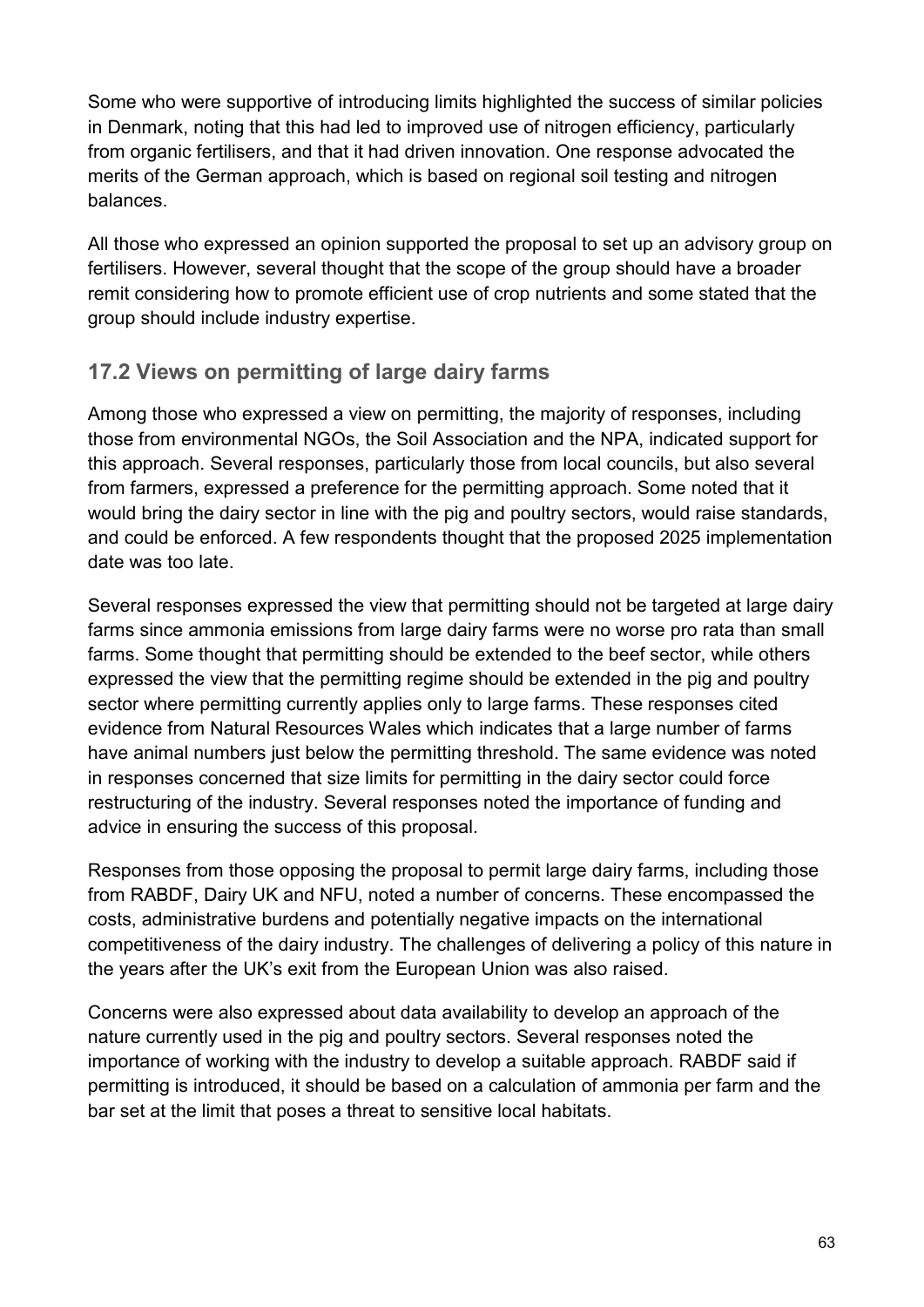Some who were supportive of introducing limits highlighted the success of similar policies in Denmark, noting that this had led to improved use of nitrogen efficiency, particularly from organic fertilisers, and that it had driven innovation. One response advocated the merits of the German approach, which is based on regional soil testing and nitrogen balances.

All those who expressed an opinion supported the proposal to set up an advisory group on fertilisers. However, several thought that the scope of the group should have a broader remit considering how to promote efficient use of crop nutrients and some stated that the group should include industry expertise.

### 17.2 Views on permitting of large dairy farms

Among those who expressed a view on permitting, the majority of responses, including those from environmental NGOs, the Soil Association and the NPA, indicated support for this approach. Several responses, particularly those from local councils, but also several from farmers, expressed a preference for the permitting approach. Some noted that it would bring the dairy sector in line with the pig and poultry sectors, would raise standards, and could be enforced. A few respondents thought that the proposed 2025 implementation date was too late.

Several responses expressed the view that permitting should not be targeted at large dairy farms since ammonia emissions from large dairy farms were no worse pro rata than small farms. Some thought that permitting should be extended to the beef sector, while others expressed the view that the permitting regime should be extended in the pig and poultry sector where permitting currently applies only to large farms. These responses cited evidence from Natural Resources Wales which indicates that a large number of farms have animal numbers just below the permitting threshold. The same evidence was noted in responses concerned that size limits for permitting in the dairy sector could force restructuring of the industry. Several responses noted the importance of funding and advice in ensuring the success of this proposal.

Responses from those opposing the proposal to permit large dairy farms, including those from RABDF, Dairy UK and NFU, noted a number of concerns. These encompassed the costs, administrative burdens and potentially negative impacts on the international competitiveness of the dairy industry. The challenges of delivering a policy of this nature in the years after the UK's exit from the European Union was also raised.

Concerns were also expressed about data availability to develop an approach of the nature currently used in the pig and poultry sectors. Several responses noted the importance of working with the industry to develop a suitable approach. RABDF said if permitting is introduced, it should be based on a calculation of ammonia per farm and the bar set at the limit that poses a threat to sensitive local habitats.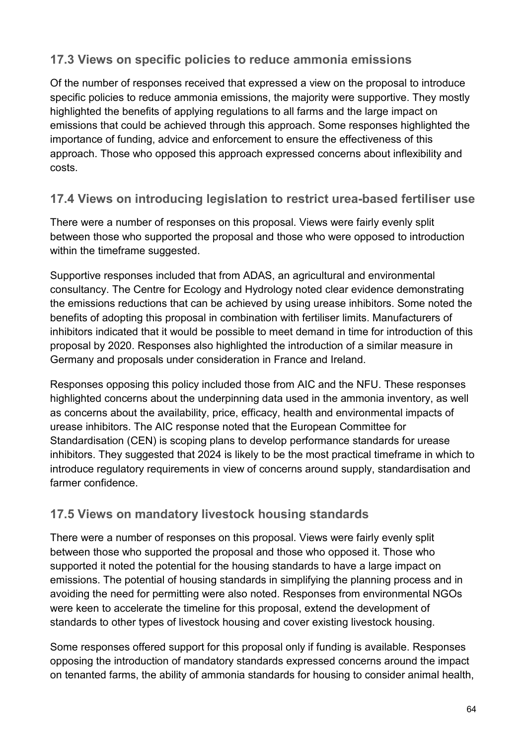### 17.3 Views on specific policies to reduce ammonia emissions

Of the number of responses received that expressed a view on the proposal to introduce specific policies to reduce ammonia emissions, the majority were supportive. They mostly highlighted the benefits of applying regulations to all farms and the large impact on emissions that could be achieved through this approach. Some responses highlighted the importance of funding, advice and enforcement to ensure the effectiveness of this approach. Those who opposed this approach expressed concerns about inflexibility and costs.

### 17.4 Views on introducing legislation to restrict urea-based fertiliser use

There were a number of responses on this proposal. Views were fairly evenly split between those who supported the proposal and those who were opposed to introduction within the timeframe suggested.

Supportive responses included that from ADAS, an agricultural and environmental consultancy. The Centre for Ecology and Hydrology noted clear evidence demonstrating the emissions reductions that can be achieved by using urease inhibitors. Some noted the benefits of adopting this proposal in combination with fertiliser limits. Manufacturers of inhibitors indicated that it would be possible to meet demand in time for introduction of this proposal by 2020. Responses also highlighted the introduction of a similar measure in Germany and proposals under consideration in France and Ireland.

Responses opposing this policy included those from AIC and the NFU. These responses highlighted concerns about the underpinning data used in the ammonia inventory, as well as concerns about the availability, price, efficacy, health and environmental impacts of urease inhibitors. The AIC response noted that the European Committee for Standardisation (CEN) is scoping plans to develop performance standards for urease inhibitors. They suggested that 2024 is likely to be the most practical timeframe in which to introduce regulatory requirements in view of concerns around supply, standardisation and farmer confidence.

### 17.5 Views on mandatory livestock housing standards

There were a number of responses on this proposal. Views were fairly evenly split between those who supported the proposal and those who opposed it. Those who supported it noted the potential for the housing standards to have a large impact on emissions. The potential of housing standards in simplifying the planning process and in avoiding the need for permitting were also noted. Responses from environmental NGOs were keen to accelerate the timeline for this proposal, extend the development of standards to other types of livestock housing and cover existing livestock housing.

Some responses offered support for this proposal only if funding is available. Responses opposing the introduction of mandatory standards expressed concerns around the impact on tenanted farms, the ability of ammonia standards for housing to consider animal health,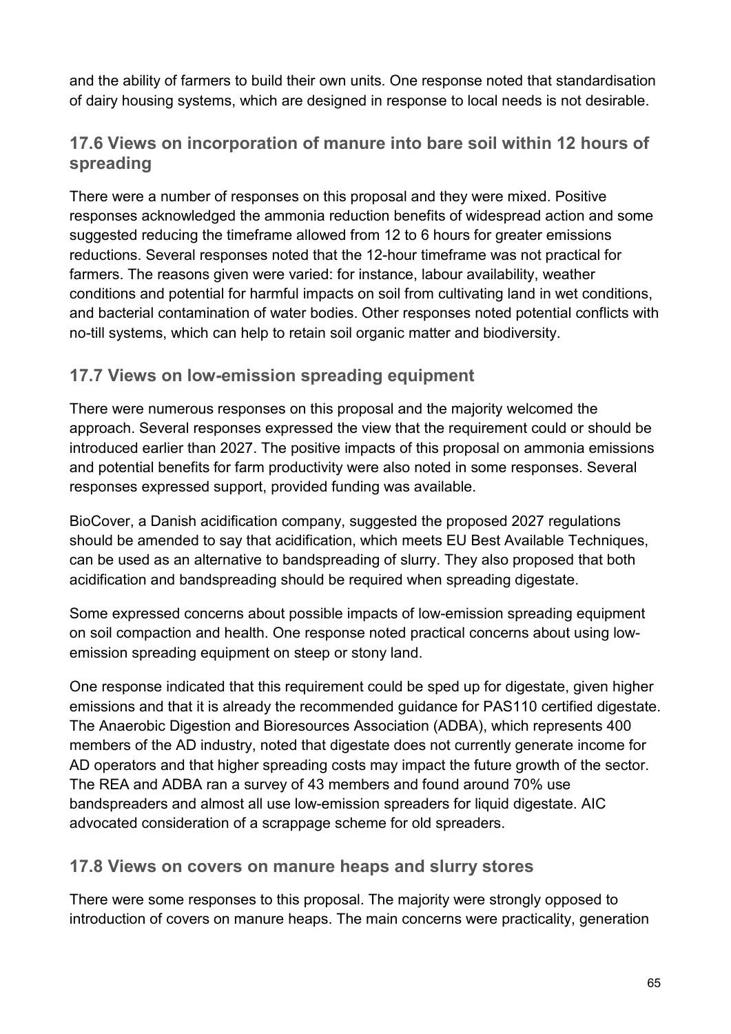and the ability of farmers to build their own units. One response noted that standardisation of dairy housing systems, which are designed in response to local needs is not desirable.

### 17.6 Views on incorporation of manure into bare soil within 12 hours of spreading

There were a number of responses on this proposal and they were mixed. Positive responses acknowledged the ammonia reduction benefits of widespread action and some suggested reducing the timeframe allowed from 12 to 6 hours for greater emissions reductions. Several responses noted that the 12-hour timeframe was not practical for farmers. The reasons given were varied: for instance, labour availability, weather conditions and potential for harmful impacts on soil from cultivating land in wet conditions, and bacterial contamination of water bodies. Other responses noted potential conflicts with no-till systems, which can help to retain soil organic matter and biodiversity.

### 17.7 Views on low-emission spreading equipment

There were numerous responses on this proposal and the majority welcomed the approach. Several responses expressed the view that the requirement could or should be introduced earlier than 2027. The positive impacts of this proposal on ammonia emissions and potential benefits for farm productivity were also noted in some responses. Several responses expressed support, provided funding was available.

BioCover, a Danish acidification company, suggested the proposed 2027 regulations should be amended to say that acidification, which meets EU Best Available Techniques, can be used as an alternative to bandspreading of slurry. They also proposed that both acidification and bandspreading should be required when spreading digestate.

Some expressed concerns about possible impacts of low-emission spreading equipment on soil compaction and health. One response noted practical concerns about using low-emission spreading equipment on steep or stony land.

One response indicated that this requirement could be sped up for digestate, given higher emissions and that it is already the recommended guidance for PAS110 certified digestate. The Anaerobic Digestion and Bioresources Association (ADBA), which represents 400 members of the AD industry, noted that digestate does not currently generate income for AD operators and that higher spreading costs may impact the future growth of the sector. The REA and ADBA ran a survey of 43 members and found around 70% use bandspreaders and almost all use low-emission spreaders for liquid digestate. AIC advocated consideration of a scrappage scheme for old spreaders.

### 17.8 Views on covers on manure heaps and slurry stores

There were some responses to this proposal. The majority were strongly opposed to introduction of covers on manure heaps. The main concerns were practicality, generation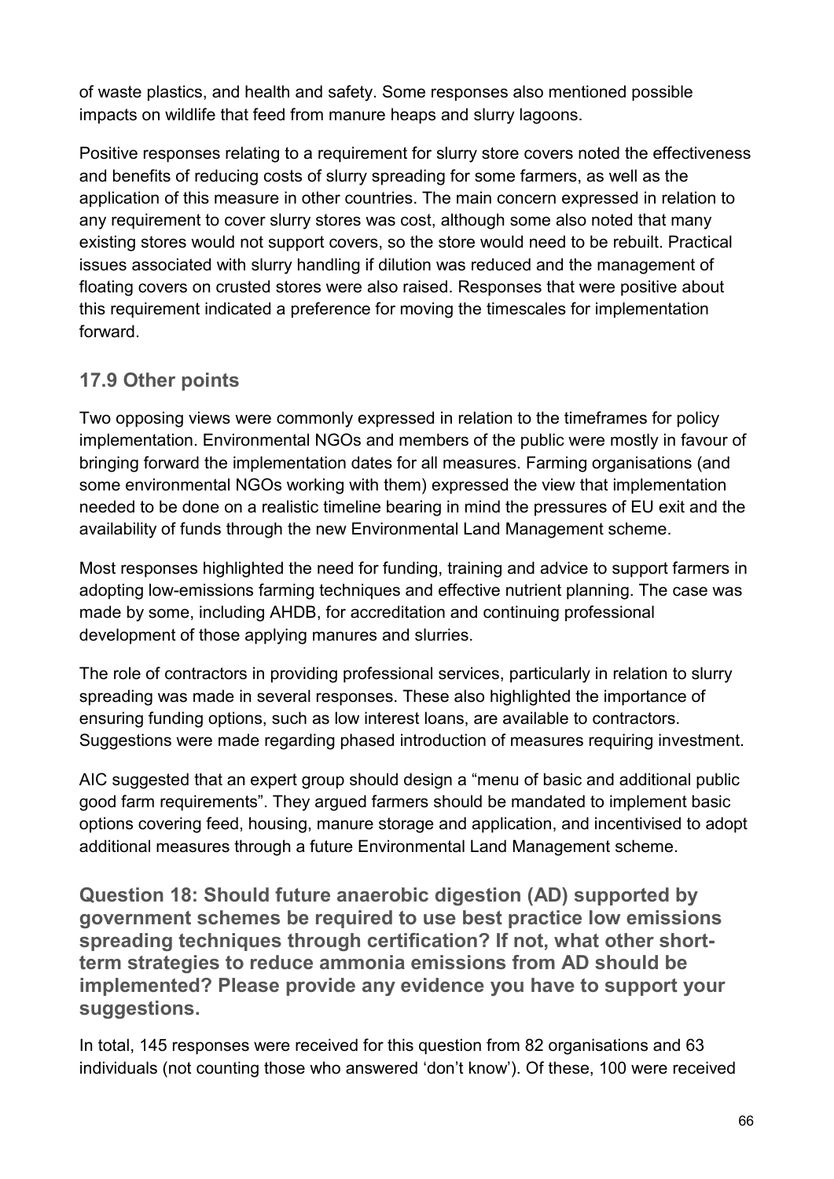of waste plastics, and health and safety. Some responses also mentioned possible impacts on wildlife that feed from manure heaps and slurry lagoons.

Positive responses relating to a requirement for slurry store covers noted the effectiveness and benefits of reducing costs of slurry spreading for some farmers, as well as the application of this measure in other countries. The main concern expressed in relation to any requirement to cover slurry stores was cost, although some also noted that many existing stores would not support covers, so the store would need to be rebuilt. Practical issues associated with slurry handling if dilution was reduced and the management of floating covers on crusted stores were also raised. Responses that were positive about this requirement indicated a preference for moving the timescales for implementation forward.

### 17.9 Other points

Two opposing views were commonly expressed in relation to the timeframes for policy implementation. Environmental NGOs and members of the public were mostly in favour of bringing forward the implementation dates for all measures. Farming organisations (and some environmental NGOs working with them) expressed the view that implementation needed to be done on a realistic timeline bearing in mind the pressures of EU exit and the availability of funds through the new Environmental Land Management scheme.

Most responses highlighted the need for funding, training and advice to support farmers in adopting low-emissions farming techniques and effective nutrient planning. The case was made by some, including AHDB, for accreditation and continuing professional development of those applying manures and slurries.

The role of contractors in providing professional services, particularly in relation to slurry spreading was made in several responses. These also highlighted the importance of ensuring funding options, such as low interest loans, are available to contractors. Suggestions were made regarding phased introduction of measures requiring investment.

AIC suggested that an expert group should design a "menu of basic and additional public good farm requirements". They argued farmers should be mandated to implement basic options covering feed, housing, manure storage and application, and incentivised to adopt additional measures through a future Environmental Land Management scheme.

## Question 18: Should future anaerobic digestion (AD) supported by government schemes be required to use best practice low emissions spreading techniques through certification? If not, what other short-term strategies to reduce ammonia emissions from AD should be implemented? Please provide any evidence you have to support your suggestions.

In total, 145 responses were received for this question from 82 organisations and 63 individuals (not counting those who answered 'don't know'). Of these, 100 were received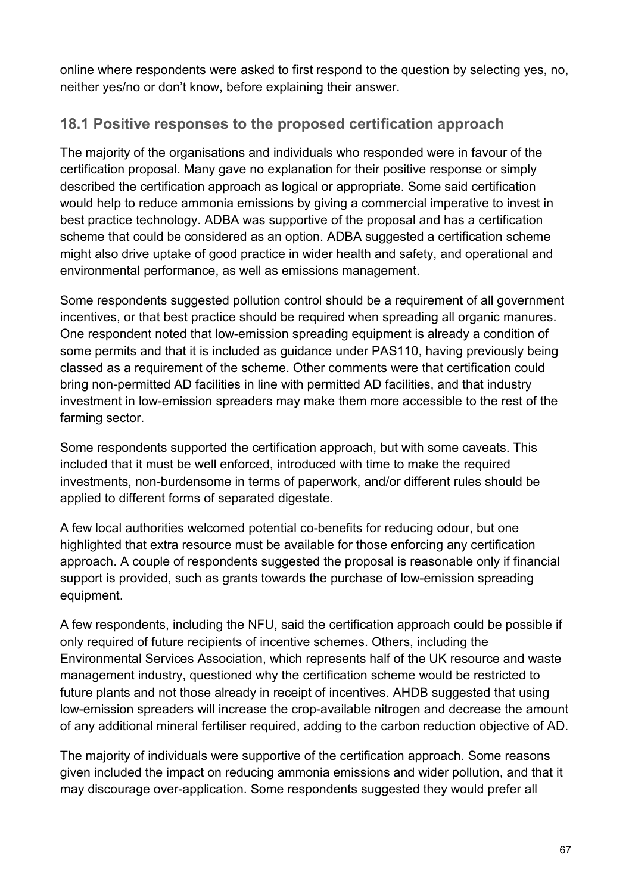online where respondents were asked to first respond to the question by selecting yes, no, neither yes/no or don't know, before explaining their answer.

## 18.1 Positive responses to the proposed certification approach

The majority of the organisations and individuals who responded were in favour of the certification proposal. Many gave no explanation for their positive response or simply described the certification approach as logical or appropriate. Some said certification would help to reduce ammonia emissions by giving a commercial imperative to invest in best practice technology. ADBA was supportive of the proposal and has a certification scheme that could be considered as an option. ADBA suggested a certification scheme might also drive uptake of good practice in wider health and safety, and operational and environmental performance, as well as emissions management.

Some respondents suggested pollution control should be a requirement of all government incentives, or that best practice should be required when spreading all organic manures. One respondent noted that low-emission spreading equipment is already a condition of some permits and that it is included as guidance under PAS110, having previously being classed as a requirement of the scheme. Other comments were that certification could bring non-permitted AD facilities in line with permitted AD facilities, and that industry investment in low-emission spreaders may make them more accessible to the rest of the farming sector.

Some respondents supported the certification approach, but with some caveats. This included that it must be well enforced, introduced with time to make the required investments, non-burdensome in terms of paperwork, and/or different rules should be applied to different forms of separated digestate.

A few local authorities welcomed potential co-benefits for reducing odour, but one highlighted that extra resource must be available for those enforcing any certification approach. A couple of respondents suggested the proposal is reasonable only if financial support is provided, such as grants towards the purchase of low-emission spreading equipment.

A few respondents, including the NFU, said the certification approach could be possible if only required of future recipients of incentive schemes. Others, including the Environmental Services Association, which represents half of the UK resource and waste management industry, questioned why the certification scheme would be restricted to future plants and not those already in receipt of incentives. AHDB suggested that using low-emission spreaders will increase the crop-available nitrogen and decrease the amount of any additional mineral fertiliser required, adding to the carbon reduction objective of AD.

The majority of individuals were supportive of the certification approach. Some reasons given included the impact on reducing ammonia emissions and wider pollution, and that it may discourage over-application. Some respondents suggested they would prefer all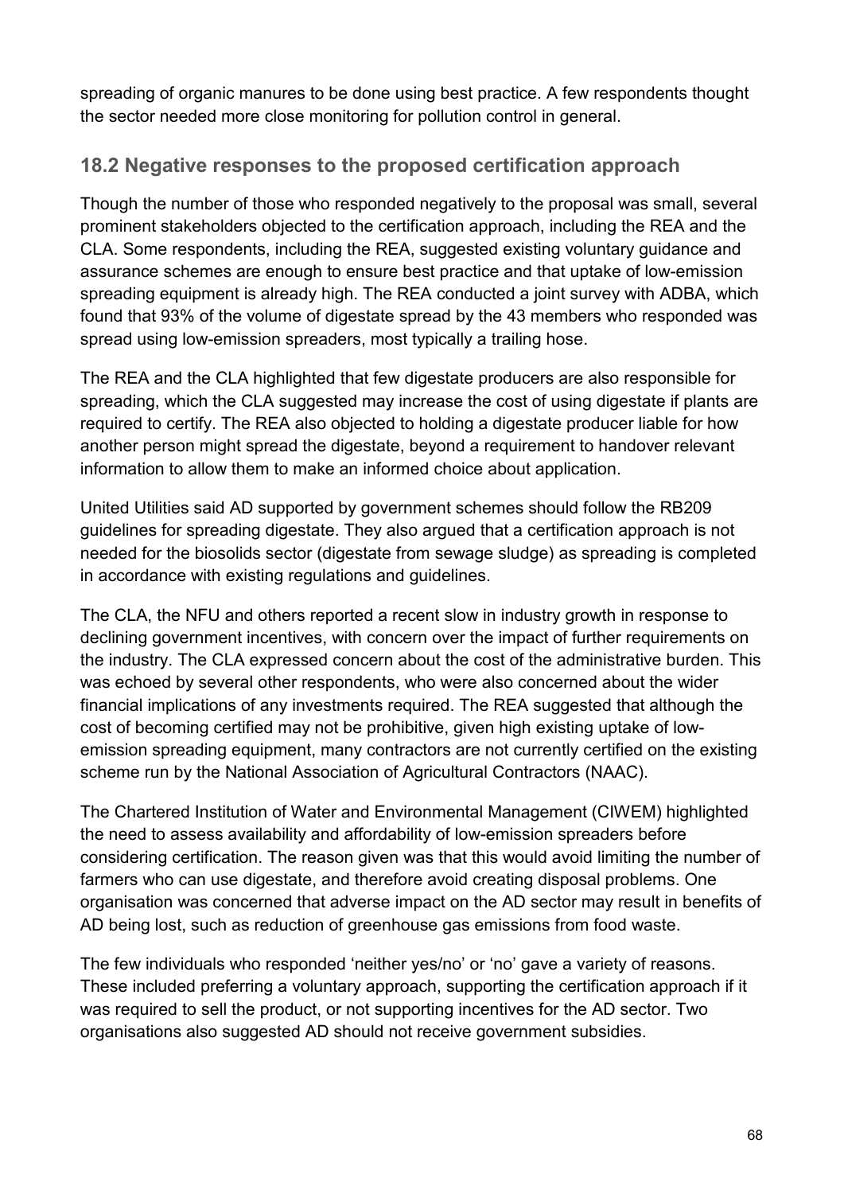spreading of organic manures to be done using best practice. A few respondents thought the sector needed more close monitoring for pollution control in general.

## 18.2 Negative responses to the proposed certification approach

Though the number of those who responded negatively to the proposal was small, several prominent stakeholders objected to the certification approach, including the REA and the CLA. Some respondents, including the REA, suggested existing voluntary guidance and assurance schemes are enough to ensure best practice and that uptake of low-emission spreading equipment is already high. The REA conducted a joint survey with ADBA, which found that 93% of the volume of digestate spread by the 43 members who responded was spread using low-emission spreaders, most typically a trailing hose.

The REA and the CLA highlighted that few digestate producers are also responsible for spreading, which the CLA suggested may increase the cost of using digestate if plants are required to certify. The REA also objected to holding a digestate producer liable for how another person might spread the digestate, beyond a requirement to handover relevant information to allow them to make an informed choice about application.

United Utilities said AD supported by government schemes should follow the RB209 guidelines for spreading digestate. They also argued that a certification approach is not needed for the biosolids sector (digestate from sewage sludge) as spreading is completed in accordance with existing regulations and guidelines.

The CLA, the NFU and others reported a recent slow in industry growth in response to declining government incentives, with concern over the impact of further requirements on the industry. The CLA expressed concern about the cost of the administrative burden. This was echoed by several other respondents, who were also concerned about the wider financial implications of any investments required. The REA suggested that although the cost of becoming certified may not be prohibitive, given high existing uptake of low-emission spreading equipment, many contractors are not currently certified on the existing scheme run by the National Association of Agricultural Contractors (NAAC).

The Chartered Institution of Water and Environmental Management (CIWEM) highlighted the need to assess availability and affordability of low-emission spreaders before considering certification. The reason given was that this would avoid limiting the number of farmers who can use digestate, and therefore avoid creating disposal problems. One organisation was concerned that adverse impact on the AD sector may result in benefits of AD being lost, such as reduction of greenhouse gas emissions from food waste.

The few individuals who responded 'neither yes/no' or 'no' gave a variety of reasons. These included preferring a voluntary approach, supporting the certification approach if it was required to sell the product, or not supporting incentives for the AD sector. Two organisations also suggested AD should not receive government subsidies.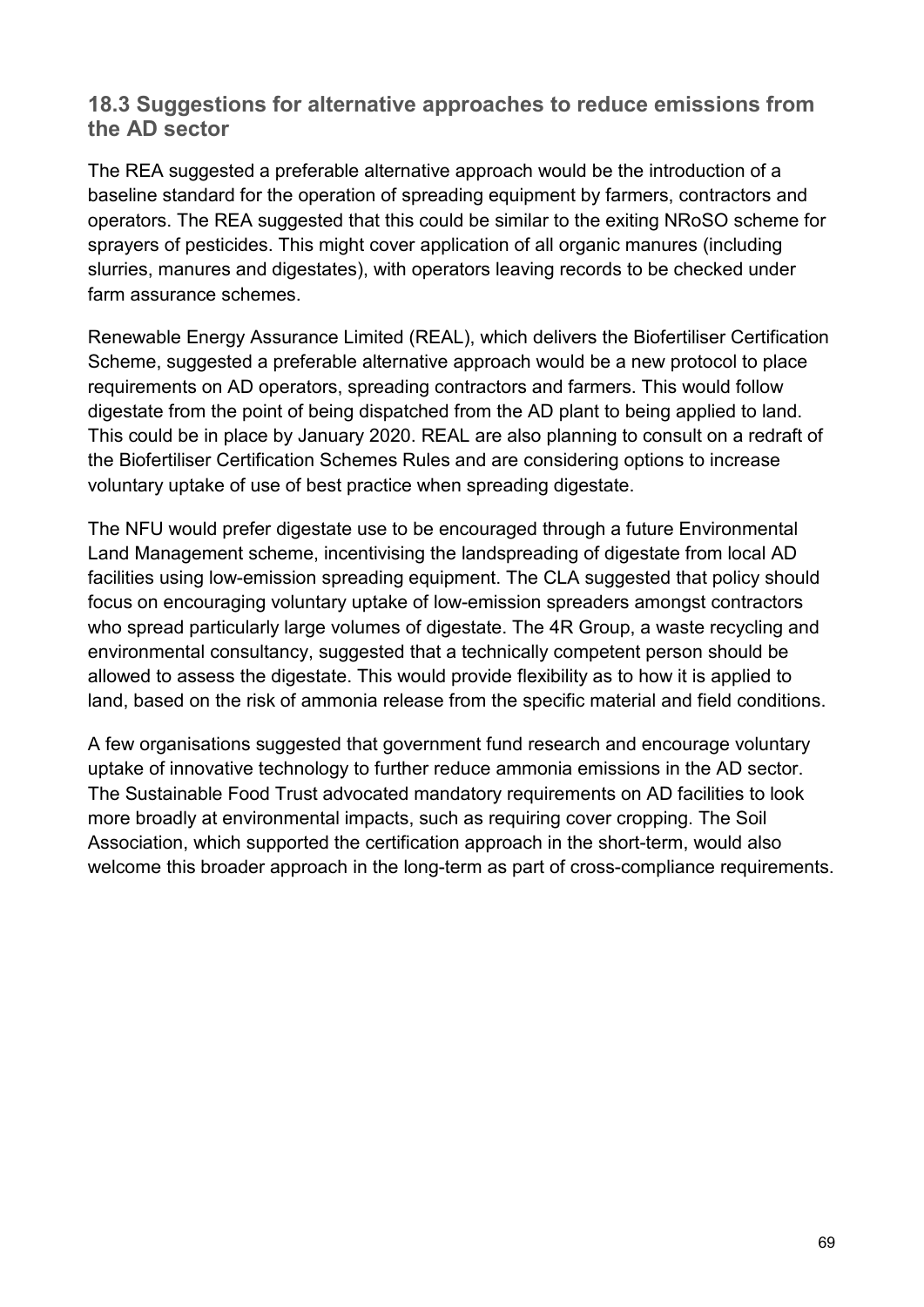## 18.3 Suggestions for alternative approaches to reduce emissions from the AD sector

The REA suggested a preferable alternative approach would be the introduction of a baseline standard for the operation of spreading equipment by farmers, contractors and operators. The REA suggested that this could be similar to the exiting NRoSO scheme for sprayers of pesticides. This might cover application of all organic manures (including slurries, manures and digestates), with operators leaving records to be checked under farm assurance schemes.

Renewable Energy Assurance Limited (REAL), which delivers the Biofertiliser Certification Scheme, suggested a preferable alternative approach would be a new protocol to place requirements on AD operators, spreading contractors and farmers. This would follow digestate from the point of being dispatched from the AD plant to being applied to land. This could be in place by January 2020. REAL are also planning to consult on a redraft of the Biofertiliser Certification Schemes Rules and are considering options to increase voluntary uptake of use of best practice when spreading digestate.

The NFU would prefer digestate use to be encouraged through a future Environmental Land Management scheme, incentivising the landspreading of digestate from local AD facilities using low-emission spreading equipment. The CLA suggested that policy should focus on encouraging voluntary uptake of low-emission spreaders amongst contractors who spread particularly large volumes of digestate. The 4R Group, a waste recycling and environmental consultancy, suggested that a technically competent person should be allowed to assess the digestate. This would provide flexibility as to how it is applied to land, based on the risk of ammonia release from the specific material and field conditions.

A few organisations suggested that government fund research and encourage voluntary uptake of innovative technology to further reduce ammonia emissions in the AD sector. The Sustainable Food Trust advocated mandatory requirements on AD facilities to look more broadly at environmental impacts, such as requiring cover cropping. The Soil Association, which supported the certification approach in the short-term, would also welcome this broader approach in the long-term as part of cross-compliance requirements.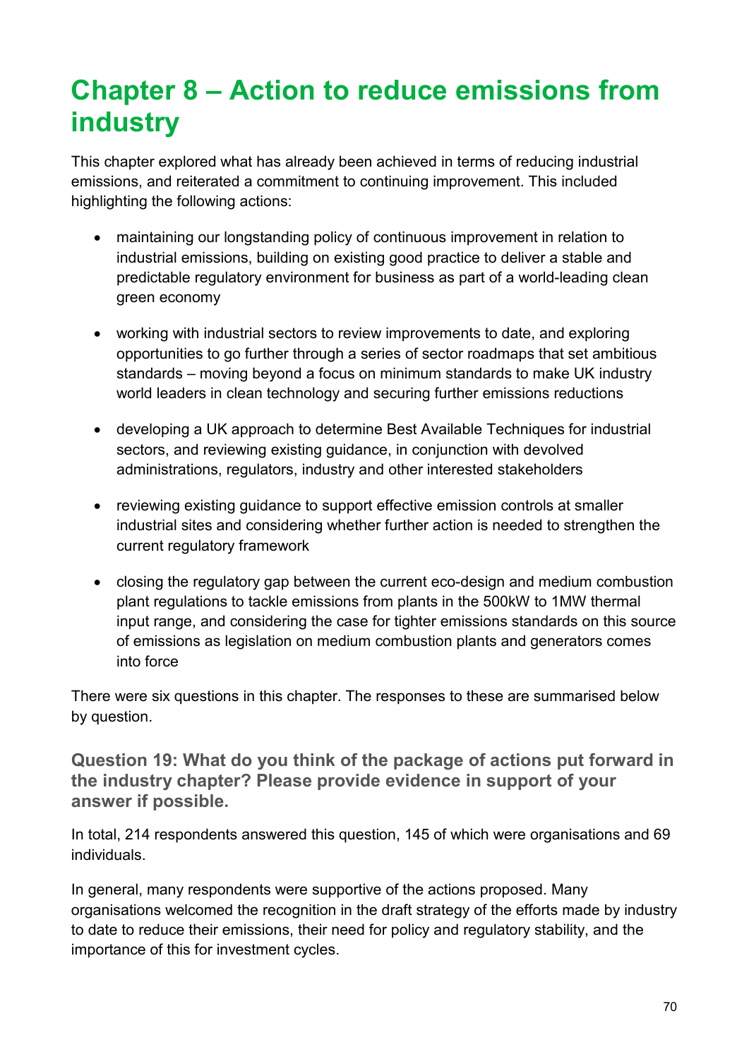# Chapter 8 – Action to reduce emissions from industry

This chapter explored what has already been achieved in terms of reducing industrial emissions, and reiterated a commitment to continuing improvement. This included highlighting the following actions:

- maintaining our longstanding policy of continuous improvement in relation to industrial emissions, building on existing good practice to deliver a stable and predictable regulatory environment for business as part of a world-leading clean green economy
- working with industrial sectors to review improvements to date, and exploring opportunities to go further through a series of sector roadmaps that set ambitious standards – moving beyond a focus on minimum standards to make UK industry world leaders in clean technology and securing further emissions reductions
- developing a UK approach to determine Best Available Techniques for industrial sectors, and reviewing existing guidance, in conjunction with devolved administrations, regulators, industry and other interested stakeholders
- reviewing existing guidance to support effective emission controls at smaller industrial sites and considering whether further action is needed to strengthen the current regulatory framework
- closing the regulatory gap between the current eco-design and medium combustion plant regulations to tackle emissions from plants in the 500kW to 1MW thermal input range, and considering the case for tighter emissions standards on this source of emissions as legislation on medium combustion plants and generators comes into force

There were six questions in this chapter. The responses to these are summarised below by question.

### Question 19: What do you think of the package of actions put forward in the industry chapter? Please provide evidence in support of your answer if possible.

In total, 214 respondents answered this question, 145 of which were organisations and 69 individuals.

In general, many respondents were supportive of the actions proposed. Many organisations welcomed the recognition in the draft strategy of the efforts made by industry to date to reduce their emissions, their need for policy and regulatory stability, and the importance of this for investment cycles.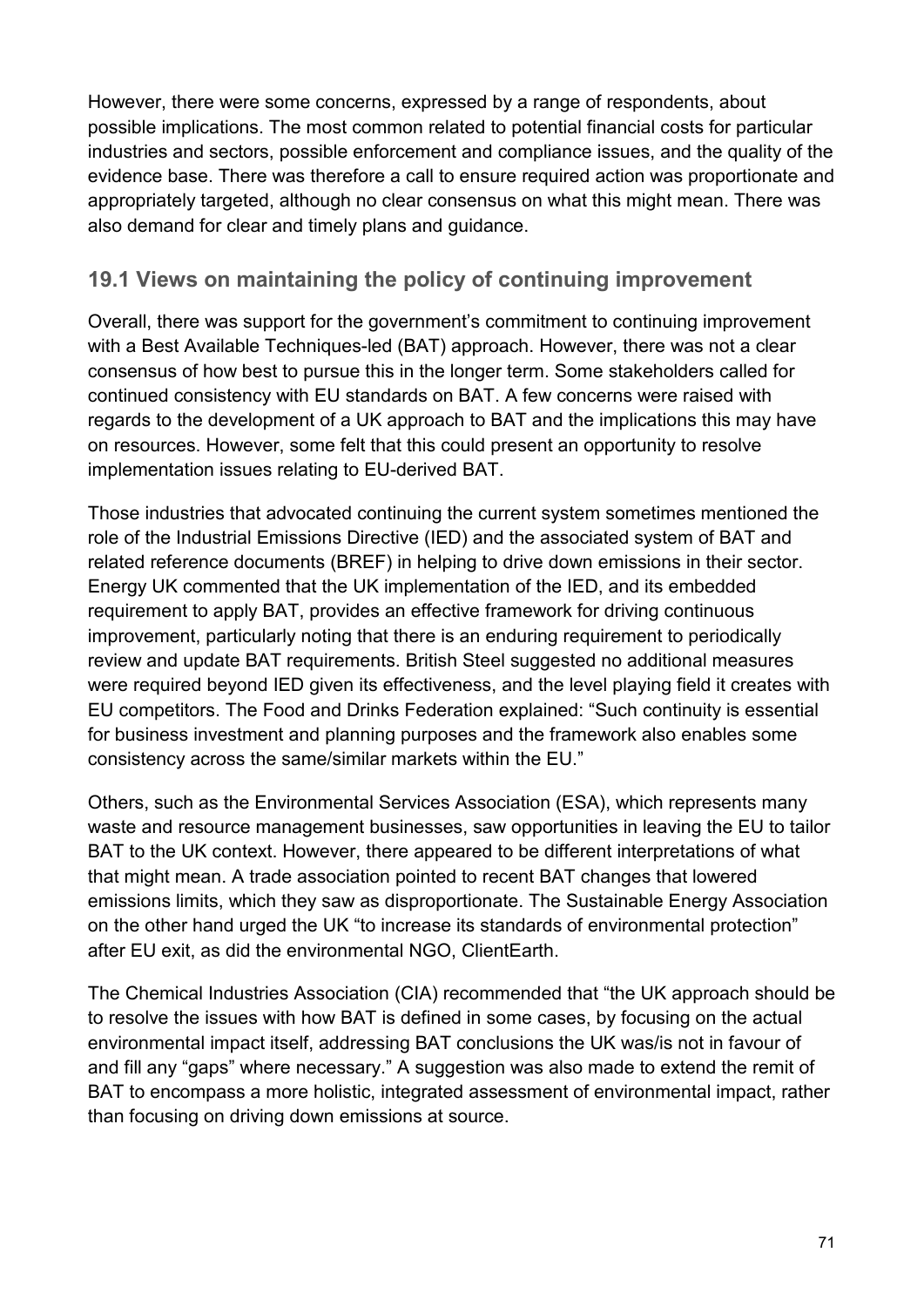However, there were some concerns, expressed by a range of respondents, about possible implications. The most common related to potential financial costs for particular industries and sectors, possible enforcement and compliance issues, and the quality of the evidence base. There was therefore a call to ensure required action was proportionate and appropriately targeted, although no clear consensus on what this might mean. There was also demand for clear and timely plans and guidance.

## 19.1 Views on maintaining the policy of continuing improvement

Overall, there was support for the government's commitment to continuing improvement with a Best Available Techniques-led (BAT) approach. However, there was not a clear consensus of how best to pursue this in the longer term. Some stakeholders called for continued consistency with EU standards on BAT. A few concerns were raised with regards to the development of a UK approach to BAT and the implications this may have on resources. However, some felt that this could present an opportunity to resolve implementation issues relating to EU-derived BAT.

Those industries that advocated continuing the current system sometimes mentioned the role of the Industrial Emissions Directive (IED) and the associated system of BAT and related reference documents (BREF) in helping to drive down emissions in their sector. Energy UK commented that the UK implementation of the IED, and its embedded requirement to apply BAT, provides an effective framework for driving continuous improvement, particularly noting that there is an enduring requirement to periodically review and update BAT requirements. British Steel suggested no additional measures were required beyond IED given its effectiveness, and the level playing field it creates with EU competitors. The Food and Drinks Federation explained: "Such continuity is essential for business investment and planning purposes and the framework also enables some consistency across the same/similar markets within the EU."

Others, such as the Environmental Services Association (ESA), which represents many waste and resource management businesses, saw opportunities in leaving the EU to tailor BAT to the UK context. However, there appeared to be different interpretations of what that might mean. A trade association pointed to recent BAT changes that lowered emissions limits, which they saw as disproportionate. The Sustainable Energy Association on the other hand urged the UK "to increase its standards of environmental protection" after EU exit, as did the environmental NGO, ClientEarth.

The Chemical Industries Association (CIA) recommended that "the UK approach should be to resolve the issues with how BAT is defined in some cases, by focusing on the actual environmental impact itself, addressing BAT conclusions the UK was/is not in favour of and fill any "gaps" where necessary." A suggestion was also made to extend the remit of BAT to encompass a more holistic, integrated assessment of environmental impact, rather than focusing on driving down emissions at source.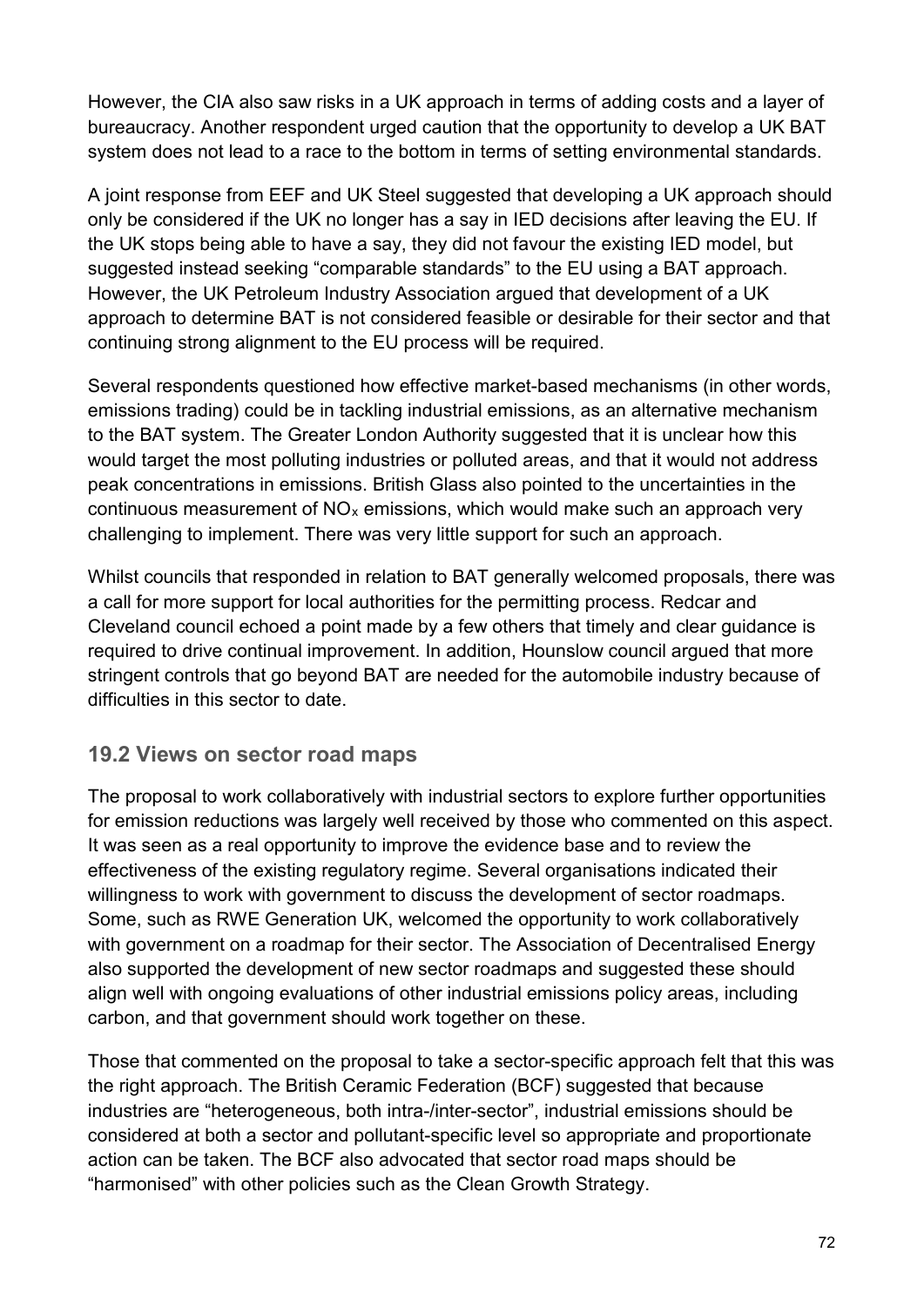However, the CIA also saw risks in a UK approach in terms of adding costs and a layer of bureaucracy. Another respondent urged caution that the opportunity to develop a UK BAT system does not lead to a race to the bottom in terms of setting environmental standards.

A joint response from EEF and UK Steel suggested that developing a UK approach should only be considered if the UK no longer has a say in IED decisions after leaving the EU. If the UK stops being able to have a say, they did not favour the existing IED model, but suggested instead seeking "comparable standards" to the EU using a BAT approach. However, the UK Petroleum Industry Association argued that development of a UK approach to determine BAT is not considered feasible or desirable for their sector and that continuing strong alignment to the EU process will be required.

Several respondents questioned how effective market-based mechanisms (in other words, emissions trading) could be in tackling industrial emissions, as an alternative mechanism to the BAT system. The Greater London Authority suggested that it is unclear how this would target the most polluting industries or polluted areas, and that it would not address peak concentrations in emissions. British Glass also pointed to the uncertainties in the continuous measurement of $NO_x$ emissions, which would make such an approach very challenging to implement. There was very little support for such an approach.

Whilst councils that responded in relation to BAT generally welcomed proposals, there was a call for more support for local authorities for the permitting process. Redcar and Cleveland council echoed a point made by a few others that timely and clear guidance is required to drive continual improvement. In addition, Hounslow council argued that more stringent controls that go beyond BAT are needed for the automobile industry because of difficulties in this sector to date.

## 19.2 Views on sector road maps

The proposal to work collaboratively with industrial sectors to explore further opportunities for emission reductions was largely well received by those who commented on this aspect. It was seen as a real opportunity to improve the evidence base and to review the effectiveness of the existing regulatory regime. Several organisations indicated their willingness to work with government to discuss the development of sector roadmaps. Some, such as RWE Generation UK, welcomed the opportunity to work collaboratively with government on a roadmap for their sector. The Association of Decentralised Energy also supported the development of new sector roadmaps and suggested these should align well with ongoing evaluations of other industrial emissions policy areas, including carbon, and that government should work together on these.

Those that commented on the proposal to take a sector-specific approach felt that this was the right approach. The British Ceramic Federation (BCF) suggested that because industries are "heterogeneous, both intra-/inter-sector", industrial emissions should be considered at both a sector and pollutant-specific level so appropriate and proportionate action can be taken. The BCF also advocated that sector road maps should be "harmonised" with other policies such as the Clean Growth Strategy.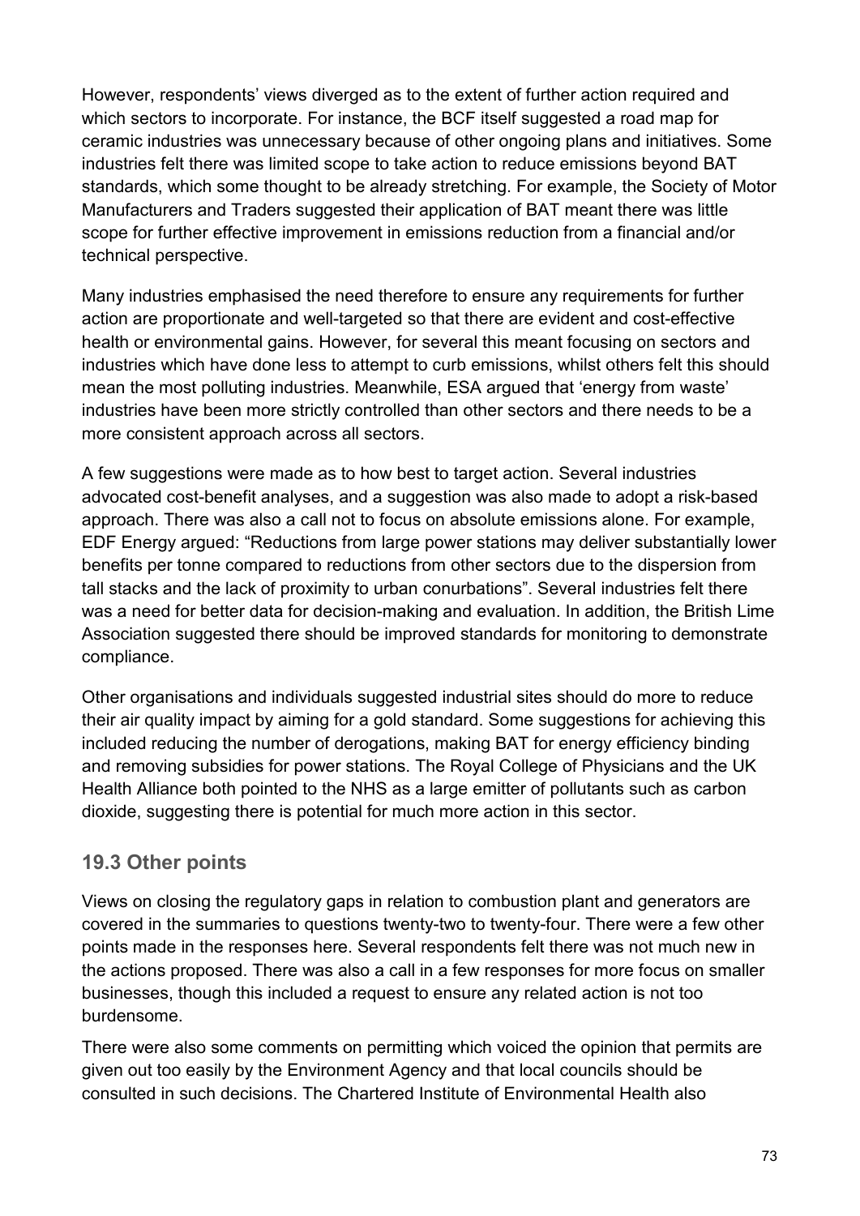However, respondents' views diverged as to the extent of further action required and which sectors to incorporate. For instance, the BCF itself suggested a road map for ceramic industries was unnecessary because of other ongoing plans and initiatives. Some industries felt there was limited scope to take action to reduce emissions beyond BAT standards, which some thought to be already stretching. For example, the Society of Motor Manufacturers and Traders suggested their application of BAT meant there was little scope for further effective improvement in emissions reduction from a financial and/or technical perspective.

Many industries emphasised the need therefore to ensure any requirements for further action are proportionate and well-targeted so that there are evident and cost-effective health or environmental gains. However, for several this meant focusing on sectors and industries which have done less to attempt to curb emissions, whilst others felt this should mean the most polluting industries. Meanwhile, ESA argued that 'energy from waste' industries have been more strictly controlled than other sectors and there needs to be a more consistent approach across all sectors.

A few suggestions were made as to how best to target action. Several industries advocated cost-benefit analyses, and a suggestion was also made to adopt a risk-based approach. There was also a call not to focus on absolute emissions alone. For example, EDF Energy argued: "Reductions from large power stations may deliver substantially lower benefits per tonne compared to reductions from other sectors due to the dispersion from tall stacks and the lack of proximity to urban conurbations". Several industries felt there was a need for better data for decision-making and evaluation. In addition, the British Lime Association suggested there should be improved standards for monitoring to demonstrate compliance.

Other organisations and individuals suggested industrial sites should do more to reduce their air quality impact by aiming for a gold standard. Some suggestions for achieving this included reducing the number of derogations, making BAT for energy efficiency binding and removing subsidies for power stations. The Royal College of Physicians and the UK Health Alliance both pointed to the NHS as a large emitter of pollutants such as carbon dioxide, suggesting there is potential for much more action in this sector.

## 19.3 Other points

Views on closing the regulatory gaps in relation to combustion plant and generators are covered in the summaries to questions twenty-two to twenty-four. There were a few other points made in the responses here. Several respondents felt there was not much new in the actions proposed. There was also a call in a few responses for more focus on smaller businesses, though this included a request to ensure any related action is not too burdensome.

There were also some comments on permitting which voiced the opinion that permits are given out too easily by the Environment Agency and that local councils should be consulted in such decisions. The Chartered Institute of Environmental Health also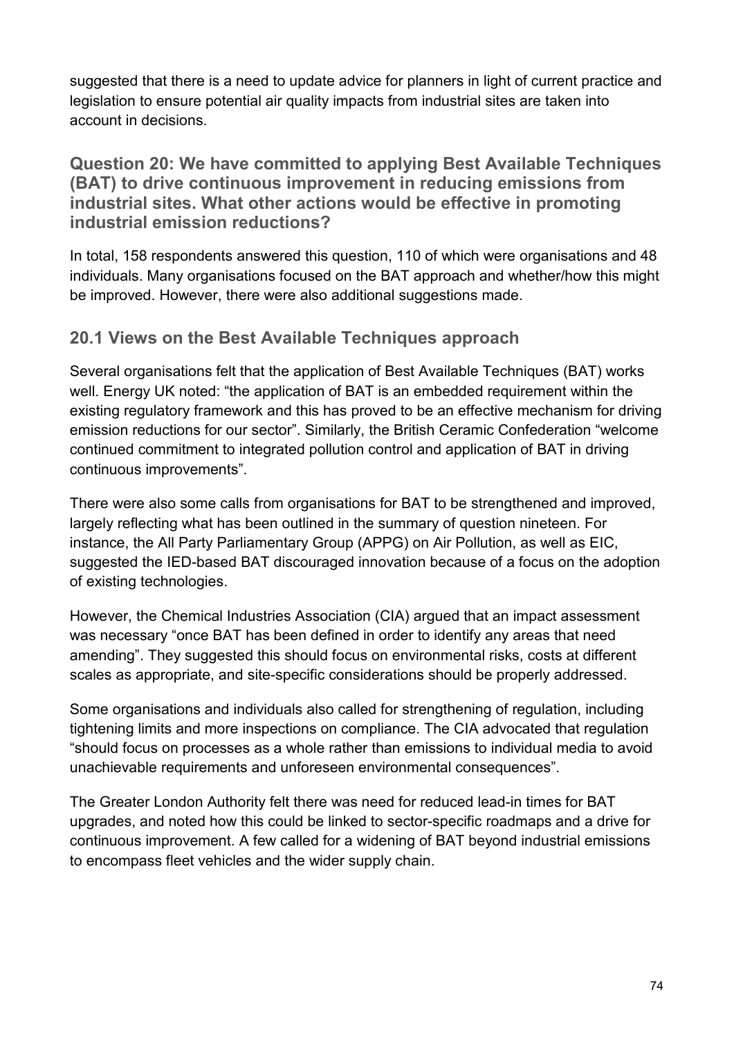suggested that there is a need to update advice for planners in light of current practice and legislation to ensure potential air quality impacts from industrial sites are taken into account in decisions.

## Question 20: We have committed to applying Best Available Techniques (BAT) to drive continuous improvement in reducing emissions from industrial sites. What other actions would be effective in promoting industrial emission reductions?

In total, 158 respondents answered this question, 110 of which were organisations and 48 individuals. Many organisations focused on the BAT approach and whether/how this might be improved. However, there were also additional suggestions made.

### 20.1 Views on the Best Available Techniques approach

Several organisations felt that the application of Best Available Techniques (BAT) works well. Energy UK noted: "the application of BAT is an embedded requirement within the existing regulatory framework and this has proved to be an effective mechanism for driving emission reductions for our sector". Similarly, the British Ceramic Confederation "welcome continued commitment to integrated pollution control and application of BAT in driving continuous improvements".

There were also some calls from organisations for BAT to be strengthened and improved, largely reflecting what has been outlined in the summary of question nineteen. For instance, the All Party Parliamentary Group (APPG) on Air Pollution, as well as EIC, suggested the IED-based BAT discouraged innovation because of a focus on the adoption of existing technologies.

However, the Chemical Industries Association (CIA) argued that an impact assessment was necessary "once BAT has been defined in order to identify any areas that need amending". They suggested this should focus on environmental risks, costs at different scales as appropriate, and site-specific considerations should be properly addressed.

Some organisations and individuals also called for strengthening of regulation, including tightening limits and more inspections on compliance. The CIA advocated that regulation "should focus on processes as a whole rather than emissions to individual media to avoid unachievable requirements and unforeseen environmental consequences".

The Greater London Authority felt there was need for reduced lead-in times for BAT upgrades, and noted how this could be linked to sector-specific roadmaps and a drive for continuous improvement. A few called for a widening of BAT beyond industrial emissions to encompass fleet vehicles and the wider supply chain.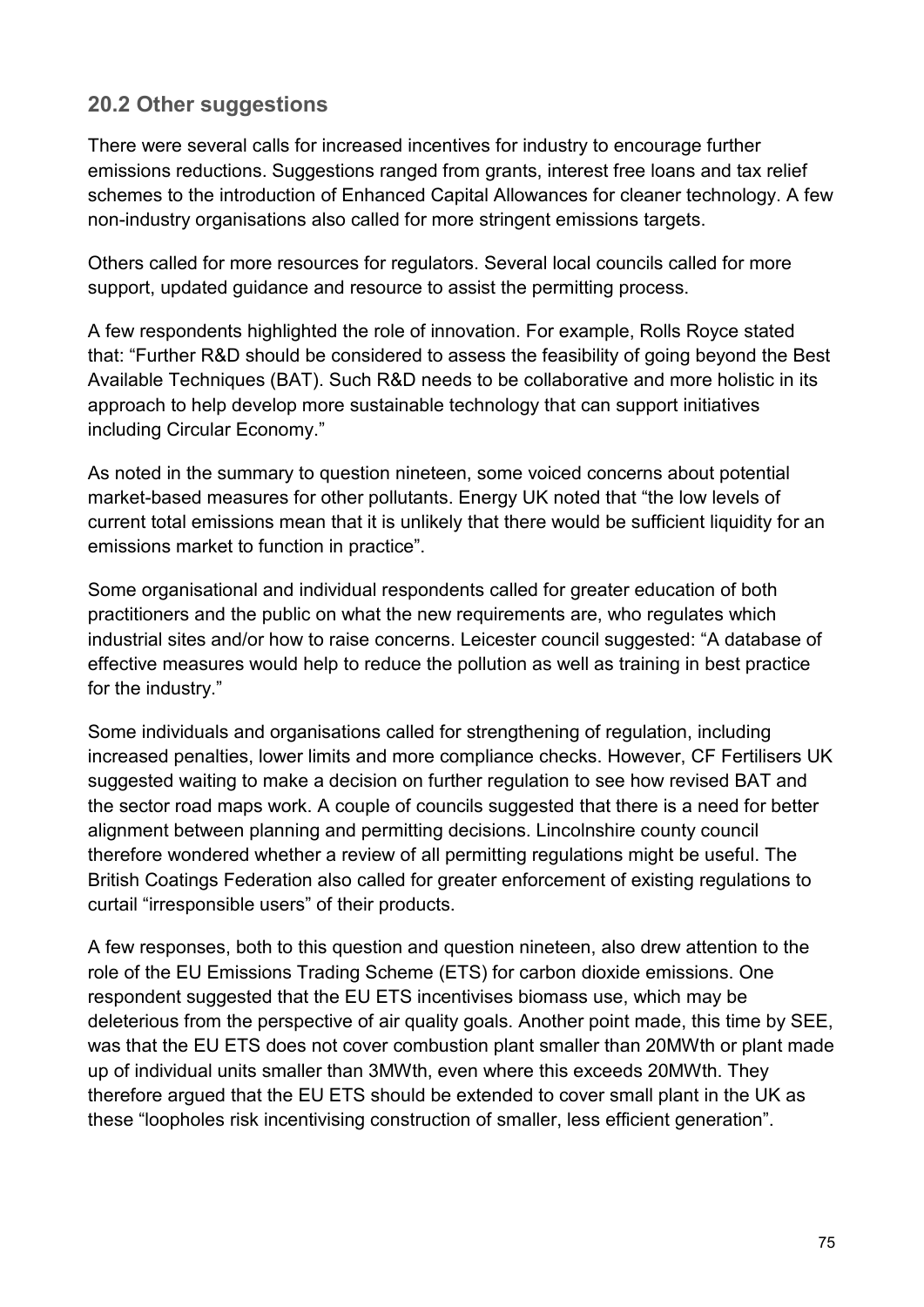## 20.2 Other suggestions

There were several calls for increased incentives for industry to encourage further emissions reductions. Suggestions ranged from grants, interest free loans and tax relief schemes to the introduction of Enhanced Capital Allowances for cleaner technology. A few non-industry organisations also called for more stringent emissions targets.

Others called for more resources for regulators. Several local councils called for more support, updated guidance and resource to assist the permitting process.

A few respondents highlighted the role of innovation. For example, Rolls Royce stated that: "Further R&D should be considered to assess the feasibility of going beyond the Best Available Techniques (BAT). Such R&D needs to be collaborative and more holistic in its approach to help develop more sustainable technology that can support initiatives including Circular Economy."

As noted in the summary to question nineteen, some voiced concerns about potential market-based measures for other pollutants. Energy UK noted that "the low levels of current total emissions mean that it is unlikely that there would be sufficient liquidity for an emissions market to function in practice".

Some organisational and individual respondents called for greater education of both practitioners and the public on what the new requirements are, who regulates which industrial sites and/or how to raise concerns. Leicester council suggested: "A database of effective measures would help to reduce the pollution as well as training in best practice for the industry."

Some individuals and organisations called for strengthening of regulation, including increased penalties, lower limits and more compliance checks. However, CF Fertilisers UK suggested waiting to make a decision on further regulation to see how revised BAT and the sector road maps work. A couple of councils suggested that there is a need for better alignment between planning and permitting decisions. Lincolnshire county council therefore wondered whether a review of all permitting regulations might be useful. The British Coatings Federation also called for greater enforcement of existing regulations to curtail "irresponsible users" of their products.

A few responses, both to this question and question nineteen, also drew attention to the role of the EU Emissions Trading Scheme (ETS) for carbon dioxide emissions. One respondent suggested that the EU ETS incentivises biomass use, which may be deleterious from the perspective of air quality goals. Another point made, this time by SEE, was that the EU ETS does not cover combustion plant smaller than 20MWth or plant made up of individual units smaller than 3MWth, even where this exceeds 20MWth. They therefore argued that the EU ETS should be extended to cover small plant in the UK as these "loopholes risk incentivising construction of smaller, less efficient generation".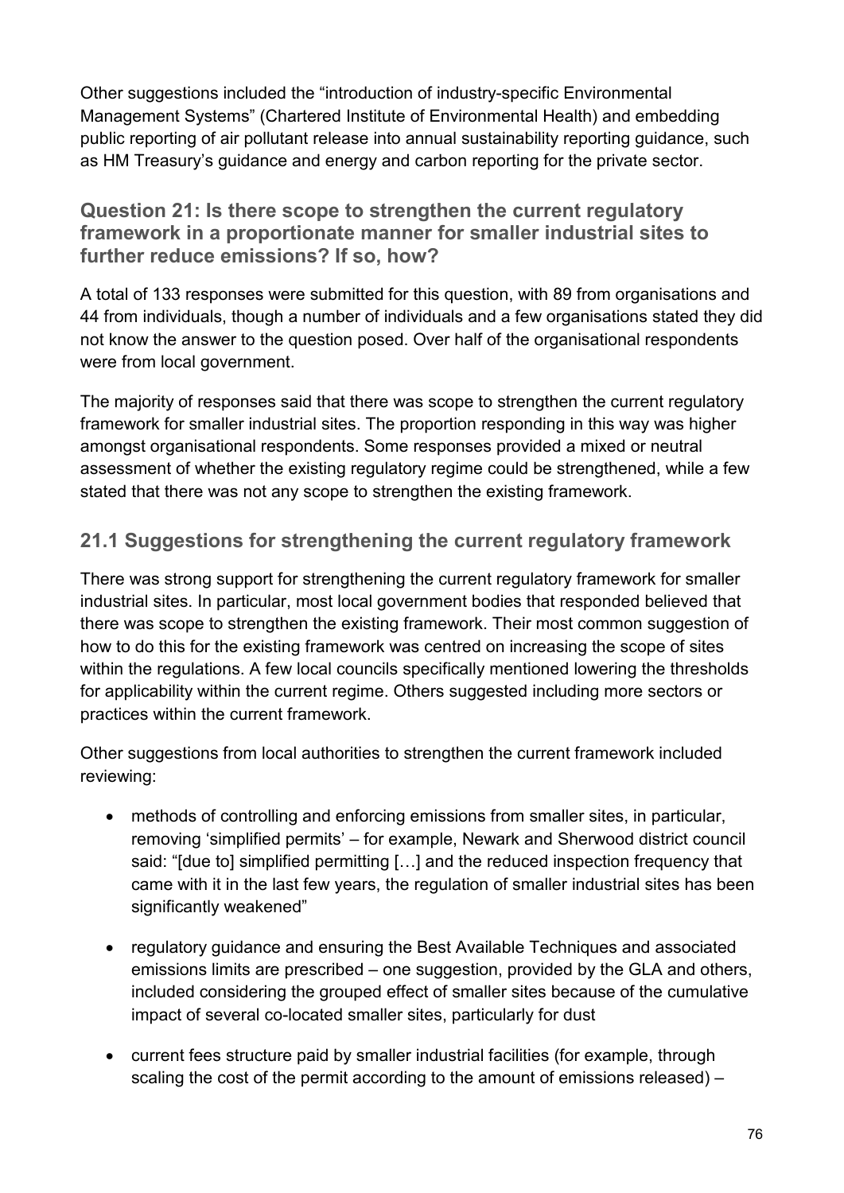Other suggestions included the "introduction of industry-specific Environmental Management Systems" (Chartered Institute of Environmental Health) and embedding public reporting of air pollutant release into annual sustainability reporting guidance, such as HM Treasury's guidance and energy and carbon reporting for the private sector.

## Question 21: Is there scope to strengthen the current regulatory framework in a proportionate manner for smaller industrial sites to further reduce emissions? If so, how?

A total of 133 responses were submitted for this question, with 89 from organisations and 44 from individuals, though a number of individuals and a few organisations stated they did not know the answer to the question posed. Over half of the organisational respondents were from local government.

The majority of responses said that there was scope to strengthen the current regulatory framework for smaller industrial sites. The proportion responding in this way was higher amongst organisational respondents. Some responses provided a mixed or neutral assessment of whether the existing regulatory regime could be strengthened, while a few stated that there was not any scope to strengthen the existing framework.

### 21.1 Suggestions for strengthening the current regulatory framework

There was strong support for strengthening the current regulatory framework for smaller industrial sites. In particular, most local government bodies that responded believed that there was scope to strengthen the existing framework. Their most common suggestion of how to do this for the existing framework was centred on increasing the scope of sites within the regulations. A few local councils specifically mentioned lowering the thresholds for applicability within the current regime. Others suggested including more sectors or practices within the current framework.

Other suggestions from local authorities to strengthen the current framework included reviewing:

- methods of controlling and enforcing emissions from smaller sites, in particular, removing 'simplified permits' – for example, Newark and Sherwood district council said: "[due to] simplified permitting […] and the reduced inspection frequency that came with it in the last few years, the regulation of smaller industrial sites has been significantly weakened"
- regulatory guidance and ensuring the Best Available Techniques and associated emissions limits are prescribed – one suggestion, provided by the GLA and others, included considering the grouped effect of smaller sites because of the cumulative impact of several co-located smaller sites, particularly for dust
- current fees structure paid by smaller industrial facilities (for example, through scaling the cost of the permit according to the amount of emissions released) –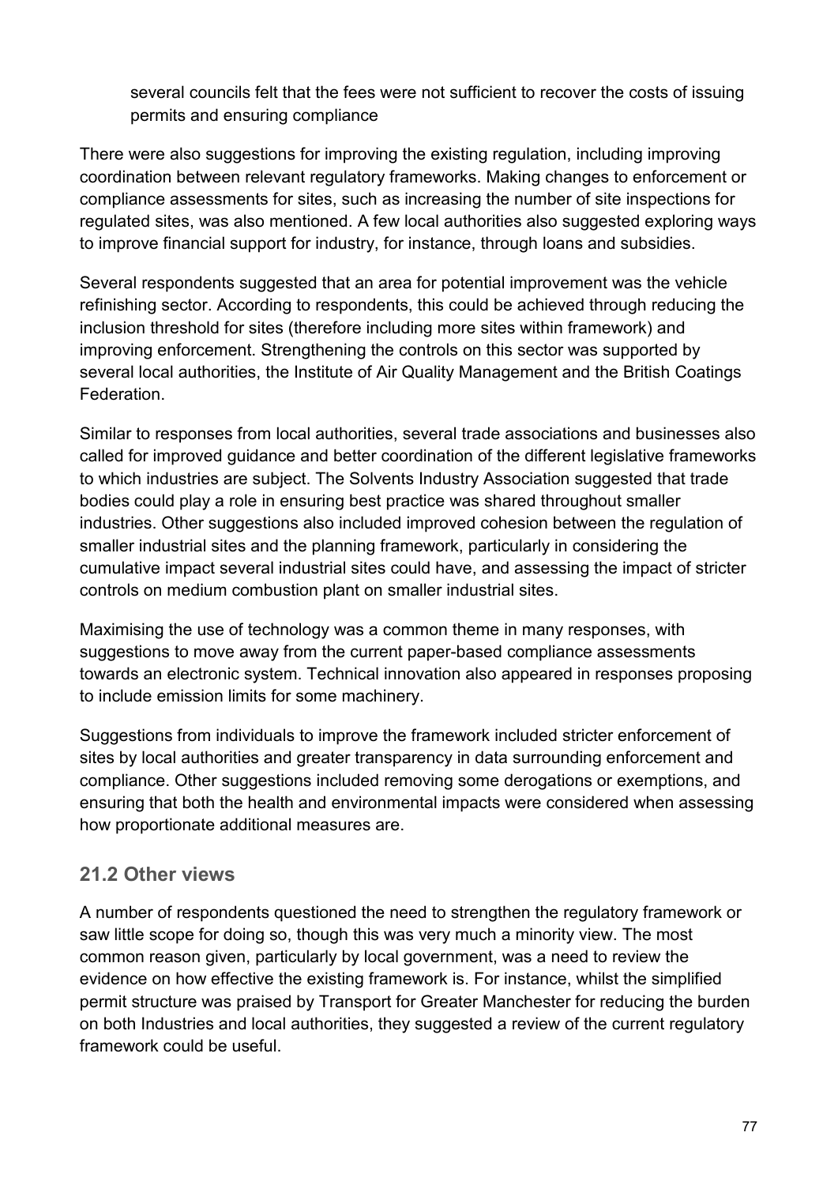several councils felt that the fees were not sufficient to recover the costs of issuing permits and ensuring compliance

There were also suggestions for improving the existing regulation, including improving coordination between relevant regulatory frameworks. Making changes to enforcement or compliance assessments for sites, such as increasing the number of site inspections for regulated sites, was also mentioned. A few local authorities also suggested exploring ways to improve financial support for industry, for instance, through loans and subsidies.

Several respondents suggested that an area for potential improvement was the vehicle refinishing sector. According to respondents, this could be achieved through reducing the inclusion threshold for sites (therefore including more sites within framework) and improving enforcement. Strengthening the controls on this sector was supported by several local authorities, the Institute of Air Quality Management and the British Coatings Federation.

Similar to responses from local authorities, several trade associations and businesses also called for improved guidance and better coordination of the different legislative frameworks to which industries are subject. The Solvents Industry Association suggested that trade bodies could play a role in ensuring best practice was shared throughout smaller industries. Other suggestions also included improved cohesion between the regulation of smaller industrial sites and the planning framework, particularly in considering the cumulative impact several industrial sites could have, and assessing the impact of stricter controls on medium combustion plant on smaller industrial sites.

Maximising the use of technology was a common theme in many responses, with suggestions to move away from the current paper-based compliance assessments towards an electronic system. Technical innovation also appeared in responses proposing to include emission limits for some machinery.

Suggestions from individuals to improve the framework included stricter enforcement of sites by local authorities and greater transparency in data surrounding enforcement and compliance. Other suggestions included removing some derogations or exemptions, and ensuring that both the health and environmental impacts were considered when assessing how proportionate additional measures are.

## 21.2 Other views

A number of respondents questioned the need to strengthen the regulatory framework or saw little scope for doing so, though this was very much a minority view. The most common reason given, particularly by local government, was a need to review the evidence on how effective the existing framework is. For instance, whilst the simplified permit structure was praised by Transport for Greater Manchester for reducing the burden on both Industries and local authorities, they suggested a review of the current regulatory framework could be useful.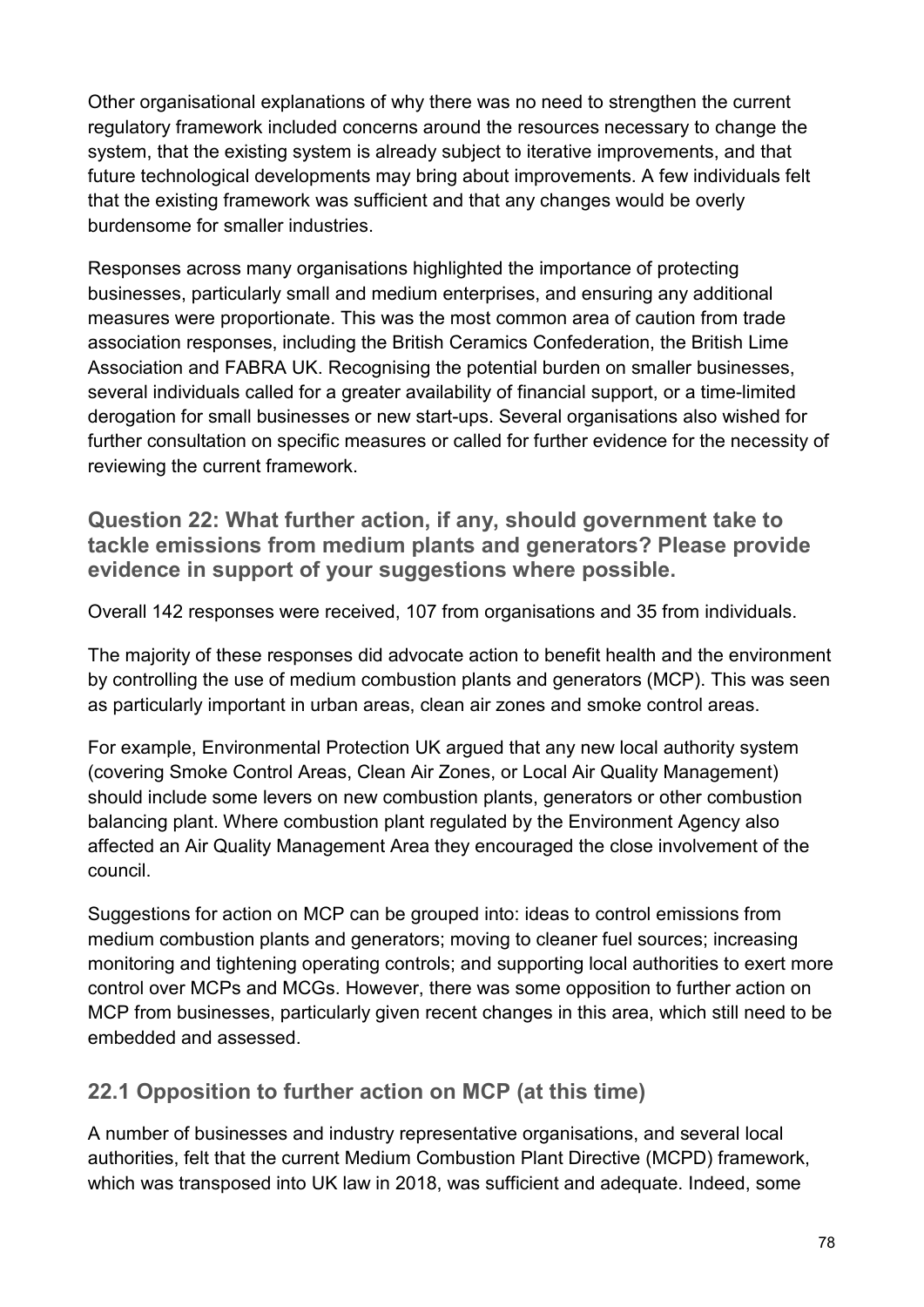Other organisational explanations of why there was no need to strengthen the current regulatory framework included concerns around the resources necessary to change the system, that the existing system is already subject to iterative improvements, and that future technological developments may bring about improvements. A few individuals felt that the existing framework was sufficient and that any changes would be overly burdensome for smaller industries.

Responses across many organisations highlighted the importance of protecting businesses, particularly small and medium enterprises, and ensuring any additional measures were proportionate. This was the most common area of caution from trade association responses, including the British Ceramics Confederation, the British Lime Association and FABRA UK. Recognising the potential burden on smaller businesses, several individuals called for a greater availability of financial support, or a time-limited derogation for small businesses or new start-ups. Several organisations also wished for further consultation on specific measures or called for further evidence for the necessity of reviewing the current framework.

### Question 22: What further action, if any, should government take to tackle emissions from medium plants and generators? Please provide evidence in support of your suggestions where possible.

Overall 142 responses were received, 107 from organisations and 35 from individuals.

The majority of these responses did advocate action to benefit health and the environment by controlling the use of medium combustion plants and generators (MCP). This was seen as particularly important in urban areas, clean air zones and smoke control areas.

For example, Environmental Protection UK argued that any new local authority system (covering Smoke Control Areas, Clean Air Zones, or Local Air Quality Management) should include some levers on new combustion plants, generators or other combustion balancing plant. Where combustion plant regulated by the Environment Agency also affected an Air Quality Management Area they encouraged the close involvement of the council.

Suggestions for action on MCP can be grouped into: ideas to control emissions from medium combustion plants and generators; moving to cleaner fuel sources; increasing monitoring and tightening operating controls; and supporting local authorities to exert more control over MCPs and MCGs. However, there was some opposition to further action on MCP from businesses, particularly given recent changes in this area, which still need to be embedded and assessed.

### 22.1 Opposition to further action on MCP (at this time)

A number of businesses and industry representative organisations, and several local authorities, felt that the current Medium Combustion Plant Directive (MCPD) framework, which was transposed into UK law in 2018, was sufficient and adequate. Indeed, some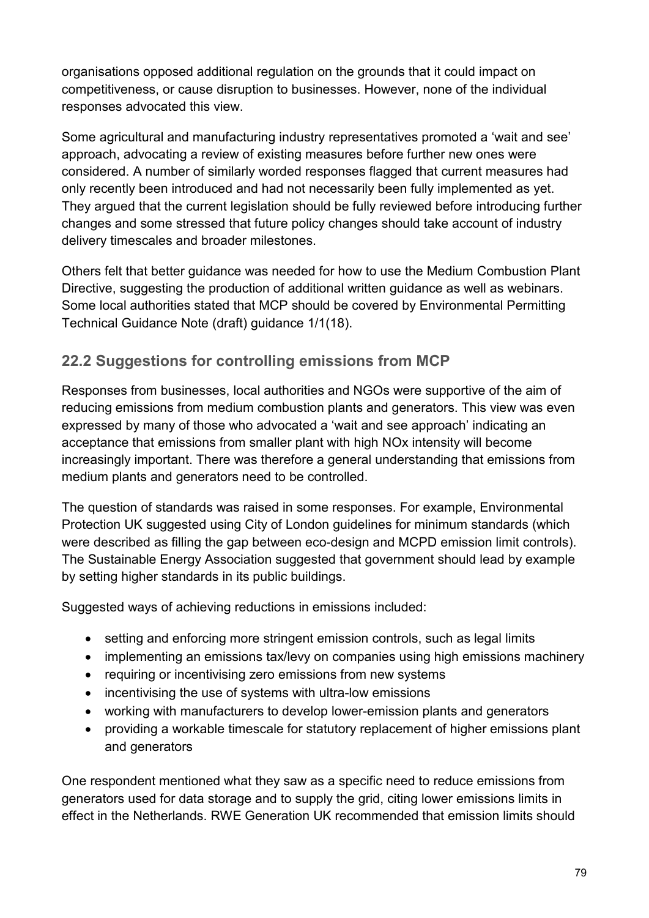organisations opposed additional regulation on the grounds that it could impact on competitiveness, or cause disruption to businesses. However, none of the individual responses advocated this view.

Some agricultural and manufacturing industry representatives promoted a 'wait and see' approach, advocating a review of existing measures before further new ones were considered. A number of similarly worded responses flagged that current measures had only recently been introduced and had not necessarily been fully implemented as yet. They argued that the current legislation should be fully reviewed before introducing further changes and some stressed that future policy changes should take account of industry delivery timescales and broader milestones.

Others felt that better guidance was needed for how to use the Medium Combustion Plant Directive, suggesting the production of additional written guidance as well as webinars. Some local authorities stated that MCP should be covered by Environmental Permitting Technical Guidance Note (draft) guidance 1/1(18).

## 22.2 Suggestions for controlling emissions from MCP

Responses from businesses, local authorities and NGOs were supportive of the aim of reducing emissions from medium combustion plants and generators. This view was even expressed by many of those who advocated a 'wait and see approach' indicating an acceptance that emissions from smaller plant with high NOx intensity will become increasingly important. There was therefore a general understanding that emissions from medium plants and generators need to be controlled.

The question of standards was raised in some responses. For example, Environmental Protection UK suggested using City of London guidelines for minimum standards (which were described as filling the gap between eco-design and MCPD emission limit controls). The Sustainable Energy Association suggested that government should lead by example by setting higher standards in its public buildings.

Suggested ways of achieving reductions in emissions included:

- setting and enforcing more stringent emission controls, such as legal limits
- implementing an emissions tax/levy on companies using high emissions machinery
- requiring or incentivising zero emissions from new systems
- incentivising the use of systems with ultra-low emissions
- working with manufacturers to develop lower-emission plants and generators
- providing a workable timescale for statutory replacement of higher emissions plant and generators

One respondent mentioned what they saw as a specific need to reduce emissions from generators used for data storage and to supply the grid, citing lower emissions limits in effect in the Netherlands. RWE Generation UK recommended that emission limits should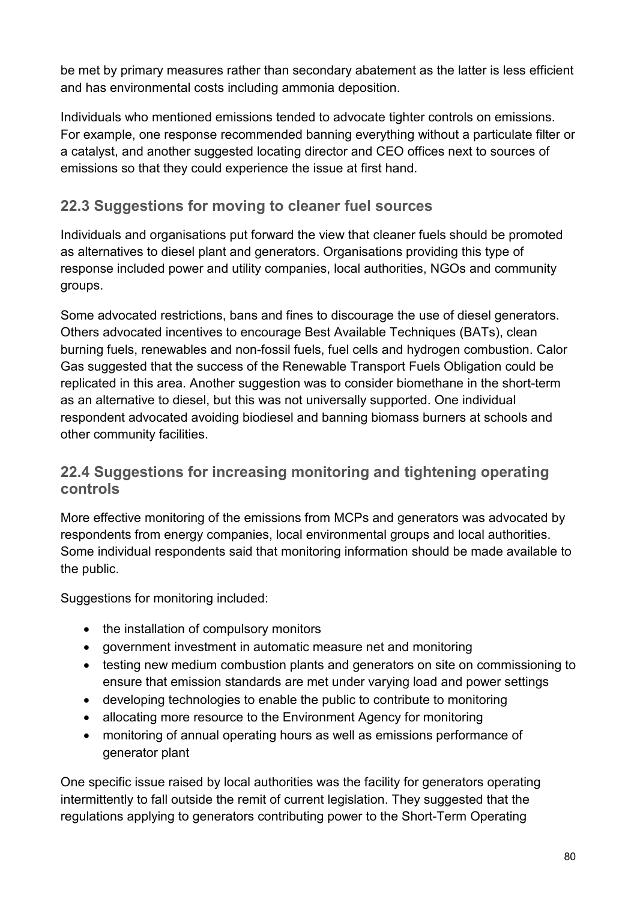be met by primary measures rather than secondary abatement as the latter is less efficient and has environmental costs including ammonia deposition.

Individuals who mentioned emissions tended to advocate tighter controls on emissions. For example, one response recommended banning everything without a particulate filter or a catalyst, and another suggested locating director and CEO offices next to sources of emissions so that they could experience the issue at first hand.

## 22.3 Suggestions for moving to cleaner fuel sources

Individuals and organisations put forward the view that cleaner fuels should be promoted as alternatives to diesel plant and generators. Organisations providing this type of response included power and utility companies, local authorities, NGOs and community groups.

Some advocated restrictions, bans and fines to discourage the use of diesel generators. Others advocated incentives to encourage Best Available Techniques (BATs), clean burning fuels, renewables and non-fossil fuels, fuel cells and hydrogen combustion. Calor Gas suggested that the success of the Renewable Transport Fuels Obligation could be replicated in this area. Another suggestion was to consider biomethane in the short-term as an alternative to diesel, but this was not universally supported. One individual respondent advocated avoiding biodiesel and banning biomass burners at schools and other community facilities.

## 22.4 Suggestions for increasing monitoring and tightening operating controls

More effective monitoring of the emissions from MCPs and generators was advocated by respondents from energy companies, local environmental groups and local authorities. Some individual respondents said that monitoring information should be made available to the public.

Suggestions for monitoring included:

- the installation of compulsory monitors
- government investment in automatic measure net and monitoring
- testing new medium combustion plants and generators on site on commissioning to ensure that emission standards are met under varying load and power settings
- developing technologies to enable the public to contribute to monitoring
- allocating more resource to the Environment Agency for monitoring
- monitoring of annual operating hours as well as emissions performance of generator plant

One specific issue raised by local authorities was the facility for generators operating intermittently to fall outside the remit of current legislation. They suggested that the regulations applying to generators contributing power to the Short-Term Operating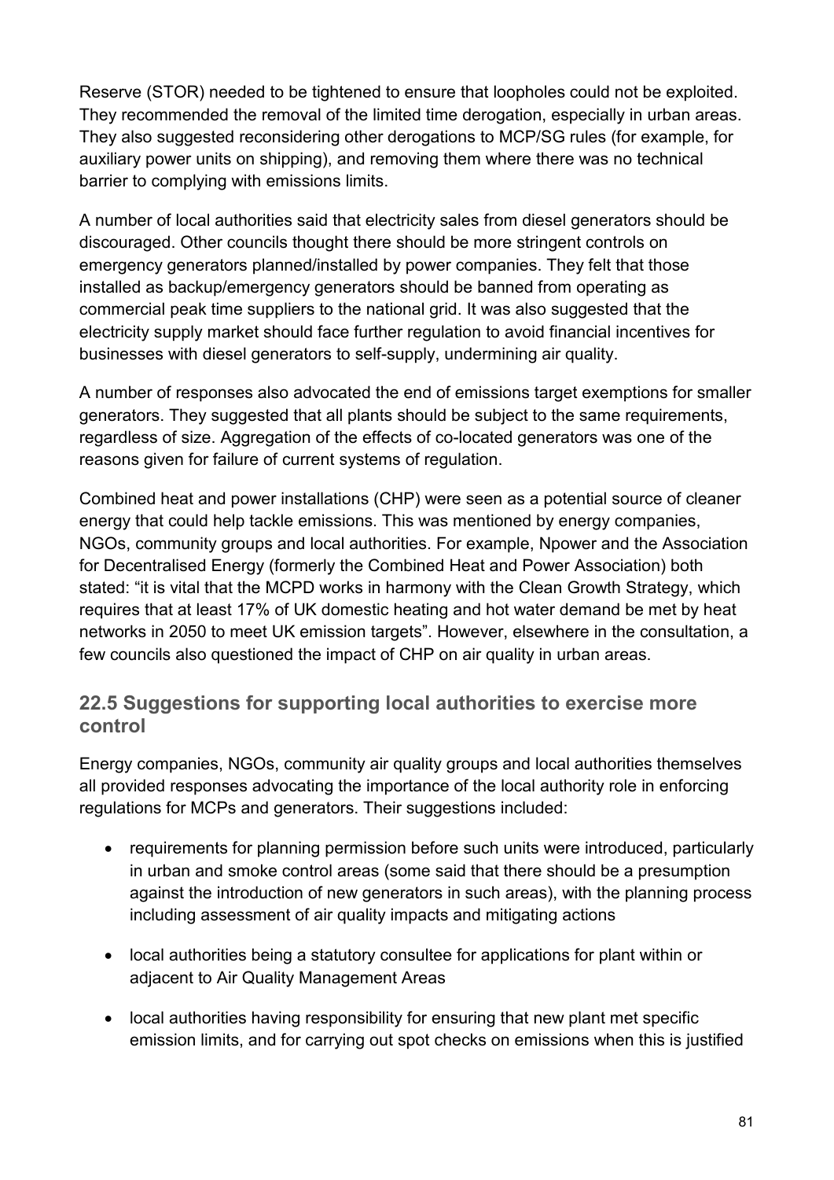Reserve (STOR) needed to be tightened to ensure that loopholes could not be exploited. They recommended the removal of the limited time derogation, especially in urban areas. They also suggested reconsidering other derogations to MCP/SG rules (for example, for auxiliary power units on shipping), and removing them where there was no technical barrier to complying with emissions limits.

A number of local authorities said that electricity sales from diesel generators should be discouraged. Other councils thought there should be more stringent controls on emergency generators planned/installed by power companies. They felt that those installed as backup/emergency generators should be banned from operating as commercial peak time suppliers to the national grid. It was also suggested that the electricity supply market should face further regulation to avoid financial incentives for businesses with diesel generators to self-supply, undermining air quality.

A number of responses also advocated the end of emissions target exemptions for smaller generators. They suggested that all plants should be subject to the same requirements, regardless of size. Aggregation of the effects of co-located generators was one of the reasons given for failure of current systems of regulation.

Combined heat and power installations (CHP) were seen as a potential source of cleaner energy that could help tackle emissions. This was mentioned by energy companies, NGOs, community groups and local authorities. For example, Npower and the Association for Decentralised Energy (formerly the Combined Heat and Power Association) both stated: "it is vital that the MCPD works in harmony with the Clean Growth Strategy, which requires that at least 17% of UK domestic heating and hot water demand be met by heat networks in 2050 to meet UK emission targets". However, elsewhere in the consultation, a few councils also questioned the impact of CHP on air quality in urban areas.

## 22.5 Suggestions for supporting local authorities to exercise more control

Energy companies, NGOs, community air quality groups and local authorities themselves all provided responses advocating the importance of the local authority role in enforcing regulations for MCPs and generators. Their suggestions included:

- requirements for planning permission before such units were introduced, particularly in urban and smoke control areas (some said that there should be a presumption against the introduction of new generators in such areas), with the planning process including assessment of air quality impacts and mitigating actions
- local authorities being a statutory consultee for applications for plant within or adjacent to Air Quality Management Areas
- local authorities having responsibility for ensuring that new plant met specific emission limits, and for carrying out spot checks on emissions when this is justified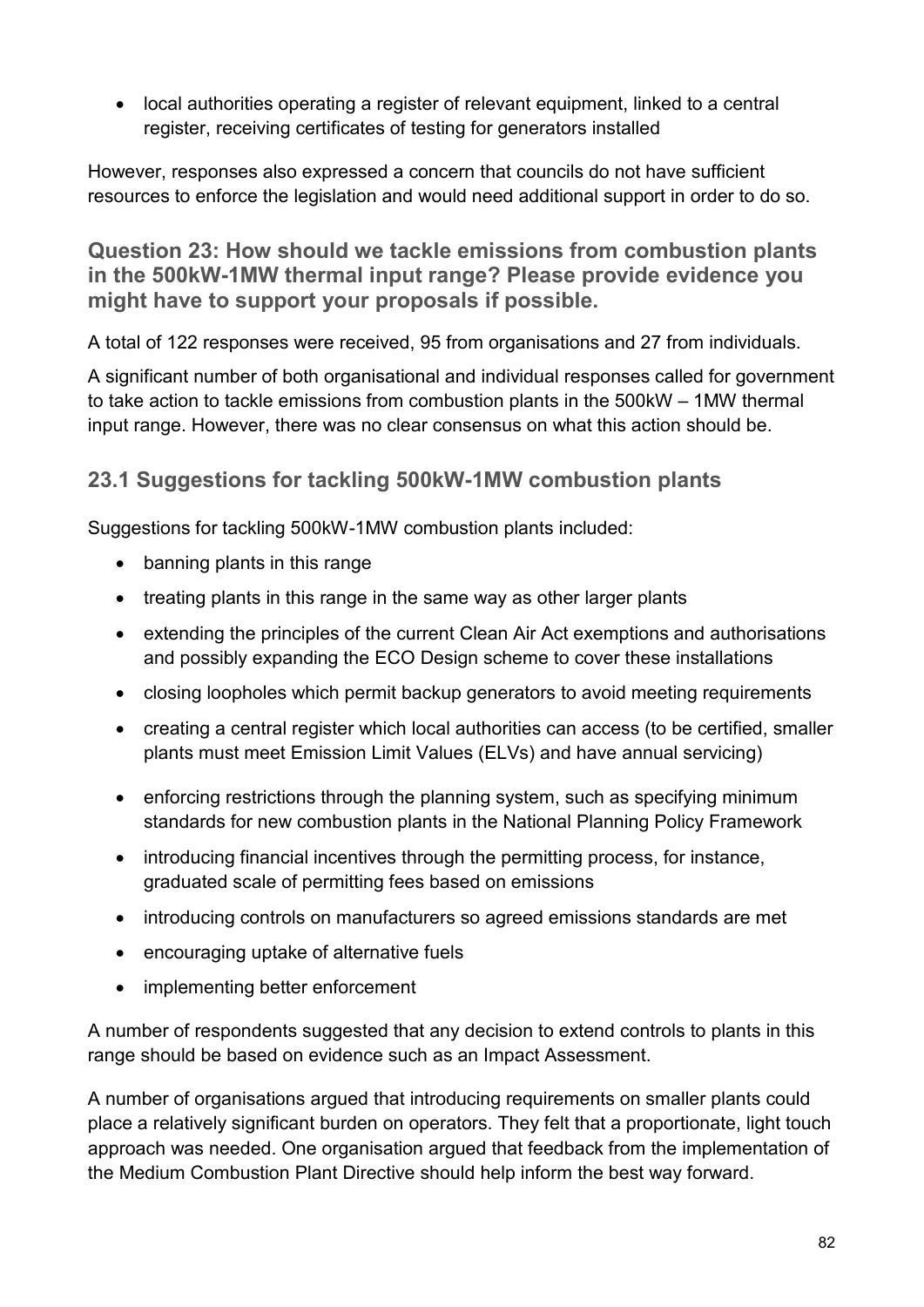- local authorities operating a register of relevant equipment, linked to a central register, receiving certificates of testing for generators installed

However, responses also expressed a concern that councils do not have sufficient resources to enforce the legislation and would need additional support in order to do so.

## Question 23: How should we tackle emissions from combustion plants in the 500kW-1MW thermal input range? Please provide evidence you might have to support your proposals if possible.

A total of 122 responses were received, 95 from organisations and 27 from individuals.

A significant number of both organisational and individual responses called for government to take action to tackle emissions from combustion plants in the 500kW – 1MW thermal input range. However, there was no clear consensus on what this action should be.

### 23.1 Suggestions for tackling 500kW-1MW combustion plants

Suggestions for tackling 500kW-1MW combustion plants included:

- banning plants in this range
- treating plants in this range in the same way as other larger plants
- extending the principles of the current Clean Air Act exemptions and authorisations and possibly expanding the ECO Design scheme to cover these installations
- closing loopholes which permit backup generators to avoid meeting requirements
- creating a central register which local authorities can access (to be certified, smaller plants must meet Emission Limit Values (ELVs) and have annual servicing)
- enforcing restrictions through the planning system, such as specifying minimum standards for new combustion plants in the National Planning Policy Framework
- introducing financial incentives through the permitting process, for instance, graduated scale of permitting fees based on emissions
- introducing controls on manufacturers so agreed emissions standards are met
- encouraging uptake of alternative fuels
- implementing better enforcement

A number of respondents suggested that any decision to extend controls to plants in this range should be based on evidence such as an Impact Assessment.

A number of organisations argued that introducing requirements on smaller plants could place a relatively significant burden on operators. They felt that a proportionate, light touch approach was needed. One organisation argued that feedback from the implementation of the Medium Combustion Plant Directive should help inform the best way forward.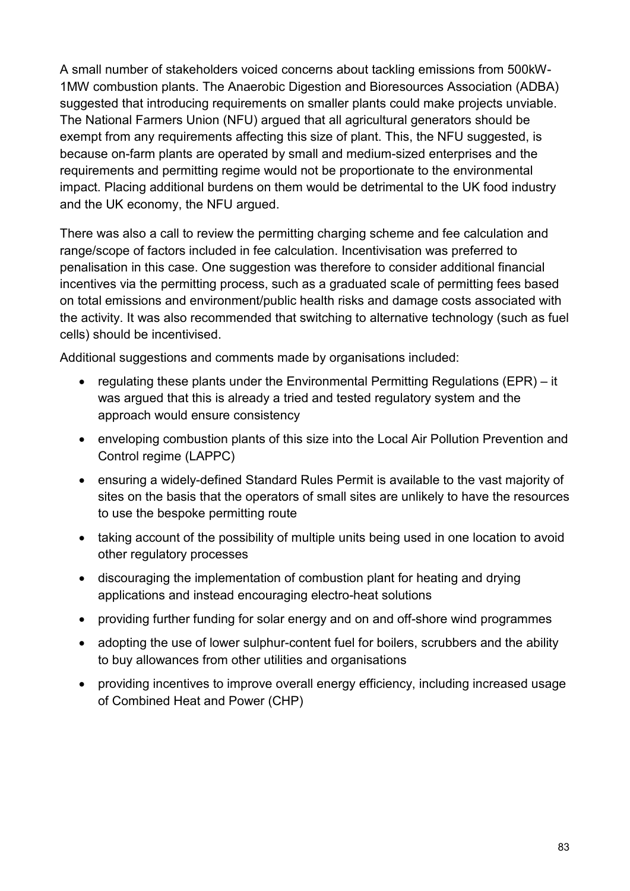A small number of stakeholders voiced concerns about tackling emissions from 500kW-1MW combustion plants. The Anaerobic Digestion and Bioresources Association (ADBA) suggested that introducing requirements on smaller plants could make projects unviable. The National Farmers Union (NFU) argued that all agricultural generators should be exempt from any requirements affecting this size of plant. This, the NFU suggested, is because on-farm plants are operated by small and medium-sized enterprises and the requirements and permitting regime would not be proportionate to the environmental impact. Placing additional burdens on them would be detrimental to the UK food industry and the UK economy, the NFU argued.

There was also a call to review the permitting charging scheme and fee calculation and range/scope of factors included in fee calculation. Incentivisation was preferred to penalisation in this case. One suggestion was therefore to consider additional financial incentives via the permitting process, such as a graduated scale of permitting fees based on total emissions and environment/public health risks and damage costs associated with the activity. It was also recommended that switching to alternative technology (such as fuel cells) should be incentivised.

Additional suggestions and comments made by organisations included:

- regulating these plants under the Environmental Permitting Regulations (EPR) – it was argued that this is already a tried and tested regulatory system and the approach would ensure consistency
- enveloping combustion plants of this size into the Local Air Pollution Prevention and Control regime (LAPPC)
- ensuring a widely-defined Standard Rules Permit is available to the vast majority of sites on the basis that the operators of small sites are unlikely to have the resources to use the bespoke permitting route
- taking account of the possibility of multiple units being used in one location to avoid other regulatory processes
- discouraging the implementation of combustion plant for heating and drying applications and instead encouraging electro-heat solutions
- providing further funding for solar energy and on and off-shore wind programmes
- adopting the use of lower sulphur-content fuel for boilers, scrubbers and the ability to buy allowances from other utilities and organisations
- providing incentives to improve overall energy efficiency, including increased usage of Combined Heat and Power (CHP)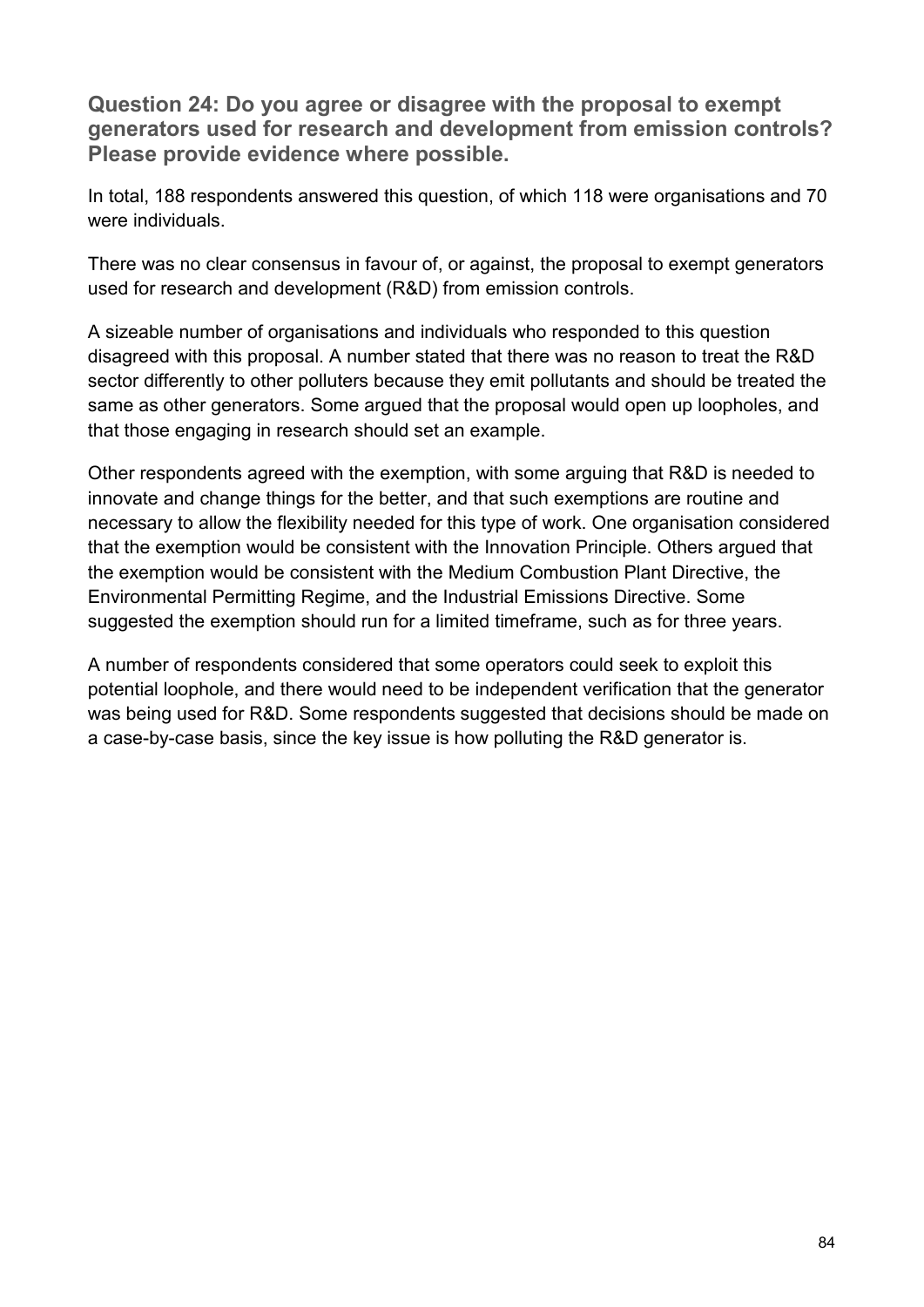### Question 24: Do you agree or disagree with the proposal to exempt generators used for research and development from emission controls? Please provide evidence where possible.

In total, 188 respondents answered this question, of which 118 were organisations and 70 were individuals.

There was no clear consensus in favour of, or against, the proposal to exempt generators used for research and development (R&D) from emission controls.

A sizeable number of organisations and individuals who responded to this question disagreed with this proposal. A number stated that there was no reason to treat the R&D sector differently to other polluters because they emit pollutants and should be treated the same as other generators. Some argued that the proposal would open up loopholes, and that those engaging in research should set an example.

Other respondents agreed with the exemption, with some arguing that R&D is needed to innovate and change things for the better, and that such exemptions are routine and necessary to allow the flexibility needed for this type of work. One organisation considered that the exemption would be consistent with the Innovation Principle. Others argued that the exemption would be consistent with the Medium Combustion Plant Directive, the Environmental Permitting Regime, and the Industrial Emissions Directive. Some suggested the exemption should run for a limited timeframe, such as for three years.

A number of respondents considered that some operators could seek to exploit this potential loophole, and there would need to be independent verification that the generator was being used for R&D. Some respondents suggested that decisions should be made on a case-by-case basis, since the key issue is how polluting the R&D generator is.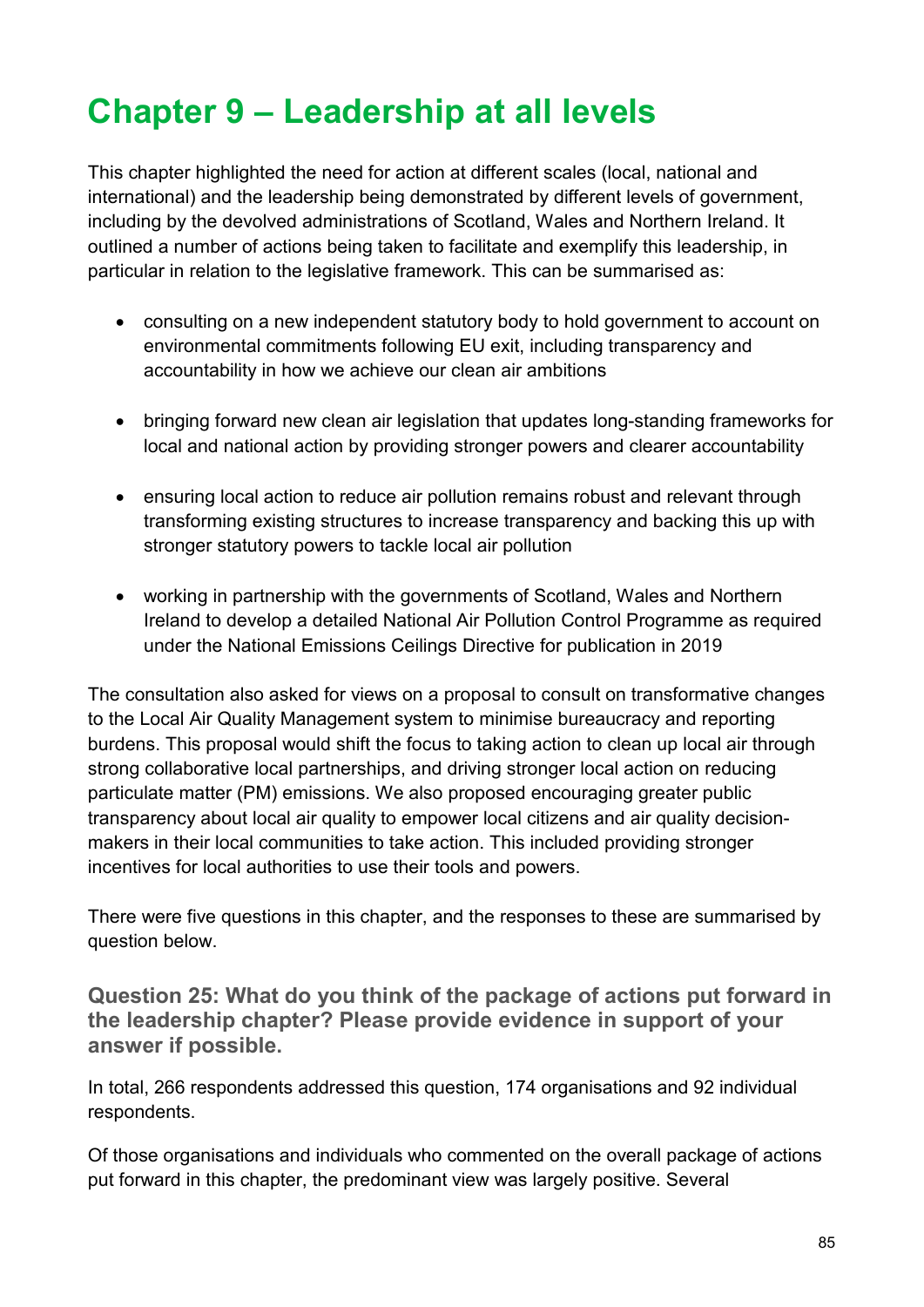# Chapter 9 – Leadership at all levels

This chapter highlighted the need for action at different scales (local, national and international) and the leadership being demonstrated by different levels of government, including by the devolved administrations of Scotland, Wales and Northern Ireland. It outlined a number of actions being taken to facilitate and exemplify this leadership, in particular in relation to the legislative framework. This can be summarised as:

- consulting on a new independent statutory body to hold government to account on environmental commitments following EU exit, including transparency and accountability in how we achieve our clean air ambitions
- bringing forward new clean air legislation that updates long-standing frameworks for local and national action by providing stronger powers and clearer accountability
- ensuring local action to reduce air pollution remains robust and relevant through transforming existing structures to increase transparency and backing this up with stronger statutory powers to tackle local air pollution
- working in partnership with the governments of Scotland, Wales and Northern Ireland to develop a detailed National Air Pollution Control Programme as required under the National Emissions Ceilings Directive for publication in 2019

The consultation also asked for views on a proposal to consult on transformative changes to the Local Air Quality Management system to minimise bureaucracy and reporting burdens. This proposal would shift the focus to taking action to clean up local air through strong collaborative local partnerships, and driving stronger local action on reducing particulate matter (PM) emissions. We also proposed encouraging greater public transparency about local air quality to empower local citizens and air quality decision-makers in their local communities to take action. This included providing stronger incentives for local authorities to use their tools and powers.

There were five questions in this chapter, and the responses to these are summarised by question below.

### Question 25: What do you think of the package of actions put forward in the leadership chapter? Please provide evidence in support of your answer if possible.

In total, 266 respondents addressed this question, 174 organisations and 92 individual respondents.

Of those organisations and individuals who commented on the overall package of actions put forward in this chapter, the predominant view was largely positive. Several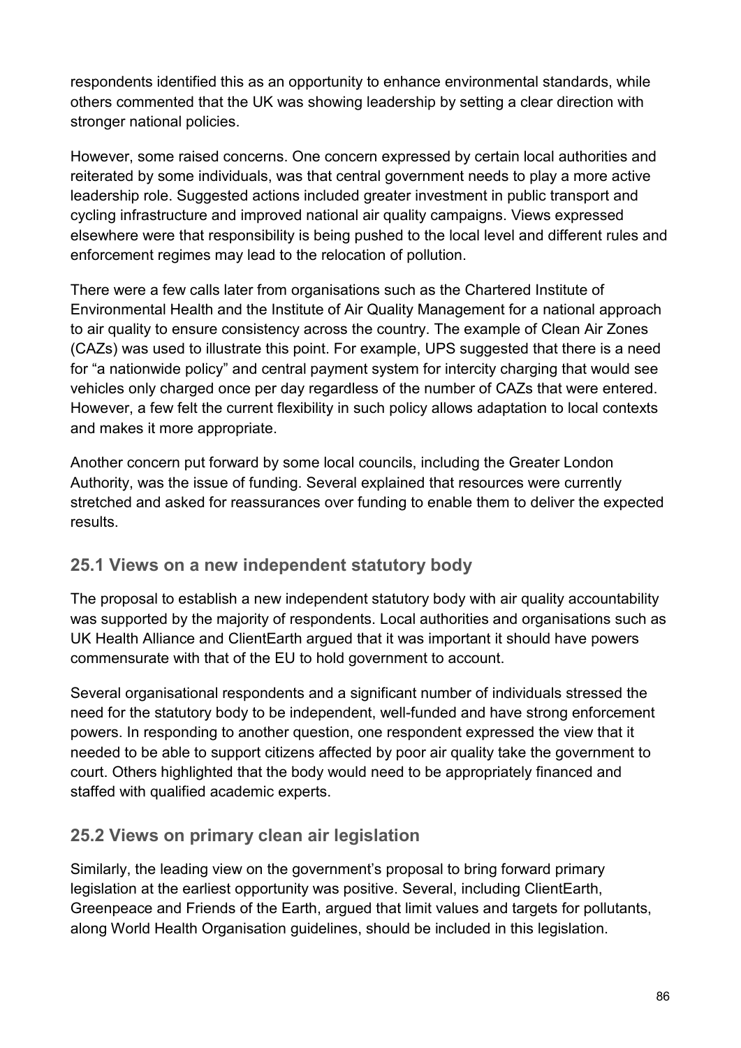respondents identified this as an opportunity to enhance environmental standards, while others commented that the UK was showing leadership by setting a clear direction with stronger national policies.

However, some raised concerns. One concern expressed by certain local authorities and reiterated by some individuals, was that central government needs to play a more active leadership role. Suggested actions included greater investment in public transport and cycling infrastructure and improved national air quality campaigns. Views expressed elsewhere were that responsibility is being pushed to the local level and different rules and enforcement regimes may lead to the relocation of pollution.

There were a few calls later from organisations such as the Chartered Institute of Environmental Health and the Institute of Air Quality Management for a national approach to air quality to ensure consistency across the country. The example of Clean Air Zones (CAZs) was used to illustrate this point. For example, UPS suggested that there is a need for "a nationwide policy" and central payment system for intercity charging that would see vehicles only charged once per day regardless of the number of CAZs that were entered. However, a few felt the current flexibility in such policy allows adaptation to local contexts and makes it more appropriate.

Another concern put forward by some local councils, including the Greater London Authority, was the issue of funding. Several explained that resources were currently stretched and asked for reassurances over funding to enable them to deliver the expected results.

## 25.1 Views on a new independent statutory body

The proposal to establish a new independent statutory body with air quality accountability was supported by the majority of respondents. Local authorities and organisations such as UK Health Alliance and ClientEarth argued that it was important it should have powers commensurate with that of the EU to hold government to account.

Several organisational respondents and a significant number of individuals stressed the need for the statutory body to be independent, well-funded and have strong enforcement powers. In responding to another question, one respondent expressed the view that it needed to be able to support citizens affected by poor air quality take the government to court. Others highlighted that the body would need to be appropriately financed and staffed with qualified academic experts.

## 25.2 Views on primary clean air legislation

Similarly, the leading view on the government's proposal to bring forward primary legislation at the earliest opportunity was positive. Several, including ClientEarth, Greenpeace and Friends of the Earth, argued that limit values and targets for pollutants, along World Health Organisation guidelines, should be included in this legislation.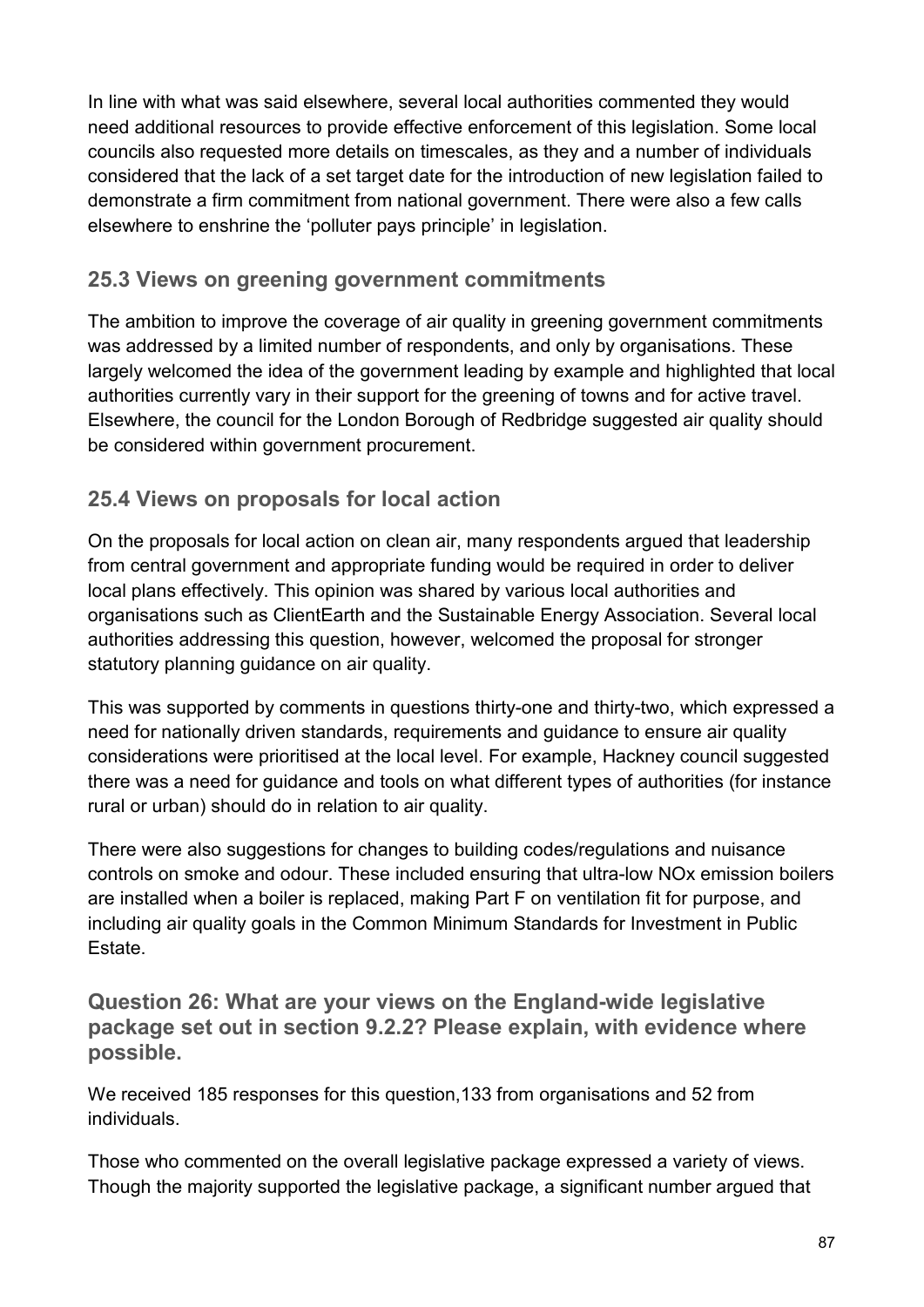In line with what was said elsewhere, several local authorities commented they would need additional resources to provide effective enforcement of this legislation. Some local councils also requested more details on timescales, as they and a number of individuals considered that the lack of a set target date for the introduction of new legislation failed to demonstrate a firm commitment from national government. There were also a few calls elsewhere to enshrine the 'polluter pays principle' in legislation.

### 25.3 Views on greening government commitments

The ambition to improve the coverage of air quality in greening government commitments was addressed by a limited number of respondents, and only by organisations. These largely welcomed the idea of the government leading by example and highlighted that local authorities currently vary in their support for the greening of towns and for active travel. Elsewhere, the council for the London Borough of Redbridge suggested air quality should be considered within government procurement.

### 25.4 Views on proposals for local action

On the proposals for local action on clean air, many respondents argued that leadership from central government and appropriate funding would be required in order to deliver local plans effectively. This opinion was shared by various local authorities and organisations such as ClientEarth and the Sustainable Energy Association. Several local authorities addressing this question, however, welcomed the proposal for stronger statutory planning guidance on air quality.

This was supported by comments in questions thirty-one and thirty-two, which expressed a need for nationally driven standards, requirements and guidance to ensure air quality considerations were prioritised at the local level. For example, Hackney council suggested there was a need for guidance and tools on what different types of authorities (for instance rural or urban) should do in relation to air quality.

There were also suggestions for changes to building codes/regulations and nuisance controls on smoke and odour. These included ensuring that ultra-low NOx emission boilers are installed when a boiler is replaced, making Part F on ventilation fit for purpose, and including air quality goals in the Common Minimum Standards for Investment in Public Estate.

## Question 26: What are your views on the England-wide legislative package set out in section 9.2.2? Please explain, with evidence where possible.

We received 185 responses for this question,133 from organisations and 52 from individuals.

Those who commented on the overall legislative package expressed a variety of views. Though the majority supported the legislative package, a significant number argued that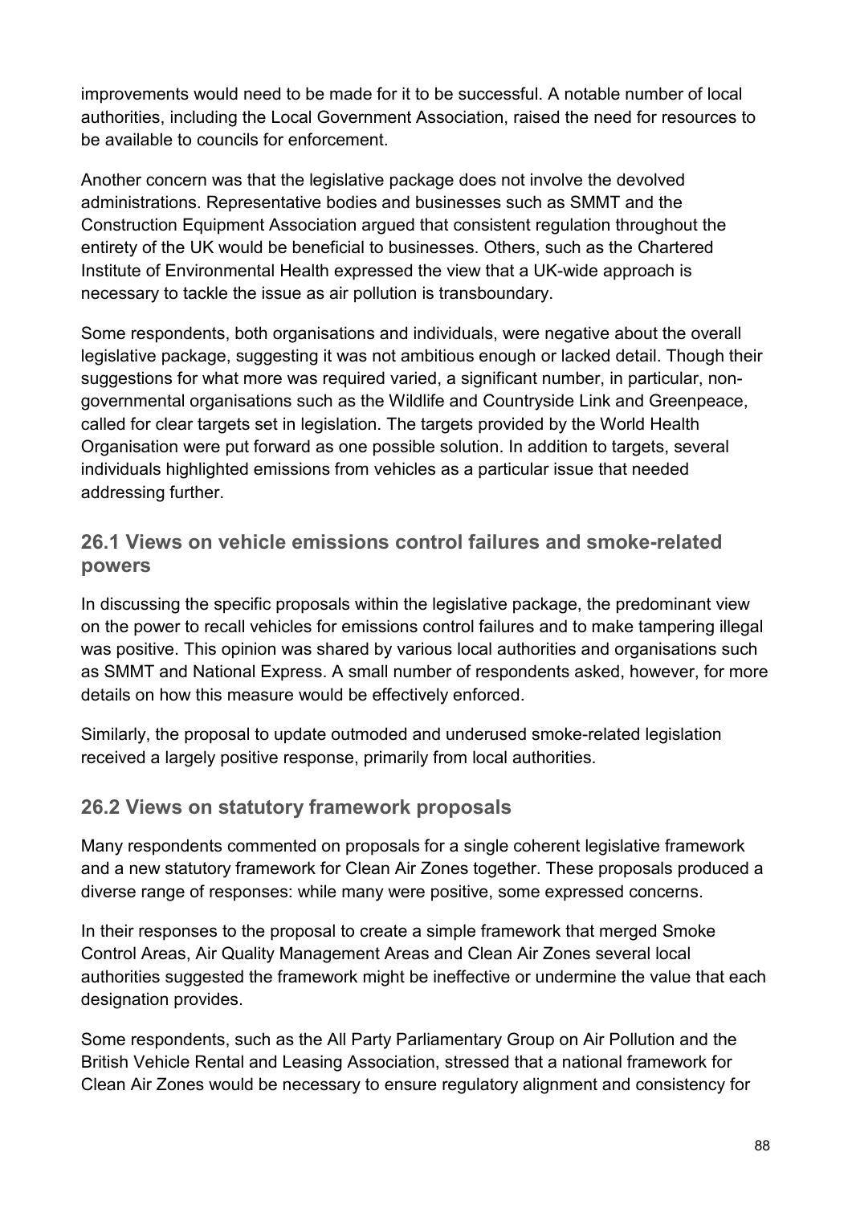improvements would need to be made for it to be successful. A notable number of local authorities, including the Local Government Association, raised the need for resources to be available to councils for enforcement.

Another concern was that the legislative package does not involve the devolved administrations. Representative bodies and businesses such as SMMT and the Construction Equipment Association argued that consistent regulation throughout the entirety of the UK would be beneficial to businesses. Others, such as the Chartered Institute of Environmental Health expressed the view that a UK-wide approach is necessary to tackle the issue as air pollution is transboundary.

Some respondents, both organisations and individuals, were negative about the overall legislative package, suggesting it was not ambitious enough or lacked detail. Though their suggestions for what more was required varied, a significant number, in particular, non-governmental organisations such as the Wildlife and Countryside Link and Greenpeace, called for clear targets set in legislation. The targets provided by the World Health Organisation were put forward as one possible solution. In addition to targets, several individuals highlighted emissions from vehicles as a particular issue that needed addressing further.

## 26.1 Views on vehicle emissions control failures and smoke-related powers

In discussing the specific proposals within the legislative package, the predominant view on the power to recall vehicles for emissions control failures and to make tampering illegal was positive. This opinion was shared by various local authorities and organisations such as SMMT and National Express. A small number of respondents asked, however, for more details on how this measure would be effectively enforced.

Similarly, the proposal to update outmoded and underused smoke-related legislation received a largely positive response, primarily from local authorities.

## 26.2 Views on statutory framework proposals

Many respondents commented on proposals for a single coherent legislative framework and a new statutory framework for Clean Air Zones together. These proposals produced a diverse range of responses: while many were positive, some expressed concerns.

In their responses to the proposal to create a simple framework that merged Smoke Control Areas, Air Quality Management Areas and Clean Air Zones several local authorities suggested the framework might be ineffective or undermine the value that each designation provides.

Some respondents, such as the All Party Parliamentary Group on Air Pollution and the British Vehicle Rental and Leasing Association, stressed that a national framework for Clean Air Zones would be necessary to ensure regulatory alignment and consistency for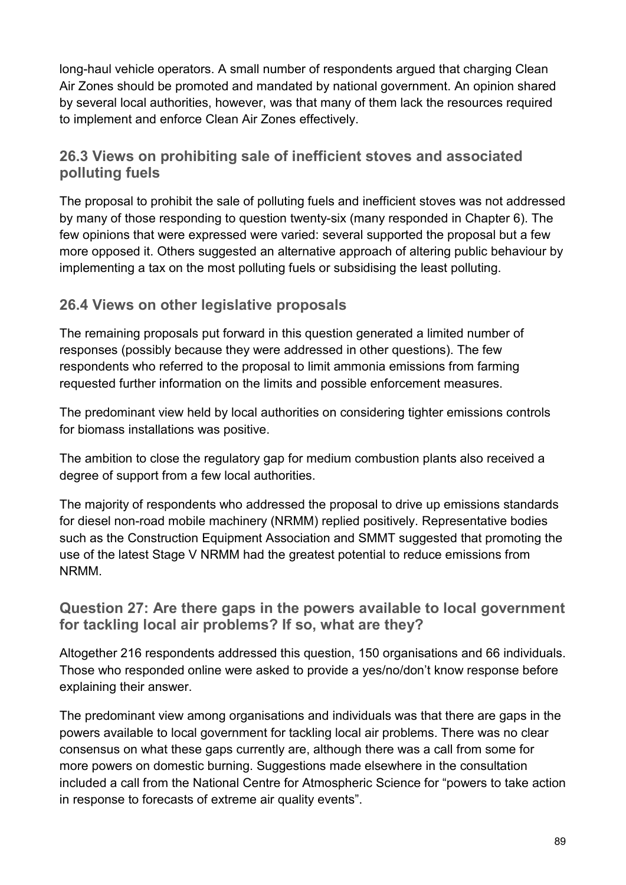long-haul vehicle operators. A small number of respondents argued that charging Clean Air Zones should be promoted and mandated by national government. An opinion shared by several local authorities, however, was that many of them lack the resources required to implement and enforce Clean Air Zones effectively.

### 26.3 Views on prohibiting sale of inefficient stoves and associated polluting fuels

The proposal to prohibit the sale of polluting fuels and inefficient stoves was not addressed by many of those responding to question twenty-six (many responded in Chapter 6). The few opinions that were expressed were varied: several supported the proposal but a few more opposed it. Others suggested an alternative approach of altering public behaviour by implementing a tax on the most polluting fuels or subsidising the least polluting.

### 26.4 Views on other legislative proposals

The remaining proposals put forward in this question generated a limited number of responses (possibly because they were addressed in other questions). The few respondents who referred to the proposal to limit ammonia emissions from farming requested further information on the limits and possible enforcement measures.

The predominant view held by local authorities on considering tighter emissions controls for biomass installations was positive.

The ambition to close the regulatory gap for medium combustion plants also received a degree of support from a few local authorities.

The majority of respondents who addressed the proposal to drive up emissions standards for diesel non-road mobile machinery (NRMM) replied positively. Representative bodies such as the Construction Equipment Association and SMMT suggested that promoting the use of the latest Stage V NRMM had the greatest potential to reduce emissions from NRMM.

### Question 27: Are there gaps in the powers available to local government for tackling local air problems? If so, what are they?

Altogether 216 respondents addressed this question, 150 organisations and 66 individuals. Those who responded online were asked to provide a yes/no/don't know response before explaining their answer.

The predominant view among organisations and individuals was that there are gaps in the powers available to local government for tackling local air problems. There was no clear consensus on what these gaps currently are, although there was a call from some for more powers on domestic burning. Suggestions made elsewhere in the consultation included a call from the National Centre for Atmospheric Science for "powers to take action in response to forecasts of extreme air quality events".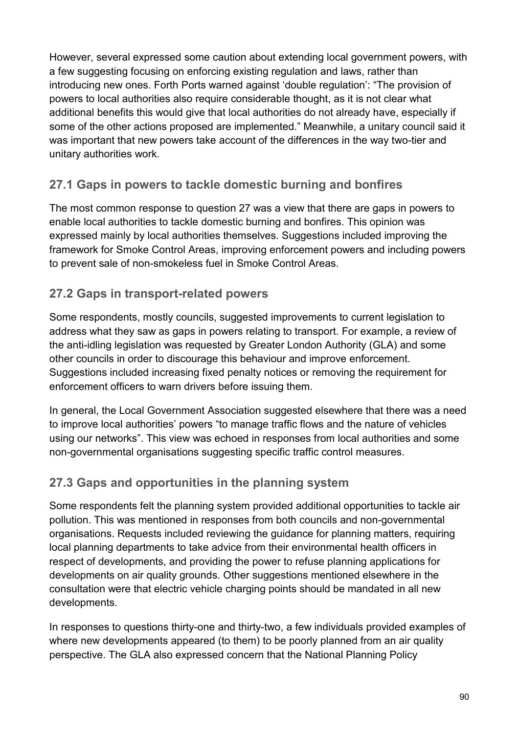However, several expressed some caution about extending local government powers, with a few suggesting focusing on enforcing existing regulation and laws, rather than introducing new ones. Forth Ports warned against 'double regulation': "The provision of powers to local authorities also require considerable thought, as it is not clear what additional benefits this would give that local authorities do not already have, especially if some of the other actions proposed are implemented." Meanwhile, a unitary council said it was important that new powers take account of the differences in the way two-tier and unitary authorities work.

## 27.1 Gaps in powers to tackle domestic burning and bonfires

The most common response to question 27 was a view that there are gaps in powers to enable local authorities to tackle domestic burning and bonfires. This opinion was expressed mainly by local authorities themselves. Suggestions included improving the framework for Smoke Control Areas, improving enforcement powers and including powers to prevent sale of non-smokeless fuel in Smoke Control Areas.

## 27.2 Gaps in transport-related powers

Some respondents, mostly councils, suggested improvements to current legislation to address what they saw as gaps in powers relating to transport. For example, a review of the anti-idling legislation was requested by Greater London Authority (GLA) and some other councils in order to discourage this behaviour and improve enforcement. Suggestions included increasing fixed penalty notices or removing the requirement for enforcement officers to warn drivers before issuing them.

In general, the Local Government Association suggested elsewhere that there was a need to improve local authorities' powers "to manage traffic flows and the nature of vehicles using our networks". This view was echoed in responses from local authorities and some non-governmental organisations suggesting specific traffic control measures.

## 27.3 Gaps and opportunities in the planning system

Some respondents felt the planning system provided additional opportunities to tackle air pollution. This was mentioned in responses from both councils and non-governmental organisations. Requests included reviewing the guidance for planning matters, requiring local planning departments to take advice from their environmental health officers in respect of developments, and providing the power to refuse planning applications for developments on air quality grounds. Other suggestions mentioned elsewhere in the consultation were that electric vehicle charging points should be mandated in all new developments.

In responses to questions thirty-one and thirty-two, a few individuals provided examples of where new developments appeared (to them) to be poorly planned from an air quality perspective. The GLA also expressed concern that the National Planning Policy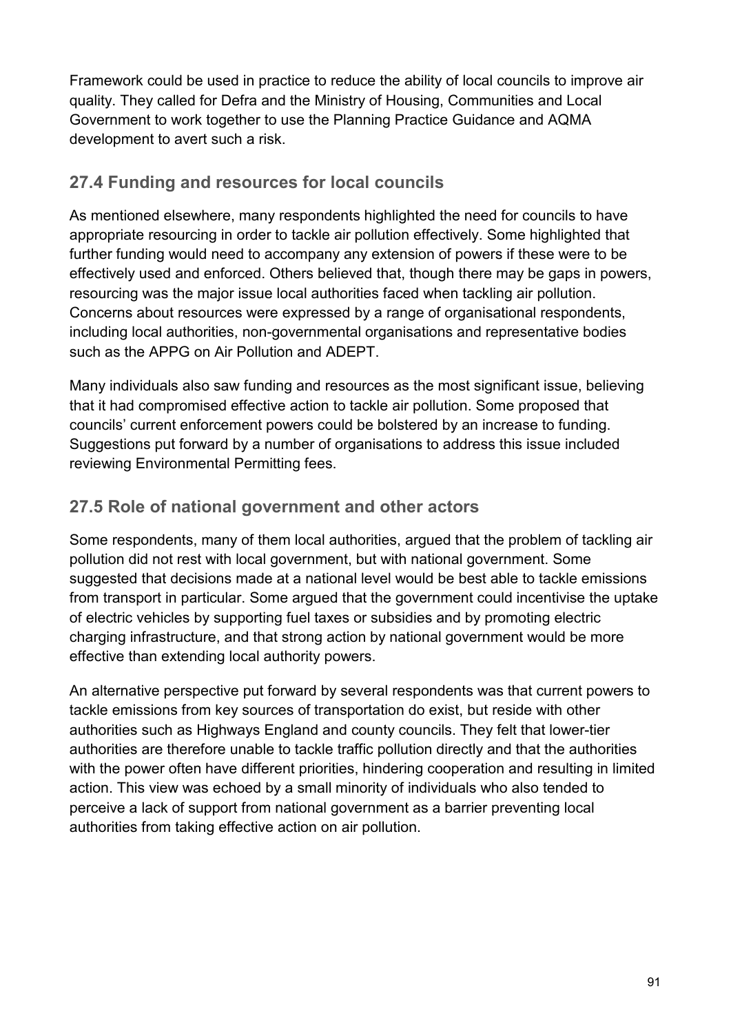Framework could be used in practice to reduce the ability of local councils to improve air quality. They called for Defra and the Ministry of Housing, Communities and Local Government to work together to use the Planning Practice Guidance and AQMA development to avert such a risk.

### 27.4 Funding and resources for local councils

As mentioned elsewhere, many respondents highlighted the need for councils to have appropriate resourcing in order to tackle air pollution effectively. Some highlighted that further funding would need to accompany any extension of powers if these were to be effectively used and enforced. Others believed that, though there may be gaps in powers, resourcing was the major issue local authorities faced when tackling air pollution. Concerns about resources were expressed by a range of organisational respondents, including local authorities, non-governmental organisations and representative bodies such as the APPG on Air Pollution and ADEPT.

Many individuals also saw funding and resources as the most significant issue, believing that it had compromised effective action to tackle air pollution. Some proposed that councils' current enforcement powers could be bolstered by an increase to funding. Suggestions put forward by a number of organisations to address this issue included reviewing Environmental Permitting fees.

### 27.5 Role of national government and other actors

Some respondents, many of them local authorities, argued that the problem of tackling air pollution did not rest with local government, but with national government. Some suggested that decisions made at a national level would be best able to tackle emissions from transport in particular. Some argued that the government could incentivise the uptake of electric vehicles by supporting fuel taxes or subsidies and by promoting electric charging infrastructure, and that strong action by national government would be more effective than extending local authority powers.

An alternative perspective put forward by several respondents was that current powers to tackle emissions from key sources of transportation do exist, but reside with other authorities such as Highways England and county councils. They felt that lower-tier authorities are therefore unable to tackle traffic pollution directly and that the authorities with the power often have different priorities, hindering cooperation and resulting in limited action. This view was echoed by a small minority of individuals who also tended to perceive a lack of support from national government as a barrier preventing local authorities from taking effective action on air pollution.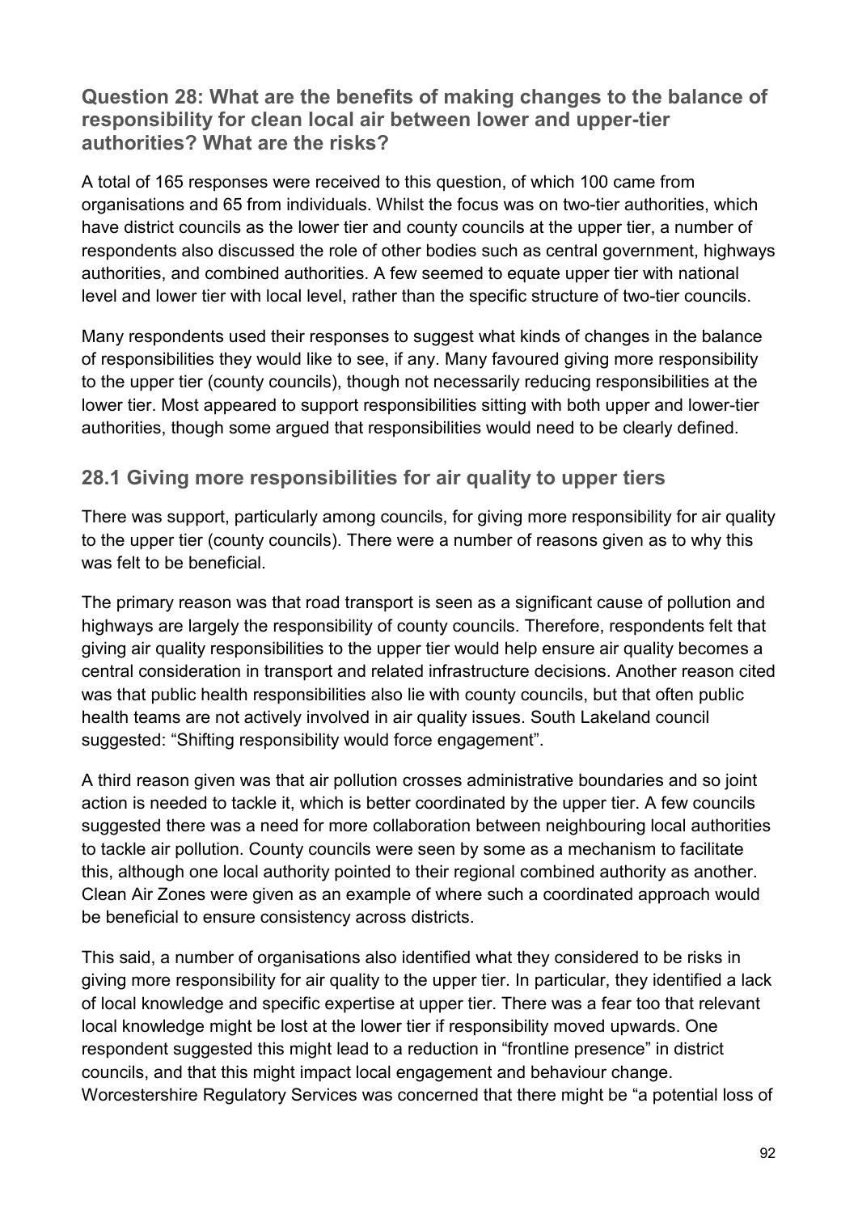### Question 28: What are the benefits of making changes to the balance of responsibility for clean local air between lower and upper-tier authorities? What are the risks?

A total of 165 responses were received to this question, of which 100 came from organisations and 65 from individuals. Whilst the focus was on two-tier authorities, which have district councils as the lower tier and county councils at the upper tier, a number of respondents also discussed the role of other bodies such as central government, highways authorities, and combined authorities. A few seemed to equate upper tier with national level and lower tier with local level, rather than the specific structure of two-tier councils.

Many respondents used their responses to suggest what kinds of changes in the balance of responsibilities they would like to see, if any. Many favoured giving more responsibility to the upper tier (county councils), though not necessarily reducing responsibilities at the lower tier. Most appeared to support responsibilities sitting with both upper and lower-tier authorities, though some argued that responsibilities would need to be clearly defined.

## 28.1 Giving more responsibilities for air quality to upper tiers

There was support, particularly among councils, for giving more responsibility for air quality to the upper tier (county councils). There were a number of reasons given as to why this was felt to be beneficial.

The primary reason was that road transport is seen as a significant cause of pollution and highways are largely the responsibility of county councils. Therefore, respondents felt that giving air quality responsibilities to the upper tier would help ensure air quality becomes a central consideration in transport and related infrastructure decisions. Another reason cited was that public health responsibilities also lie with county councils, but that often public health teams are not actively involved in air quality issues. South Lakeland council suggested: "Shifting responsibility would force engagement".

A third reason given was that air pollution crosses administrative boundaries and so joint action is needed to tackle it, which is better coordinated by the upper tier. A few councils suggested there was a need for more collaboration between neighbouring local authorities to tackle air pollution. County councils were seen by some as a mechanism to facilitate this, although one local authority pointed to their regional combined authority as another. Clean Air Zones were given as an example of where such a coordinated approach would be beneficial to ensure consistency across districts.

This said, a number of organisations also identified what they considered to be risks in giving more responsibility for air quality to the upper tier. In particular, they identified a lack of local knowledge and specific expertise at upper tier. There was a fear too that relevant local knowledge might be lost at the lower tier if responsibility moved upwards. One respondent suggested this might lead to a reduction in "frontline presence" in district councils, and that this might impact local engagement and behaviour change. Worcestershire Regulatory Services was concerned that there might be "a potential loss of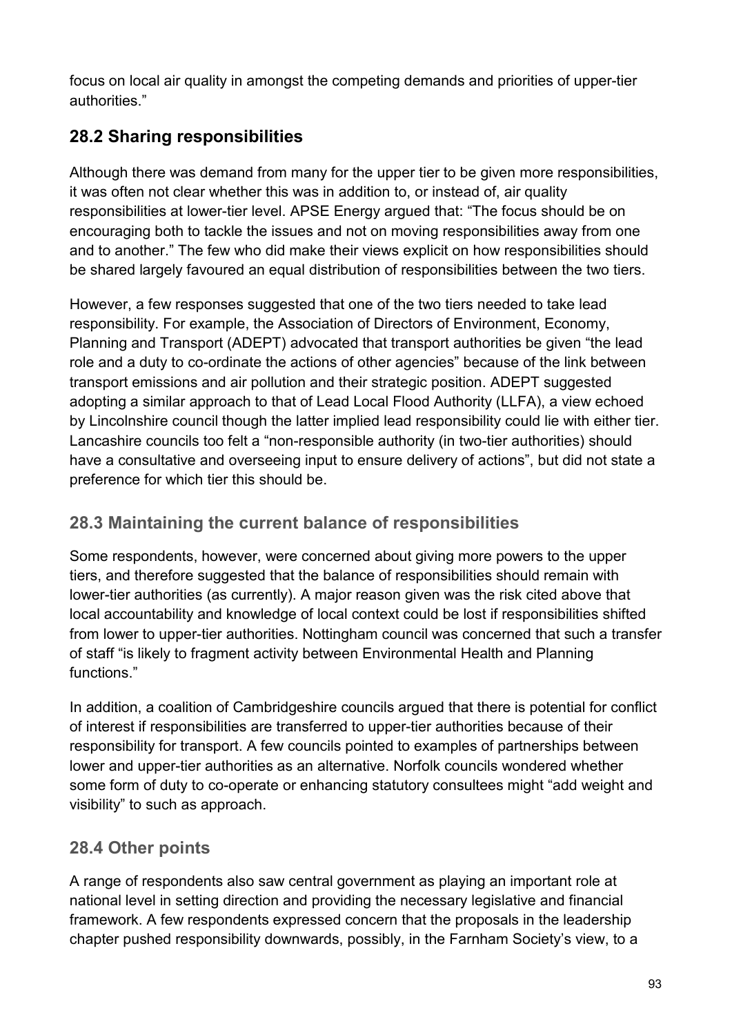focus on local air quality in amongst the competing demands and priorities of upper-tier authorities."

## 28.2 Sharing responsibilities

Although there was demand from many for the upper tier to be given more responsibilities, it was often not clear whether this was in addition to, or instead of, air quality responsibilities at lower-tier level. APSE Energy argued that: "The focus should be on encouraging both to tackle the issues and not on moving responsibilities away from one and to another." The few who did make their views explicit on how responsibilities should be shared largely favoured an equal distribution of responsibilities between the two tiers.

However, a few responses suggested that one of the two tiers needed to take lead responsibility. For example, the Association of Directors of Environment, Economy, Planning and Transport (ADEPT) advocated that transport authorities be given "the lead role and a duty to co-ordinate the actions of other agencies" because of the link between transport emissions and air pollution and their strategic position. ADEPT suggested adopting a similar approach to that of Lead Local Flood Authority (LLFA), a view echoed by Lincolnshire council though the latter implied lead responsibility could lie with either tier. Lancashire councils too felt a "non-responsible authority (in two-tier authorities) should have a consultative and overseeing input to ensure delivery of actions", but did not state a preference for which tier this should be.

### 28.3 Maintaining the current balance of responsibilities

Some respondents, however, were concerned about giving more powers to the upper tiers, and therefore suggested that the balance of responsibilities should remain with lower-tier authorities (as currently). A major reason given was the risk cited above that local accountability and knowledge of local context could be lost if responsibilities shifted from lower to upper-tier authorities. Nottingham council was concerned that such a transfer of staff "is likely to fragment activity between Environmental Health and Planning functions."

In addition, a coalition of Cambridgeshire councils argued that there is potential for conflict of interest if responsibilities are transferred to upper-tier authorities because of their responsibility for transport. A few councils pointed to examples of partnerships between lower and upper-tier authorities as an alternative. Norfolk councils wondered whether some form of duty to co-operate or enhancing statutory consultees might "add weight and visibility" to such as approach.

### 28.4 Other points

A range of respondents also saw central government as playing an important role at national level in setting direction and providing the necessary legislative and financial framework. A few respondents expressed concern that the proposals in the leadership chapter pushed responsibility downwards, possibly, in the Farnham Society's view, to a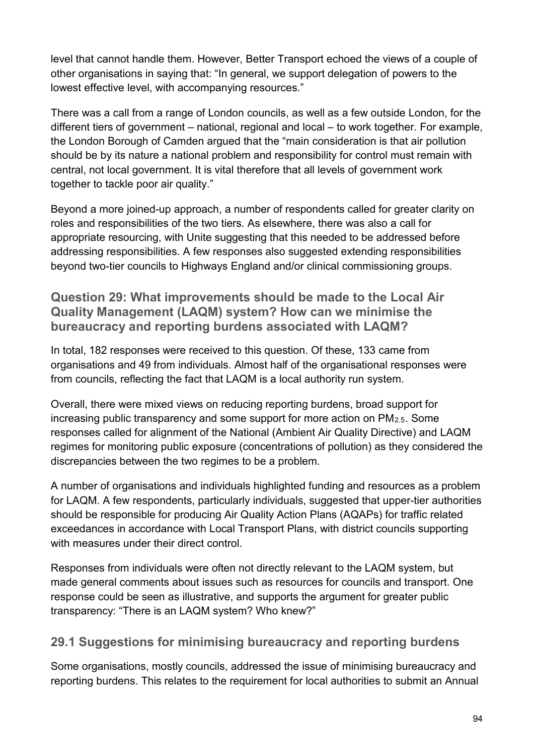level that cannot handle them. However, Better Transport echoed the views of a couple of other organisations in saying that: “In general, we support delegation of powers to the lowest effective level, with accompanying resources.”

There was a call from a range of London councils, as well as a few outside London, for the different tiers of government – national, regional and local – to work together. For example, the London Borough of Camden argued that the “main consideration is that air pollution should be by its nature a national problem and responsibility for control must remain with central, not local government. It is vital therefore that all levels of government work together to tackle poor air quality.”

Beyond a more joined-up approach, a number of respondents called for greater clarity on roles and responsibilities of the two tiers. As elsewhere, there was also a call for appropriate resourcing, with Unite suggesting that this needed to be addressed before addressing responsibilities. A few responses also suggested extending responsibilities beyond two-tier councils to Highways England and/or clinical commissioning groups.

### Question 29: What improvements should be made to the Local Air Quality Management (LAQM) system? How can we minimise the bureaucracy and reporting burdens associated with LAQM?

In total, 182 responses were received to this question. Of these, 133 came from organisations and 49 from individuals. Almost half of the organisational responses were from councils, reflecting the fact that LAQM is a local authority run system.

Overall, there were mixed views on reducing reporting burdens, broad support for increasing public transparency and some support for more action on $PM_{2.5}$. Some responses called for alignment of the National (Ambient Air Quality Directive) and LAQM regimes for monitoring public exposure (concentrations of pollution) as they considered the discrepancies between the two regimes to be a problem.

A number of organisations and individuals highlighted funding and resources as a problem for LAQM. A few respondents, particularly individuals, suggested that upper-tier authorities should be responsible for producing Air Quality Action Plans (AQAPs) for traffic related exceedances in accordance with Local Transport Plans, with district councils supporting with measures under their direct control.

Responses from individuals were often not directly relevant to the LAQM system, but made general comments about issues such as resources for councils and transport. One response could be seen as illustrative, and supports the argument for greater public transparency: “There is an LAQM system? Who knew?”

### 29.1 Suggestions for minimising bureaucracy and reporting burdens

Some organisations, mostly councils, addressed the issue of minimising bureaucracy and reporting burdens. This relates to the requirement for local authorities to submit an Annual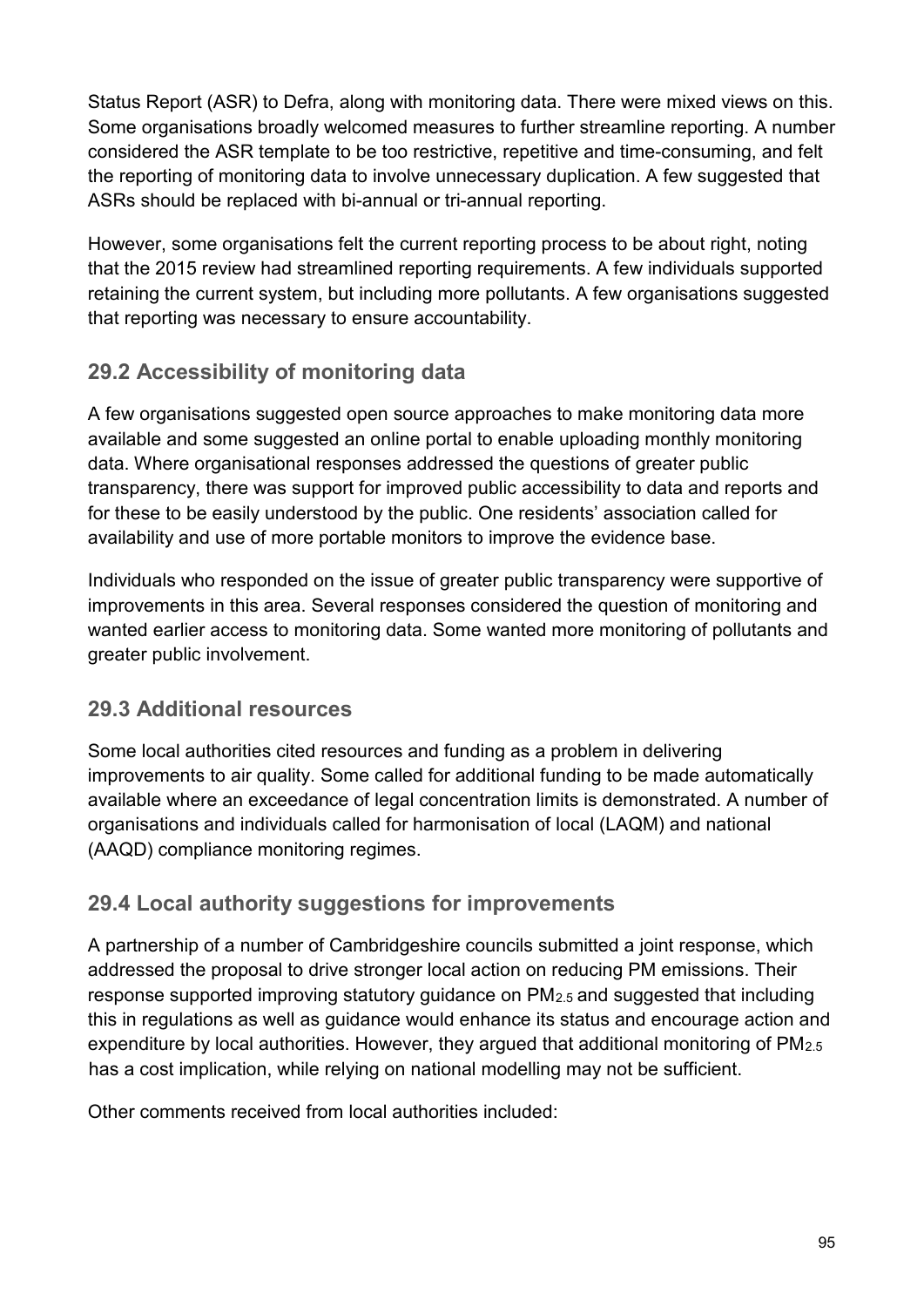Status Report (ASR) to Defra, along with monitoring data. There were mixed views on this. Some organisations broadly welcomed measures to further streamline reporting. A number considered the ASR template to be too restrictive, repetitive and time-consuming, and felt the reporting of monitoring data to involve unnecessary duplication. A few suggested that ASRs should be replaced with bi-annual or tri-annual reporting.

However, some organisations felt the current reporting process to be about right, noting that the 2015 review had streamlined reporting requirements. A few individuals supported retaining the current system, but including more pollutants. A few organisations suggested that reporting was necessary to ensure accountability.

### 29.2 Accessibility of monitoring data

A few organisations suggested open source approaches to make monitoring data more available and some suggested an online portal to enable uploading monthly monitoring data. Where organisational responses addressed the questions of greater public transparency, there was support for improved public accessibility to data and reports and for these to be easily understood by the public. One residents' association called for availability and use of more portable monitors to improve the evidence base.

Individuals who responded on the issue of greater public transparency were supportive of improvements in this area. Several responses considered the question of monitoring and wanted earlier access to monitoring data. Some wanted more monitoring of pollutants and greater public involvement.

### 29.3 Additional resources

Some local authorities cited resources and funding as a problem in delivering improvements to air quality. Some called for additional funding to be made automatically available where an exceedance of legal concentration limits is demonstrated. A number of organisations and individuals called for harmonisation of local (LAQM) and national (AAQD) compliance monitoring regimes.

### 29.4 Local authority suggestions for improvements

A partnership of a number of Cambridgeshire councils submitted a joint response, which addressed the proposal to drive stronger local action on reducing PM emissions. Their response supported improving statutory guidance on $PM_{2.5}$ and suggested that including this in regulations as well as guidance would enhance its status and encourage action and expenditure by local authorities. However, they argued that additional monitoring of $PM_{2.5}$ has a cost implication, while relying on national modelling may not be sufficient.

Other comments received from local authorities included: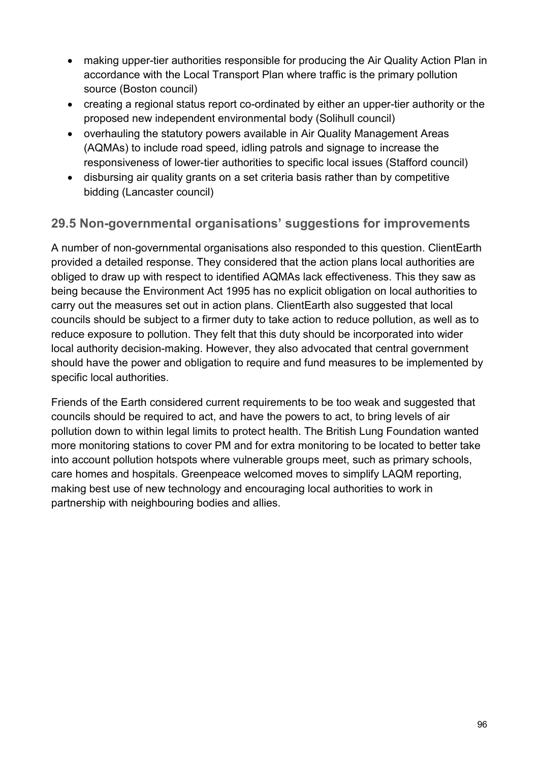- making upper-tier authorities responsible for producing the Air Quality Action Plan in accordance with the Local Transport Plan where traffic is the primary pollution source (Boston council)
- creating a regional status report co-ordinated by either an upper-tier authority or the proposed new independent environmental body (Solihull council)
- overhauling the statutory powers available in Air Quality Management Areas (AQMAs) to include road speed, idling patrols and signage to increase the responsiveness of lower-tier authorities to specific local issues (Stafford council)
- disbursing air quality grants on a set criteria basis rather than by competitive bidding (Lancaster council)

## 29.5 Non-governmental organisations' suggestions for improvements

A number of non-governmental organisations also responded to this question. ClientEarth provided a detailed response. They considered that the action plans local authorities are obliged to draw up with respect to identified AQMAs lack effectiveness. This they saw as being because the Environment Act 1995 has no explicit obligation on local authorities to carry out the measures set out in action plans. ClientEarth also suggested that local councils should be subject to a firmer duty to take action to reduce pollution, as well as to reduce exposure to pollution. They felt that this duty should be incorporated into wider local authority decision-making. However, they also advocated that central government should have the power and obligation to require and fund measures to be implemented by specific local authorities.

Friends of the Earth considered current requirements to be too weak and suggested that councils should be required to act, and have the powers to act, to bring levels of air pollution down to within legal limits to protect health. The British Lung Foundation wanted more monitoring stations to cover PM and for extra monitoring to be located to better take into account pollution hotspots where vulnerable groups meet, such as primary schools, care homes and hospitals. Greenpeace welcomed moves to simplify LAQM reporting, making best use of new technology and encouraging local authorities to work in partnership with neighbouring bodies and allies.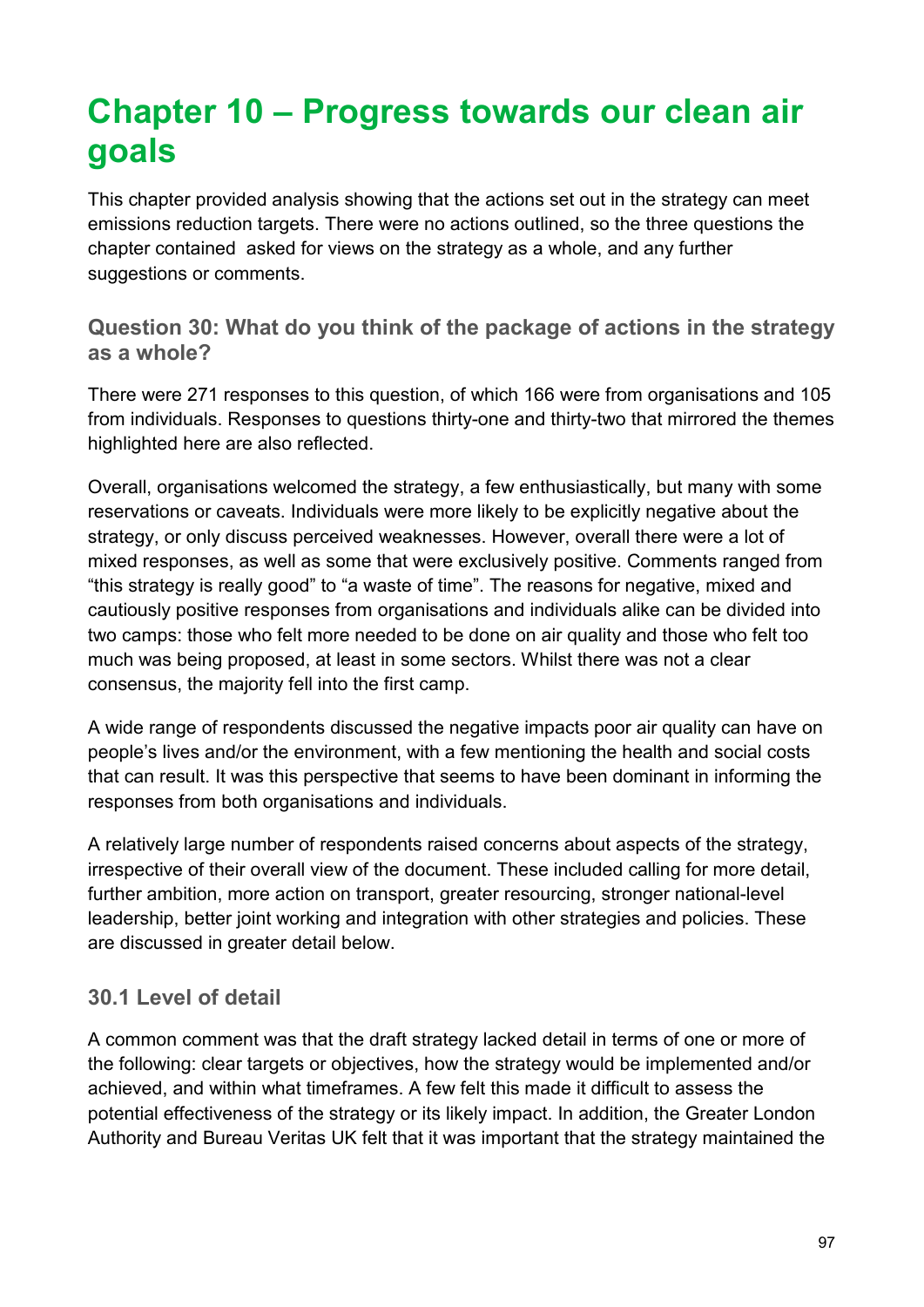# Chapter 10 – Progress towards our clean air goals

This chapter provided analysis showing that the actions set out in the strategy can meet emissions reduction targets. There were no actions outlined, so the three questions the chapter contained  asked for views on the strategy as a whole, and any further suggestions or comments.

### Question 30: What do you think of the package of actions in the strategy as a whole?

There were 271 responses to this question, of which 166 were from organisations and 105 from individuals. Responses to questions thirty-one and thirty-two that mirrored the themes highlighted here are also reflected.

Overall, organisations welcomed the strategy, a few enthusiastically, but many with some reservations or caveats. Individuals were more likely to be explicitly negative about the strategy, or only discuss perceived weaknesses. However, overall there were a lot of mixed responses, as well as some that were exclusively positive. Comments ranged from "this strategy is really good" to "a waste of time". The reasons for negative, mixed and cautiously positive responses from organisations and individuals alike can be divided into two camps: those who felt more needed to be done on air quality and those who felt too much was being proposed, at least in some sectors. Whilst there was not a clear consensus, the majority fell into the first camp.

A wide range of respondents discussed the negative impacts poor air quality can have on people's lives and/or the environment, with a few mentioning the health and social costs that can result. It was this perspective that seems to have been dominant in informing the responses from both organisations and individuals.

A relatively large number of respondents raised concerns about aspects of the strategy, irrespective of their overall view of the document. These included calling for more detail, further ambition, more action on transport, greater resourcing, stronger national-level leadership, better joint working and integration with other strategies and policies. These are discussed in greater detail below.

### 30.1 Level of detail

A common comment was that the draft strategy lacked detail in terms of one or more of the following: clear targets or objectives, how the strategy would be implemented and/or achieved, and within what timeframes. A few felt this made it difficult to assess the potential effectiveness of the strategy or its likely impact. In addition, the Greater London Authority and Bureau Veritas UK felt that it was important that the strategy maintained the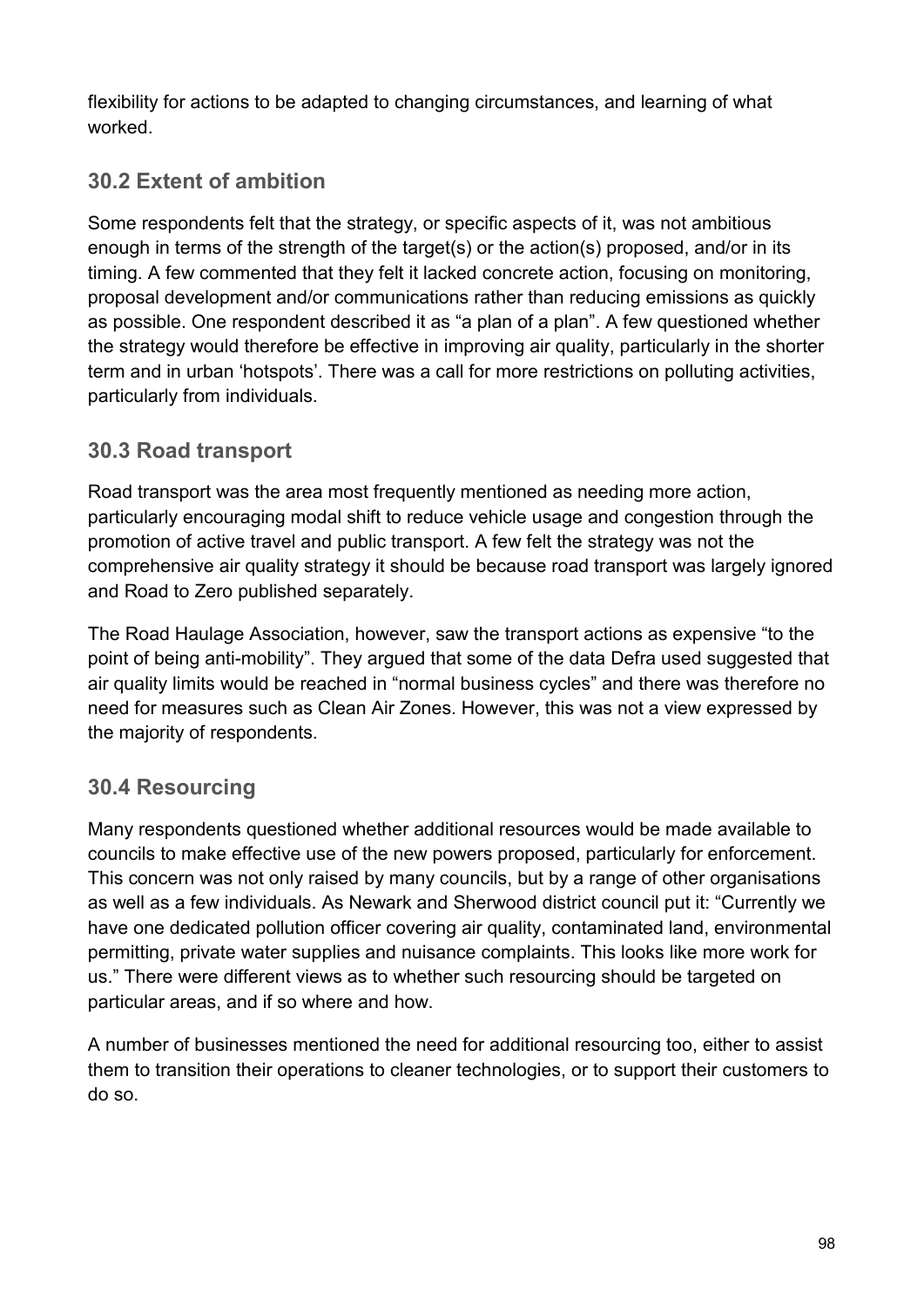flexibility for actions to be adapted to changing circumstances, and learning of what worked.

## 30.2 Extent of ambition

Some respondents felt that the strategy, or specific aspects of it, was not ambitious enough in terms of the strength of the target(s) or the action(s) proposed, and/or in its timing. A few commented that they felt it lacked concrete action, focusing on monitoring, proposal development and/or communications rather than reducing emissions as quickly as possible. One respondent described it as "a plan of a plan". A few questioned whether the strategy would therefore be effective in improving air quality, particularly in the shorter term and in urban 'hotspots'. There was a call for more restrictions on polluting activities, particularly from individuals.

## 30.3 Road transport

Road transport was the area most frequently mentioned as needing more action, particularly encouraging modal shift to reduce vehicle usage and congestion through the promotion of active travel and public transport. A few felt the strategy was not the comprehensive air quality strategy it should be because road transport was largely ignored and Road to Zero published separately.

The Road Haulage Association, however, saw the transport actions as expensive "to the point of being anti-mobility". They argued that some of the data Defra used suggested that air quality limits would be reached in "normal business cycles" and there was therefore no need for measures such as Clean Air Zones. However, this was not a view expressed by the majority of respondents.

## 30.4 Resourcing

Many respondents questioned whether additional resources would be made available to councils to make effective use of the new powers proposed, particularly for enforcement. This concern was not only raised by many councils, but by a range of other organisations as well as a few individuals. As Newark and Sherwood district council put it: "Currently we have one dedicated pollution officer covering air quality, contaminated land, environmental permitting, private water supplies and nuisance complaints. This looks like more work for us." There were different views as to whether such resourcing should be targeted on particular areas, and if so where and how.

A number of businesses mentioned the need for additional resourcing too, either to assist them to transition their operations to cleaner technologies, or to support their customers to do so.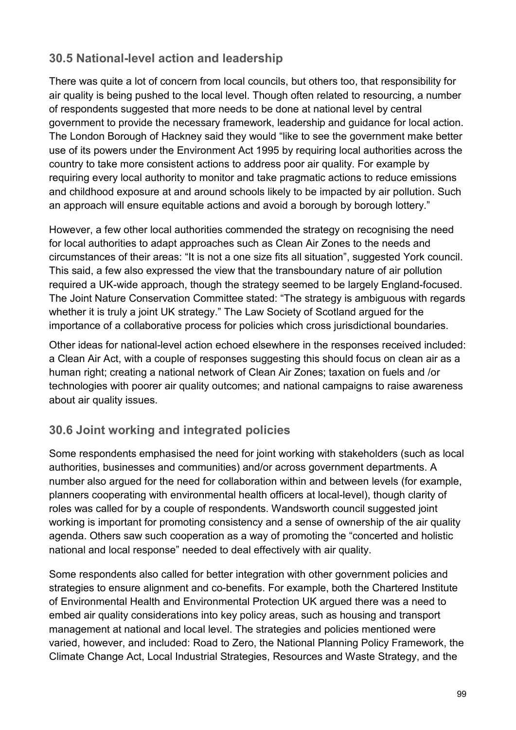## 30.5 National-level action and leadership

There was quite a lot of concern from local councils, but others too, that responsibility for air quality is being pushed to the local level. Though often related to resourcing, a number of respondents suggested that more needs to be done at national level by central government to provide the necessary framework, leadership and guidance for local action. The London Borough of Hackney said they would "like to see the government make better use of its powers under the Environment Act 1995 by requiring local authorities across the country to take more consistent actions to address poor air quality. For example by requiring every local authority to monitor and take pragmatic actions to reduce emissions and childhood exposure at and around schools likely to be impacted by air pollution. Such an approach will ensure equitable actions and avoid a borough by borough lottery."

However, a few other local authorities commended the strategy on recognising the need for local authorities to adapt approaches such as Clean Air Zones to the needs and circumstances of their areas: "It is not a one size fits all situation", suggested York council. This said, a few also expressed the view that the transboundary nature of air pollution required a UK-wide approach, though the strategy seemed to be largely England-focused. The Joint Nature Conservation Committee stated: "The strategy is ambiguous with regards whether it is truly a joint UK strategy." The Law Society of Scotland argued for the importance of a collaborative process for policies which cross jurisdictional boundaries.

Other ideas for national-level action echoed elsewhere in the responses received included: a Clean Air Act, with a couple of responses suggesting this should focus on clean air as a human right; creating a national network of Clean Air Zones; taxation on fuels and /or technologies with poorer air quality outcomes; and national campaigns to raise awareness about air quality issues.

## 30.6 Joint working and integrated policies

Some respondents emphasised the need for joint working with stakeholders (such as local authorities, businesses and communities) and/or across government departments. A number also argued for the need for collaboration within and between levels (for example, planners cooperating with environmental health officers at local-level), though clarity of roles was called for by a couple of respondents. Wandsworth council suggested joint working is important for promoting consistency and a sense of ownership of the air quality agenda. Others saw such cooperation as a way of promoting the "concerted and holistic national and local response" needed to deal effectively with air quality.

Some respondents also called for better integration with other government policies and strategies to ensure alignment and co-benefits. For example, both the Chartered Institute of Environmental Health and Environmental Protection UK argued there was a need to embed air quality considerations into key policy areas, such as housing and transport management at national and local level. The strategies and policies mentioned were varied, however, and included: Road to Zero, the National Planning Policy Framework, the Climate Change Act, Local Industrial Strategies, Resources and Waste Strategy, and the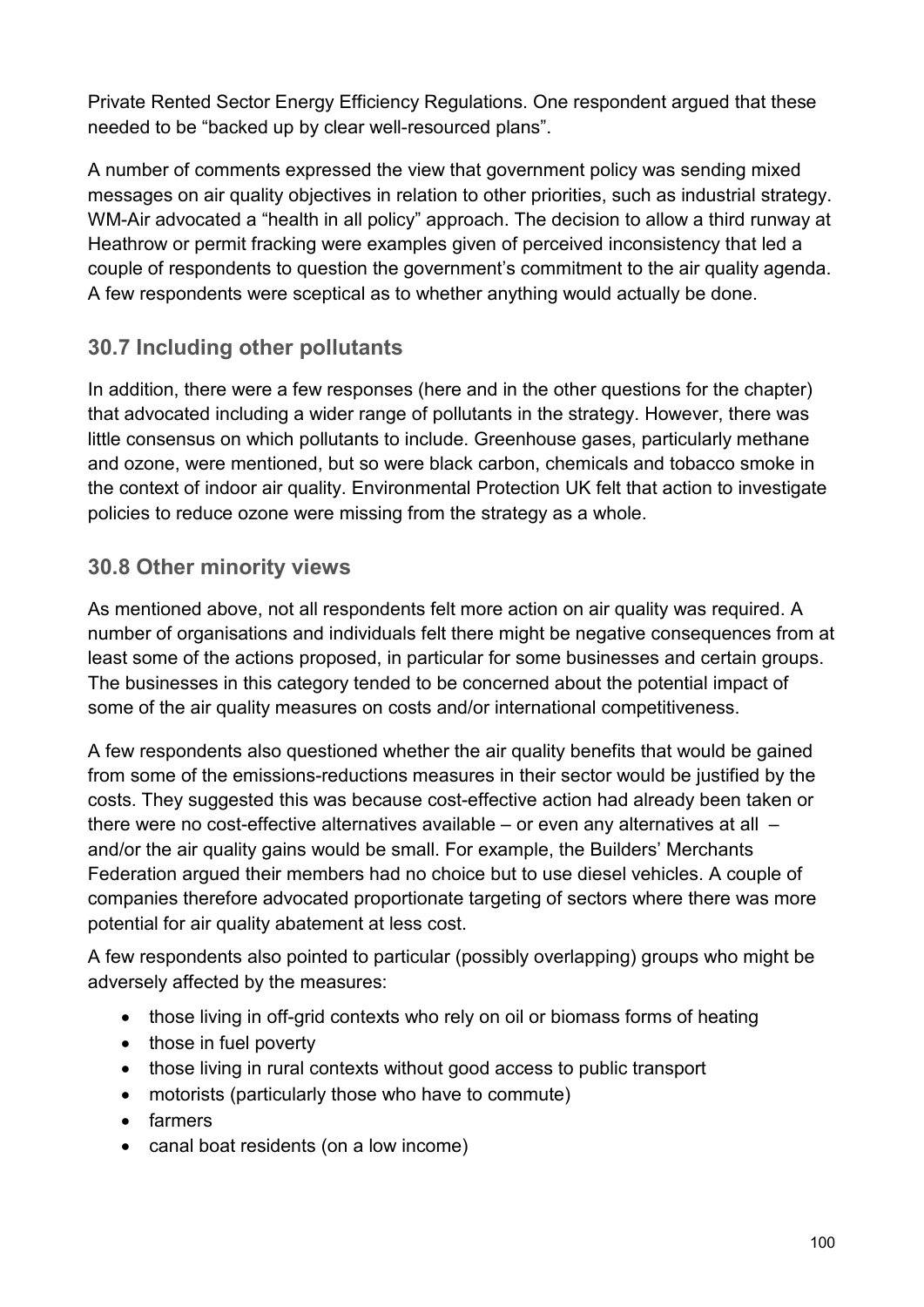Private Rented Sector Energy Efficiency Regulations. One respondent argued that these needed to be "backed up by clear well-resourced plans".

A number of comments expressed the view that government policy was sending mixed messages on air quality objectives in relation to other priorities, such as industrial strategy. WM-Air advocated a "health in all policy" approach. The decision to allow a third runway at Heathrow or permit fracking were examples given of perceived inconsistency that led a couple of respondents to question the government's commitment to the air quality agenda. A few respondents were sceptical as to whether anything would actually be done.

## 30.7 Including other pollutants

In addition, there were a few responses (here and in the other questions for the chapter) that advocated including a wider range of pollutants in the strategy. However, there was little consensus on which pollutants to include. Greenhouse gases, particularly methane and ozone, were mentioned, but so were black carbon, chemicals and tobacco smoke in the context of indoor air quality. Environmental Protection UK felt that action to investigate policies to reduce ozone were missing from the strategy as a whole.

## 30.8 Other minority views

As mentioned above, not all respondents felt more action on air quality was required. A number of organisations and individuals felt there might be negative consequences from at least some of the actions proposed, in particular for some businesses and certain groups. The businesses in this category tended to be concerned about the potential impact of some of the air quality measures on costs and/or international competitiveness.

A few respondents also questioned whether the air quality benefits that would be gained from some of the emissions-reductions measures in their sector would be justified by the costs. They suggested this was because cost-effective action had already been taken or there were no cost-effective alternatives available – or even any alternatives at all – and/or the air quality gains would be small. For example, the Builders' Merchants Federation argued their members had no choice but to use diesel vehicles. A couple of companies therefore advocated proportionate targeting of sectors where there was more potential for air quality abatement at less cost.

A few respondents also pointed to particular (possibly overlapping) groups who might be adversely affected by the measures:

- those living in off-grid contexts who rely on oil or biomass forms of heating
- those in fuel poverty
- those living in rural contexts without good access to public transport
- motorists (particularly those who have to commute)
- farmers
- canal boat residents (on a low income)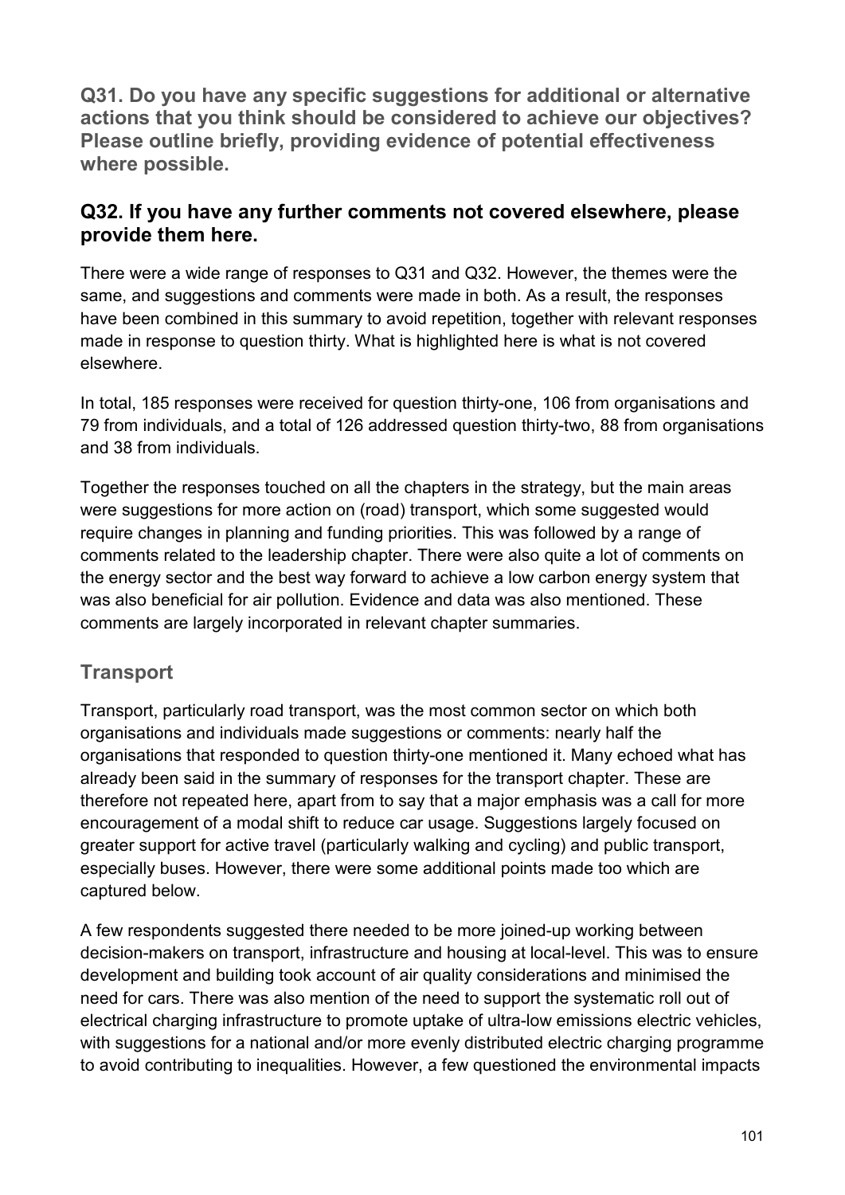**Q31. Do you have any specific suggestions for additional or alternative actions that you think should be considered to achieve our objectives? Please outline briefly, providing evidence of potential effectiveness where possible.**

## Q32. If you have any further comments not covered elsewhere, please provide them here.

There were a wide range of responses to Q31 and Q32. However, the themes were the same, and suggestions and comments were made in both. As a result, the responses have been combined in this summary to avoid repetition, together with relevant responses made in response to question thirty. What is highlighted here is what is not covered elsewhere.

In total, 185 responses were received for question thirty-one, 106 from organisations and 79 from individuals, and a total of 126 addressed question thirty-two, 88 from organisations and 38 from individuals.

Together the responses touched on all the chapters in the strategy, but the main areas were suggestions for more action on (road) transport, which some suggested would require changes in planning and funding priorities. This was followed by a range of comments related to the leadership chapter. There were also quite a lot of comments on the energy sector and the best way forward to achieve a low carbon energy system that was also beneficial for air pollution. Evidence and data was also mentioned. These comments are largely incorporated in relevant chapter summaries.

### Transport

Transport, particularly road transport, was the most common sector on which both organisations and individuals made suggestions or comments: nearly half the organisations that responded to question thirty-one mentioned it. Many echoed what has already been said in the summary of responses for the transport chapter. These are therefore not repeated here, apart from to say that a major emphasis was a call for more encouragement of a modal shift to reduce car usage. Suggestions largely focused on greater support for active travel (particularly walking and cycling) and public transport, especially buses. However, there were some additional points made too which are captured below.

A few respondents suggested there needed to be more joined-up working between decision-makers on transport, infrastructure and housing at local-level. This was to ensure development and building took account of air quality considerations and minimised the need for cars. There was also mention of the need to support the systematic roll out of electrical charging infrastructure to promote uptake of ultra-low emissions electric vehicles, with suggestions for a national and/or more evenly distributed electric charging programme to avoid contributing to inequalities. However, a few questioned the environmental impacts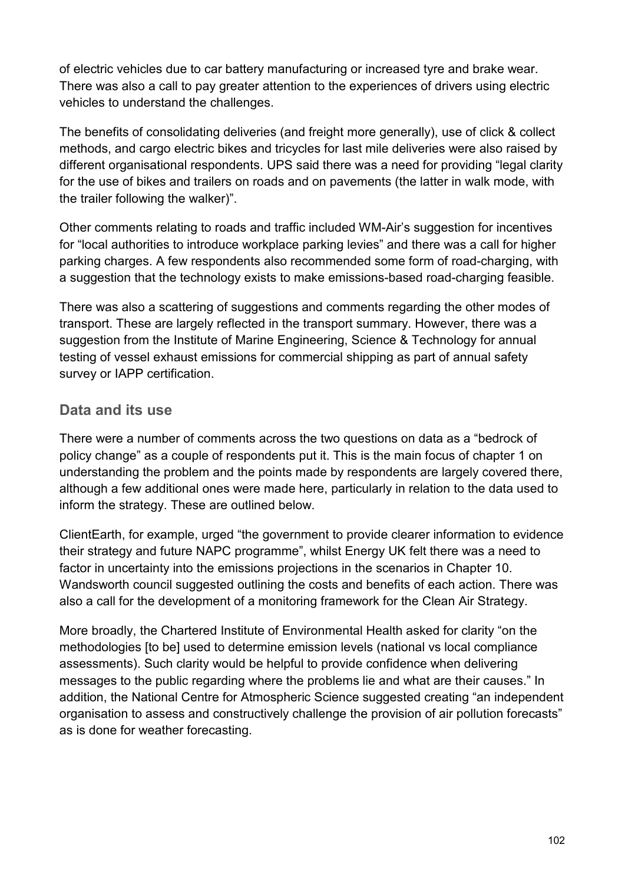of electric vehicles due to car battery manufacturing or increased tyre and brake wear. There was also a call to pay greater attention to the experiences of drivers using electric vehicles to understand the challenges.

The benefits of consolidating deliveries (and freight more generally), use of click & collect methods, and cargo electric bikes and tricycles for last mile deliveries were also raised by different organisational respondents. UPS said there was a need for providing "legal clarity for the use of bikes and trailers on roads and on pavements (the latter in walk mode, with the trailer following the walker)".

Other comments relating to roads and traffic included WM-Air's suggestion for incentives for "local authorities to introduce workplace parking levies" and there was a call for higher parking charges. A few respondents also recommended some form of road-charging, with a suggestion that the technology exists to make emissions-based road-charging feasible.

There was also a scattering of suggestions and comments regarding the other modes of transport. These are largely reflected in the transport summary. However, there was a suggestion from the Institute of Marine Engineering, Science & Technology for annual testing of vessel exhaust emissions for commercial shipping as part of annual safety survey or IAPP certification.

### Data and its use

There were a number of comments across the two questions on data as a "bedrock of policy change" as a couple of respondents put it. This is the main focus of chapter 1 on understanding the problem and the points made by respondents are largely covered there, although a few additional ones were made here, particularly in relation to the data used to inform the strategy. These are outlined below.

ClientEarth, for example, urged "the government to provide clearer information to evidence their strategy and future NAPC programme", whilst Energy UK felt there was a need to factor in uncertainty into the emissions projections in the scenarios in Chapter 10. Wandsworth council suggested outlining the costs and benefits of each action. There was also a call for the development of a monitoring framework for the Clean Air Strategy.

More broadly, the Chartered Institute of Environmental Health asked for clarity "on the methodologies [to be] used to determine emission levels (national vs local compliance assessments). Such clarity would be helpful to provide confidence when delivering messages to the public regarding where the problems lie and what are their causes." In addition, the National Centre for Atmospheric Science suggested creating "an independent organisation to assess and constructively challenge the provision of air pollution forecasts" as is done for weather forecasting.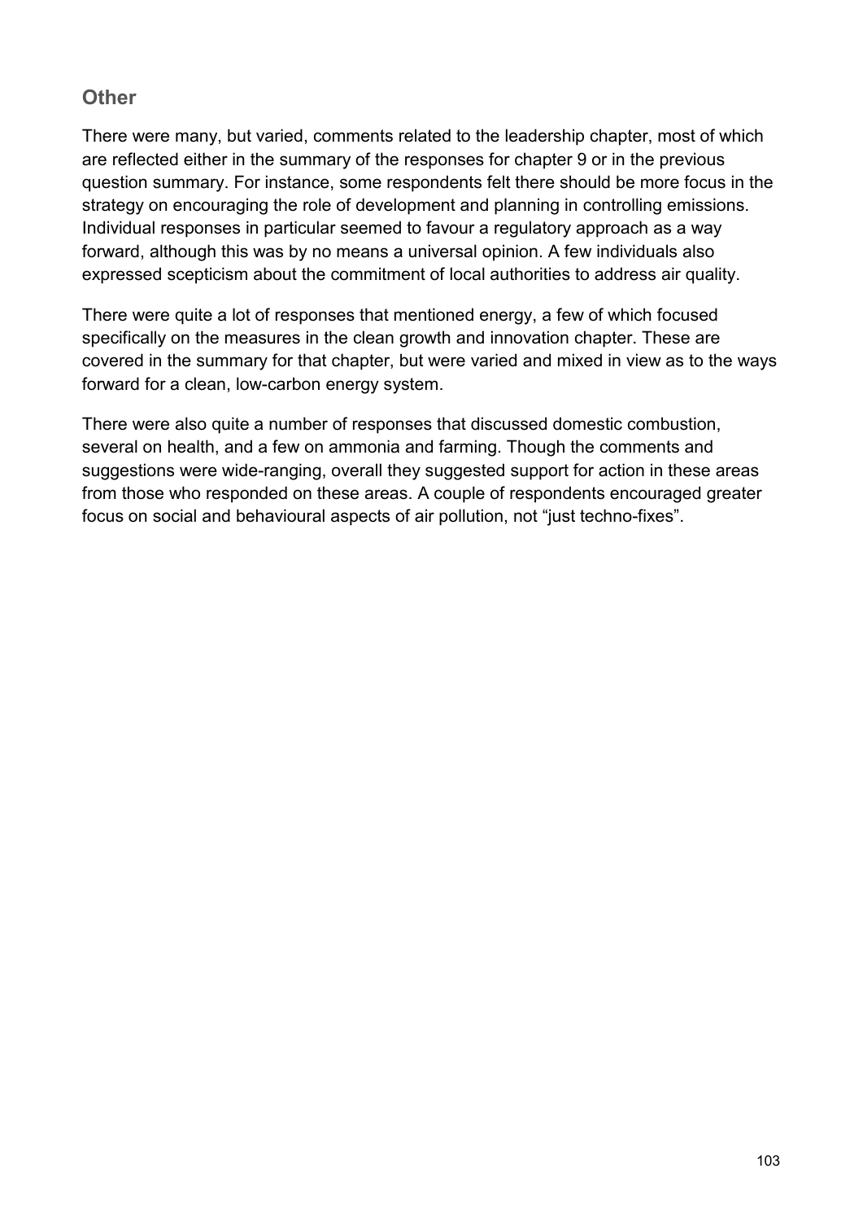## Other

There were many, but varied, comments related to the leadership chapter, most of which are reflected either in the summary of the responses for chapter 9 or in the previous question summary. For instance, some respondents felt there should be more focus in the strategy on encouraging the role of development and planning in controlling emissions. Individual responses in particular seemed to favour a regulatory approach as a way forward, although this was by no means a universal opinion. A few individuals also expressed scepticism about the commitment of local authorities to address air quality.

There were quite a lot of responses that mentioned energy, a few of which focused specifically on the measures in the clean growth and innovation chapter. These are covered in the summary for that chapter, but were varied and mixed in view as to the ways forward for a clean, low-carbon energy system.

There were also quite a number of responses that discussed domestic combustion, several on health, and a few on ammonia and farming. Though the comments and suggestions were wide-ranging, overall they suggested support for action in these areas from those who responded on these areas. A couple of respondents encouraged greater focus on social and behavioural aspects of air pollution, not "just techno-fixes".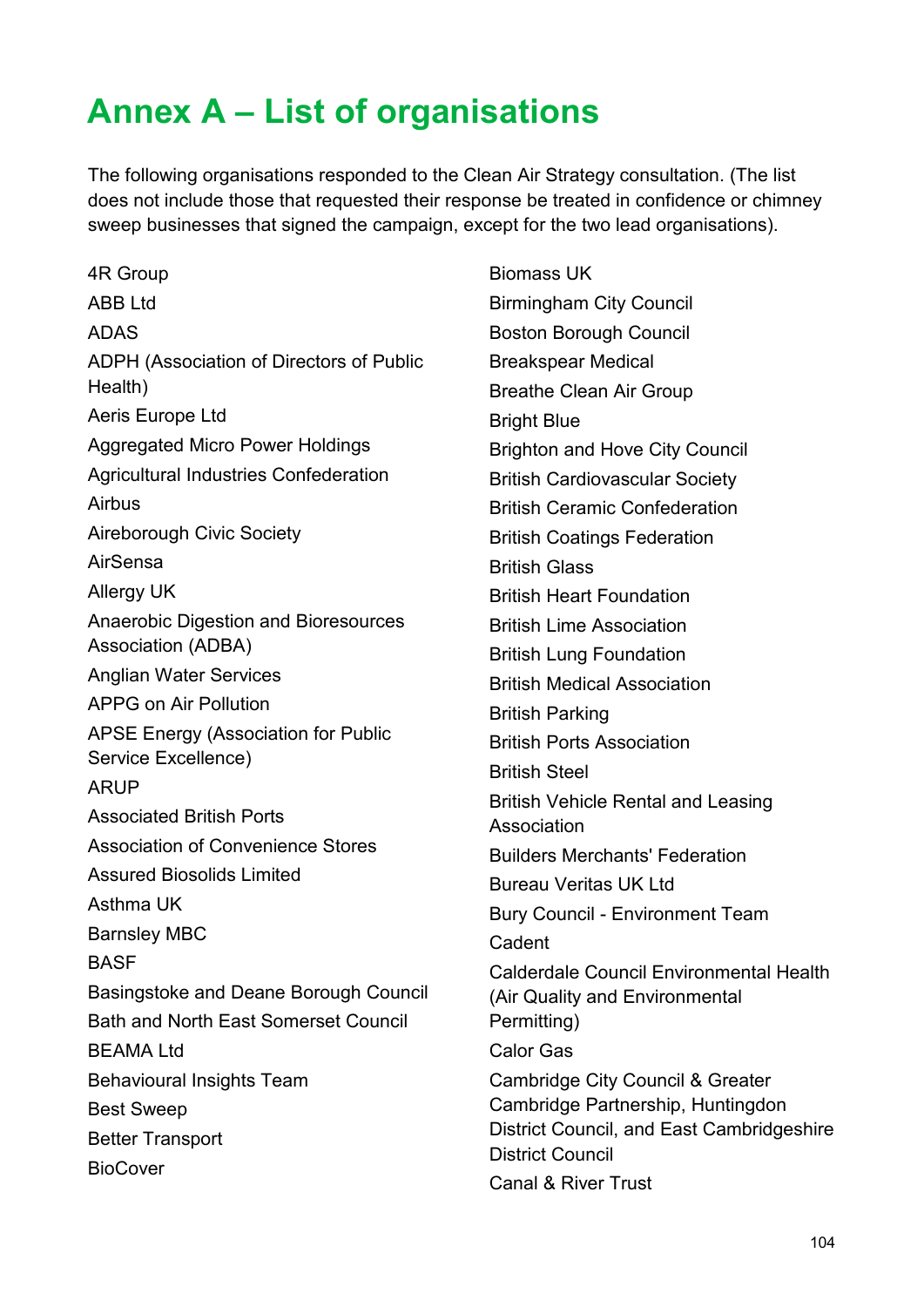# Annex A – List of organisations

The following organisations responded to the Clean Air Strategy consultation. (The list does not include those that requested their response be treated in confidence or chimney sweep businesses that signed the campaign, except for the two lead organisations).

4R Group
ABB Ltd
ADAS
ADPH (Association of Directors of Public Health)
Aeris Europe Ltd
Aggregated Micro Power Holdings
Agricultural Industries Confederation
Airbus
Aireborough Civic Society
AirSensa
Allergy UK
Anaerobic Digestion and Bioresources Association (ADBA)
Anglian Water Services
APPG on Air Pollution
APSE Energy (Association for Public Service Excellence)
ARUP
Associated British Ports
Association of Convenience Stores
Assured Biosolids Limited
Asthma UK
Barnsley MBC
BASF
Basingstoke and Deane Borough Council
Bath and North East Somerset Council
BEAMA Ltd
Behavioural Insights Team
Best Sweep
Better Transport
BioCover
Biomass UK
Birmingham City Council
Boston Borough Council
Breakspear Medical
Breathe Clean Air Group
Bright Blue
Brighton and Hove City Council
British Cardiovascular Society
British Ceramic Confederation
British Coatings Federation
British Glass
British Heart Foundation
British Lime Association
British Lung Foundation
British Medical Association
British Parking
British Ports Association
British Steel
British Vehicle Rental and Leasing Association
Builders Merchants' Federation
Bureau Veritas UK Ltd
Bury Council - Environment Team
Cadent
Calderdale Council Environmental Health (Air Quality and Environmental Permitting)
Calor Gas
Cambridge City Council & Greater Cambridge Partnership, Huntingdon District Council, and East Cambridgeshire District Council
Canal & River Trust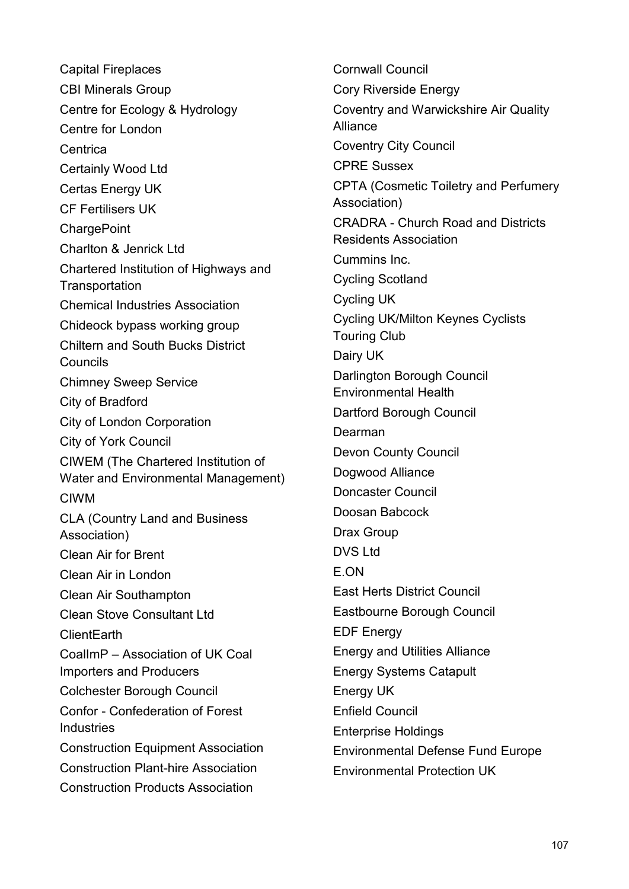Capital Fireplaces
CBI Minerals Group
Centre for Ecology & Hydrology
Centre for London
Centrica
Certainly Wood Ltd
Certas Energy UK
CF Fertilisers UK
ChargePoint
Charlton & Jenrick Ltd
Chartered Institution of Highways and Transportation
Chemical Industries Association
Chideock bypass working group
Chiltern and South Bucks District Councils
Chimney Sweep Service
City of Bradford
City of London Corporation
City of York Council
CIWEM (The Chartered Institution of Water and Environmental Management)
CIWM
CLA (Country Land and Business Association)
Clean Air for Brent
Clean Air in London
Clean Air Southampton
Clean Stove Consultant Ltd
ClientEarth
CoalImP – Association of UK Coal Importers and Producers
Colchester Borough Council
Confor - Confederation of Forest Industries
Construction Equipment Association
Construction Plant-hire Association
Construction Products Association
Cornwall Council
Cory Riverside Energy
Coventry and Warwickshire Air Quality Alliance
Coventry City Council
CPRE Sussex
CPTA (Cosmetic Toiletry and Perfumery Association)
CRADRA - Church Road and Districts Residents Association
Cummins Inc.
Cycling Scotland
Cycling UK
Cycling UK/Milton Keynes Cyclists Touring Club
Dairy UK
Darlington Borough Council Environmental Health
Dartford Borough Council
Dearman
Devon County Council
Dogwood Alliance
Doncaster Council
Doosan Babcock
Drax Group
DVS Ltd
E.ON
East Herts District Council
Eastbourne Borough Council
EDF Energy
Energy and Utilities Alliance
Energy Systems Catapult
Energy UK
Enfield Council
Enterprise Holdings
Environmental Defense Fund Europe
Environmental Protection UK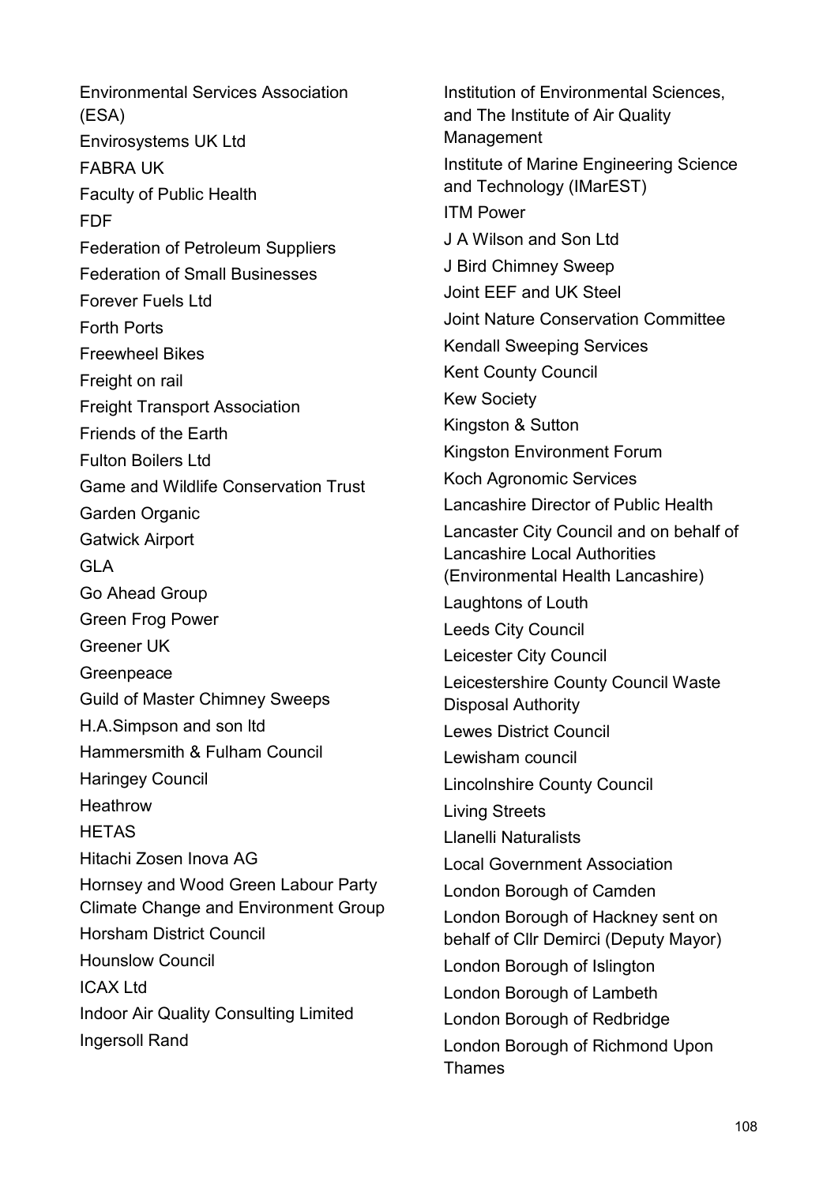Environmental Services Association (ESA)

Envirosystems UK Ltd

FABRA UK

Faculty of Public Health

FDF

Federation of Petroleum Suppliers

Federation of Small Businesses

Forever Fuels Ltd

Forth Ports

Freewheel Bikes

Freight on rail

Freight Transport Association

Friends of the Earth

Fulton Boilers Ltd

Game and Wildlife Conservation Trust

Garden Organic

Gatwick Airport

GLA

Go Ahead Group

Green Frog Power

Greener UK

Greenpeace

Guild of Master Chimney Sweeps

H.A.Simpson and son ltd

Hammersmith & Fulham Council

Haringey Council

Heathrow

HETAS

Hitachi Zosen Inova AG

Hornsey and Wood Green Labour Party Climate Change and Environment Group

Horsham District Council

Hounslow Council

ICAX Ltd

Indoor Air Quality Consulting Limited

Ingersoll Rand

Institution of Environmental Sciences, and The Institute of Air Quality Management

Institute of Marine Engineering Science and Technology (IMarEST)

ITM Power

J A Wilson and Son Ltd

J Bird Chimney Sweep

Joint EEF and UK Steel

Joint Nature Conservation Committee

Kendall Sweeping Services

Kent County Council

Kew Society

Kingston & Sutton

Kingston Environment Forum

Koch Agronomic Services

Lancashire Director of Public Health

Lancaster City Council and on behalf of Lancashire Local Authorities (Environmental Health Lancashire)

Laughtons of Louth

Leeds City Council

Leicester City Council

Leicestershire County Council Waste Disposal Authority

Lewes District Council

Lewisham council

Lincolnshire County Council

Living Streets

Llanelli Naturalists

Local Government Association

London Borough of Camden

London Borough of Hackney sent on behalf of Cllr Demirci (Deputy Mayor)

London Borough of Islington

London Borough of Lambeth

London Borough of Redbridge

London Borough of Richmond Upon Thames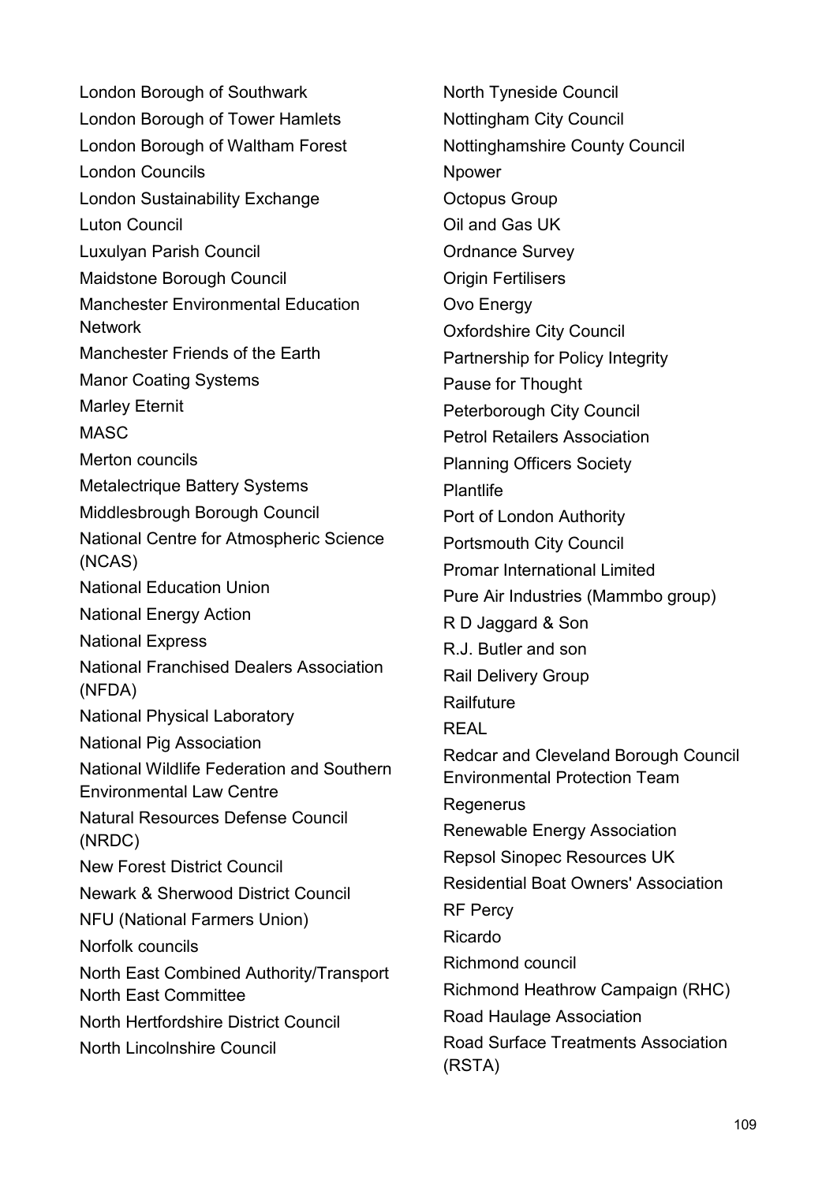London Borough of Southwark
London Borough of Tower Hamlets
London Borough of Waltham Forest
London Councils
London Sustainability Exchange
Luton Council
Luxulyan Parish Council
Maidstone Borough Council
Manchester Environmental Education Network
Manchester Friends of the Earth
Manor Coating Systems
Marley Eternit
MASC
Merton councils
Metalectrique Battery Systems
Middlesbrough Borough Council
National Centre for Atmospheric Science (NCAS)
National Education Union
National Energy Action
National Express
National Franchised Dealers Association (NFDA)
National Physical Laboratory
National Pig Association
National Wildlife Federation and Southern Environmental Law Centre
Natural Resources Defense Council (NRDC)
New Forest District Council
Newark & Sherwood District Council
NFU (National Farmers Union)
Norfolk councils
North East Combined Authority/Transport North East Committee
North Hertfordshire District Council
North Lincolnshire Council
North Tyneside Council
Nottingham City Council
Nottinghamshire County Council
Npower
Octopus Group
Oil and Gas UK
Ordnance Survey
Origin Fertilisers
Ovo Energy
Oxfordshire City Council
Partnership for Policy Integrity
Pause for Thought
Peterborough City Council
Petrol Retailers Association
Planning Officers Society
Plantlife
Port of London Authority
Portsmouth City Council
Promar International Limited
Pure Air Industries (Mammbo group)
R D Jaggard & Son
R.J. Butler and son
Rail Delivery Group
Railfuture
REAL
Redcar and Cleveland Borough Council Environmental Protection Team
Regenerus
Renewable Energy Association
Repsol Sinopec Resources UK
Residential Boat Owners' Association
RF Percy
Ricardo
Richmond council
Richmond Heathrow Campaign (RHC)
Road Haulage Association
Road Surface Treatments Association (RSTA)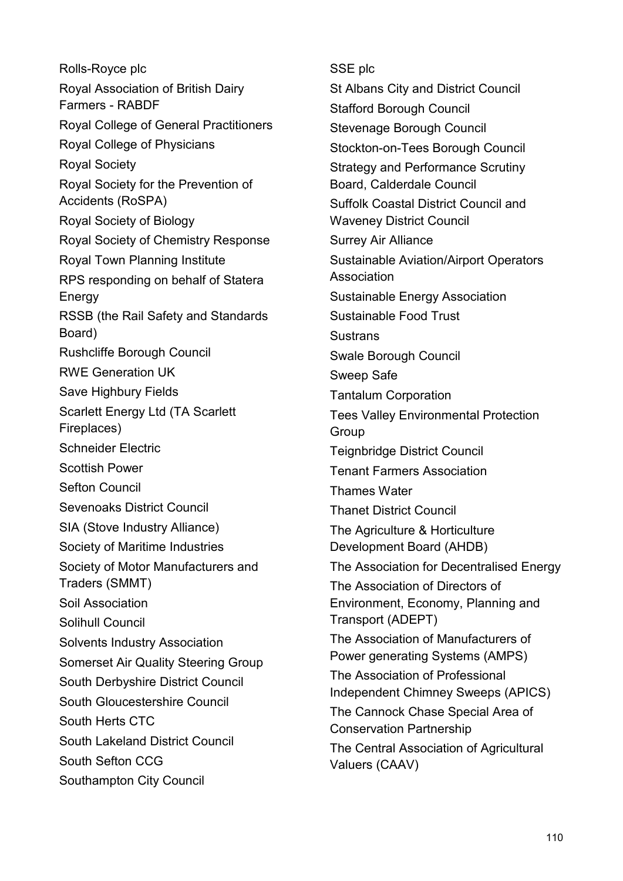Rolls-Royce plc

Royal Association of British Dairy Farmers - RABDF

Royal College of General Practitioners

Royal College of Physicians

Royal Society

Royal Society for the Prevention of Accidents (RoSPA)

Royal Society of Biology

Royal Society of Chemistry Response

Royal Town Planning Institute

RPS responding on behalf of Statera Energy

RSSB (the Rail Safety and Standards Board)

Rushcliffe Borough Council

RWE Generation UK

Save Highbury Fields

Scarlett Energy Ltd (TA Scarlett Fireplaces)

Schneider Electric

Scottish Power

Sefton Council

Sevenoaks District Council

SIA (Stove Industry Alliance)

Society of Maritime Industries

Society of Motor Manufacturers and Traders (SMMT)

Soil Association

Solihull Council

Solvents Industry Association

Somerset Air Quality Steering Group

South Derbyshire District Council

South Gloucestershire Council

South Herts CTC

South Lakeland District Council

South Sefton CCG

Southampton City Council

SSE plc

St Albans City and District Council

Stafford Borough Council

Stevenage Borough Council

Stockton-on-Tees Borough Council

Strategy and Performance Scrutiny Board, Calderdale Council

Suffolk Coastal District Council and Waveney District Council

Surrey Air Alliance

Sustainable Aviation/Airport Operators Association

Sustainable Energy Association

Sustainable Food Trust

Sustrans

Swale Borough Council

Sweep Safe

Tantalum Corporation

Tees Valley Environmental Protection Group

Teignbridge District Council

Tenant Farmers Association

Thames Water

Thanet District Council

The Agriculture & Horticulture Development Board (AHDB)

The Association for Decentralised Energy

The Association of Directors of Environment, Economy, Planning and Transport (ADEPT)

The Association of Manufacturers of Power generating Systems (AMPS)

The Association of Professional Independent Chimney Sweeps (APICS)

The Cannock Chase Special Area of Conservation Partnership

The Central Association of Agricultural Valuers (CAAV)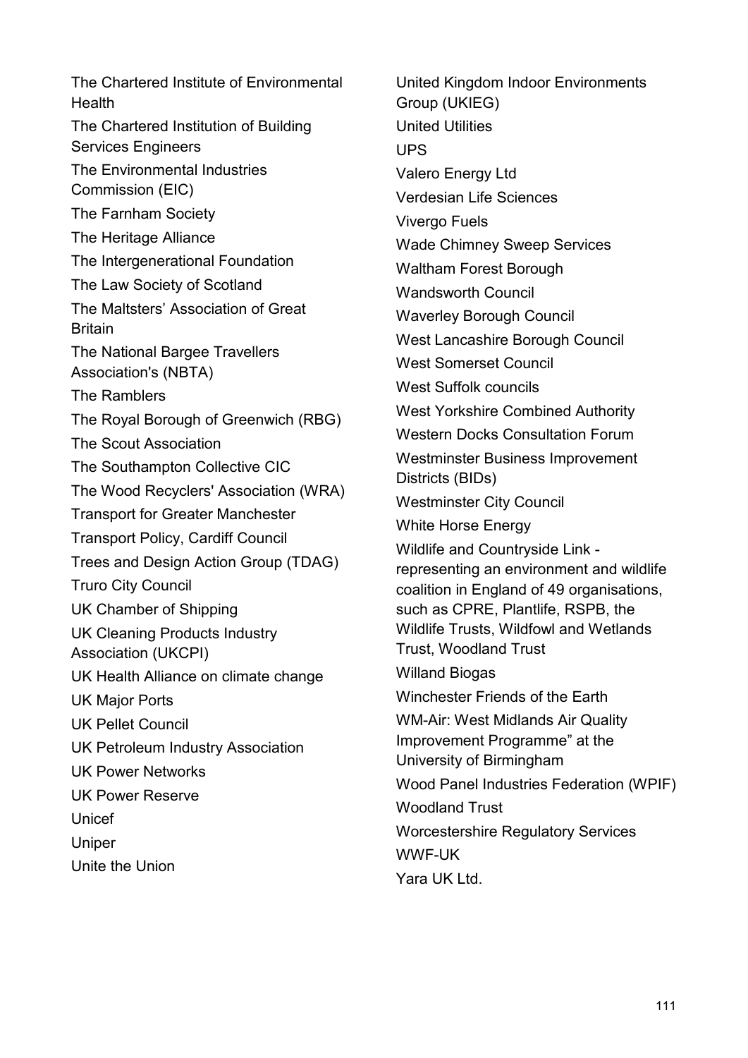The Chartered Institute of Environmental Health

The Chartered Institution of Building Services Engineers

The Environmental Industries Commission (EIC)

The Farnham Society

The Heritage Alliance

The Intergenerational Foundation

The Law Society of Scotland

The Maltsters' Association of Great Britain

The National Bargee Travellers Association's (NBTA)

The Ramblers

The Royal Borough of Greenwich (RBG)

The Scout Association

The Southampton Collective CIC

The Wood Recyclers' Association (WRA)

Transport for Greater Manchester

Transport Policy, Cardiff Council

Trees and Design Action Group (TDAG)

Truro City Council

UK Chamber of Shipping

UK Cleaning Products Industry Association (UKCPI)

UK Health Alliance on climate change

UK Major Ports

UK Pellet Council

UK Petroleum Industry Association

UK Power Networks

UK Power Reserve

Unicef

Uniper

Unite the Union

United Kingdom Indoor Environments Group (UKIEG)

United Utilities

UPS

Valero Energy Ltd

Verdesian Life Sciences

Vivergo Fuels

Wade Chimney Sweep Services

Waltham Forest Borough

Wandsworth Council

Waverley Borough Council

West Lancashire Borough Council

West Somerset Council

West Suffolk councils

West Yorkshire Combined Authority

Western Docks Consultation Forum

Westminster Business Improvement Districts (BIDs)

Westminster City Council

White Horse Energy

Wildlife and Countryside Link - representing an environment and wildlife coalition in England of 49 organisations, such as CPRE, Plantlife, RSPB, the Wildlife Trusts, Wildfowl and Wetlands Trust, Woodland Trust

Willand Biogas

Winchester Friends of the Earth

WM-Air: West Midlands Air Quality Improvement Programme" at the University of Birmingham

Wood Panel Industries Federation (WPIF)

Woodland Trust

Worcestershire Regulatory Services

WWF-UK

Yara UK Ltd.